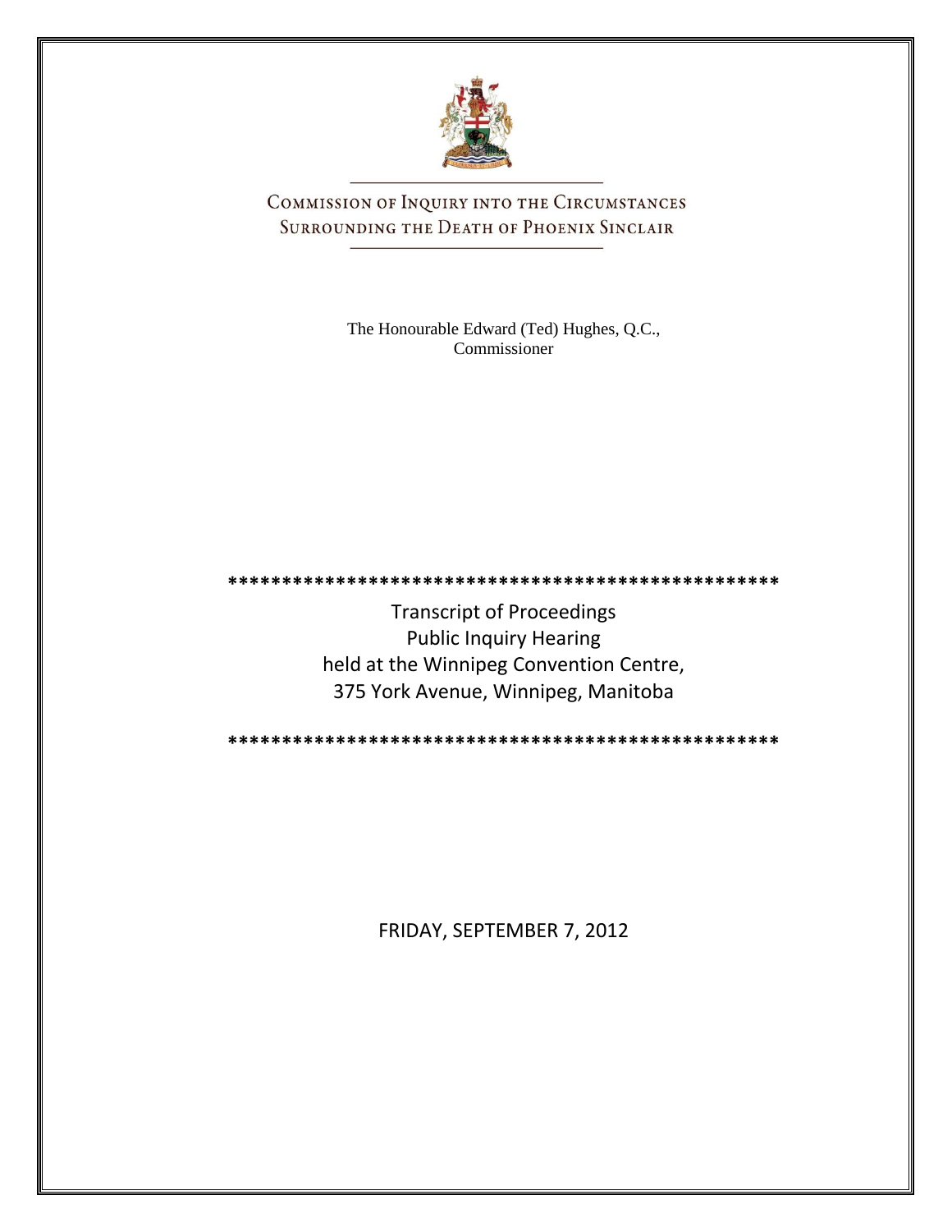# COMMISSION OF INQUIRY INTO THE CIRCUMSTANCES SURROUNDING THE DEATH OF PHOENIX SINCLAIR

The Honourable Edward (Ted) Hughes, Q.C., Commissioner

\*\*\*\*\*\*\*\*\*\*\*\*\*\*\*\*\*\*\*\*\*\*\*\*\*\*\*\*\*\*\*\*\*\*\*\*\*\*\*\*\*\*\*\*\*\*\*\*\*\*\*

Transcript of Proceedings
Public Inquiry Hearing
held at the Winnipeg Convention Centre,
375 York Avenue, Winnipeg, Manitoba

\*\*\*\*\*\*\*\*\*\*\*\*\*\*\*\*\*\*\*\*\*\*\*\*\*\*\*\*\*\*\*\*\*\*\*\*\*\*\*\*\*\*\*\*\*\*\*\*\*\*\*

FRIDAY, SEPTEMBER 7, 2012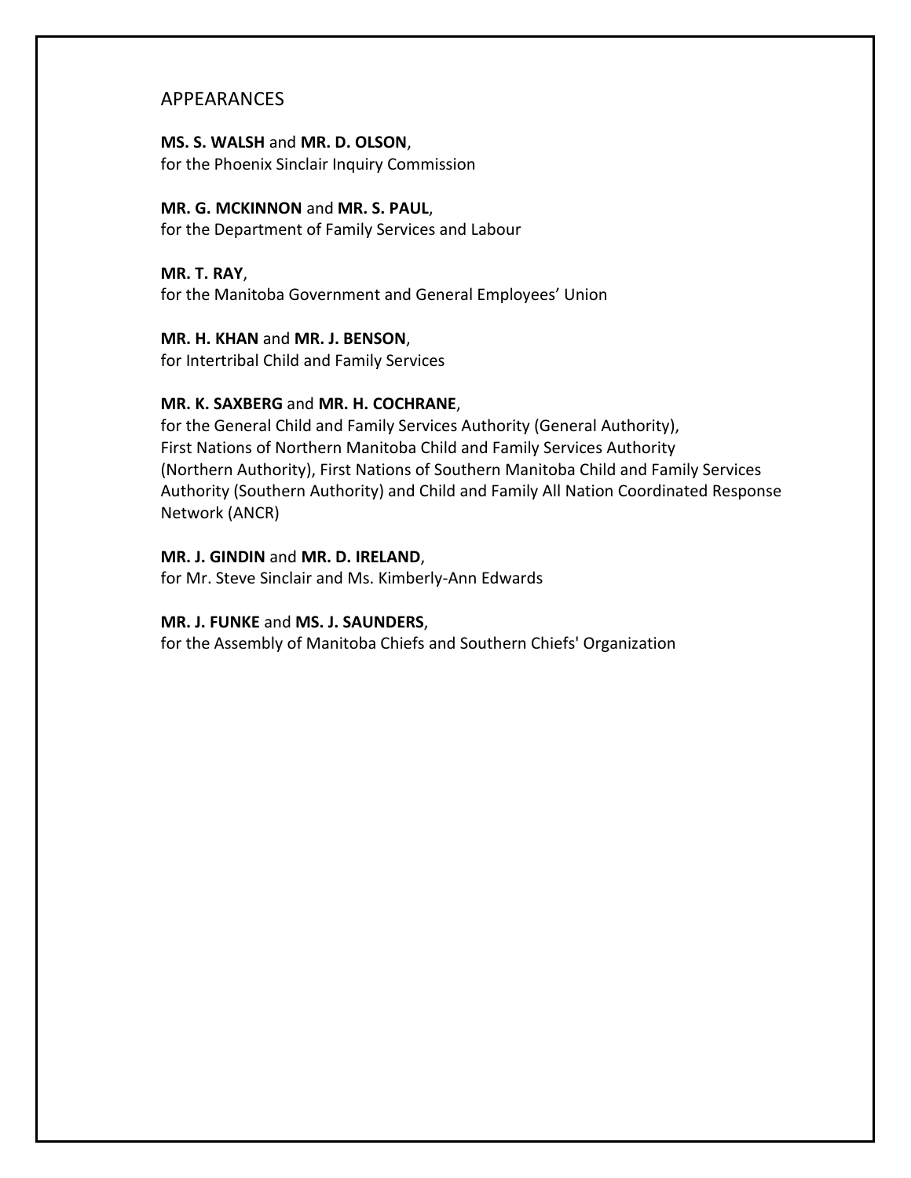## APPEARANCES

**MS. S. WALSH** and **MR. D. OLSON**,
for the Phoenix Sinclair Inquiry Commission

**MR. G. MCKINNON** and **MR. S. PAUL**,
for the Department of Family Services and Labour

**MR. T. RAY**,
for the Manitoba Government and General Employees' Union

**MR. H. KHAN** and **MR. J. BENSON**,
for Intertribal Child and Family Services

**MR. K. SAXBERG** and **MR. H. COCHRANE**,
for the General Child and Family Services Authority (General Authority), First Nations of Northern Manitoba Child and Family Services Authority (Northern Authority), First Nations of Southern Manitoba Child and Family Services Authority (Southern Authority) and Child and Family All Nation Coordinated Response Network (ANCR)

**MR. J. GINDIN** and **MR. D. IRELAND**,
for Mr. Steve Sinclair and Ms. Kimberly-Ann Edwards

**MR. J. FUNKE** and **MS. J. SAUNDERS**,
for the Assembly of Manitoba Chiefs and Southern Chiefs' Organization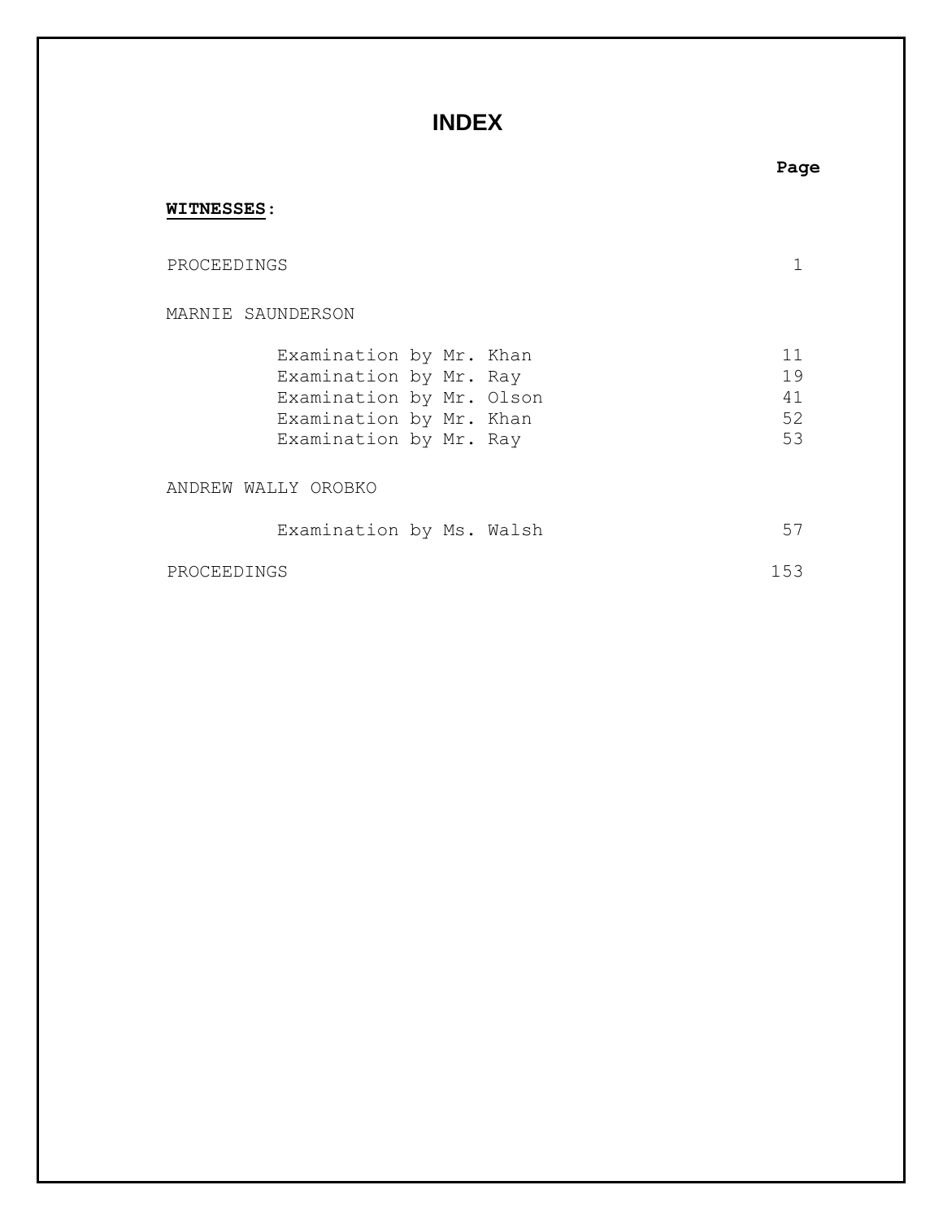# INDEX

| | Page |
|---|---|
| **WITNESSES**: | |
| PROCEEDINGS | 1 |
| MARNIE SAUNDERSON | |
| Examination by Mr. Khan | 11 |
| Examination by Mr. Ray | 19 |
| Examination by Mr. Olson | 41 |
| Examination by Mr. Khan | 52 |
| Examination by Mr. Ray | 53 |
| ANDREW WALLY OROBKO | |
| Examination by Ms. Walsh | 57 |
| PROCEEDINGS | 153 |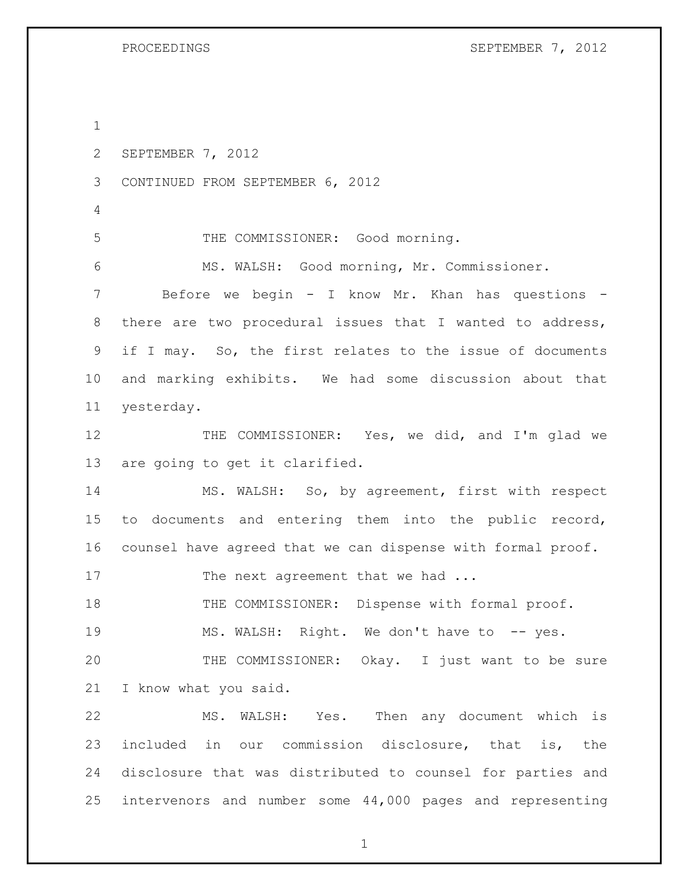SEPTEMBER 7, 2012

CONTINUED FROM SEPTEMBER 6, 2012

THE COMMISSIONER: Good morning.

MS. WALSH: Good morning, Mr. Commissioner.

Before we begin - I know Mr. Khan has questions - there are two procedural issues that I wanted to address, if I may. So, the first relates to the issue of documents and marking exhibits. We had some discussion about that yesterday.

THE COMMISSIONER: Yes, we did, and I'm glad we are going to get it clarified.

MS. WALSH: So, by agreement, first with respect to documents and entering them into the public record, counsel have agreed that we can dispense with formal proof.

The next agreement that we had ...

THE COMMISSIONER: Dispense with formal proof.

MS. WALSH: Right. We don't have to -- yes.

THE COMMISSIONER: Okay. I just want to be sure I know what you said.

MS. WALSH: Yes. Then any document which is included in our commission disclosure, that is, the disclosure that was distributed to counsel for parties and intervenors and number some 44,000 pages and representing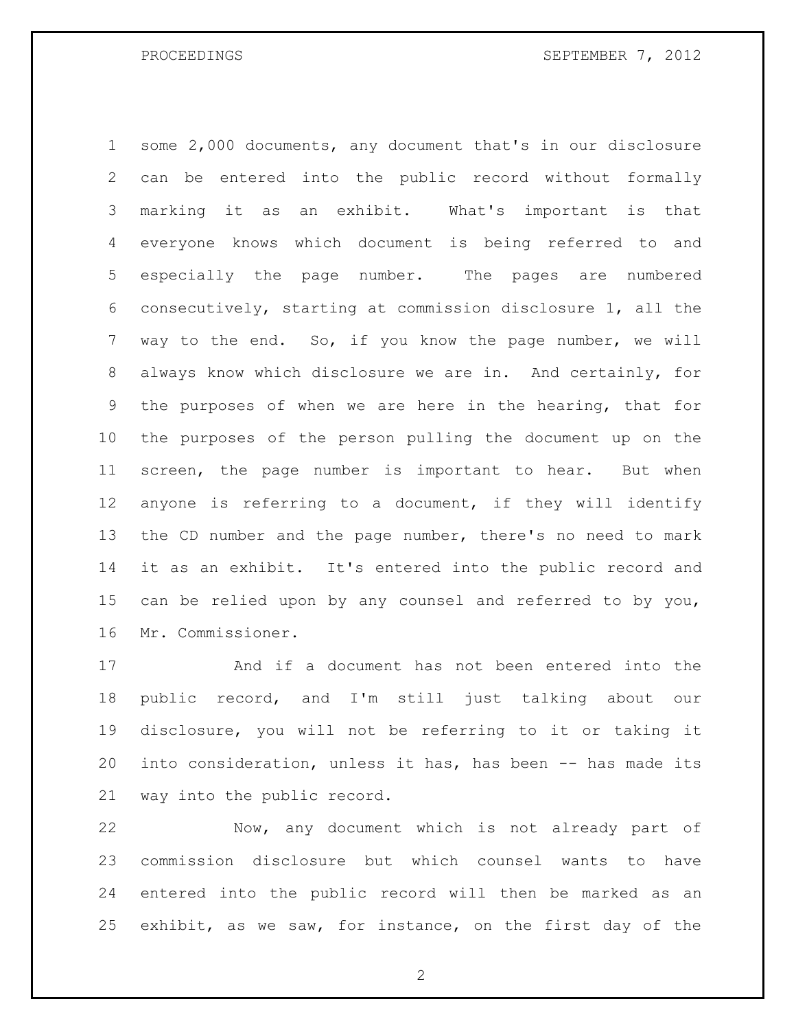some 2,000 documents, any document that's in our disclosure can be entered into the public record without formally marking it as an exhibit. What's important is that everyone knows which document is being referred to and especially the page number. The pages are numbered consecutively, starting at commission disclosure 1, all the way to the end. So, if you know the page number, we will always know which disclosure we are in. And certainly, for the purposes of when we are here in the hearing, that for the purposes of the person pulling the document up on the screen, the page number is important to hear. But when anyone is referring to a document, if they will identify the CD number and the page number, there's no need to mark it as an exhibit. It's entered into the public record and can be relied upon by any counsel and referred to by you, Mr. Commissioner.

And if a document has not been entered into the public record, and I'm still just talking about our disclosure, you will not be referring to it or taking it into consideration, unless it has, has been -- has made its way into the public record.

Now, any document which is not already part of commission disclosure but which counsel wants to have entered into the public record will then be marked as an exhibit, as we saw, for instance, on the first day of the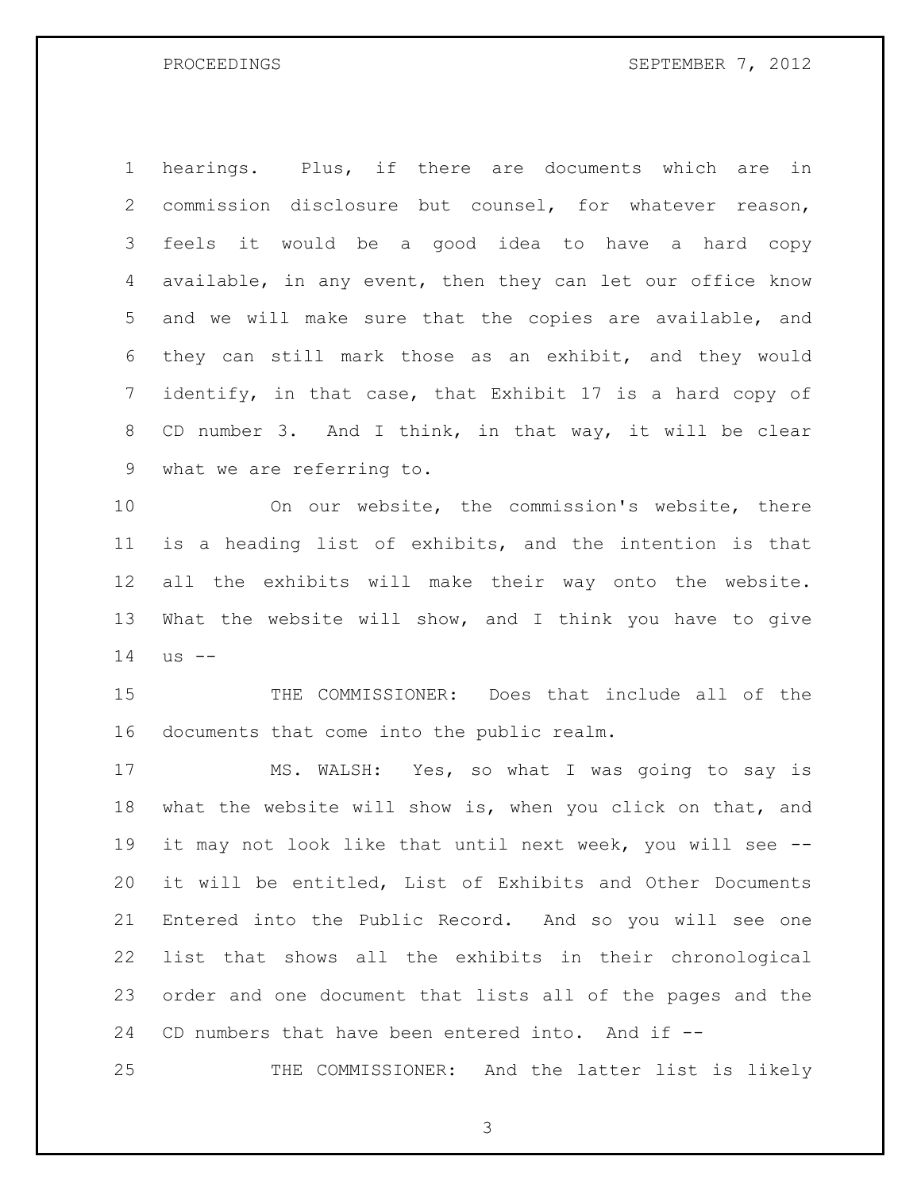hearings. Plus, if there are documents which are in commission disclosure but counsel, for whatever reason, feels it would be a good idea to have a hard copy available, in any event, then they can let our office know and we will make sure that the copies are available, and they can still mark those as an exhibit, and they would identify, in that case, that Exhibit 17 is a hard copy of CD number 3. And I think, in that way, it will be clear what we are referring to.

On our website, the commission's website, there is a heading list of exhibits, and the intention is that all the exhibits will make their way onto the website. What the website will show, and I think you have to give us --

THE COMMISSIONER: Does that include all of the documents that come into the public realm.

MS. WALSH: Yes, so what I was going to say is what the website will show is, when you click on that, and it may not look like that until next week, you will see -- it will be entitled, List of Exhibits and Other Documents Entered into the Public Record. And so you will see one list that shows all the exhibits in their chronological order and one document that lists all of the pages and the CD numbers that have been entered into. And if --

THE COMMISSIONER: And the latter list is likely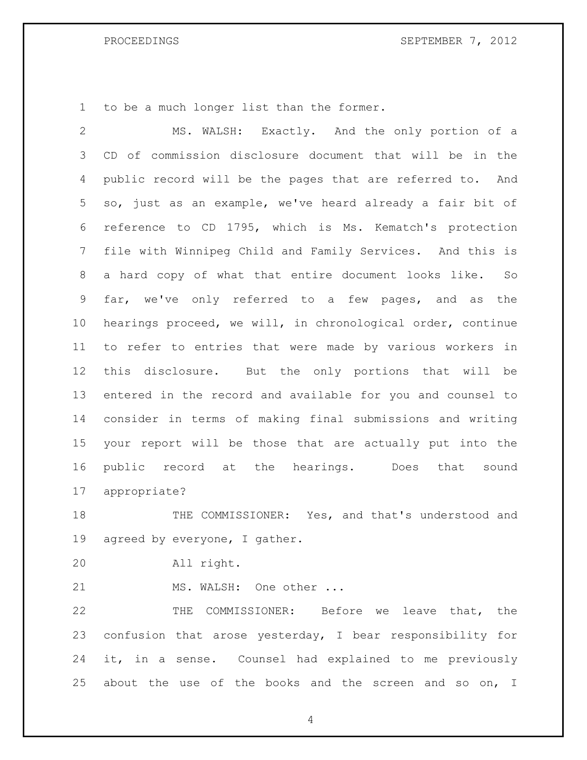to be a much longer list than the former.

MS. WALSH: Exactly. And the only portion of a CD of commission disclosure document that will be in the public record will be the pages that are referred to. And so, just as an example, we've heard already a fair bit of reference to CD 1795, which is Ms. Kematch's protection file with Winnipeg Child and Family Services. And this is a hard copy of what that entire document looks like. So far, we've only referred to a few pages, and as the hearings proceed, we will, in chronological order, continue to refer to entries that were made by various workers in this disclosure. But the only portions that will be entered in the record and available for you and counsel to consider in terms of making final submissions and writing your report will be those that are actually put into the public record at the hearings. Does that sound appropriate?

THE COMMISSIONER: Yes, and that's understood and agreed by everyone, I gather.

All right.

MS. WALSH: One other ...

THE COMMISSIONER: Before we leave that, the confusion that arose yesterday, I bear responsibility for it, in a sense. Counsel had explained to me previously about the use of the books and the screen and so on, I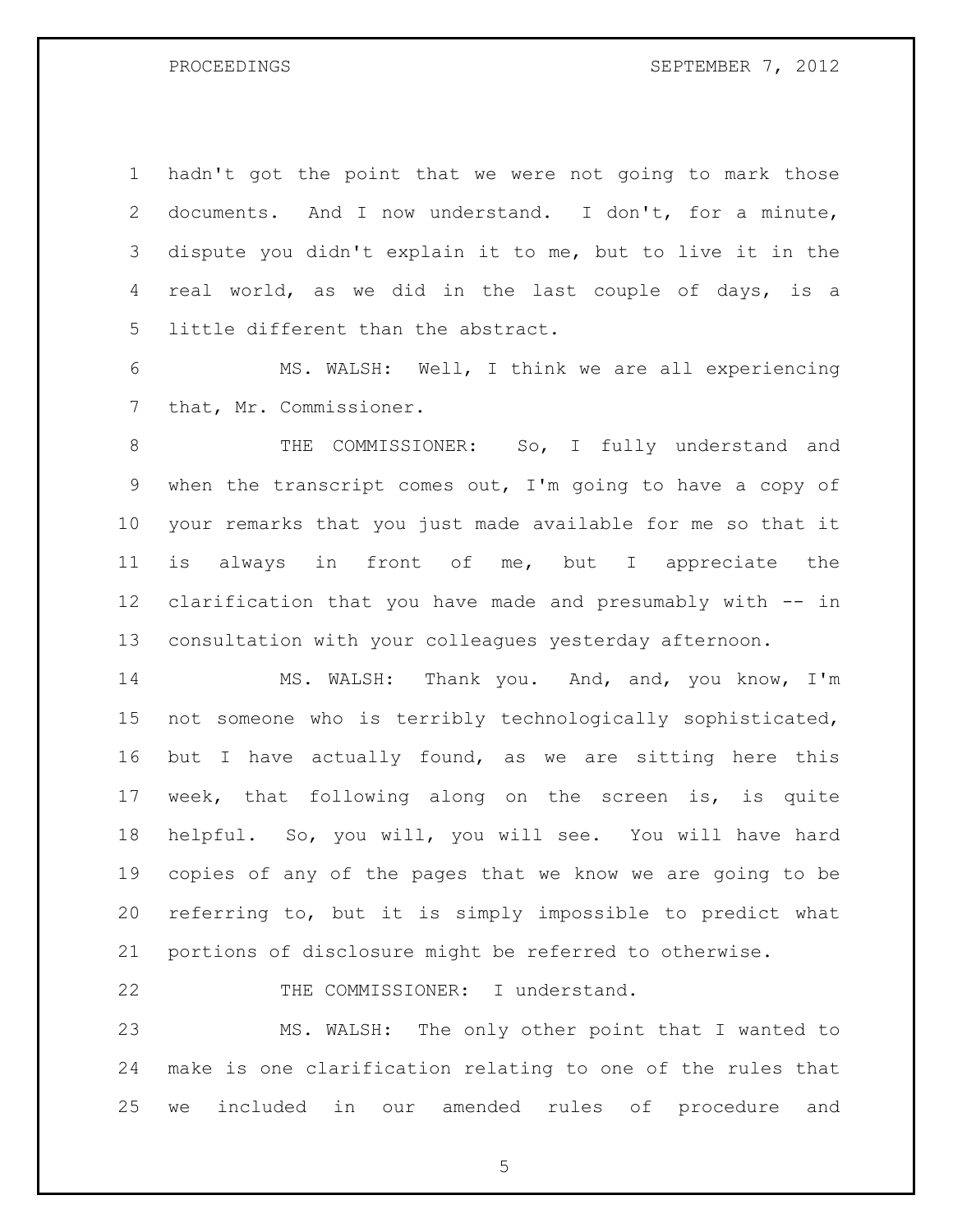hadn't got the point that we were not going to mark those documents. And I now understand. I don't, for a minute, dispute you didn't explain it to me, but to live it in the real world, as we did in the last couple of days, is a little different than the abstract.

MS. WALSH: Well, I think we are all experiencing that, Mr. Commissioner.

THE COMMISSIONER: So, I fully understand and when the transcript comes out, I'm going to have a copy of your remarks that you just made available for me so that it is always in front of me, but I appreciate the clarification that you have made and presumably with -- in consultation with your colleagues yesterday afternoon.

MS. WALSH: Thank you. And, and, you know, I'm not someone who is terribly technologically sophisticated, but I have actually found, as we are sitting here this week, that following along on the screen is, is quite helpful. So, you will, you will see. You will have hard copies of any of the pages that we know we are going to be referring to, but it is simply impossible to predict what portions of disclosure might be referred to otherwise.

THE COMMISSIONER: I understand.

MS. WALSH: The only other point that I wanted to make is one clarification relating to one of the rules that we included in our amended rules of procedure and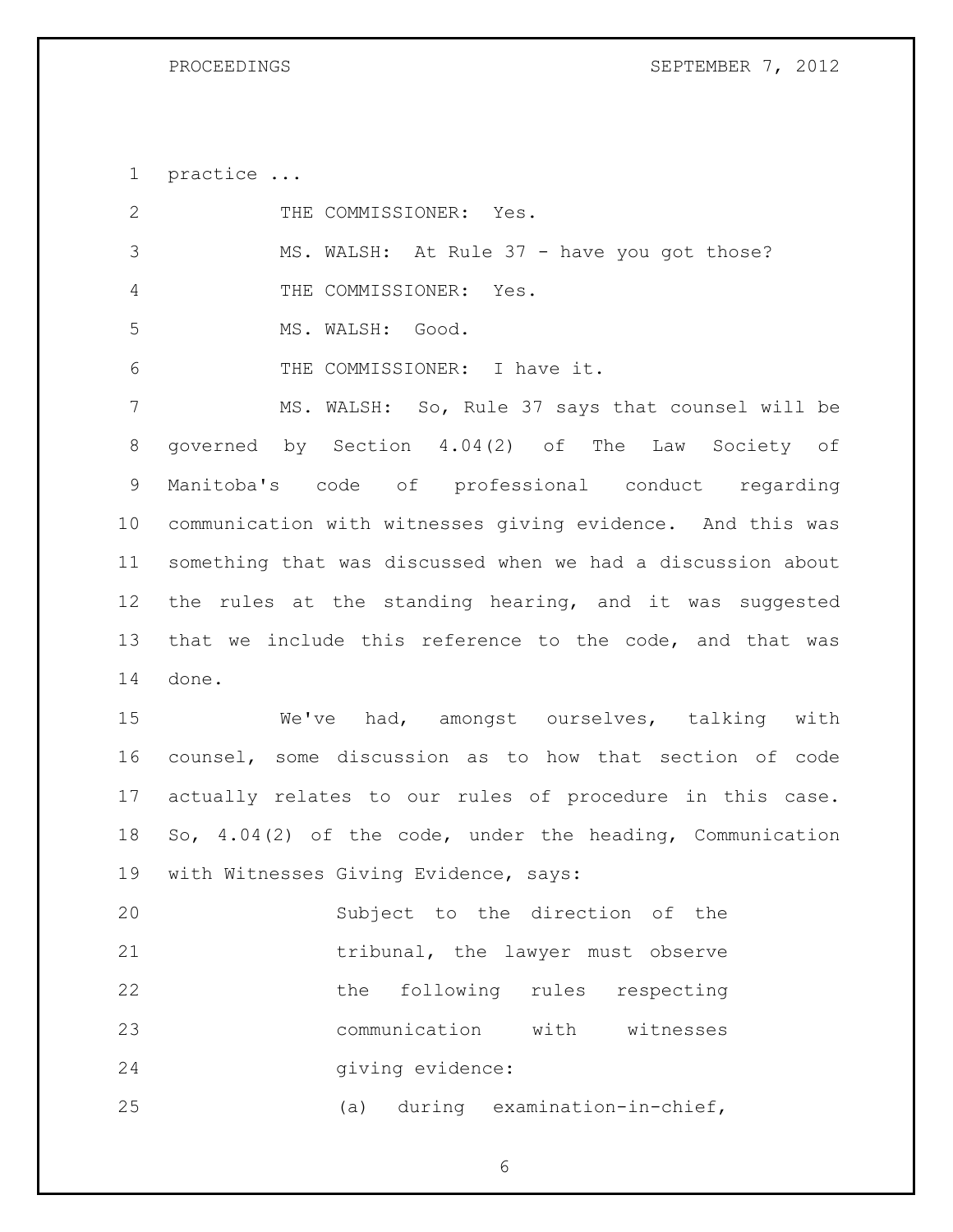practice ...

THE COMMISSIONER: Yes.

MS. WALSH: At Rule 37 - have you got those?

THE COMMISSIONER: Yes.

MS. WALSH: Good.

THE COMMISSIONER: I have it.

MS. WALSH: So, Rule 37 says that counsel will be governed by Section 4.04(2) of The Law Society of Manitoba's code of professional conduct regarding communication with witnesses giving evidence. And this was something that was discussed when we had a discussion about the rules at the standing hearing, and it was suggested that we include this reference to the code, and that was done.

We've had, amongst ourselves, talking with counsel, some discussion as to how that section of code actually relates to our rules of procedure in this case. So, 4.04(2) of the code, under the heading, Communication with Witnesses Giving Evidence, says:

> Subject to the direction of the tribunal, the lawyer must observe the following rules respecting communication with witnesses giving evidence:
>
> (a) during examination-in-chief,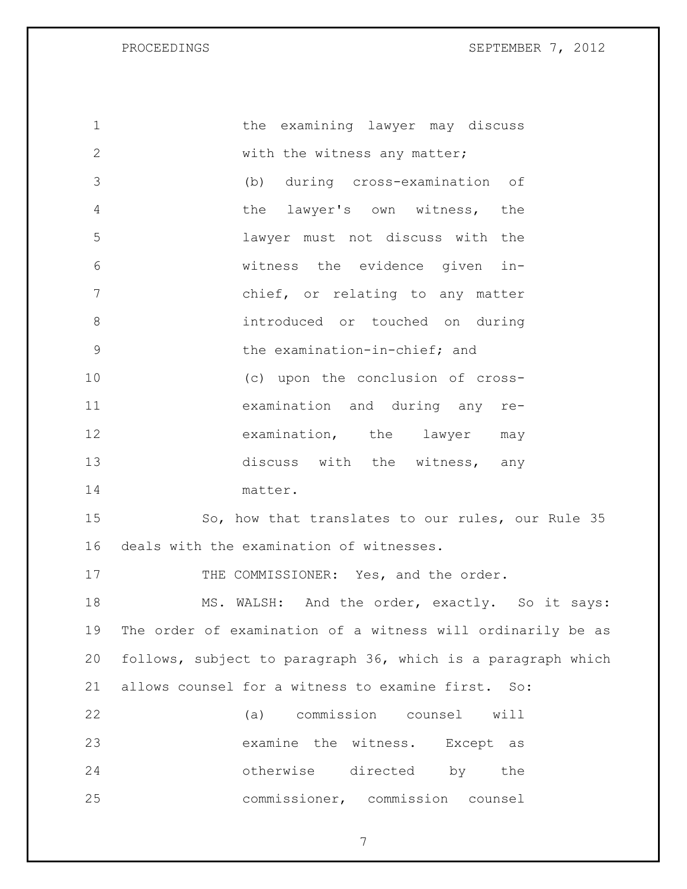the examining lawyer may discuss with the witness any matter;

(b) during cross-examination of the lawyer's own witness, the lawyer must not discuss with the witness the evidence given in-chief, or relating to any matter introduced or touched on during the examination-in-chief; and

(c) upon the conclusion of cross-examination and during any re-examination, the lawyer may discuss with the witness, any matter.

So, how that translates to our rules, our Rule 35 deals with the examination of witnesses.

THE COMMISSIONER: Yes, and the order.

MS. WALSH: And the order, exactly. So it says: The order of examination of a witness will ordinarily be as follows, subject to paragraph 36, which is a paragraph which allows counsel for a witness to examine first. So:

(a) commission counsel will examine the witness. Except as otherwise directed by the commissioner, commission counsel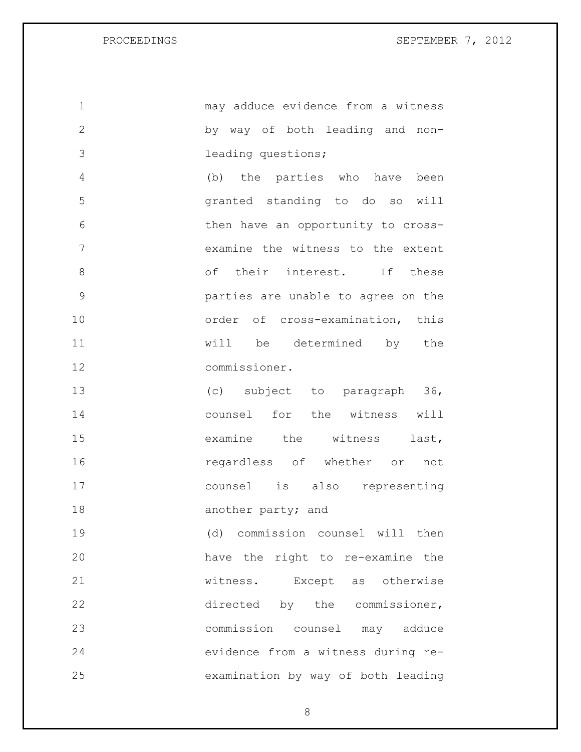may adduce evidence from a witness by way of both leading and non-leading questions;

(b) the parties who have been granted standing to do so will then have an opportunity to cross-examine the witness to the extent of their interest. If these parties are unable to agree on the order of cross-examination, this will be determined by the commissioner.

(c) subject to paragraph 36, counsel for the witness will examine the witness last, regardless of whether or not counsel is also representing another party; and

(d) commission counsel will then have the right to re-examine the witness. Except as otherwise directed by the commissioner, commission counsel may adduce evidence from a witness during re-examination by way of both leading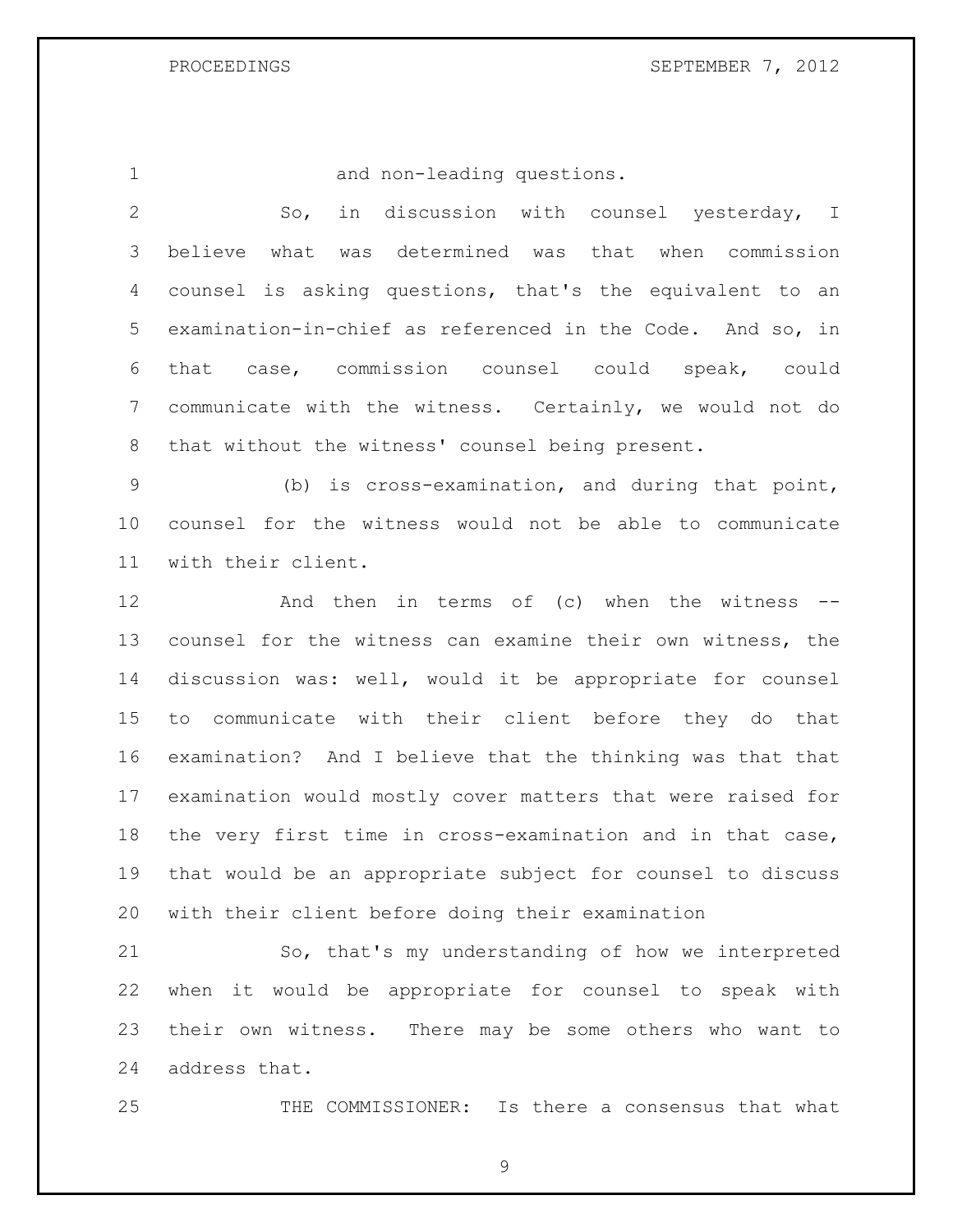and non-leading questions.

So, in discussion with counsel yesterday, I believe what was determined was that when commission counsel is asking questions, that's the equivalent to an examination-in-chief as referenced in the Code. And so, in that case, commission counsel could speak, could communicate with the witness. Certainly, we would not do that without the witness' counsel being present.

(b) is cross-examination, and during that point, counsel for the witness would not be able to communicate with their client.

And then in terms of (c) when the witness -- counsel for the witness can examine their own witness, the discussion was: well, would it be appropriate for counsel to communicate with their client before they do that examination? And I believe that the thinking was that that examination would mostly cover matters that were raised for the very first time in cross-examination and in that case, that would be an appropriate subject for counsel to discuss with their client before doing their examination

So, that's my understanding of how we interpreted when it would be appropriate for counsel to speak with their own witness. There may be some others who want to address that.

THE COMMISSIONER: Is there a consensus that what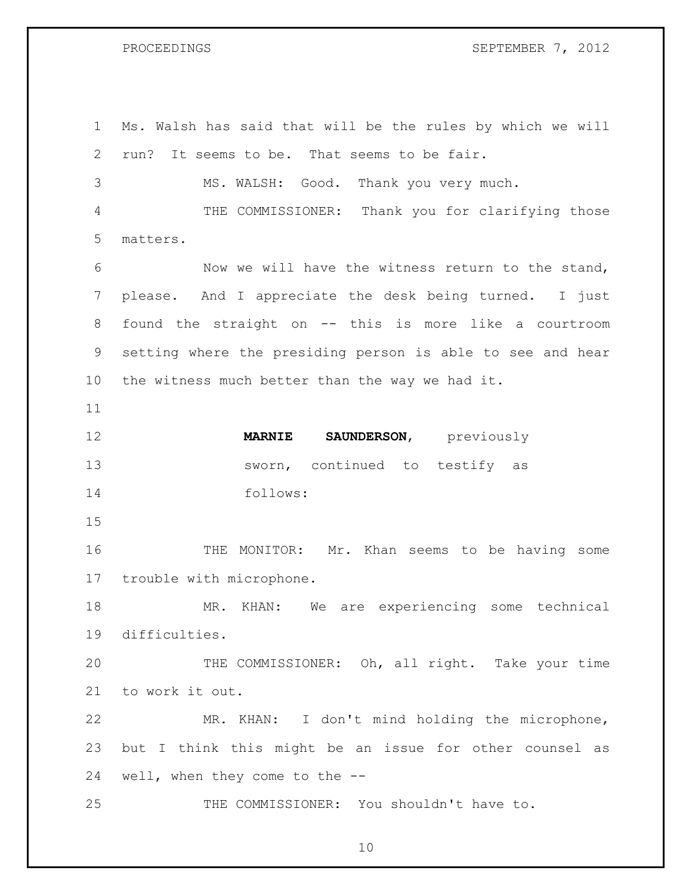Ms. Walsh has said that will be the rules by which we will run? It seems to be. That seems to be fair.

MS. WALSH: Good. Thank you very much.

THE COMMISSIONER: Thank you for clarifying those matters.

Now we will have the witness return to the stand, please. And I appreciate the desk being turned. I just found the straight on -- this is more like a courtroom setting where the presiding person is able to see and hear the witness much better than the way we had it.

**MARNIE SAUNDERSON**, previously sworn, continued to testify as follows:

THE MONITOR: Mr. Khan seems to be having some trouble with microphone.

MR. KHAN: We are experiencing some technical difficulties.

THE COMMISSIONER: Oh, all right. Take your time to work it out.

MR. KHAN: I don't mind holding the microphone, but I think this might be an issue for other counsel as well, when they come to the --

THE COMMISSIONER: You shouldn't have to.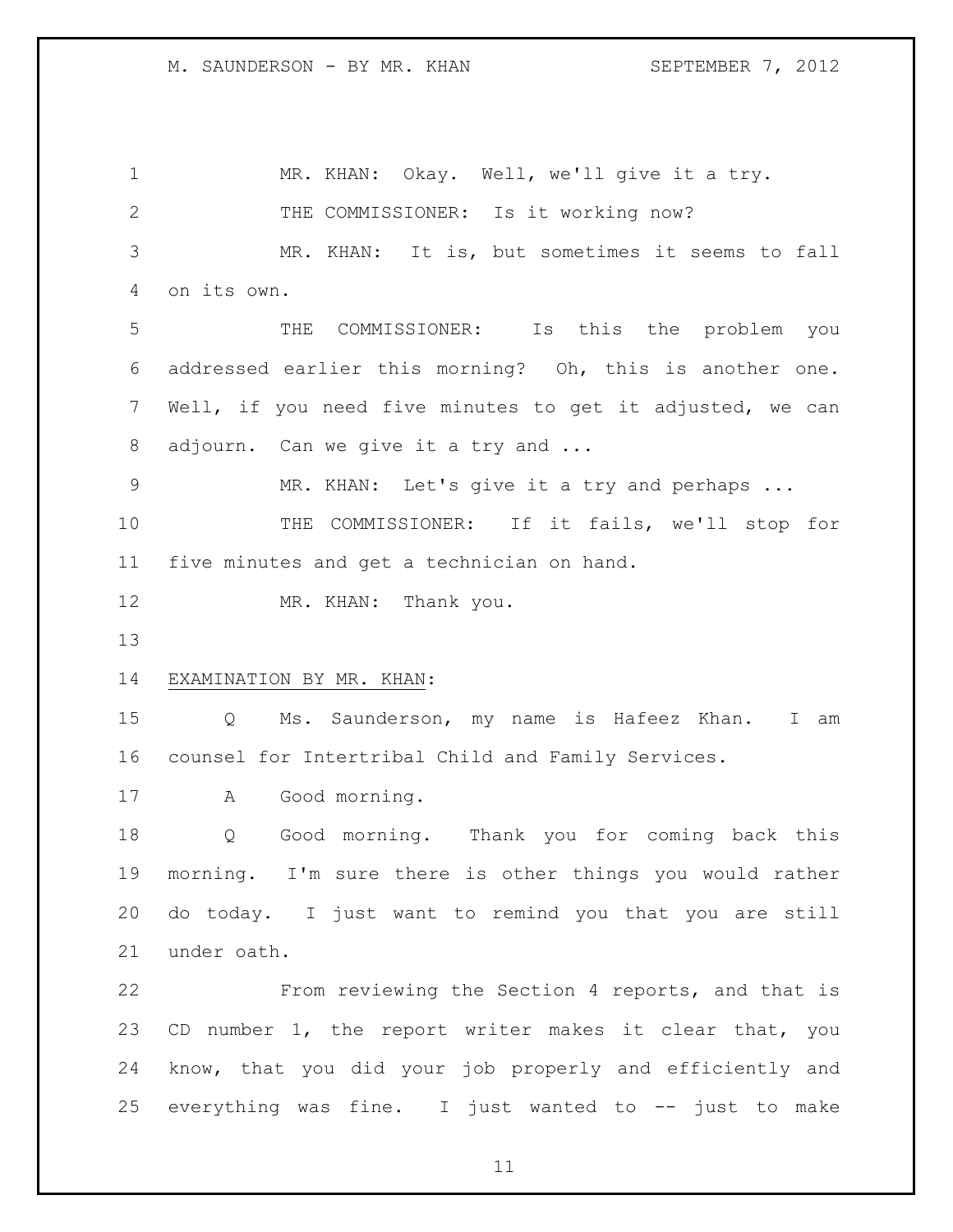MR. KHAN: Okay. Well, we'll give it a try.

THE COMMISSIONER: Is it working now?

MR. KHAN: It is, but sometimes it seems to fall on its own.

THE COMMISSIONER: Is this the problem you addressed earlier this morning? Oh, this is another one. Well, if you need five minutes to get it adjusted, we can adjourn. Can we give it a try and ...

MR. KHAN: Let's give it a try and perhaps ...

THE COMMISSIONER: If it fails, we'll stop for five minutes and get a technician on hand.

MR. KHAN: Thank you.

EXAMINATION BY MR. KHAN:

Q Ms. Saunderson, my name is Hafeez Khan. I am counsel for Intertribal Child and Family Services.

A Good morning.

Q Good morning. Thank you for coming back this morning. I'm sure there is other things you would rather do today. I just want to remind you that you are still under oath.

From reviewing the Section 4 reports, and that is CD number 1, the report writer makes it clear that, you know, that you did your job properly and efficiently and everything was fine. I just wanted to -- just to make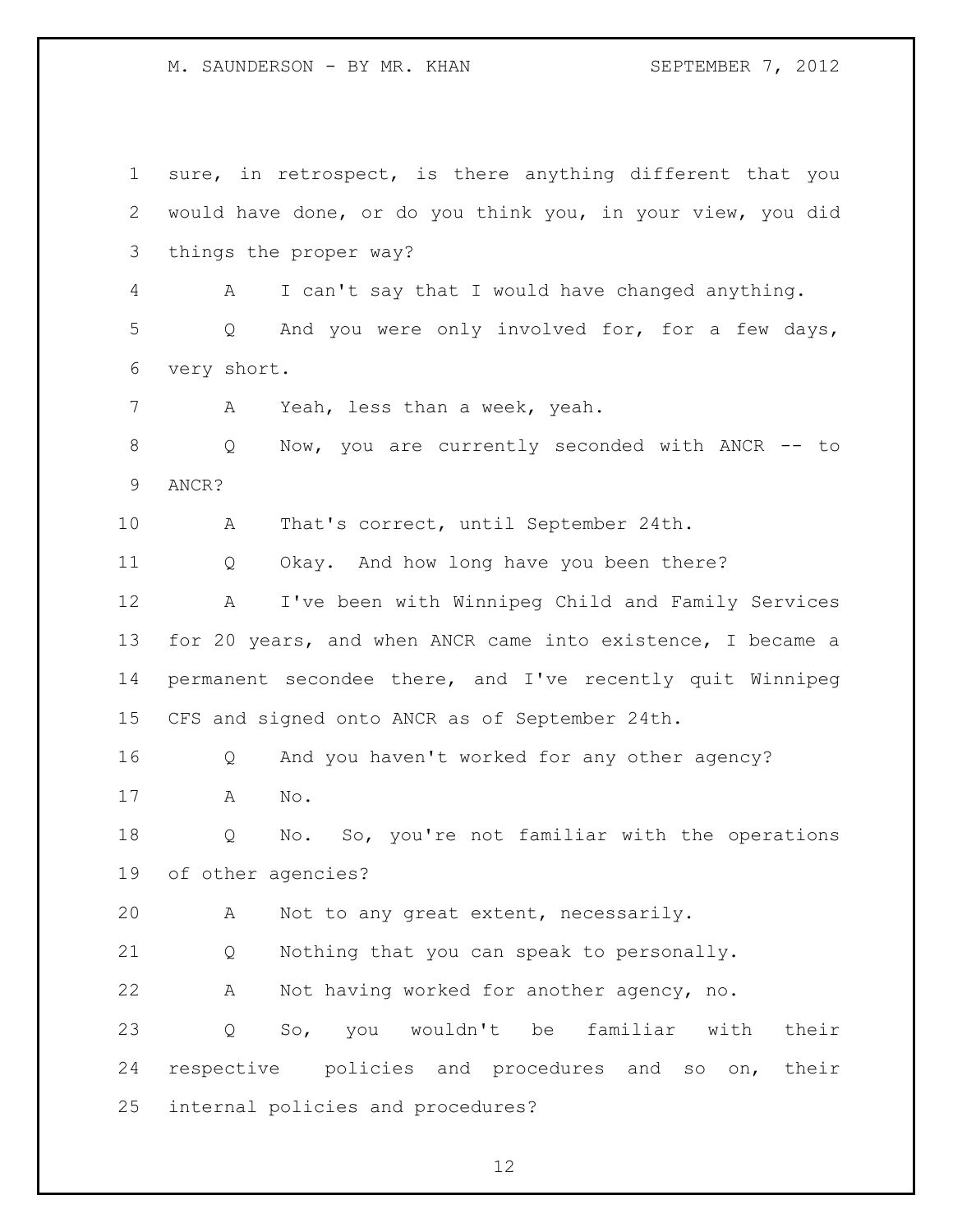sure, in retrospect, is there anything different that you would have done, or do you think you, in your view, you did things the proper way?

A I can't say that I would have changed anything.

Q And you were only involved for, for a few days, very short.

A Yeah, less than a week, yeah.

Q Now, you are currently seconded with ANCR -- to ANCR?

A That's correct, until September 24th.

Q Okay. And how long have you been there?

A I've been with Winnipeg Child and Family Services for 20 years, and when ANCR came into existence, I became a permanent secondee there, and I've recently quit Winnipeg CFS and signed onto ANCR as of September 24th.

Q And you haven't worked for any other agency?

A No.

Q No. So, you're not familiar with the operations of other agencies?

A Not to any great extent, necessarily.

Q Nothing that you can speak to personally.

A Not having worked for another agency, no.

Q So, you wouldn't be familiar with their respective policies and procedures and so on, their internal policies and procedures?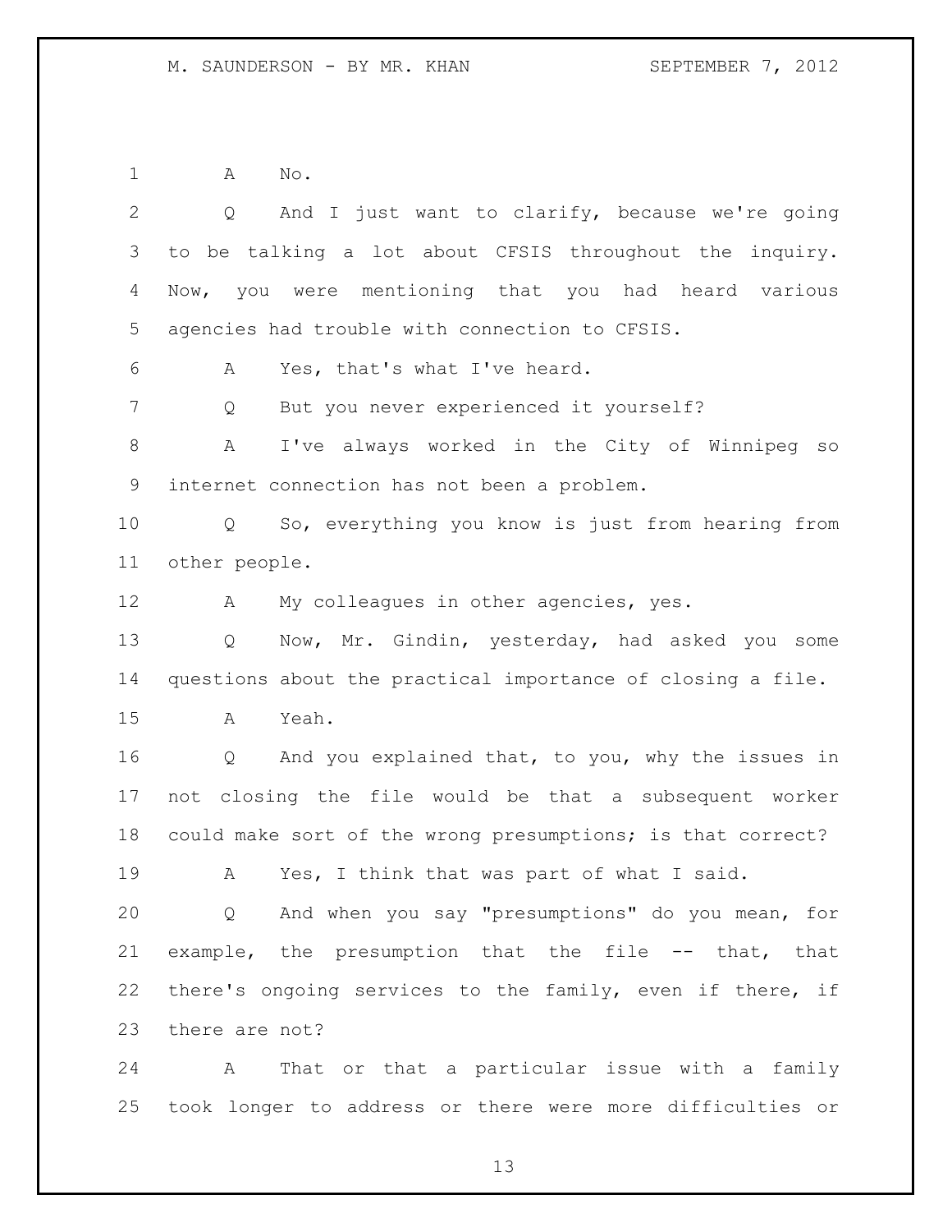A No.

Q And I just want to clarify, because we're going to be talking a lot about CFSIS throughout the inquiry. Now, you were mentioning that you had heard various agencies had trouble with connection to CFSIS.

A Yes, that's what I've heard.

Q But you never experienced it yourself?

A I've always worked in the City of Winnipeg so internet connection has not been a problem.

Q So, everything you know is just from hearing from other people.

A My colleagues in other agencies, yes.

Q Now, Mr. Gindin, yesterday, had asked you some questions about the practical importance of closing a file.

A Yeah.

Q And you explained that, to you, why the issues in not closing the file would be that a subsequent worker could make sort of the wrong presumptions; is that correct?

A Yes, I think that was part of what I said.

Q And when you say "presumptions" do you mean, for example, the presumption that the file -- that, that there's ongoing services to the family, even if there, if there are not?

A That or that a particular issue with a family took longer to address or there were more difficulties or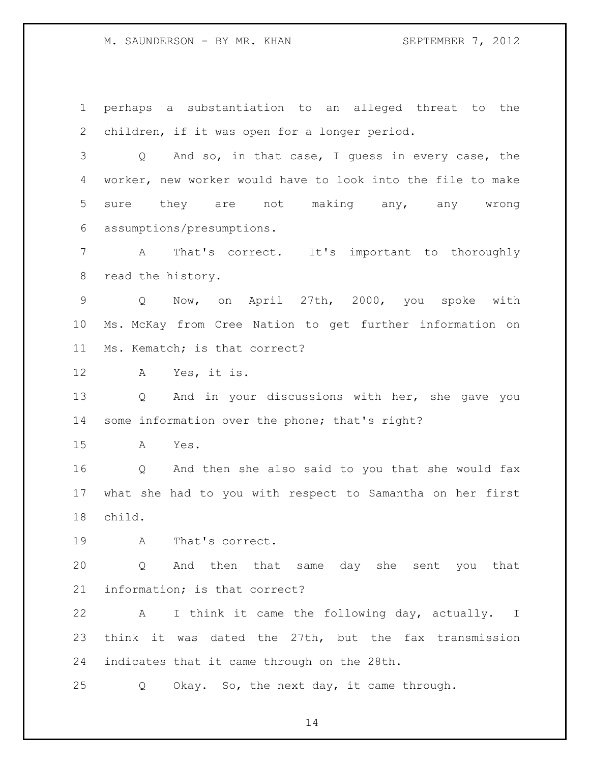perhaps a substantiation to an alleged threat to the children, if it was open for a longer period.

Q And so, in that case, I guess in every case, the worker, new worker would have to look into the file to make sure they are not making any, any wrong assumptions/presumptions.

A That's correct. It's important to thoroughly read the history.

Q Now, on April 27th, 2000, you spoke with Ms. McKay from Cree Nation to get further information on Ms. Kematch; is that correct?

A Yes, it is.

Q And in your discussions with her, she gave you some information over the phone; that's right?

A Yes.

Q And then she also said to you that she would fax what she had to you with respect to Samantha on her first child.

A That's correct.

Q And then that same day she sent you that information; is that correct?

A I think it came the following day, actually. I think it was dated the 27th, but the fax transmission indicates that it came through on the 28th.

Q Okay. So, the next day, it came through.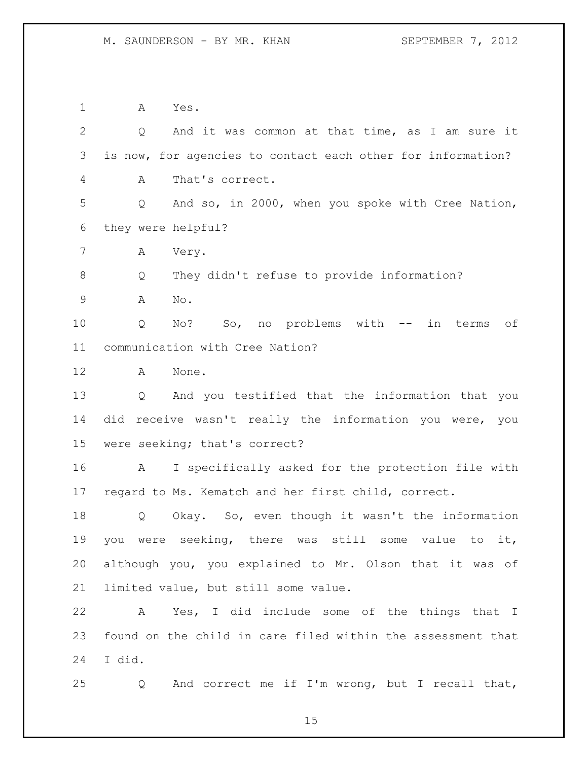A Yes.

Q And it was common at that time, as I am sure it is now, for agencies to contact each other for information?

A That's correct.

Q And so, in 2000, when you spoke with Cree Nation, they were helpful?

A Very.

Q They didn't refuse to provide information?

A No.

Q No? So, no problems with -- in terms of communication with Cree Nation?

A None.

Q And you testified that the information that you did receive wasn't really the information you were, you were seeking; that's correct?

A I specifically asked for the protection file with regard to Ms. Kematch and her first child, correct.

Q Okay. So, even though it wasn't the information you were seeking, there was still some value to it, although you, you explained to Mr. Olson that it was of limited value, but still some value.

A Yes, I did include some of the things that I found on the child in care filed within the assessment that I did.

Q And correct me if I'm wrong, but I recall that,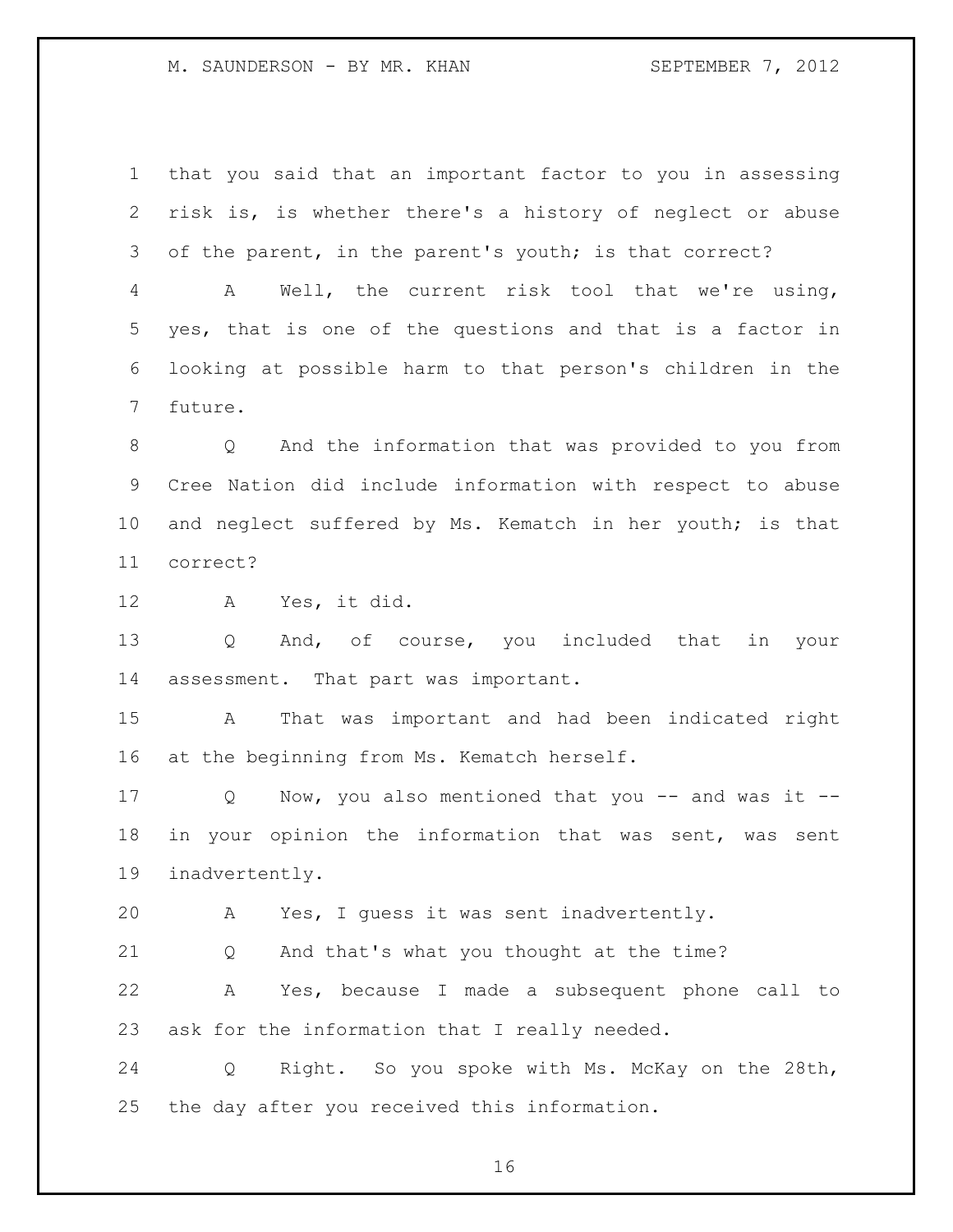that you said that an important factor to you in assessing risk is, is whether there's a history of neglect or abuse of the parent, in the parent's youth; is that correct?

A Well, the current risk tool that we're using, yes, that is one of the questions and that is a factor in looking at possible harm to that person's children in the future.

Q And the information that was provided to you from Cree Nation did include information with respect to abuse and neglect suffered by Ms. Kematch in her youth; is that correct?

A Yes, it did.

Q And, of course, you included that in your assessment. That part was important.

A That was important and had been indicated right at the beginning from Ms. Kematch herself.

Q Now, you also mentioned that you -- and was it -- in your opinion the information that was sent, was sent inadvertently.

A Yes, I guess it was sent inadvertently.

Q And that's what you thought at the time?

A Yes, because I made a subsequent phone call to ask for the information that I really needed.

Q Right. So you spoke with Ms. McKay on the 28th, the day after you received this information.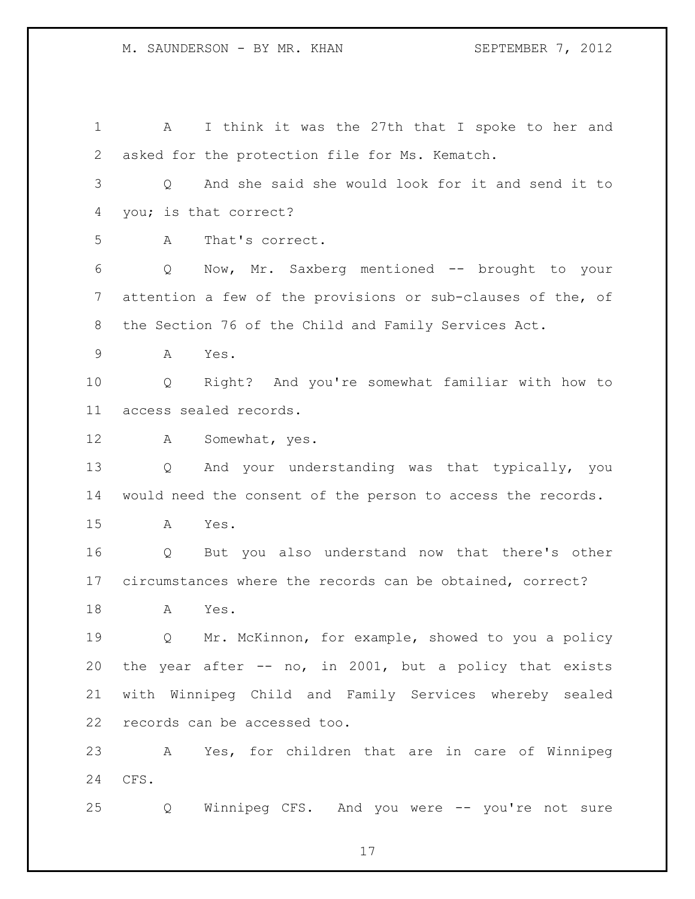A I think it was the 27th that I spoke to her and asked for the protection file for Ms. Kematch.

Q And she said she would look for it and send it to you; is that correct?

A That's correct.

Q Now, Mr. Saxberg mentioned -- brought to your attention a few of the provisions or sub-clauses of the, of the Section 76 of the Child and Family Services Act.

A Yes.

Q Right? And you're somewhat familiar with how to access sealed records.

A Somewhat, yes.

Q And your understanding was that typically, you would need the consent of the person to access the records.

A Yes.

Q But you also understand now that there's other circumstances where the records can be obtained, correct?

A Yes.

Q Mr. McKinnon, for example, showed to you a policy the year after -- no, in 2001, but a policy that exists with Winnipeg Child and Family Services whereby sealed records can be accessed too.

A Yes, for children that are in care of Winnipeg CFS.

Q Winnipeg CFS. And you were -- you're not sure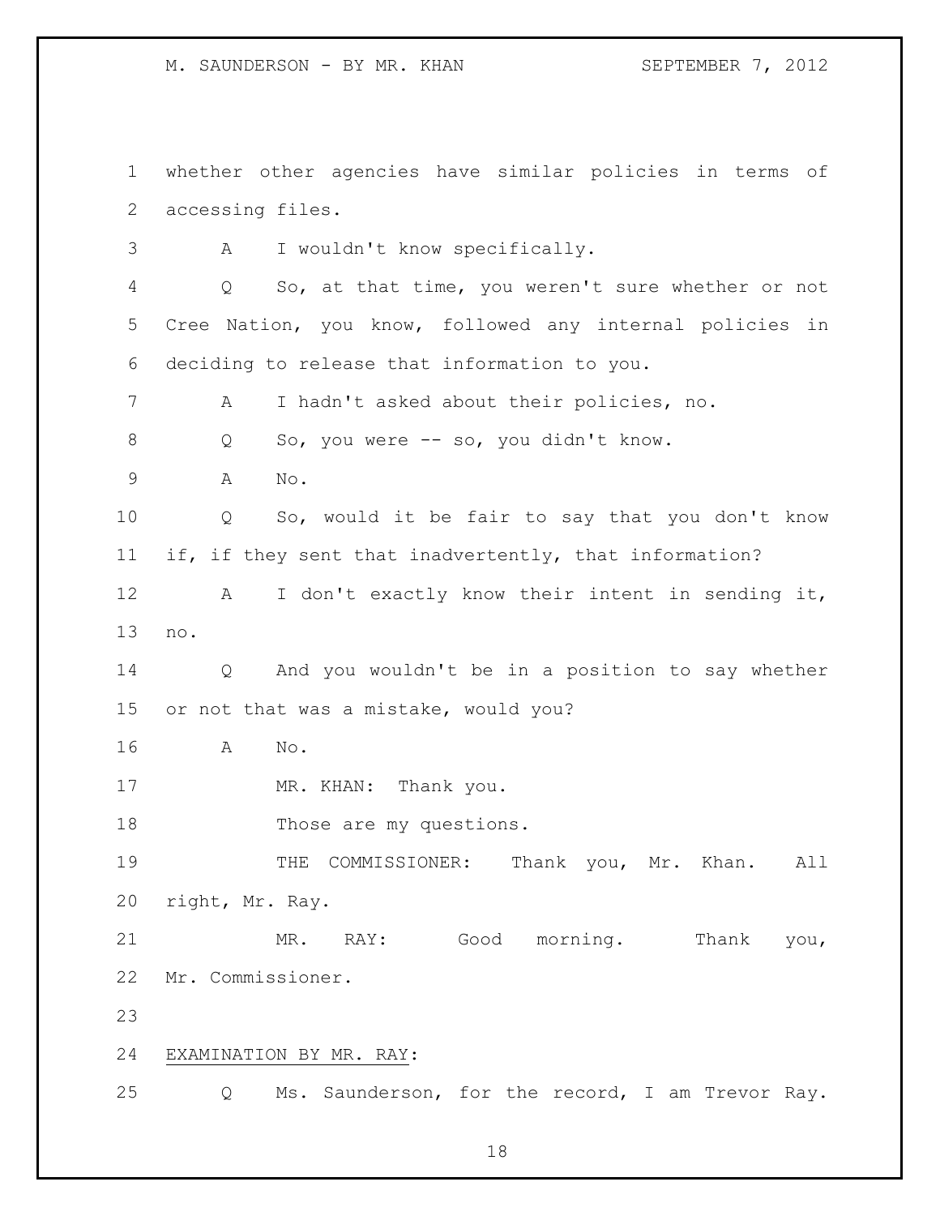whether other agencies have similar policies in terms of accessing files.

A I wouldn't know specifically.

Q So, at that time, you weren't sure whether or not Cree Nation, you know, followed any internal policies in deciding to release that information to you.

A I hadn't asked about their policies, no.

Q So, you were -- so, you didn't know.

A No.

Q So, would it be fair to say that you don't know if, if they sent that inadvertently, that information?

A I don't exactly know their intent in sending it, no.

Q And you wouldn't be in a position to say whether or not that was a mistake, would you?

A No.

MR. KHAN: Thank you.

Those are my questions.

THE COMMISSIONER: Thank you, Mr. Khan. All right, Mr. Ray.

MR. RAY: Good morning. Thank you, Mr. Commissioner.

EXAMINATION BY MR. RAY:

Q Ms. Saunderson, for the record, I am Trevor Ray.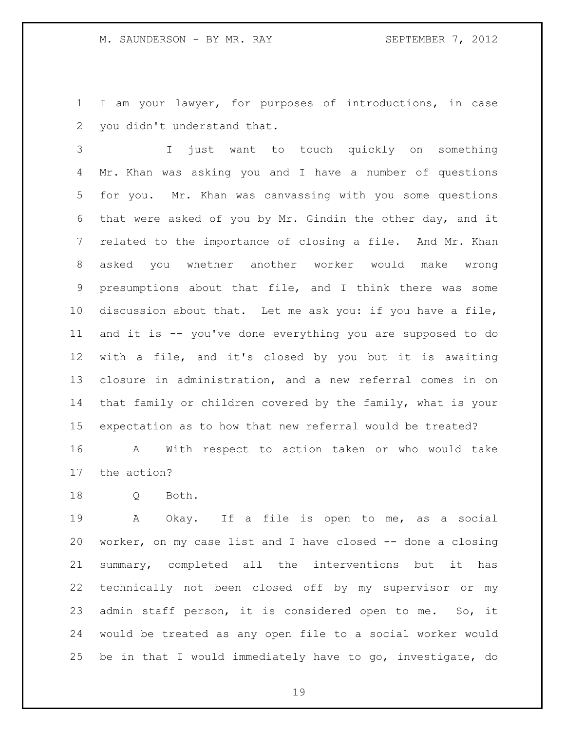I am your lawyer, for purposes of introductions, in case you didn't understand that.

I just want to touch quickly on something Mr. Khan was asking you and I have a number of questions for you. Mr. Khan was canvassing with you some questions that were asked of you by Mr. Gindin the other day, and it related to the importance of closing a file. And Mr. Khan asked you whether another worker would make wrong presumptions about that file, and I think there was some discussion about that. Let me ask you: if you have a file, and it is -- you've done everything you are supposed to do with a file, and it's closed by you but it is awaiting closure in administration, and a new referral comes in on that family or children covered by the family, what is your expectation as to how that new referral would be treated?

A With respect to action taken or who would take the action?

Q Both.

A Okay. If a file is open to me, as a social worker, on my case list and I have closed -- done a closing summary, completed all the interventions but it has technically not been closed off by my supervisor or my admin staff person, it is considered open to me. So, it would be treated as any open file to a social worker would be in that I would immediately have to go, investigate, do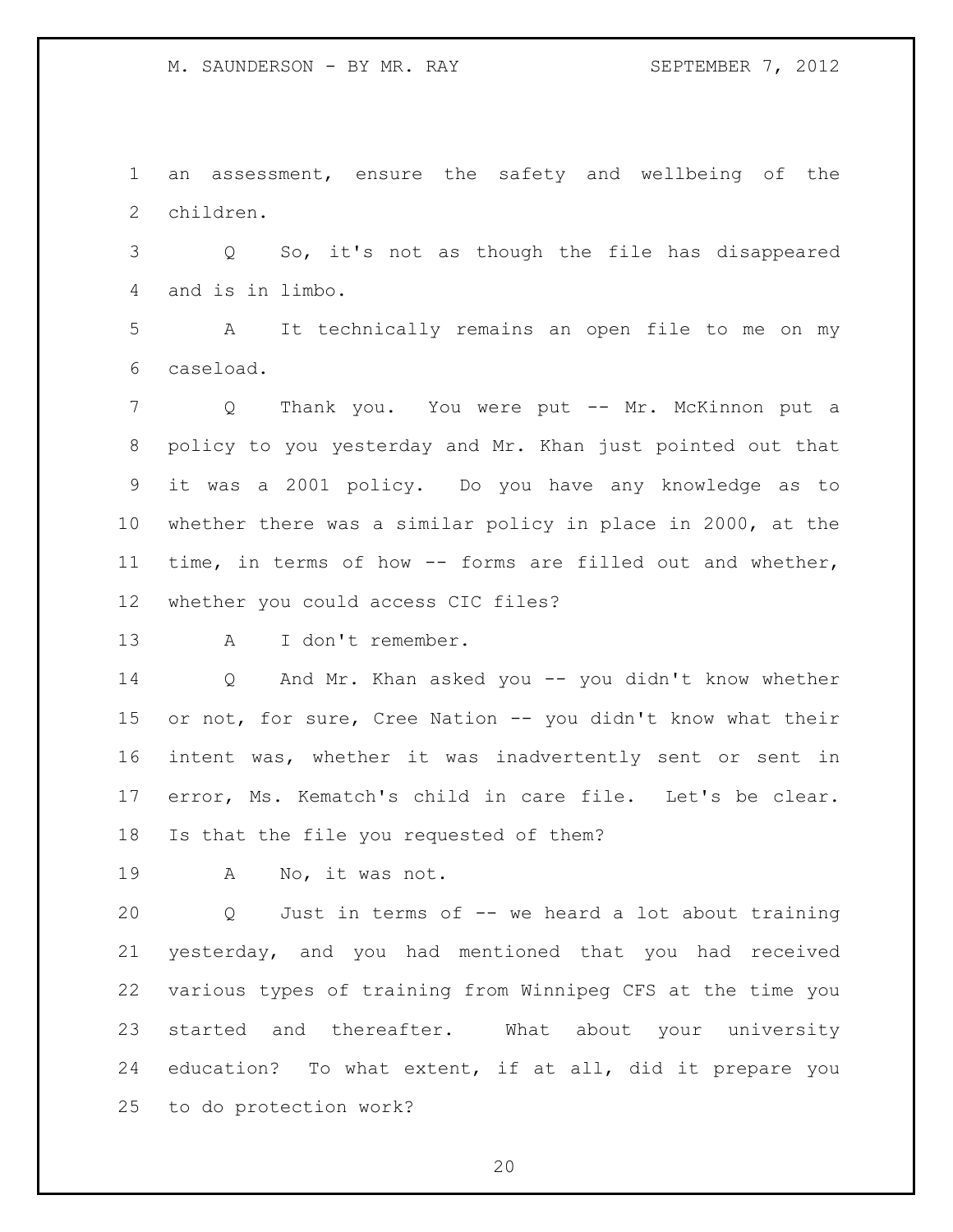an assessment, ensure the safety and wellbeing of the children.

Q So, it's not as though the file has disappeared and is in limbo.

A It technically remains an open file to me on my caseload.

Q Thank you. You were put -- Mr. McKinnon put a policy to you yesterday and Mr. Khan just pointed out that it was a 2001 policy. Do you have any knowledge as to whether there was a similar policy in place in 2000, at the time, in terms of how -- forms are filled out and whether, whether you could access CIC files?

A I don't remember.

Q And Mr. Khan asked you -- you didn't know whether or not, for sure, Cree Nation -- you didn't know what their intent was, whether it was inadvertently sent or sent in error, Ms. Kematch's child in care file. Let's be clear. Is that the file you requested of them?

A No, it was not.

Q Just in terms of -- we heard a lot about training yesterday, and you had mentioned that you had received various types of training from Winnipeg CFS at the time you started and thereafter. What about your university education? To what extent, if at all, did it prepare you to do protection work?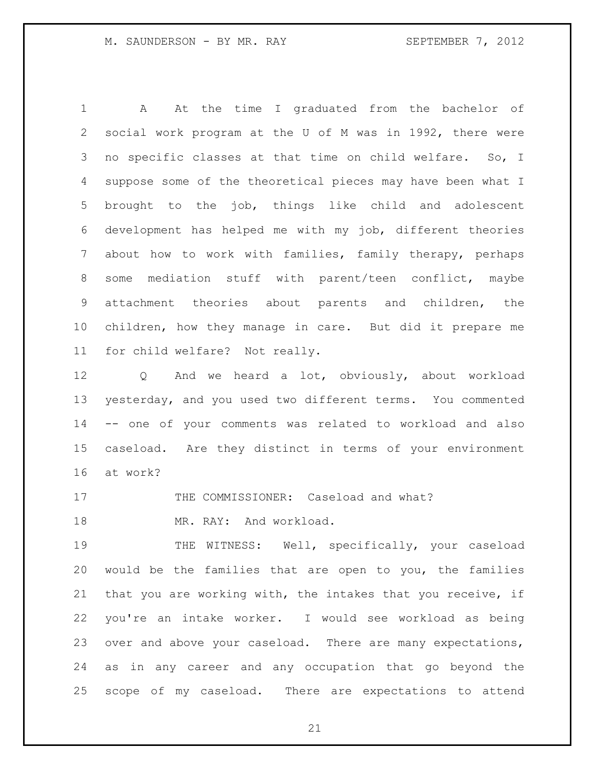A At the time I graduated from the bachelor of social work program at the U of M was in 1992, there were no specific classes at that time on child welfare. So, I suppose some of the theoretical pieces may have been what I brought to the job, things like child and adolescent development has helped me with my job, different theories about how to work with families, family therapy, perhaps some mediation stuff with parent/teen conflict, maybe attachment theories about parents and children, the children, how they manage in care. But did it prepare me for child welfare? Not really.

Q And we heard a lot, obviously, about workload yesterday, and you used two different terms. You commented -- one of your comments was related to workload and also caseload. Are they distinct in terms of your environment at work?

THE COMMISSIONER: Caseload and what?

MR. RAY: And workload.

THE WITNESS: Well, specifically, your caseload would be the families that are open to you, the families that you are working with, the intakes that you receive, if you're an intake worker. I would see workload as being over and above your caseload. There are many expectations, as in any career and any occupation that go beyond the scope of my caseload. There are expectations to attend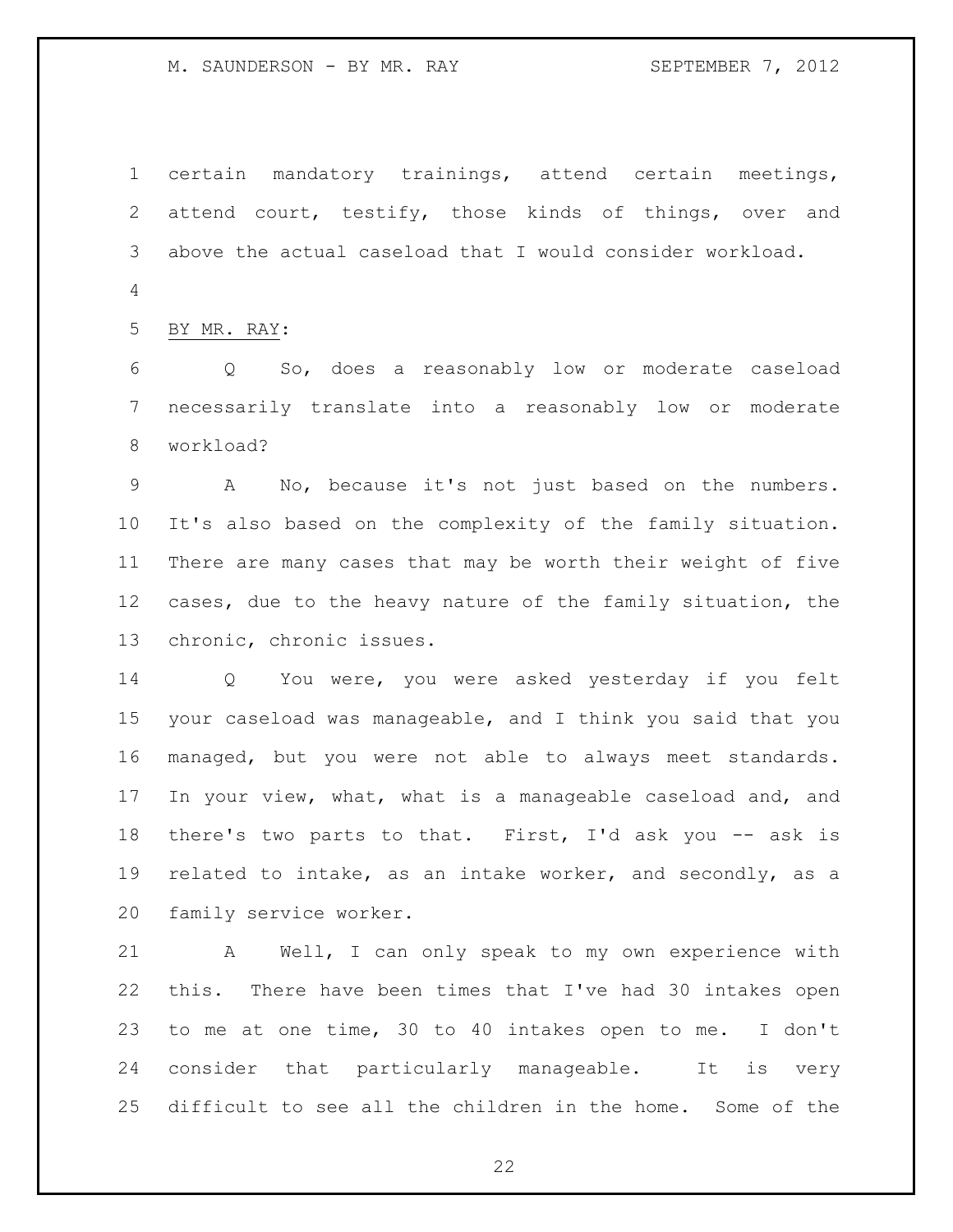certain mandatory trainings, attend certain meetings, attend court, testify, those kinds of things, over and above the actual caseload that I would consider workload.

BY MR. RAY:

Q So, does a reasonably low or moderate caseload necessarily translate into a reasonably low or moderate workload?

A No, because it's not just based on the numbers. It's also based on the complexity of the family situation. There are many cases that may be worth their weight of five cases, due to the heavy nature of the family situation, the chronic, chronic issues.

Q You were, you were asked yesterday if you felt your caseload was manageable, and I think you said that you managed, but you were not able to always meet standards. In your view, what, what is a manageable caseload and, and there's two parts to that. First, I'd ask you -- ask is related to intake, as an intake worker, and secondly, as a family service worker.

A Well, I can only speak to my own experience with this. There have been times that I've had 30 intakes open to me at one time, 30 to 40 intakes open to me. I don't consider that particularly manageable. It is very difficult to see all the children in the home. Some of the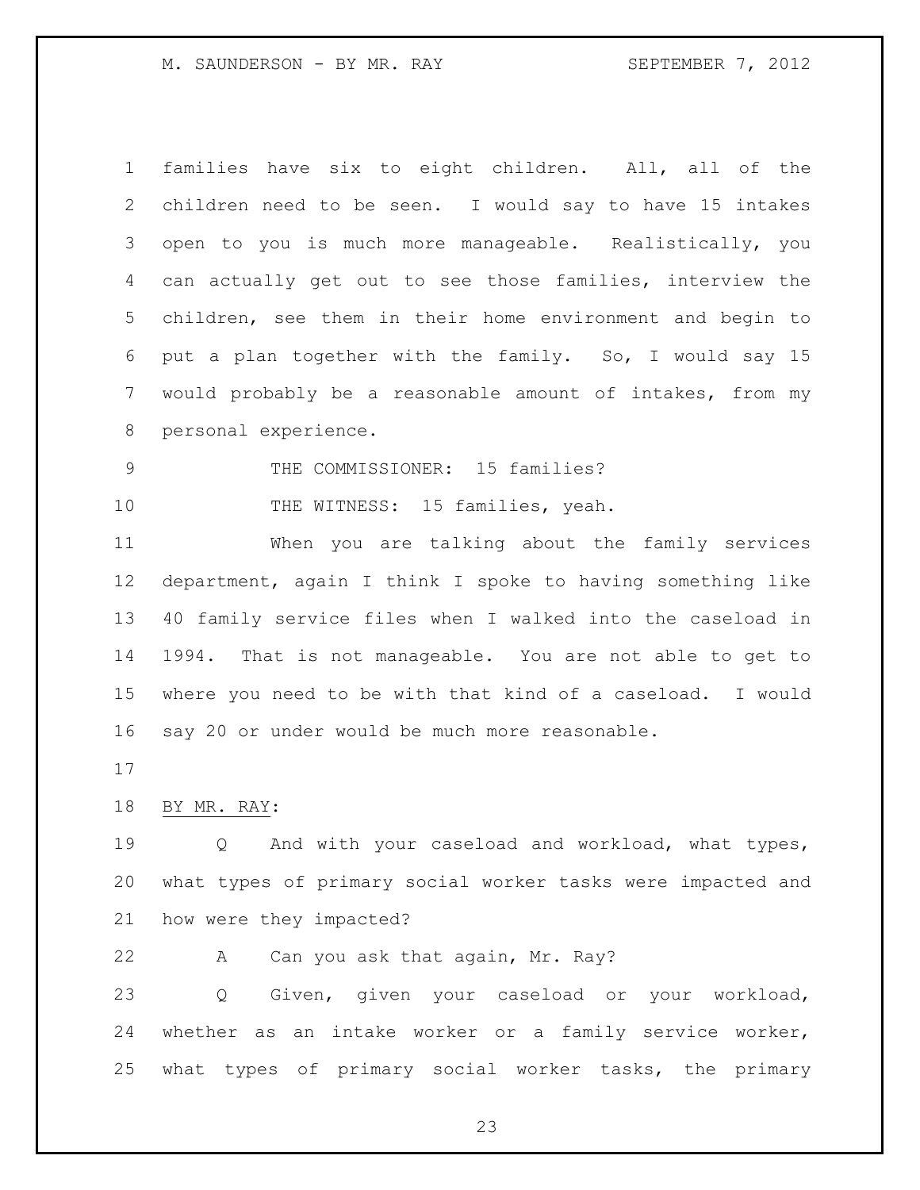families have six to eight children. All, all of the children need to be seen. I would say to have 15 intakes open to you is much more manageable. Realistically, you can actually get out to see those families, interview the children, see them in their home environment and begin to put a plan together with the family. So, I would say 15 would probably be a reasonable amount of intakes, from my personal experience.

THE COMMISSIONER: 15 families?

THE WITNESS: 15 families, yeah.

When you are talking about the family services department, again I think I spoke to having something like 40 family service files when I walked into the caseload in 1994. That is not manageable. You are not able to get to where you need to be with that kind of a caseload. I would say 20 or under would be much more reasonable.

BY MR. RAY:

Q And with your caseload and workload, what types, what types of primary social worker tasks were impacted and how were they impacted?

A Can you ask that again, Mr. Ray?

Q Given, given your caseload or your workload, whether as an intake worker or a family service worker, what types of primary social worker tasks, the primary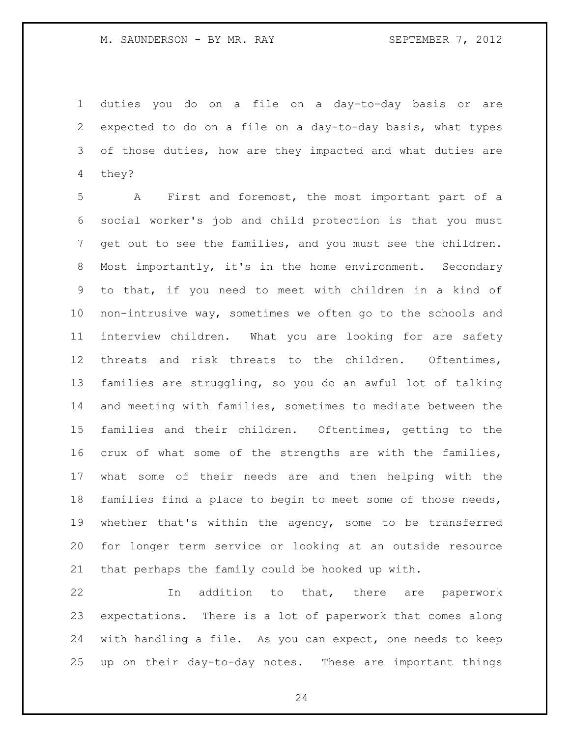duties you do on a file on a day-to-day basis or are expected to do on a file on a day-to-day basis, what types of those duties, how are they impacted and what duties are they?

A First and foremost, the most important part of a social worker's job and child protection is that you must get out to see the families, and you must see the children. Most importantly, it's in the home environment. Secondary to that, if you need to meet with children in a kind of non-intrusive way, sometimes we often go to the schools and interview children. What you are looking for are safety threats and risk threats to the children. Oftentimes, families are struggling, so you do an awful lot of talking and meeting with families, sometimes to mediate between the families and their children. Oftentimes, getting to the crux of what some of the strengths are with the families, what some of their needs are and then helping with the families find a place to begin to meet some of those needs, whether that's within the agency, some to be transferred for longer term service or looking at an outside resource that perhaps the family could be hooked up with.

In addition to that, there are paperwork expectations. There is a lot of paperwork that comes along with handling a file. As you can expect, one needs to keep up on their day-to-day notes. These are important things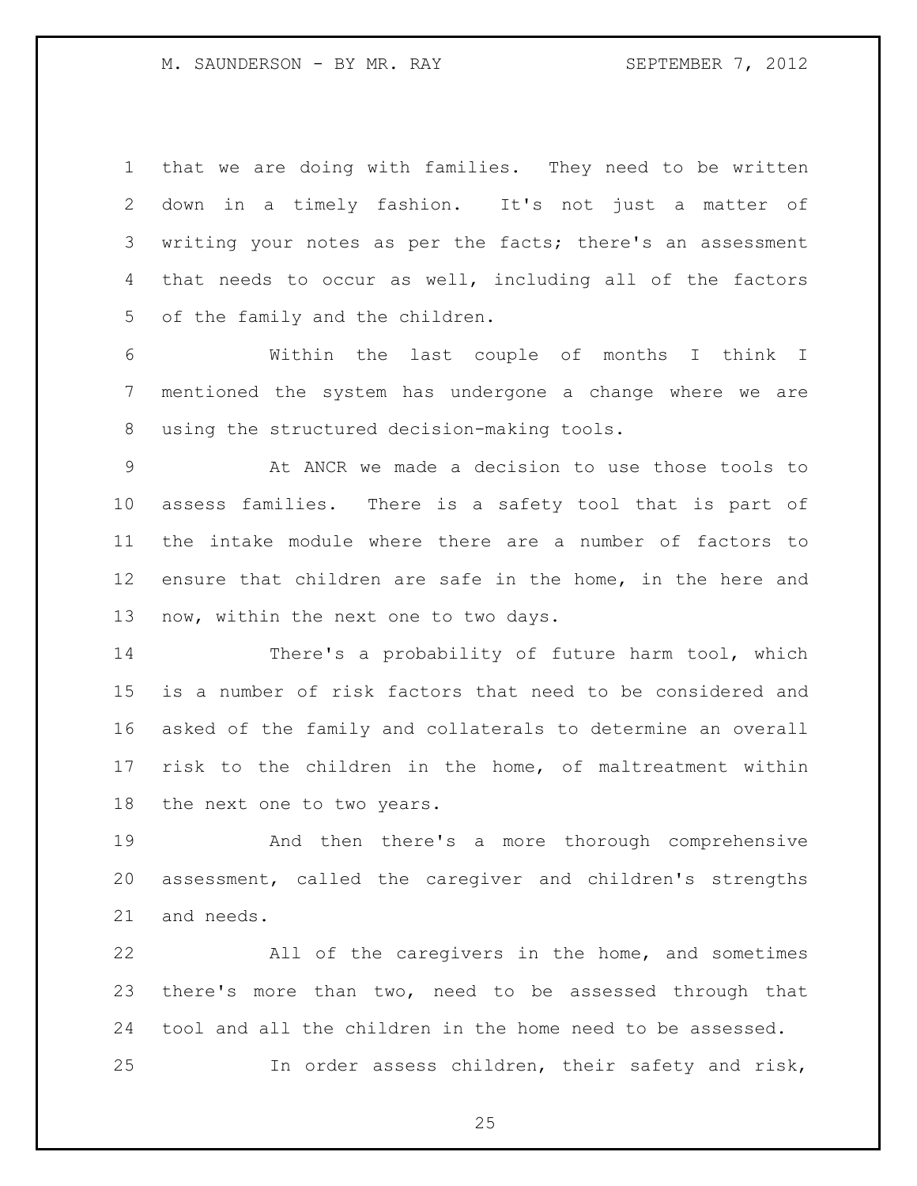that we are doing with families. They need to be written down in a timely fashion. It's not just a matter of writing your notes as per the facts; there's an assessment that needs to occur as well, including all of the factors of the family and the children.

Within the last couple of months I think I mentioned the system has undergone a change where we are using the structured decision-making tools.

At ANCR we made a decision to use those tools to assess families. There is a safety tool that is part of the intake module where there are a number of factors to ensure that children are safe in the home, in the here and now, within the next one to two days.

There's a probability of future harm tool, which is a number of risk factors that need to be considered and asked of the family and collaterals to determine an overall risk to the children in the home, of maltreatment within the next one to two years.

And then there's a more thorough comprehensive assessment, called the caregiver and children's strengths and needs.

All of the caregivers in the home, and sometimes there's more than two, need to be assessed through that tool and all the children in the home need to be assessed.

In order assess children, their safety and risk,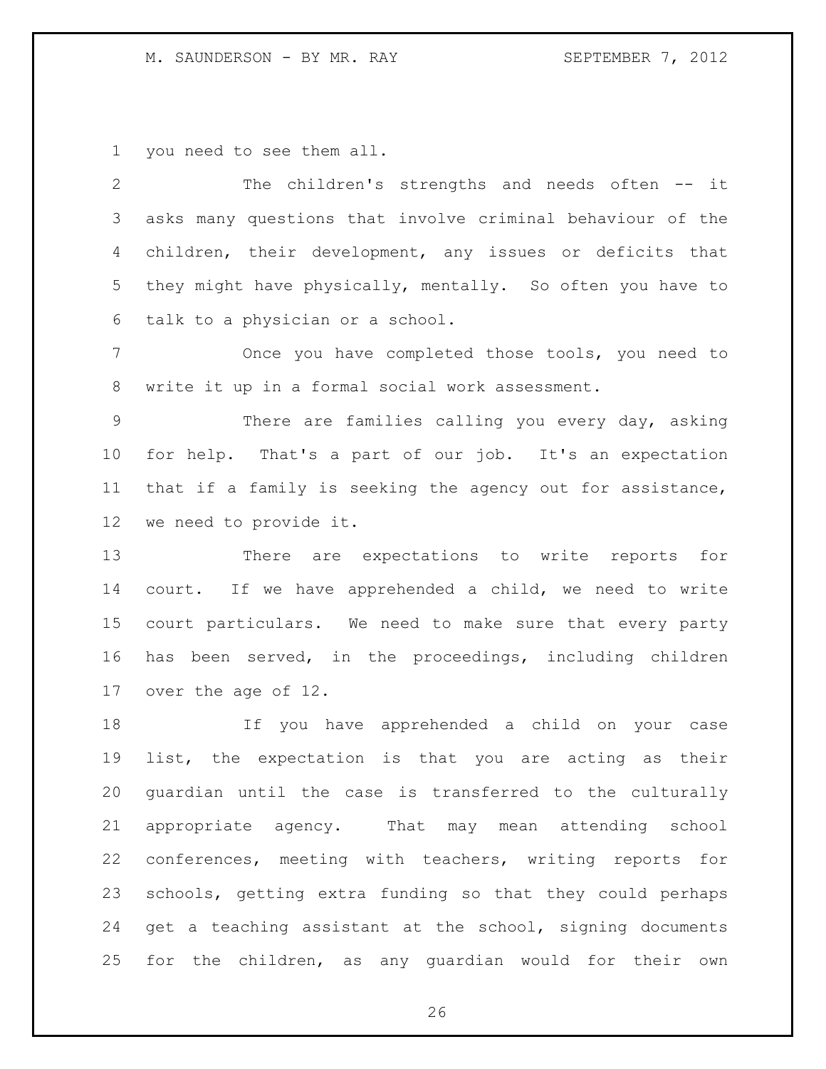you need to see them all.

The children's strengths and needs often -- it asks many questions that involve criminal behaviour of the children, their development, any issues or deficits that they might have physically, mentally. So often you have to talk to a physician or a school.

Once you have completed those tools, you need to write it up in a formal social work assessment.

There are families calling you every day, asking for help. That's a part of our job. It's an expectation that if a family is seeking the agency out for assistance, we need to provide it.

There are expectations to write reports for court. If we have apprehended a child, we need to write court particulars. We need to make sure that every party has been served, in the proceedings, including children over the age of 12.

If you have apprehended a child on your case list, the expectation is that you are acting as their guardian until the case is transferred to the culturally appropriate agency. That may mean attending school conferences, meeting with teachers, writing reports for schools, getting extra funding so that they could perhaps get a teaching assistant at the school, signing documents for the children, as any guardian would for their own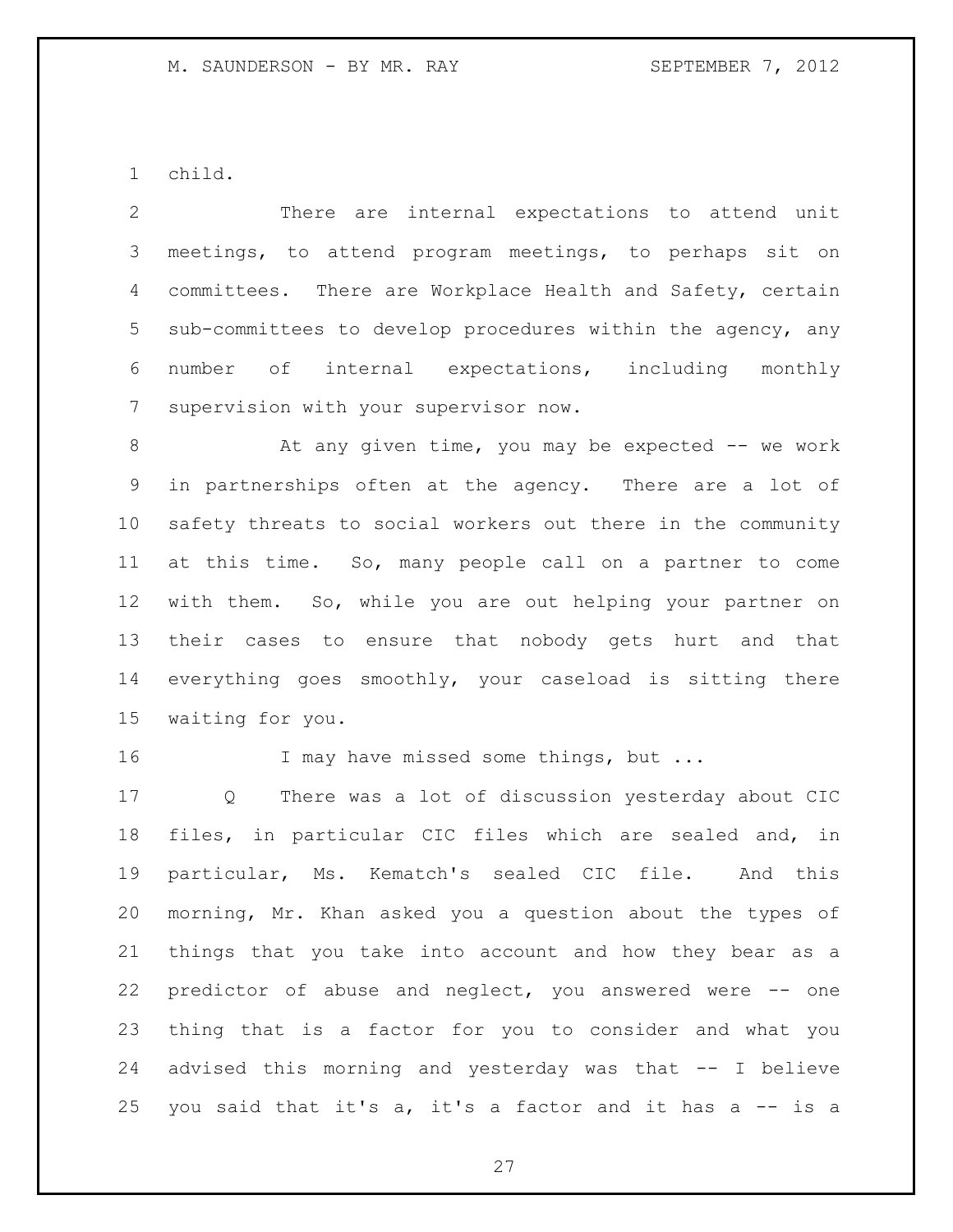child.

There are internal expectations to attend unit meetings, to attend program meetings, to perhaps sit on committees. There are Workplace Health and Safety, certain sub-committees to develop procedures within the agency, any number of internal expectations, including monthly supervision with your supervisor now.

At any given time, you may be expected -- we work in partnerships often at the agency. There are a lot of safety threats to social workers out there in the community at this time. So, many people call on a partner to come with them. So, while you are out helping your partner on their cases to ensure that nobody gets hurt and that everything goes smoothly, your caseload is sitting there waiting for you.

I may have missed some things, but ...

Q There was a lot of discussion yesterday about CIC files, in particular CIC files which are sealed and, in particular, Ms. Kematch's sealed CIC file. And this morning, Mr. Khan asked you a question about the types of things that you take into account and how they bear as a predictor of abuse and neglect, you answered were -- one thing that is a factor for you to consider and what you advised this morning and yesterday was that -- I believe you said that it's a, it's a factor and it has a -- is a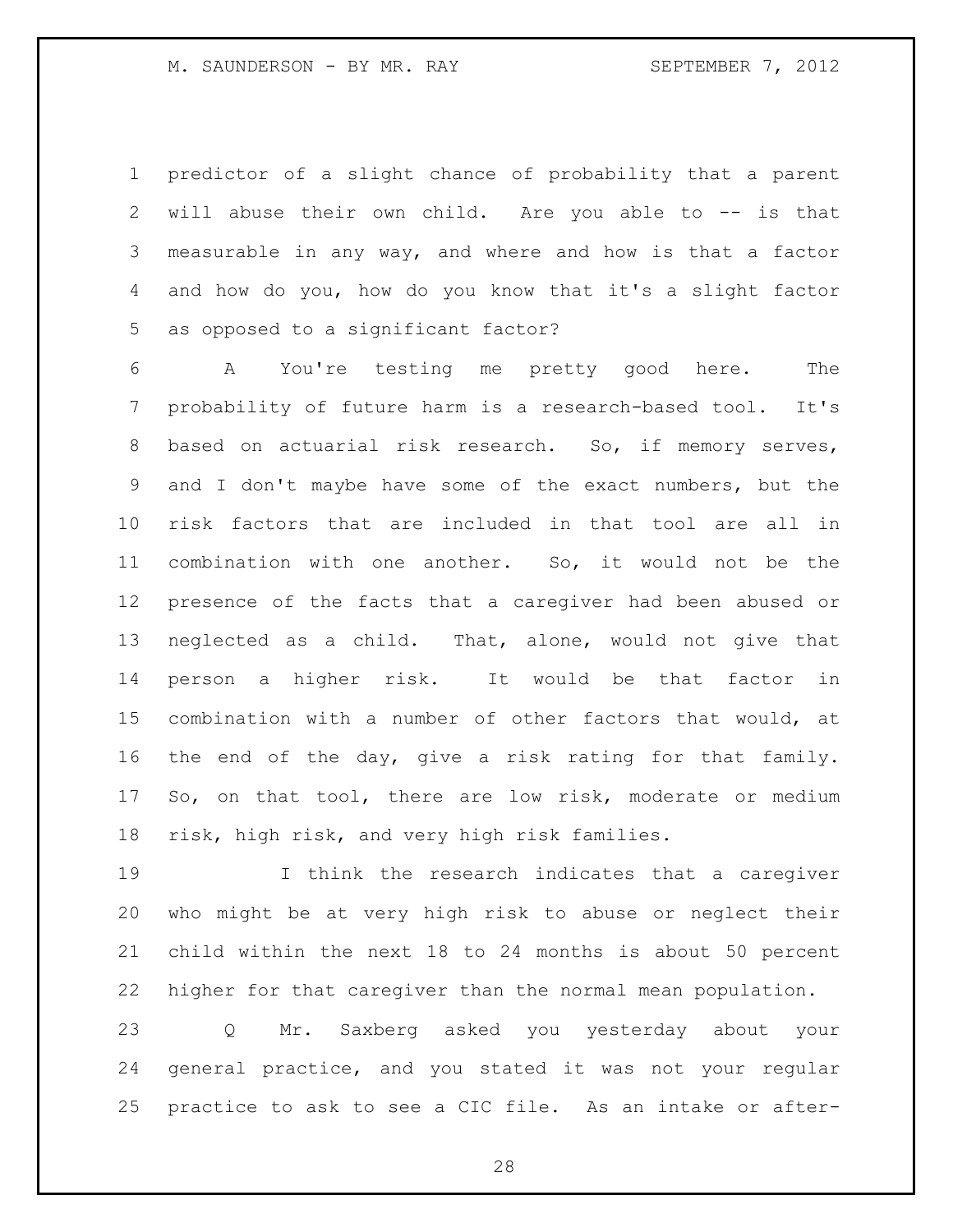predictor of a slight chance of probability that a parent will abuse their own child. Are you able to -- is that measurable in any way, and where and how is that a factor and how do you, how do you know that it's a slight factor as opposed to a significant factor?

A You're testing me pretty good here. The probability of future harm is a research-based tool. It's based on actuarial risk research. So, if memory serves, and I don't maybe have some of the exact numbers, but the risk factors that are included in that tool are all in combination with one another. So, it would not be the presence of the facts that a caregiver had been abused or neglected as a child. That, alone, would not give that person a higher risk. It would be that factor in combination with a number of other factors that would, at the end of the day, give a risk rating for that family. So, on that tool, there are low risk, moderate or medium risk, high risk, and very high risk families.

I think the research indicates that a caregiver who might be at very high risk to abuse or neglect their child within the next 18 to 24 months is about 50 percent higher for that caregiver than the normal mean population.

Q Mr. Saxberg asked you yesterday about your general practice, and you stated it was not your regular practice to ask to see a CIC file. As an intake or after-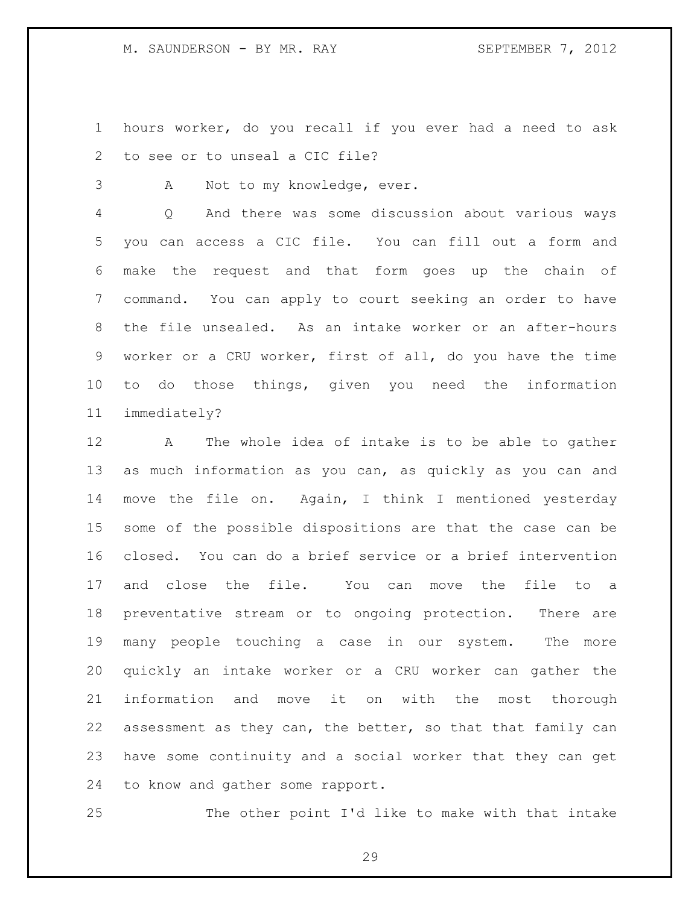hours worker, do you recall if you ever had a need to ask to see or to unseal a CIC file?

A Not to my knowledge, ever.

Q And there was some discussion about various ways you can access a CIC file. You can fill out a form and make the request and that form goes up the chain of command. You can apply to court seeking an order to have the file unsealed. As an intake worker or an after-hours worker or a CRU worker, first of all, do you have the time to do those things, given you need the information immediately?

A The whole idea of intake is to be able to gather as much information as you can, as quickly as you can and move the file on. Again, I think I mentioned yesterday some of the possible dispositions are that the case can be closed. You can do a brief service or a brief intervention and close the file. You can move the file to a preventative stream or to ongoing protection. There are many people touching a case in our system. The more quickly an intake worker or a CRU worker can gather the information and move it on with the most thorough assessment as they can, the better, so that that family can have some continuity and a social worker that they can get to know and gather some rapport.

The other point I'd like to make with that intake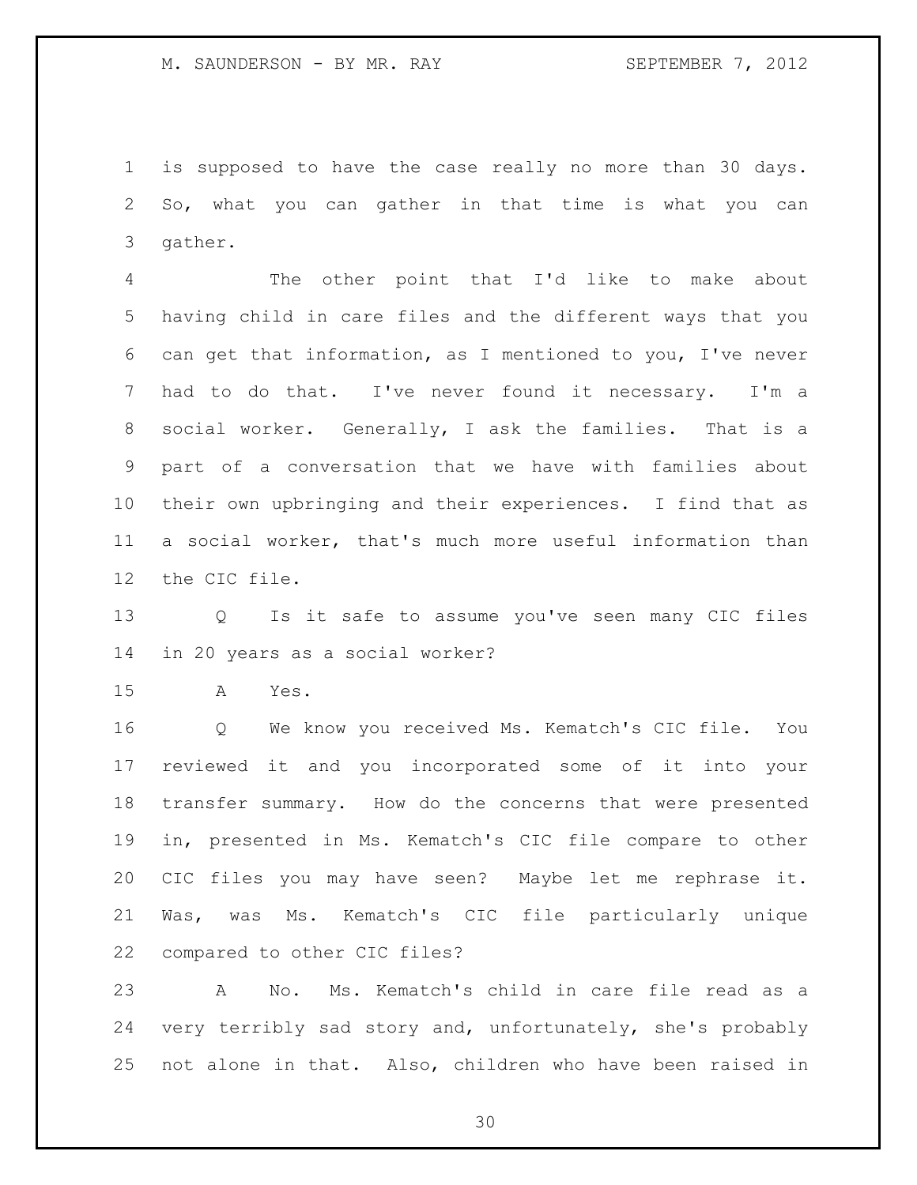is supposed to have the case really no more than 30 days. So, what you can gather in that time is what you can gather.

The other point that I'd like to make about having child in care files and the different ways that you can get that information, as I mentioned to you, I've never had to do that. I've never found it necessary. I'm a social worker. Generally, I ask the families. That is a part of a conversation that we have with families about their own upbringing and their experiences. I find that as a social worker, that's much more useful information than the CIC file.

Q Is it safe to assume you've seen many CIC files in 20 years as a social worker?

A Yes.

Q We know you received Ms. Kematch's CIC file. You reviewed it and you incorporated some of it into your transfer summary. How do the concerns that were presented in, presented in Ms. Kematch's CIC file compare to other CIC files you may have seen? Maybe let me rephrase it. Was, was Ms. Kematch's CIC file particularly unique compared to other CIC files?

A No. Ms. Kematch's child in care file read as a very terribly sad story and, unfortunately, she's probably not alone in that. Also, children who have been raised in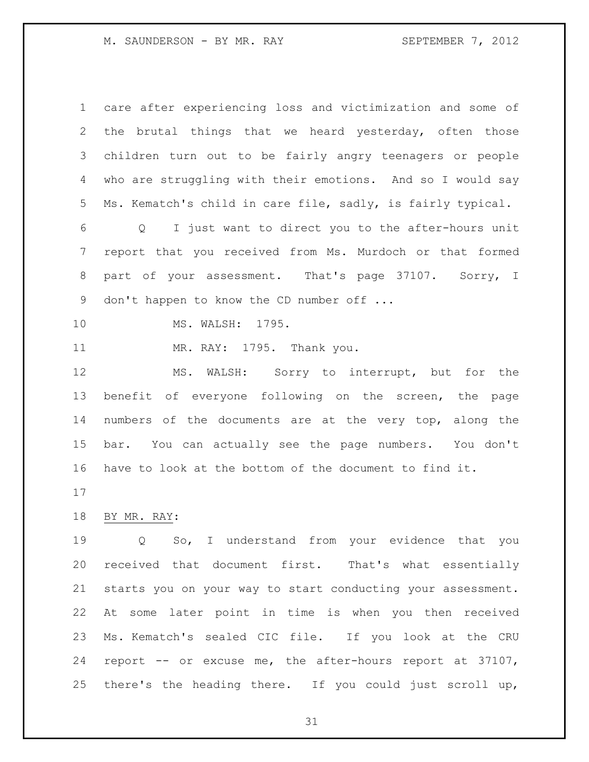care after experiencing loss and victimization and some of the brutal things that we heard yesterday, often those children turn out to be fairly angry teenagers or people who are struggling with their emotions. And so I would say Ms. Kematch's child in care file, sadly, is fairly typical.

Q I just want to direct you to the after-hours unit report that you received from Ms. Murdoch or that formed part of your assessment. That's page 37107. Sorry, I don't happen to know the CD number off ...

MS. WALSH: 1795.

MR. RAY: 1795. Thank you.

MS. WALSH: Sorry to interrupt, but for the benefit of everyone following on the screen, the page numbers of the documents are at the very top, along the bar. You can actually see the page numbers. You don't have to look at the bottom of the document to find it.

BY MR. RAY:

Q So, I understand from your evidence that you received that document first. That's what essentially starts you on your way to start conducting your assessment. At some later point in time is when you then received Ms. Kematch's sealed CIC file. If you look at the CRU report -- or excuse me, the after-hours report at 37107, there's the heading there. If you could just scroll up,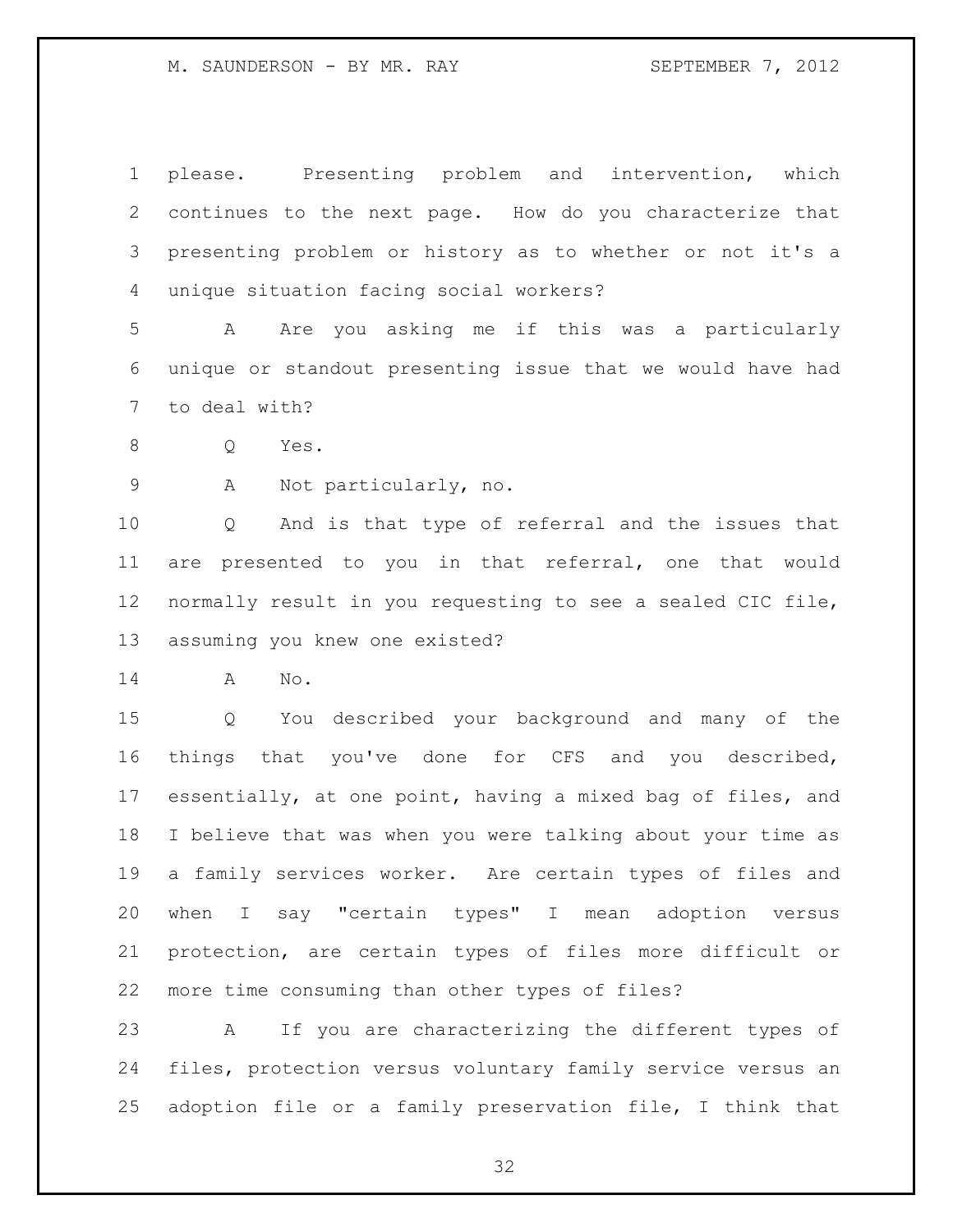please. Presenting problem and intervention, which continues to the next page. How do you characterize that presenting problem or history as to whether or not it's a unique situation facing social workers?

A Are you asking me if this was a particularly unique or standout presenting issue that we would have had to deal with?

Q Yes.

A Not particularly, no.

Q And is that type of referral and the issues that are presented to you in that referral, one that would normally result in you requesting to see a sealed CIC file, assuming you knew one existed?

A No.

Q You described your background and many of the things that you've done for CFS and you described, essentially, at one point, having a mixed bag of files, and I believe that was when you were talking about your time as a family services worker. Are certain types of files and when I say "certain types" I mean adoption versus protection, are certain types of files more difficult or more time consuming than other types of files?

A If you are characterizing the different types of files, protection versus voluntary family service versus an adoption file or a family preservation file, I think that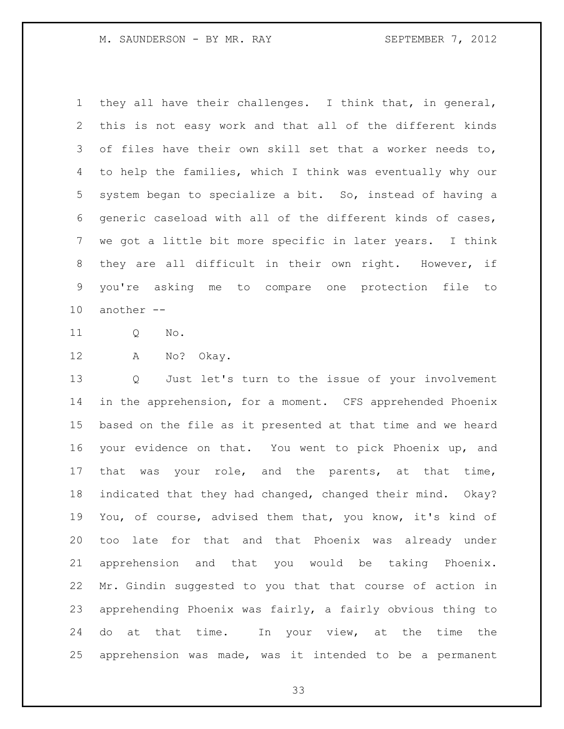they all have their challenges. I think that, in general, this is not easy work and that all of the different kinds of files have their own skill set that a worker needs to, to help the families, which I think was eventually why our system began to specialize a bit. So, instead of having a generic caseload with all of the different kinds of cases, we got a little bit more specific in later years. I think they are all difficult in their own right. However, if you're asking me to compare one protection file to another --

Q No.

A No? Okay.

Q Just let's turn to the issue of your involvement in the apprehension, for a moment. CFS apprehended Phoenix based on the file as it presented at that time and we heard your evidence on that. You went to pick Phoenix up, and that was your role, and the parents, at that time, indicated that they had changed, changed their mind. Okay? You, of course, advised them that, you know, it's kind of too late for that and that Phoenix was already under apprehension and that you would be taking Phoenix. Mr. Gindin suggested to you that that course of action in apprehending Phoenix was fairly, a fairly obvious thing to do at that time. In your view, at the time the apprehension was made, was it intended to be a permanent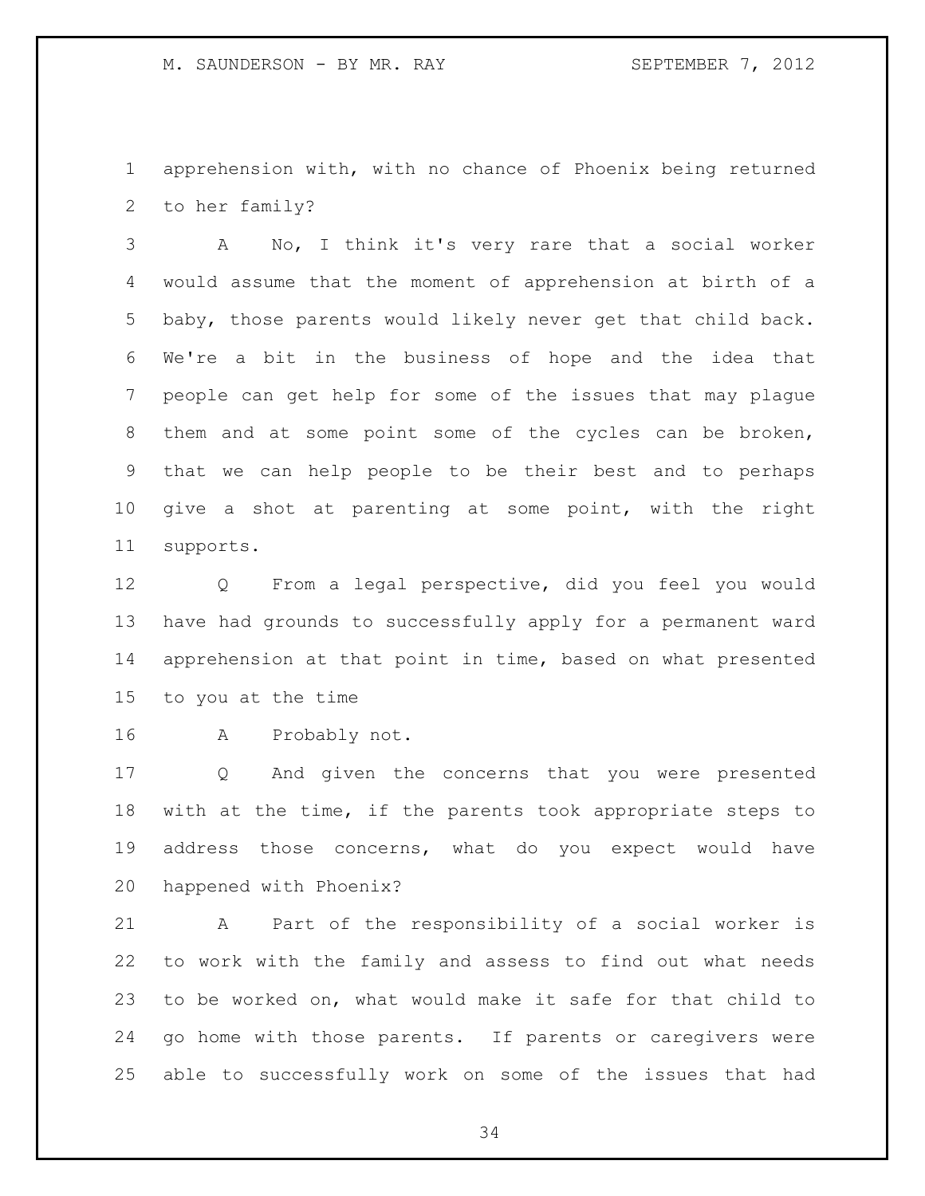apprehension with, with no chance of Phoenix being returned to her family?

A No, I think it's very rare that a social worker would assume that the moment of apprehension at birth of a baby, those parents would likely never get that child back. We're a bit in the business of hope and the idea that people can get help for some of the issues that may plague them and at some point some of the cycles can be broken, that we can help people to be their best and to perhaps give a shot at parenting at some point, with the right supports.

Q From a legal perspective, did you feel you would have had grounds to successfully apply for a permanent ward apprehension at that point in time, based on what presented to you at the time

A Probably not.

Q And given the concerns that you were presented with at the time, if the parents took appropriate steps to address those concerns, what do you expect would have happened with Phoenix?

A Part of the responsibility of a social worker is to work with the family and assess to find out what needs to be worked on, what would make it safe for that child to go home with those parents. If parents or caregivers were able to successfully work on some of the issues that had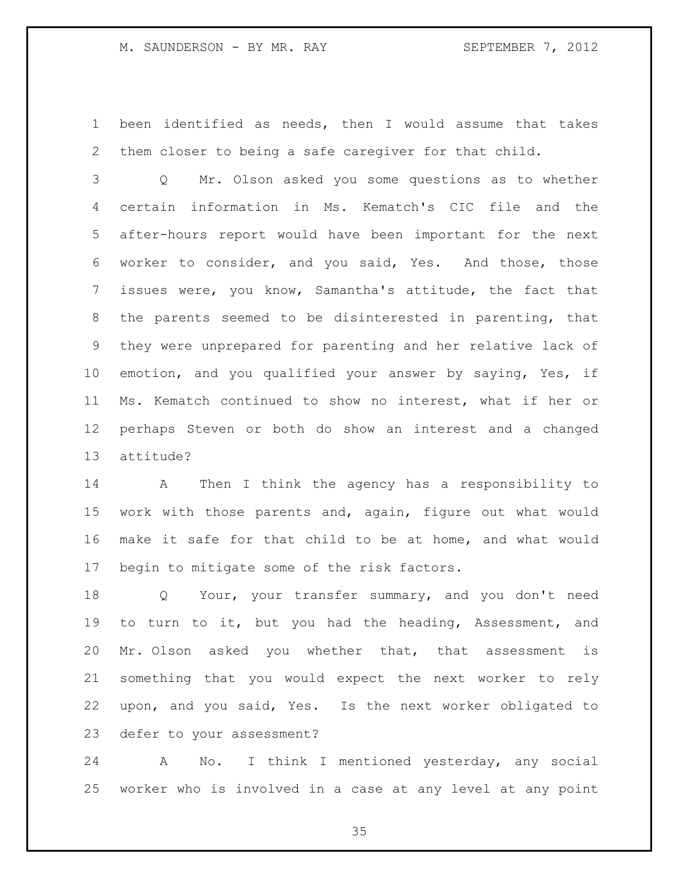been identified as needs, then I would assume that takes them closer to being a safe caregiver for that child.

Q Mr. Olson asked you some questions as to whether certain information in Ms. Kematch's CIC file and the after-hours report would have been important for the next worker to consider, and you said, Yes. And those, those issues were, you know, Samantha's attitude, the fact that the parents seemed to be disinterested in parenting, that they were unprepared for parenting and her relative lack of emotion, and you qualified your answer by saying, Yes, if Ms. Kematch continued to show no interest, what if her or perhaps Steven or both do show an interest and a changed attitude?

A Then I think the agency has a responsibility to work with those parents and, again, figure out what would make it safe for that child to be at home, and what would begin to mitigate some of the risk factors.

Q Your, your transfer summary, and you don't need to turn to it, but you had the heading, Assessment, and Mr. Olson asked you whether that, that assessment is something that you would expect the next worker to rely upon, and you said, Yes. Is the next worker obligated to defer to your assessment?

A No. I think I mentioned yesterday, any social worker who is involved in a case at any level at any point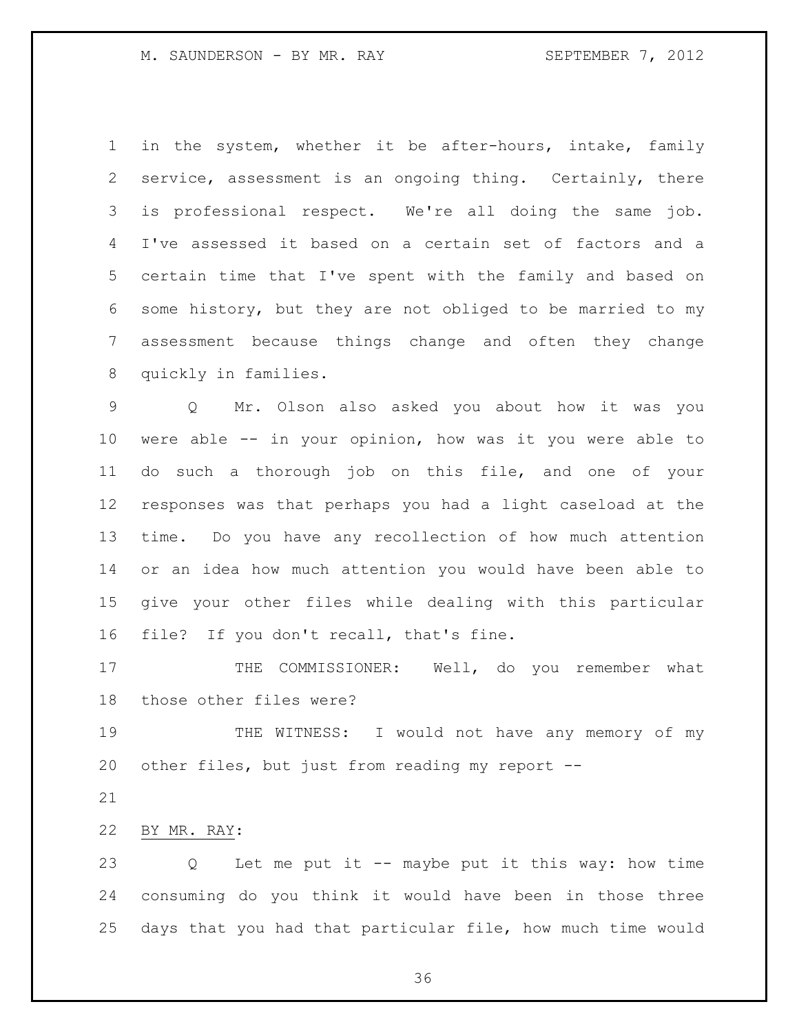in the system, whether it be after-hours, intake, family service, assessment is an ongoing thing. Certainly, there is professional respect. We're all doing the same job. I've assessed it based on a certain set of factors and a certain time that I've spent with the family and based on some history, but they are not obliged to be married to my assessment because things change and often they change quickly in families.

Q Mr. Olson also asked you about how it was you were able -- in your opinion, how was it you were able to do such a thorough job on this file, and one of your responses was that perhaps you had a light caseload at the time. Do you have any recollection of how much attention or an idea how much attention you would have been able to give your other files while dealing with this particular file? If you don't recall, that's fine.

THE COMMISSIONER: Well, do you remember what those other files were?

THE WITNESS: I would not have any memory of my other files, but just from reading my report --

BY MR. RAY:

Q Let me put it -- maybe put it this way: how time consuming do you think it would have been in those three days that you had that particular file, how much time would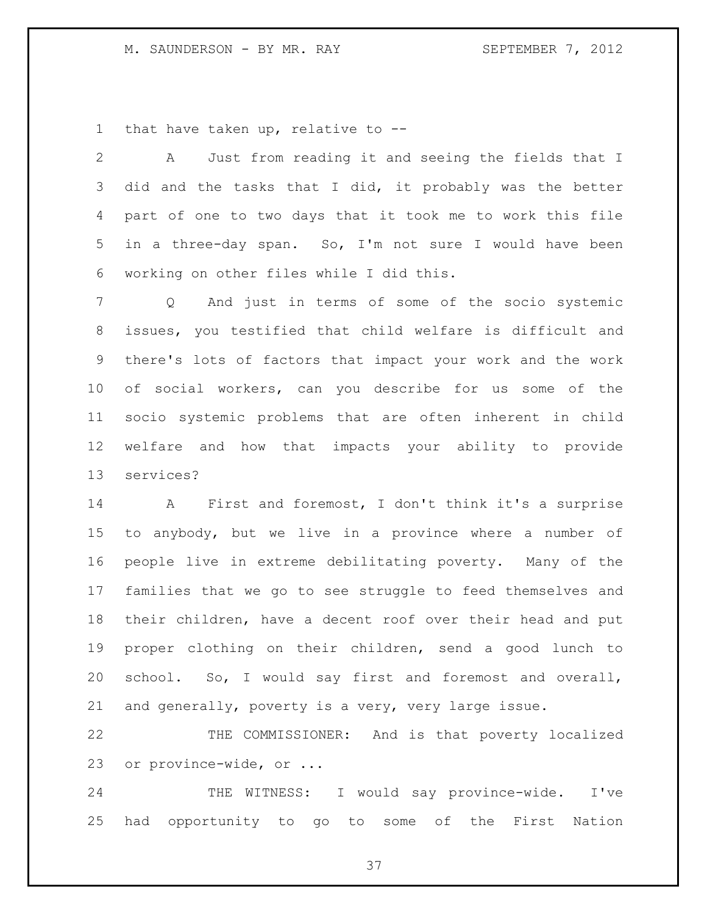that have taken up, relative to --

A Just from reading it and seeing the fields that I did and the tasks that I did, it probably was the better part of one to two days that it took me to work this file in a three-day span. So, I'm not sure I would have been working on other files while I did this.

Q And just in terms of some of the socio systemic issues, you testified that child welfare is difficult and there's lots of factors that impact your work and the work of social workers, can you describe for us some of the socio systemic problems that are often inherent in child welfare and how that impacts your ability to provide services?

A First and foremost, I don't think it's a surprise to anybody, but we live in a province where a number of people live in extreme debilitating poverty. Many of the families that we go to see struggle to feed themselves and their children, have a decent roof over their head and put proper clothing on their children, send a good lunch to school. So, I would say first and foremost and overall, and generally, poverty is a very, very large issue.

THE COMMISSIONER: And is that poverty localized or province-wide, or ...

THE WITNESS: I would say province-wide. I've had opportunity to go to some of the First Nation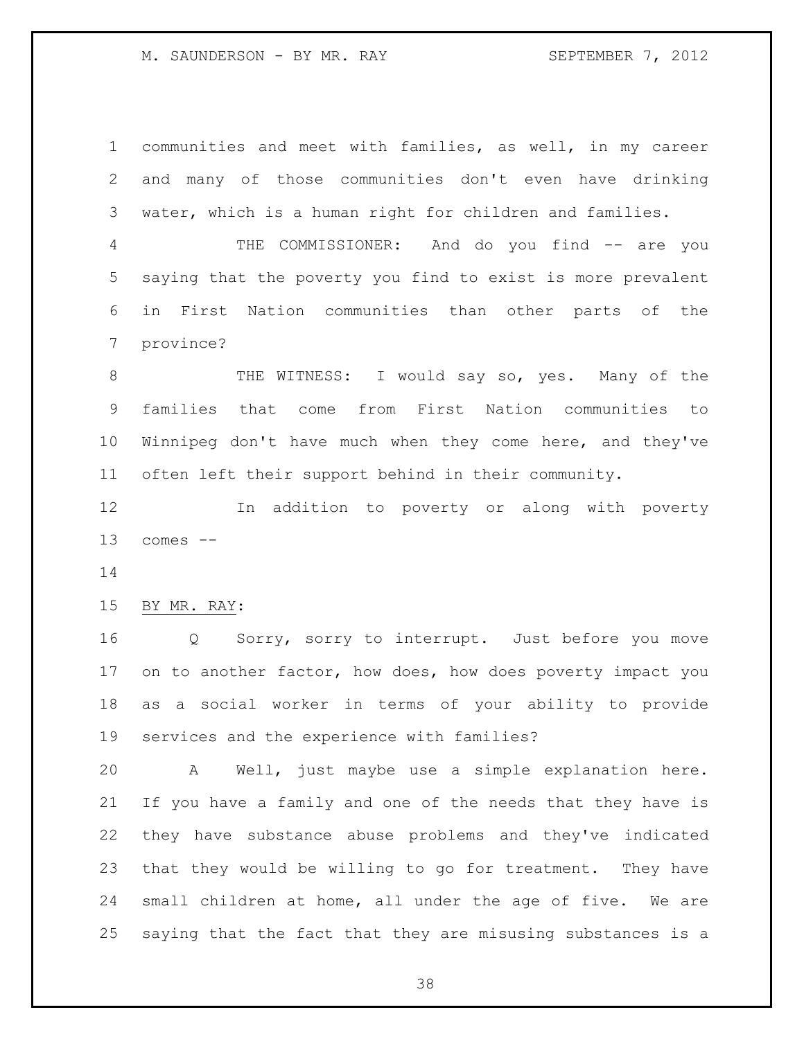communities and meet with families, as well, in my career and many of those communities don't even have drinking water, which is a human right for children and families.

THE COMMISSIONER: And do you find -- are you saying that the poverty you find to exist is more prevalent in First Nation communities than other parts of the province?

THE WITNESS: I would say so, yes. Many of the families that come from First Nation communities to Winnipeg don't have much when they come here, and they've often left their support behind in their community.

In addition to poverty or along with poverty comes --

BY MR. RAY:

Q Sorry, sorry to interrupt. Just before you move on to another factor, how does, how does poverty impact you as a social worker in terms of your ability to provide services and the experience with families?

A Well, just maybe use a simple explanation here. If you have a family and one of the needs that they have is they have substance abuse problems and they've indicated that they would be willing to go for treatment. They have small children at home, all under the age of five. We are saying that the fact that they are misusing substances is a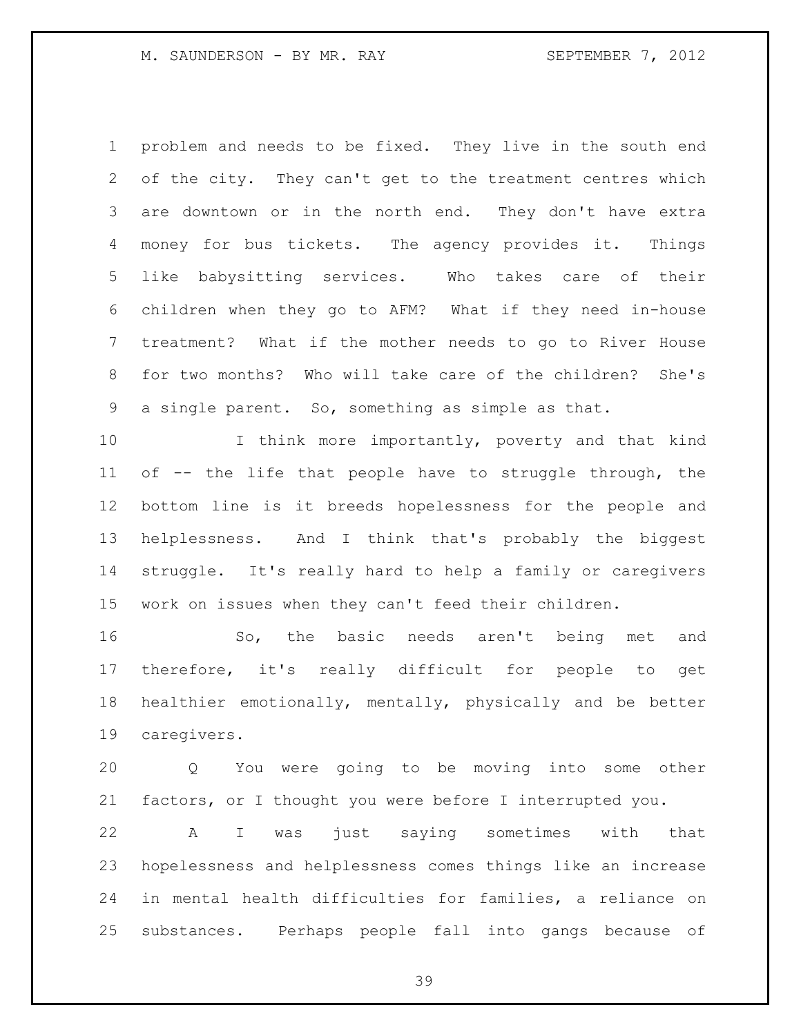problem and needs to be fixed. They live in the south end of the city. They can't get to the treatment centres which are downtown or in the north end. They don't have extra money for bus tickets. The agency provides it. Things like babysitting services. Who takes care of their children when they go to AFM? What if they need in-house treatment? What if the mother needs to go to River House for two months? Who will take care of the children? She's a single parent. So, something as simple as that.

I think more importantly, poverty and that kind of -- the life that people have to struggle through, the bottom line is it breeds hopelessness for the people and helplessness. And I think that's probably the biggest struggle. It's really hard to help a family or caregivers work on issues when they can't feed their children.

So, the basic needs aren't being met and therefore, it's really difficult for people to get healthier emotionally, mentally, physically and be better caregivers.

Q You were going to be moving into some other factors, or I thought you were before I interrupted you.

A I was just saying sometimes with that hopelessness and helplessness comes things like an increase in mental health difficulties for families, a reliance on substances. Perhaps people fall into gangs because of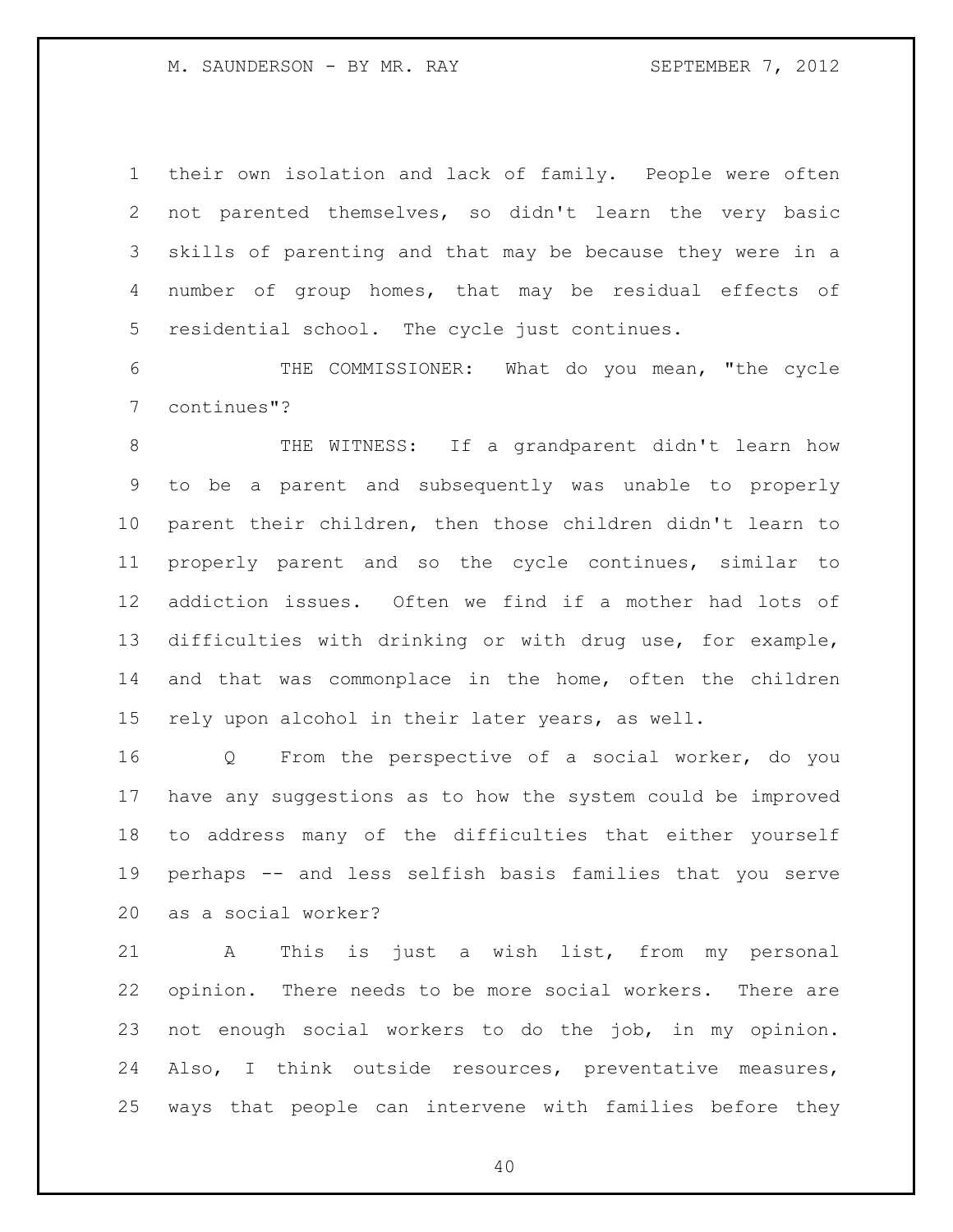their own isolation and lack of family. People were often not parented themselves, so didn't learn the very basic skills of parenting and that may be because they were in a number of group homes, that may be residual effects of residential school. The cycle just continues.

THE COMMISSIONER: What do you mean, "the cycle continues"?

THE WITNESS: If a grandparent didn't learn how to be a parent and subsequently was unable to properly parent their children, then those children didn't learn to properly parent and so the cycle continues, similar to addiction issues. Often we find if a mother had lots of difficulties with drinking or with drug use, for example, and that was commonplace in the home, often the children rely upon alcohol in their later years, as well.

Q From the perspective of a social worker, do you have any suggestions as to how the system could be improved to address many of the difficulties that either yourself perhaps -- and less selfish basis families that you serve as a social worker?

A This is just a wish list, from my personal opinion. There needs to be more social workers. There are not enough social workers to do the job, in my opinion. Also, I think outside resources, preventative measures, ways that people can intervene with families before they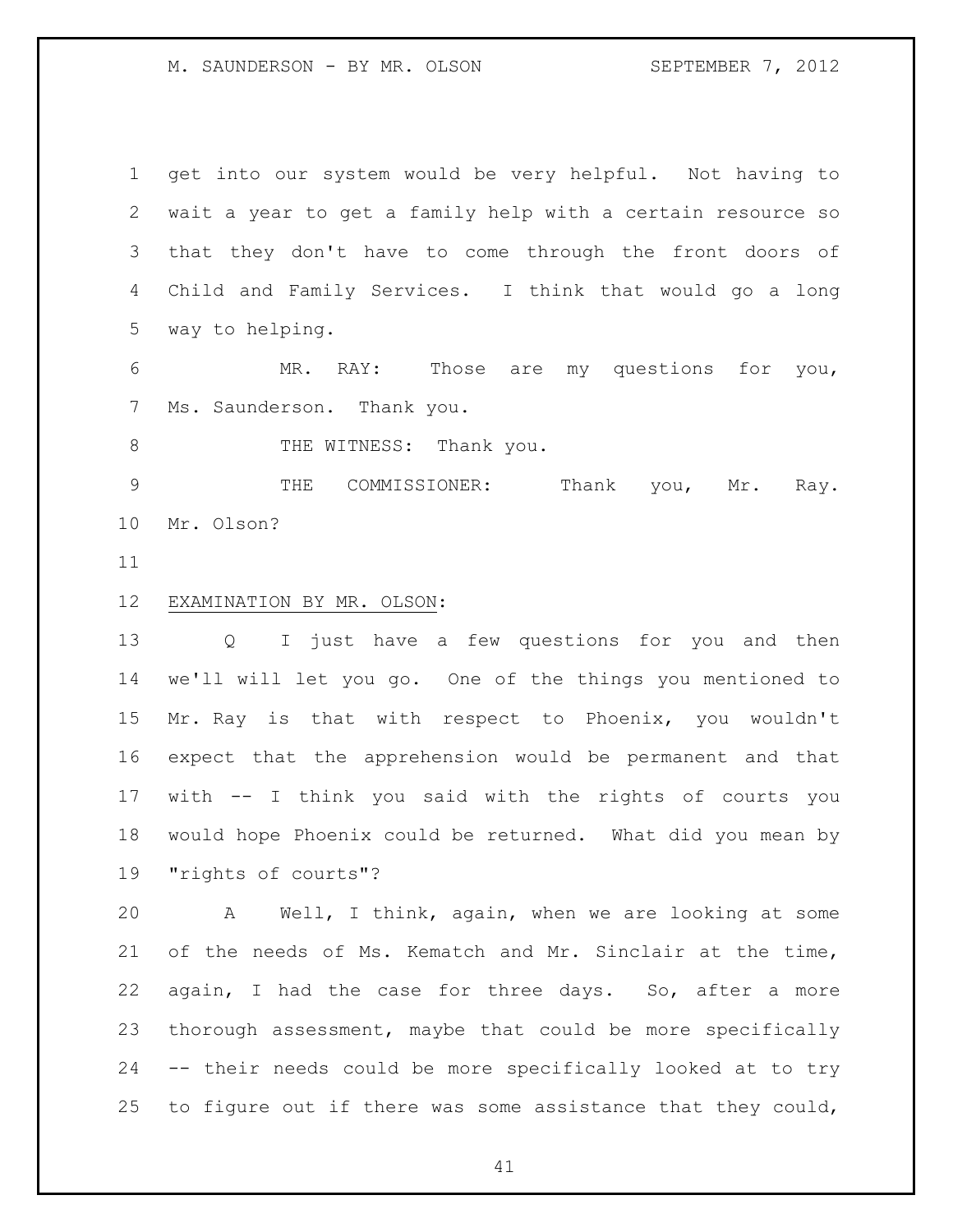get into our system would be very helpful. Not having to wait a year to get a family help with a certain resource so that they don't have to come through the front doors of Child and Family Services. I think that would go a long way to helping.

MR. RAY: Those are my questions for you, Ms. Saunderson. Thank you.

THE WITNESS: Thank you.

THE COMMISSIONER: Thank you, Mr. Ray. Mr. Olson?

EXAMINATION BY MR. OLSON:

Q I just have a few questions for you and then we'll will let you go. One of the things you mentioned to Mr. Ray is that with respect to Phoenix, you wouldn't expect that the apprehension would be permanent and that with -- I think you said with the rights of courts you would hope Phoenix could be returned. What did you mean by "rights of courts"?

A Well, I think, again, when we are looking at some of the needs of Ms. Kematch and Mr. Sinclair at the time, again, I had the case for three days. So, after a more thorough assessment, maybe that could be more specifically -- their needs could be more specifically looked at to try to figure out if there was some assistance that they could,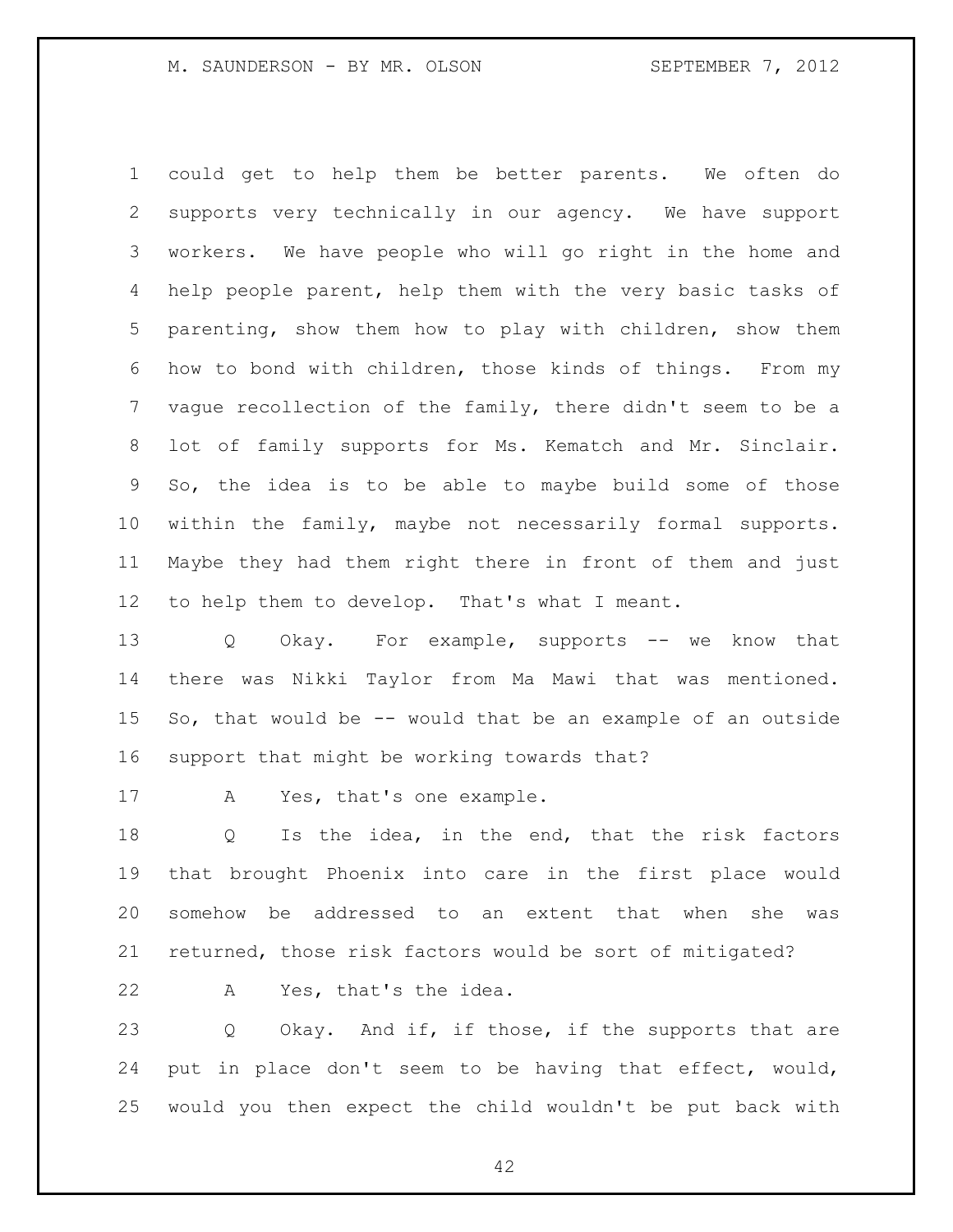could get to help them be better parents. We often do supports very technically in our agency. We have support workers. We have people who will go right in the home and help people parent, help them with the very basic tasks of parenting, show them how to play with children, show them how to bond with children, those kinds of things. From my vague recollection of the family, there didn't seem to be a lot of family supports for Ms. Kematch and Mr. Sinclair. So, the idea is to be able to maybe build some of those within the family, maybe not necessarily formal supports. Maybe they had them right there in front of them and just to help them to develop. That's what I meant.

Q Okay. For example, supports -- we know that there was Nikki Taylor from Ma Mawi that was mentioned. So, that would be -- would that be an example of an outside support that might be working towards that?

A Yes, that's one example.

Q Is the idea, in the end, that the risk factors that brought Phoenix into care in the first place would somehow be addressed to an extent that when she was returned, those risk factors would be sort of mitigated?

A Yes, that's the idea.

Q Okay. And if, if those, if the supports that are put in place don't seem to be having that effect, would, would you then expect the child wouldn't be put back with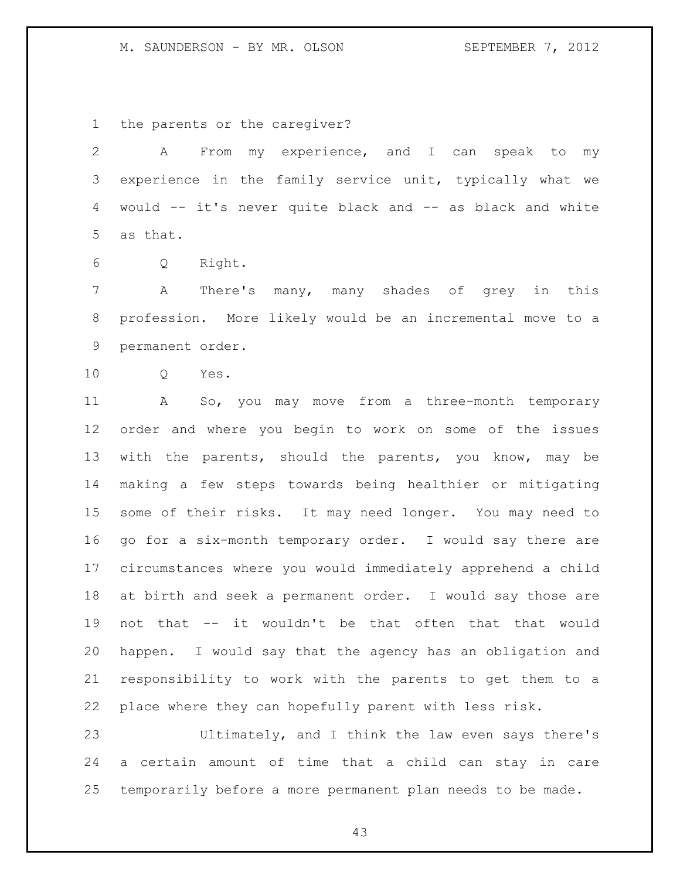the parents or the caregiver?

A From my experience, and I can speak to my experience in the family service unit, typically what we would -- it's never quite black and -- as black and white as that.

Q Right.

A There's many, many shades of grey in this profession. More likely would be an incremental move to a permanent order.

Q Yes.

A So, you may move from a three-month temporary order and where you begin to work on some of the issues with the parents, should the parents, you know, may be making a few steps towards being healthier or mitigating some of their risks. It may need longer. You may need to go for a six-month temporary order. I would say there are circumstances where you would immediately apprehend a child at birth and seek a permanent order. I would say those are not that -- it wouldn't be that often that that would happen. I would say that the agency has an obligation and responsibility to work with the parents to get them to a place where they can hopefully parent with less risk.

Ultimately, and I think the law even says there's a certain amount of time that a child can stay in care temporarily before a more permanent plan needs to be made.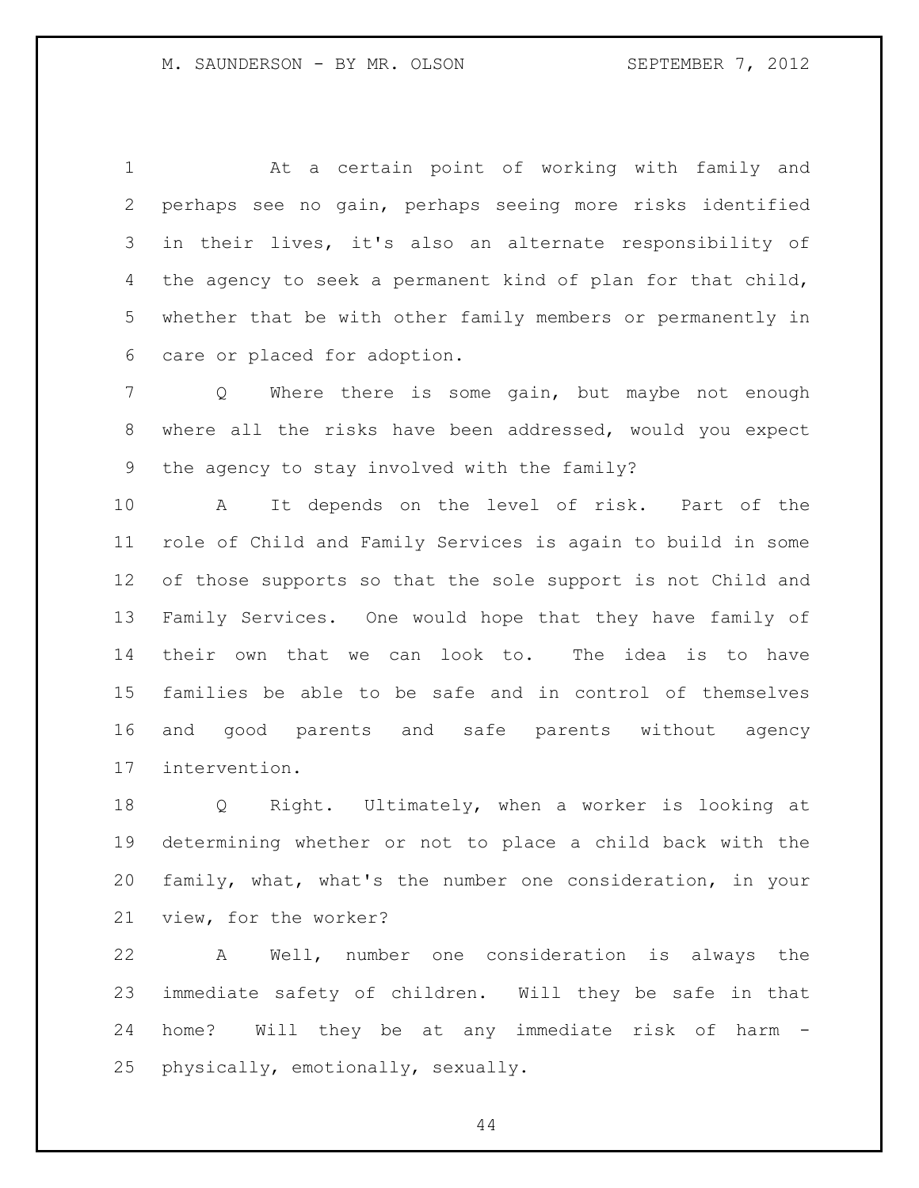At a certain point of working with family and perhaps see no gain, perhaps seeing more risks identified in their lives, it's also an alternate responsibility of the agency to seek a permanent kind of plan for that child, whether that be with other family members or permanently in care or placed for adoption.

Q Where there is some gain, but maybe not enough where all the risks have been addressed, would you expect the agency to stay involved with the family?

A It depends on the level of risk. Part of the role of Child and Family Services is again to build in some of those supports so that the sole support is not Child and Family Services. One would hope that they have family of their own that we can look to. The idea is to have families be able to be safe and in control of themselves and good parents and safe parents without agency intervention.

Q Right. Ultimately, when a worker is looking at determining whether or not to place a child back with the family, what, what's the number one consideration, in your view, for the worker?

A Well, number one consideration is always the immediate safety of children. Will they be safe in that home? Will they be at any immediate risk of harm - physically, emotionally, sexually.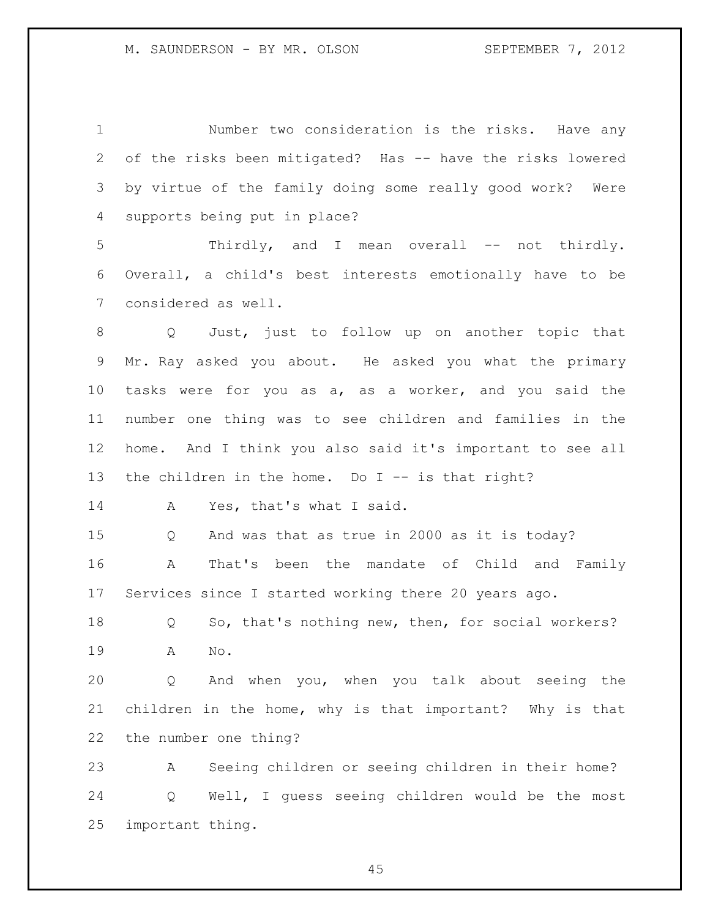Number two consideration is the risks. Have any of the risks been mitigated? Has -- have the risks lowered by virtue of the family doing some really good work? Were supports being put in place?

Thirdly, and I mean overall -- not thirdly. Overall, a child's best interests emotionally have to be considered as well.

Q Just, just to follow up on another topic that Mr. Ray asked you about. He asked you what the primary tasks were for you as a, as a worker, and you said the number one thing was to see children and families in the home. And I think you also said it's important to see all the children in the home. Do I -- is that right?

A Yes, that's what I said.

Q And was that as true in 2000 as it is today?

A That's been the mandate of Child and Family Services since I started working there 20 years ago.

Q So, that's nothing new, then, for social workers?

A No.

Q And when you, when you talk about seeing the children in the home, why is that important? Why is that the number one thing?

A Seeing children or seeing children in their home?

Q Well, I guess seeing children would be the most important thing.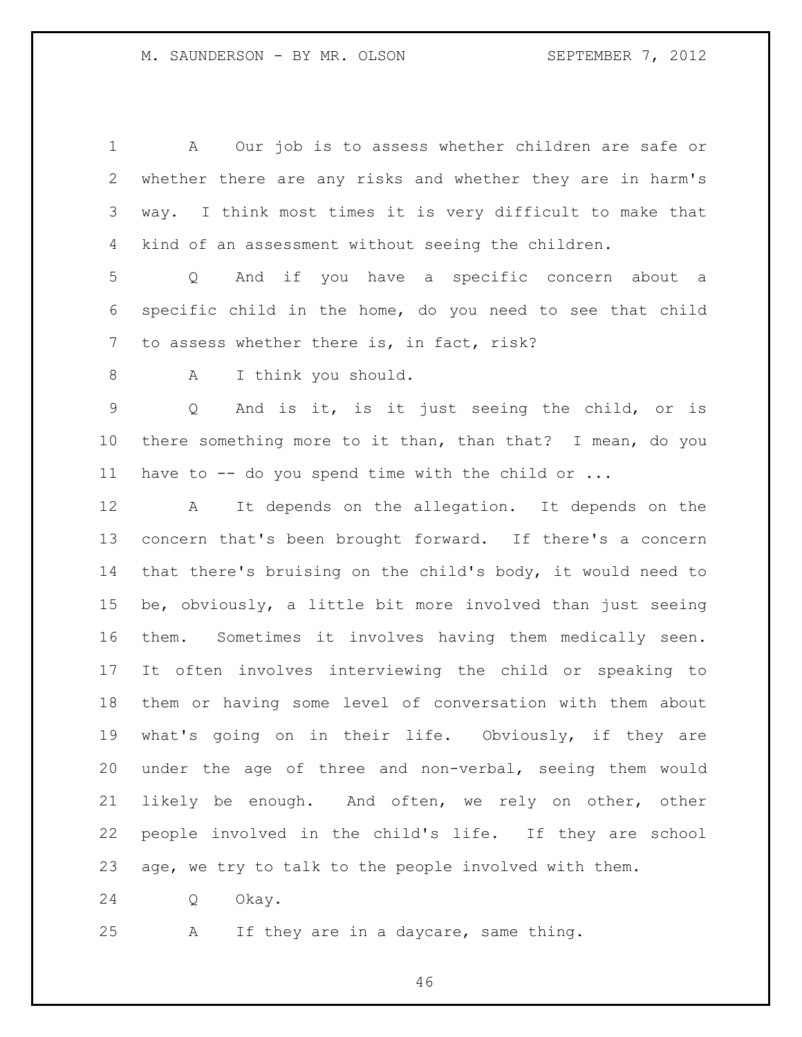A Our job is to assess whether children are safe or whether there are any risks and whether they are in harm's way. I think most times it is very difficult to make that kind of an assessment without seeing the children.

Q And if you have a specific concern about a specific child in the home, do you need to see that child to assess whether there is, in fact, risk?

A I think you should.

Q And is it, is it just seeing the child, or is there something more to it than, than that? I mean, do you have to -- do you spend time with the child or ...

A It depends on the allegation. It depends on the concern that's been brought forward. If there's a concern that there's bruising on the child's body, it would need to be, obviously, a little bit more involved than just seeing them. Sometimes it involves having them medically seen. It often involves interviewing the child or speaking to them or having some level of conversation with them about what's going on in their life. Obviously, if they are under the age of three and non-verbal, seeing them would likely be enough. And often, we rely on other, other people involved in the child's life. If they are school age, we try to talk to the people involved with them.

Q Okay.

A If they are in a daycare, same thing.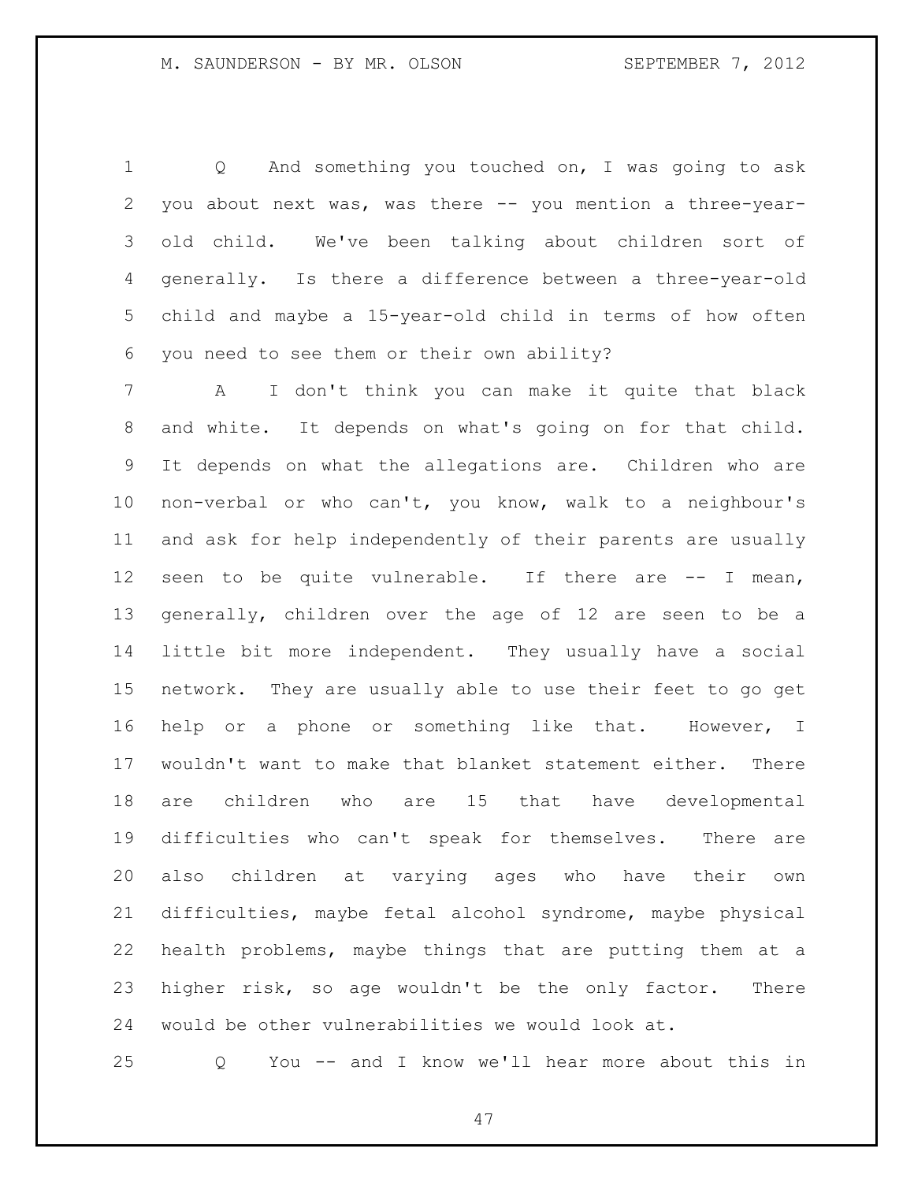Q And something you touched on, I was going to ask you about next was, was there -- you mention a three-year-old child. We've been talking about children sort of generally. Is there a difference between a three-year-old child and maybe a 15-year-old child in terms of how often you need to see them or their own ability?

A I don't think you can make it quite that black and white. It depends on what's going on for that child. It depends on what the allegations are. Children who are non-verbal or who can't, you know, walk to a neighbour's and ask for help independently of their parents are usually seen to be quite vulnerable. If there are -- I mean, generally, children over the age of 12 are seen to be a little bit more independent. They usually have a social network. They are usually able to use their feet to go get help or a phone or something like that. However, I wouldn't want to make that blanket statement either. There are children who are 15 that have developmental difficulties who can't speak for themselves. There are also children at varying ages who have their own difficulties, maybe fetal alcohol syndrome, maybe physical health problems, maybe things that are putting them at a higher risk, so age wouldn't be the only factor. There would be other vulnerabilities we would look at.

Q You -- and I know we'll hear more about this in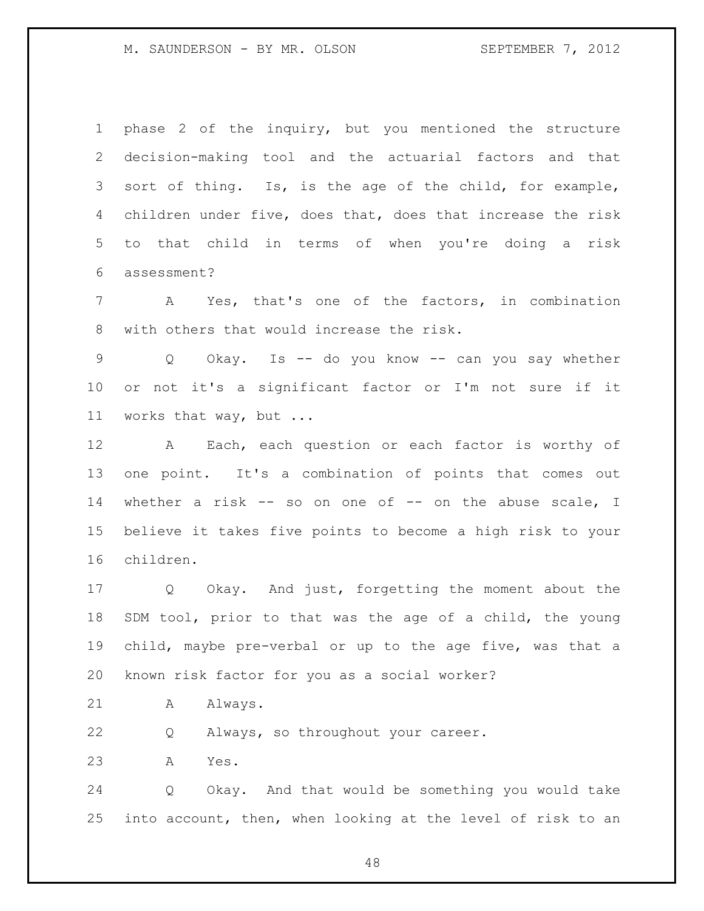phase 2 of the inquiry, but you mentioned the structure decision-making tool and the actuarial factors and that sort of thing. Is, is the age of the child, for example, children under five, does that, does that increase the risk to that child in terms of when you're doing a risk assessment?

A Yes, that's one of the factors, in combination with others that would increase the risk.

Q Okay. Is -- do you know -- can you say whether or not it's a significant factor or I'm not sure if it works that way, but ...

A Each, each question or each factor is worthy of one point. It's a combination of points that comes out whether a risk -- so on one of -- on the abuse scale, I believe it takes five points to become a high risk to your children.

Q Okay. And just, forgetting the moment about the SDM tool, prior to that was the age of a child, the young child, maybe pre-verbal or up to the age five, was that a known risk factor for you as a social worker?

A Always.

Q Always, so throughout your career.

A Yes.

Q Okay. And that would be something you would take into account, then, when looking at the level of risk to an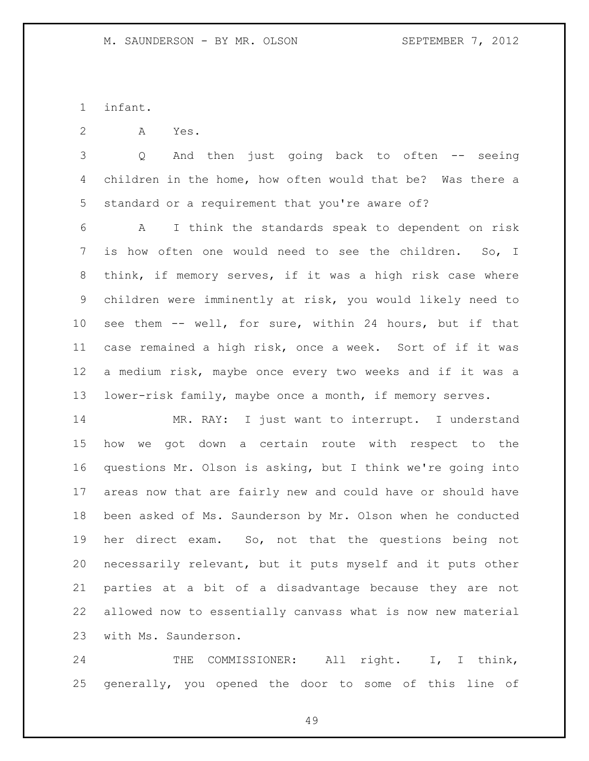infant.

A Yes.

Q And then just going back to often -- seeing children in the home, how often would that be? Was there a standard or a requirement that you're aware of?

A I think the standards speak to dependent on risk is how often one would need to see the children. So, I think, if memory serves, if it was a high risk case where children were imminently at risk, you would likely need to see them -- well, for sure, within 24 hours, but if that case remained a high risk, once a week. Sort of if it was a medium risk, maybe once every two weeks and if it was a lower-risk family, maybe once a month, if memory serves.

MR. RAY: I just want to interrupt. I understand how we got down a certain route with respect to the questions Mr. Olson is asking, but I think we're going into areas now that are fairly new and could have or should have been asked of Ms. Saunderson by Mr. Olson when he conducted her direct exam. So, not that the questions being not necessarily relevant, but it puts myself and it puts other parties at a bit of a disadvantage because they are not allowed now to essentially canvass what is now new material with Ms. Saunderson.

THE COMMISSIONER: All right. I, I think, generally, you opened the door to some of this line of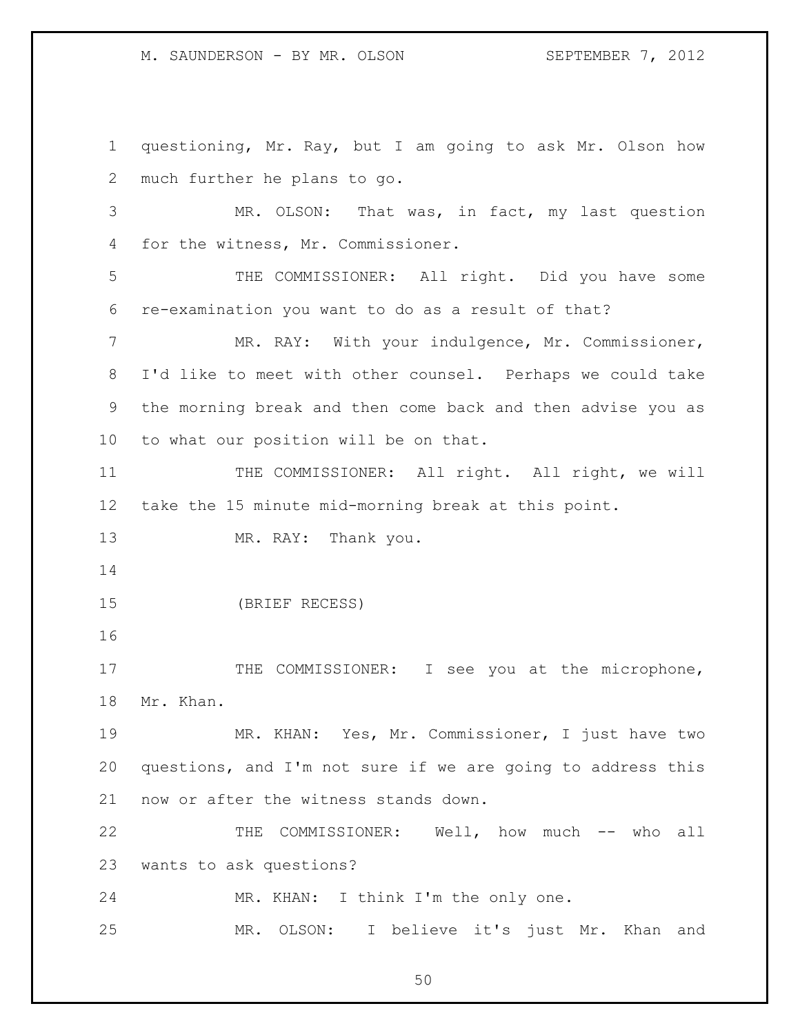questioning, Mr. Ray, but I am going to ask Mr. Olson how much further he plans to go.

MR. OLSON: That was, in fact, my last question for the witness, Mr. Commissioner.

THE COMMISSIONER: All right. Did you have some re-examination you want to do as a result of that?

MR. RAY: With your indulgence, Mr. Commissioner, I'd like to meet with other counsel. Perhaps we could take the morning break and then come back and then advise you as to what our position will be on that.

THE COMMISSIONER: All right. All right, we will take the 15 minute mid-morning break at this point.

MR. RAY: Thank you.

(BRIEF RECESS)

THE COMMISSIONER: I see you at the microphone, Mr. Khan.

MR. KHAN: Yes, Mr. Commissioner, I just have two questions, and I'm not sure if we are going to address this now or after the witness stands down.

THE COMMISSIONER: Well, how much -- who all wants to ask questions?

MR. KHAN: I think I'm the only one.

MR. OLSON: I believe it's just Mr. Khan and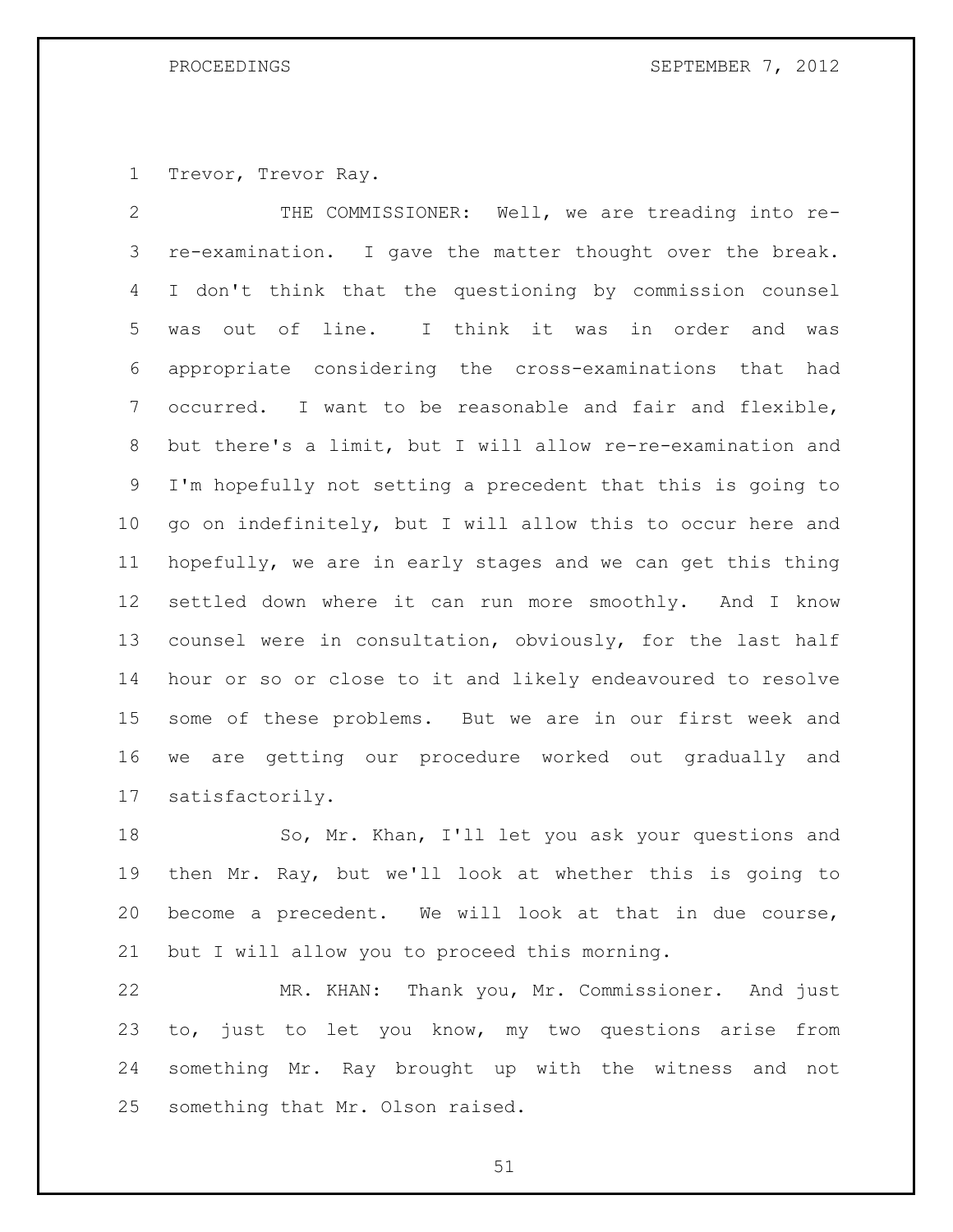Trevor, Trevor Ray.

THE COMMISSIONER: Well, we are treading into re-re-examination. I gave the matter thought over the break. I don't think that the questioning by commission counsel was out of line. I think it was in order and was appropriate considering the cross-examinations that had occurred. I want to be reasonable and fair and flexible, but there's a limit, but I will allow re-re-examination and I'm hopefully not setting a precedent that this is going to go on indefinitely, but I will allow this to occur here and hopefully, we are in early stages and we can get this thing settled down where it can run more smoothly. And I know counsel were in consultation, obviously, for the last half hour or so or close to it and likely endeavoured to resolve some of these problems. But we are in our first week and we are getting our procedure worked out gradually and satisfactorily.

So, Mr. Khan, I'll let you ask your questions and then Mr. Ray, but we'll look at whether this is going to become a precedent. We will look at that in due course, but I will allow you to proceed this morning.

MR. KHAN: Thank you, Mr. Commissioner. And just to, just to let you know, my two questions arise from something Mr. Ray brought up with the witness and not something that Mr. Olson raised.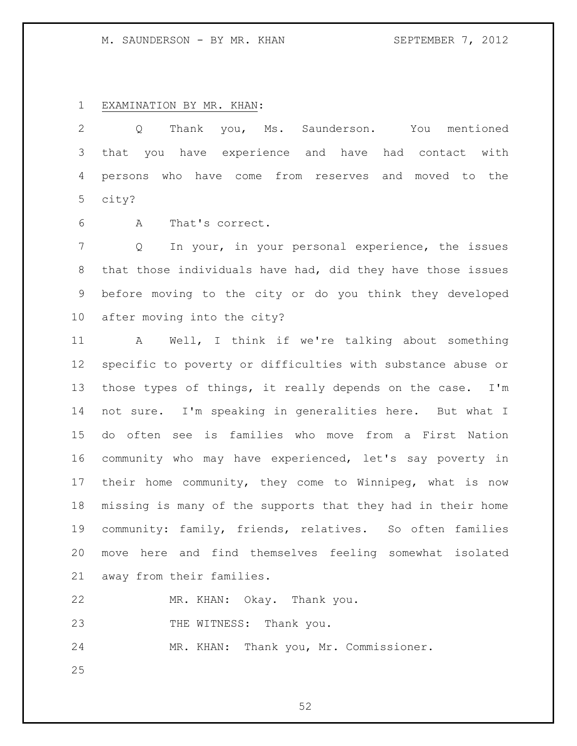EXAMINATION BY MR. KHAN:

Q Thank you, Ms. Saunderson. You mentioned that you have experience and have had contact with persons who have come from reserves and moved to the city?

A That's correct.

Q In your, in your personal experience, the issues that those individuals have had, did they have those issues before moving to the city or do you think they developed after moving into the city?

A Well, I think if we're talking about something specific to poverty or difficulties with substance abuse or those types of things, it really depends on the case. I'm not sure. I'm speaking in generalities here. But what I do often see is families who move from a First Nation community who may have experienced, let's say poverty in their home community, they come to Winnipeg, what is now missing is many of the supports that they had in their home community: family, friends, relatives. So often families move here and find themselves feeling somewhat isolated away from their families.

MR. KHAN: Okay. Thank you.

THE WITNESS: Thank you.

MR. KHAN: Thank you, Mr. Commissioner.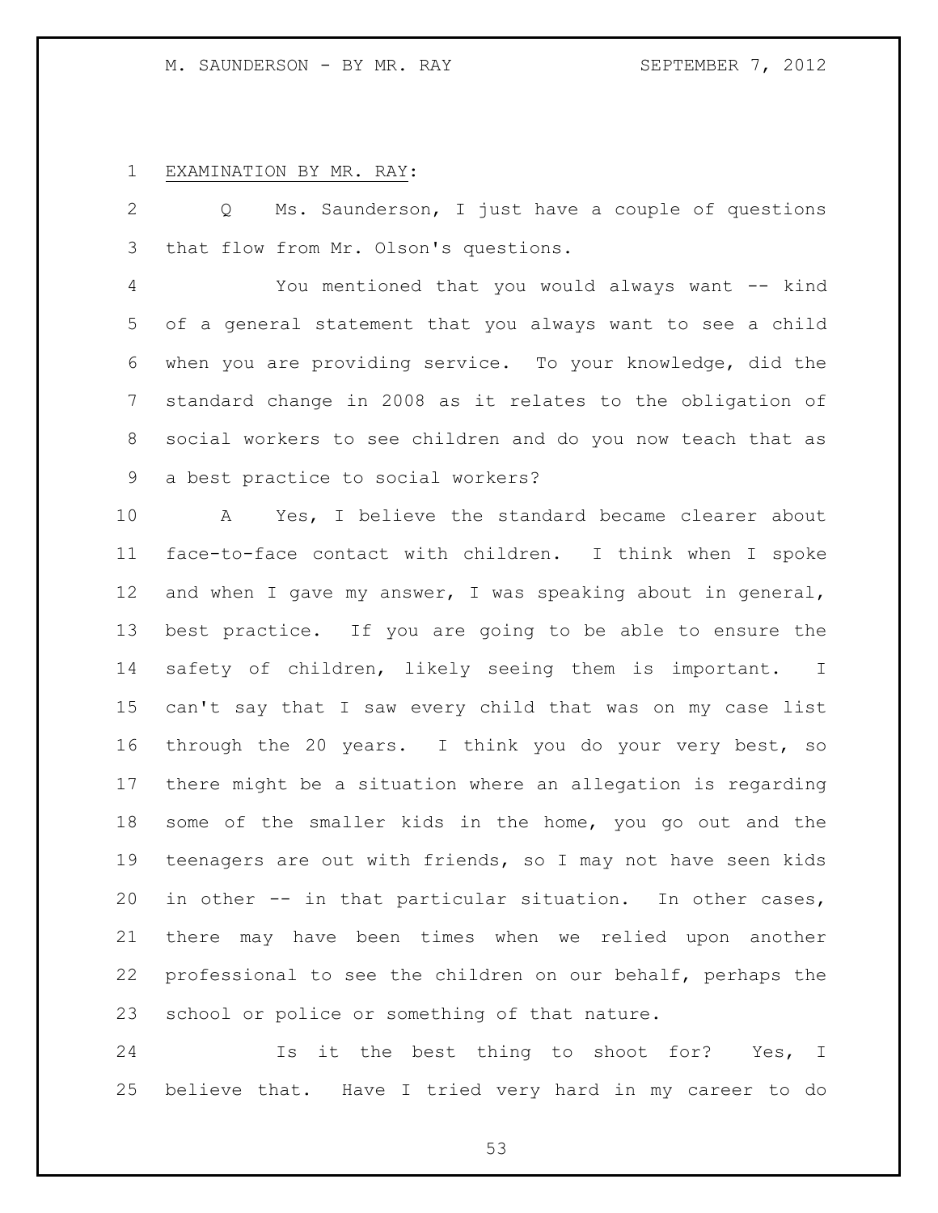EXAMINATION BY MR. RAY:

Q Ms. Saunderson, I just have a couple of questions that flow from Mr. Olson's questions.

You mentioned that you would always want -- kind of a general statement that you always want to see a child when you are providing service. To your knowledge, did the standard change in 2008 as it relates to the obligation of social workers to see children and do you now teach that as a best practice to social workers?

A Yes, I believe the standard became clearer about face-to-face contact with children. I think when I spoke and when I gave my answer, I was speaking about in general, best practice. If you are going to be able to ensure the safety of children, likely seeing them is important. I can't say that I saw every child that was on my case list through the 20 years. I think you do your very best, so there might be a situation where an allegation is regarding some of the smaller kids in the home, you go out and the teenagers are out with friends, so I may not have seen kids in other -- in that particular situation. In other cases, there may have been times when we relied upon another professional to see the children on our behalf, perhaps the school or police or something of that nature.

Is it the best thing to shoot for? Yes, I believe that. Have I tried very hard in my career to do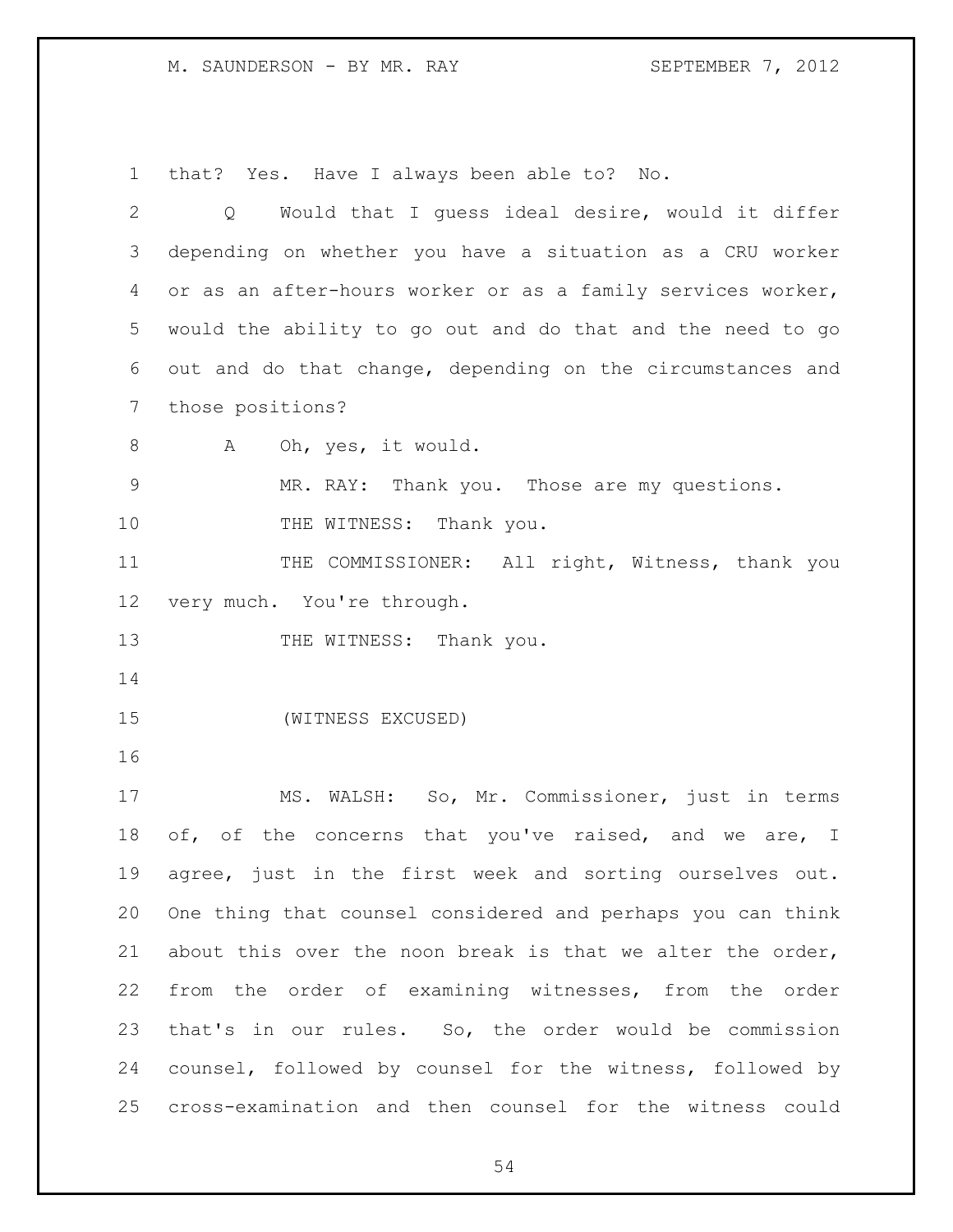that? Yes. Have I always been able to? No.

Q Would that I guess ideal desire, would it differ depending on whether you have a situation as a CRU worker or as an after-hours worker or as a family services worker, would the ability to go out and do that and the need to go out and do that change, depending on the circumstances and those positions?

A Oh, yes, it would.

MR. RAY: Thank you. Those are my questions.

THE WITNESS: Thank you.

THE COMMISSIONER: All right, Witness, thank you very much. You're through.

THE WITNESS: Thank you.

(WITNESS EXCUSED)

MS. WALSH: So, Mr. Commissioner, just in terms of, of the concerns that you've raised, and we are, I agree, just in the first week and sorting ourselves out. One thing that counsel considered and perhaps you can think about this over the noon break is that we alter the order, from the order of examining witnesses, from the order that's in our rules. So, the order would be commission counsel, followed by counsel for the witness, followed by cross-examination and then counsel for the witness could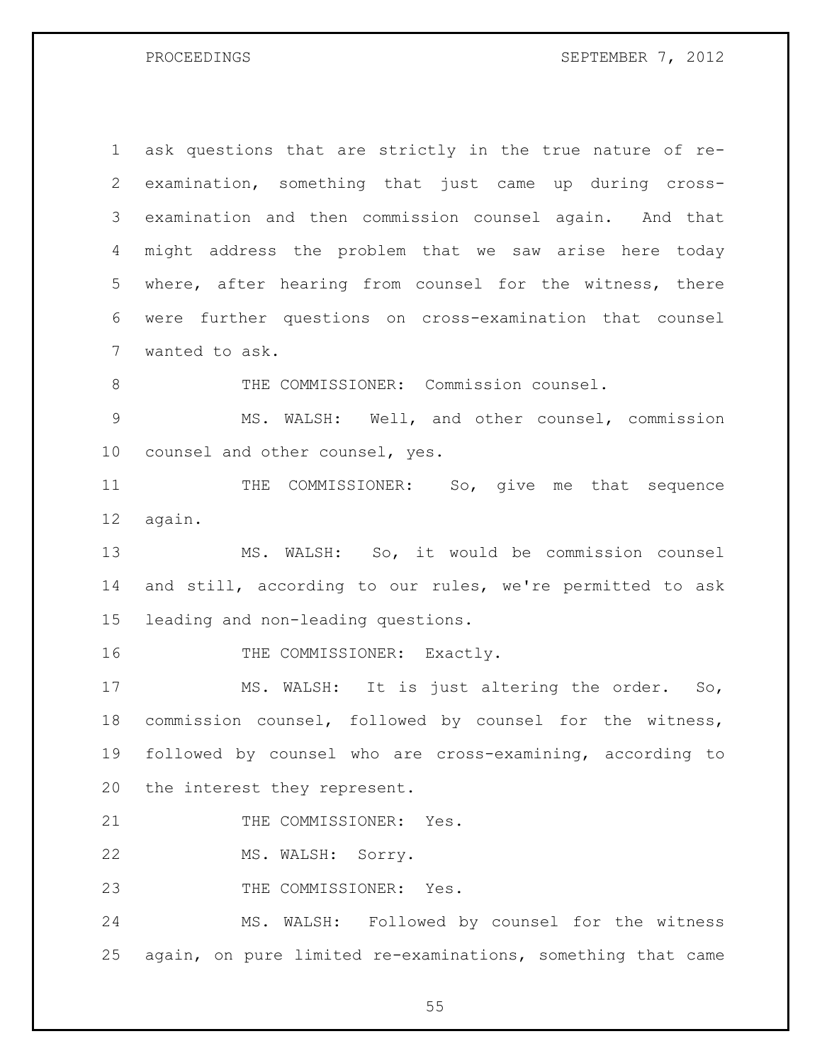ask questions that are strictly in the true nature of re-examination, something that just came up during cross-examination and then commission counsel again. And that might address the problem that we saw arise here today where, after hearing from counsel for the witness, there were further questions on cross-examination that counsel wanted to ask.

THE COMMISSIONER: Commission counsel.

MS. WALSH: Well, and other counsel, commission counsel and other counsel, yes.

THE COMMISSIONER: So, give me that sequence again.

MS. WALSH: So, it would be commission counsel and still, according to our rules, we're permitted to ask leading and non-leading questions.

THE COMMISSIONER: Exactly.

MS. WALSH: It is just altering the order. So, commission counsel, followed by counsel for the witness, followed by counsel who are cross-examining, according to the interest they represent.

THE COMMISSIONER: Yes.

MS. WALSH: Sorry.

THE COMMISSIONER: Yes.

MS. WALSH: Followed by counsel for the witness again, on pure limited re-examinations, something that came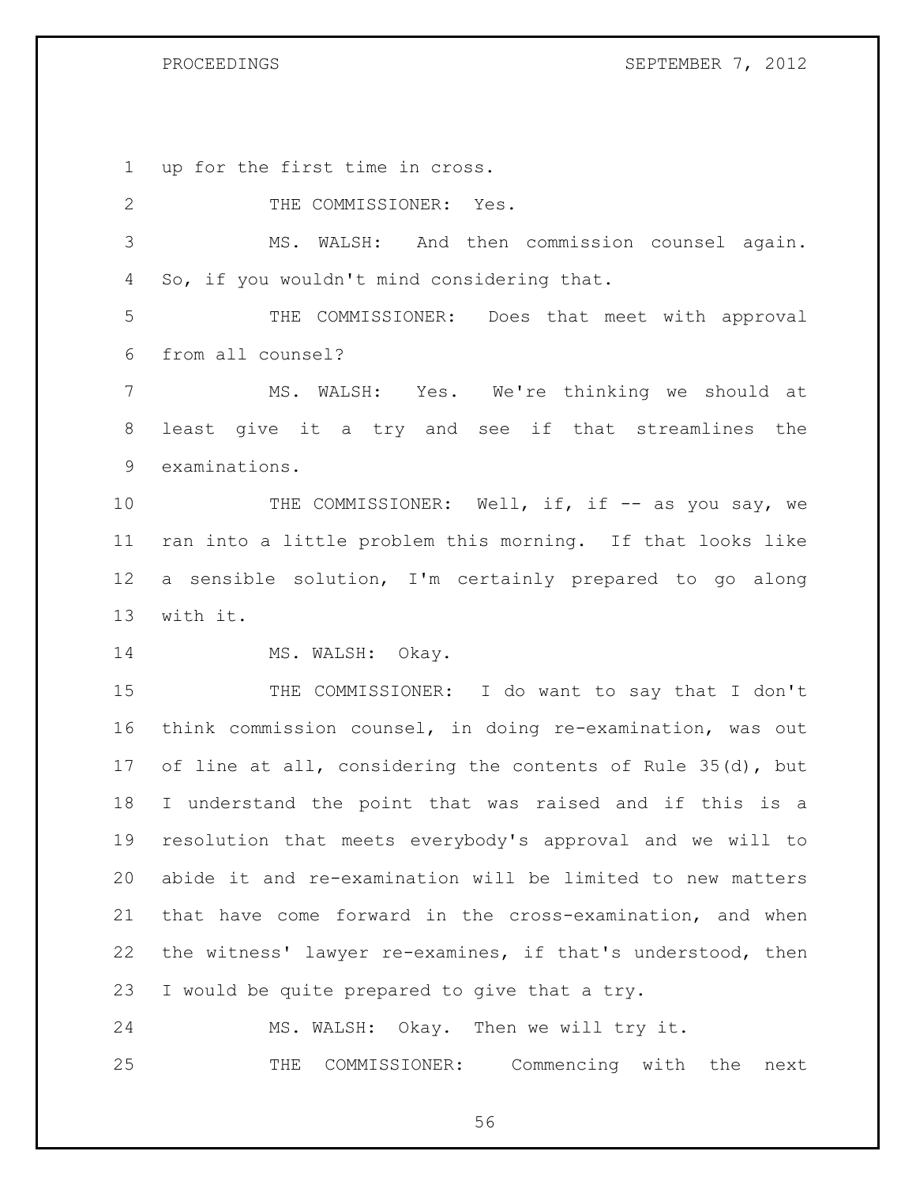up for the first time in cross.

THE COMMISSIONER: Yes.

MS. WALSH: And then commission counsel again. So, if you wouldn't mind considering that.

THE COMMISSIONER: Does that meet with approval from all counsel?

MS. WALSH: Yes. We're thinking we should at least give it a try and see if that streamlines the examinations.

THE COMMISSIONER: Well, if, if -- as you say, we ran into a little problem this morning. If that looks like a sensible solution, I'm certainly prepared to go along with it.

MS. WALSH: Okay.

THE COMMISSIONER: I do want to say that I don't think commission counsel, in doing re-examination, was out of line at all, considering the contents of Rule 35(d), but I understand the point that was raised and if this is a resolution that meets everybody's approval and we will to abide it and re-examination will be limited to new matters that have come forward in the cross-examination, and when the witness' lawyer re-examines, if that's understood, then I would be quite prepared to give that a try.

MS. WALSH: Okay. Then we will try it.

THE COMMISSIONER: Commencing with the next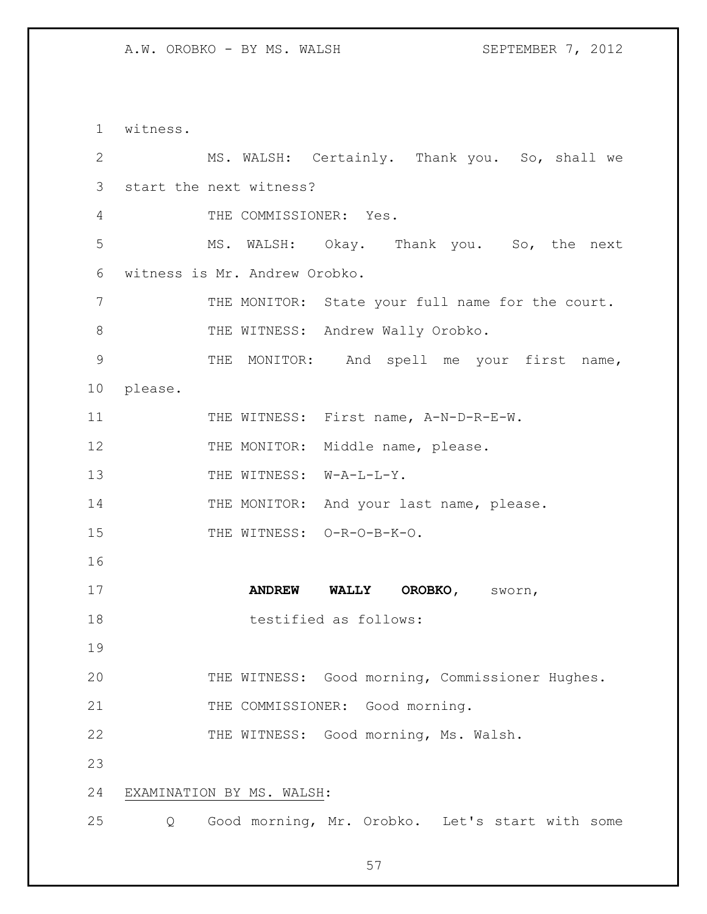witness.

MS. WALSH: Certainly. Thank you. So, shall we start the next witness?

THE COMMISSIONER: Yes.

MS. WALSH: Okay. Thank you. So, the next witness is Mr. Andrew Orobko.

THE MONITOR: State your full name for the court.

THE WITNESS: Andrew Wally Orobko.

THE MONITOR: And spell me your first name, please.

THE WITNESS: First name, A-N-D-R-E-W.

THE MONITOR: Middle name, please.

THE WITNESS: W-A-L-L-Y.

THE MONITOR: And your last name, please.

THE WITNESS: O-R-O-B-K-O.

**ANDREW WALLY OROBKO,** sworn,
testified as follows:

THE WITNESS: Good morning, Commissioner Hughes.

THE COMMISSIONER: Good morning.

THE WITNESS: Good morning, Ms. Walsh.

EXAMINATION BY MS. WALSH:

Q Good morning, Mr. Orobko. Let's start with some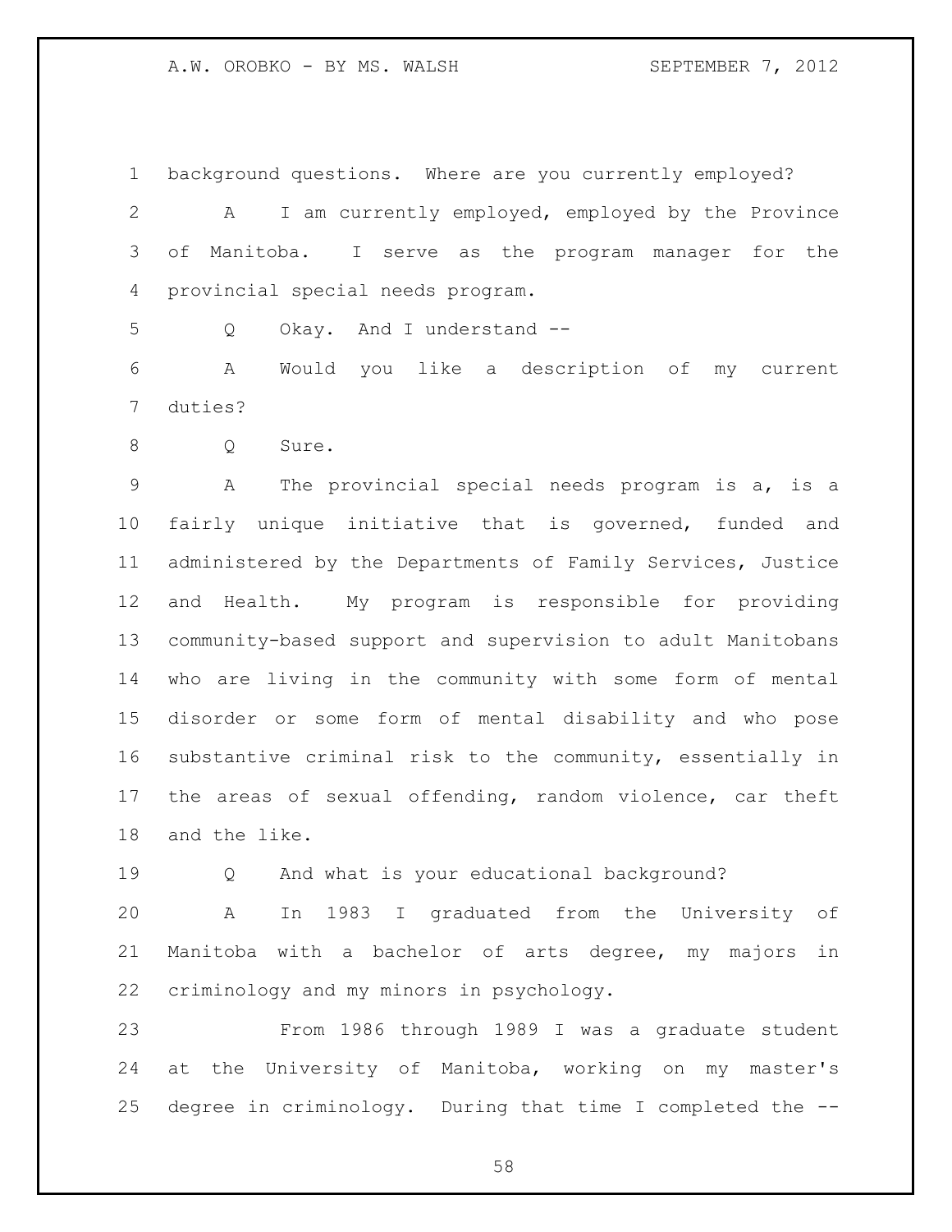background questions. Where are you currently employed?

A I am currently employed, employed by the Province of Manitoba. I serve as the program manager for the provincial special needs program.

Q Okay. And I understand --

A Would you like a description of my current duties?

Q Sure.

A The provincial special needs program is a, is a fairly unique initiative that is governed, funded and administered by the Departments of Family Services, Justice and Health. My program is responsible for providing community-based support and supervision to adult Manitobans who are living in the community with some form of mental disorder or some form of mental disability and who pose substantive criminal risk to the community, essentially in the areas of sexual offending, random violence, car theft and the like.

Q And what is your educational background?

A In 1983 I graduated from the University of Manitoba with a bachelor of arts degree, my majors in criminology and my minors in psychology.

From 1986 through 1989 I was a graduate student at the University of Manitoba, working on my master's degree in criminology. During that time I completed the --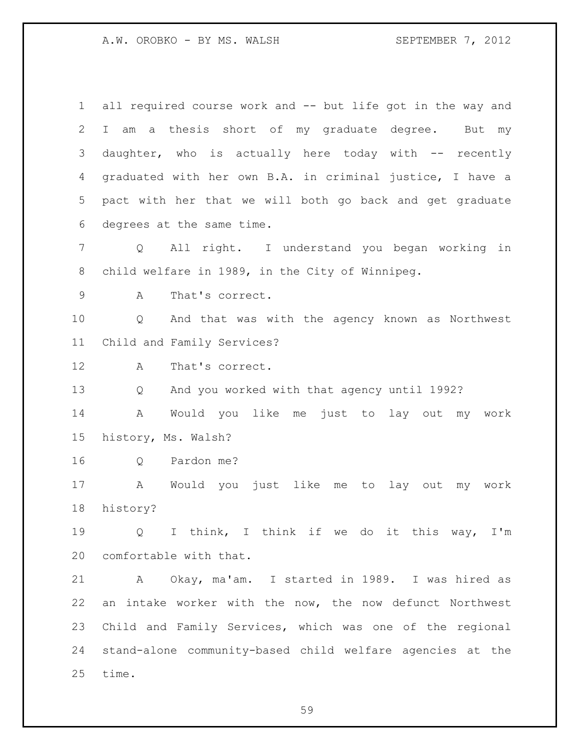all required course work and -- but life got in the way and I am a thesis short of my graduate degree. But my daughter, who is actually here today with -- recently graduated with her own B.A. in criminal justice, I have a pact with her that we will both go back and get graduate degrees at the same time.

Q All right. I understand you began working in child welfare in 1989, in the City of Winnipeg.

A That's correct.

Q And that was with the agency known as Northwest Child and Family Services?

A That's correct.

Q And you worked with that agency until 1992?

A Would you like me just to lay out my work history, Ms. Walsh?

Q Pardon me?

A Would you just like me to lay out my work history?

Q I think, I think if we do it this way, I'm comfortable with that.

A Okay, ma'am. I started in 1989. I was hired as an intake worker with the now, the now defunct Northwest Child and Family Services, which was one of the regional stand-alone community-based child welfare agencies at the time.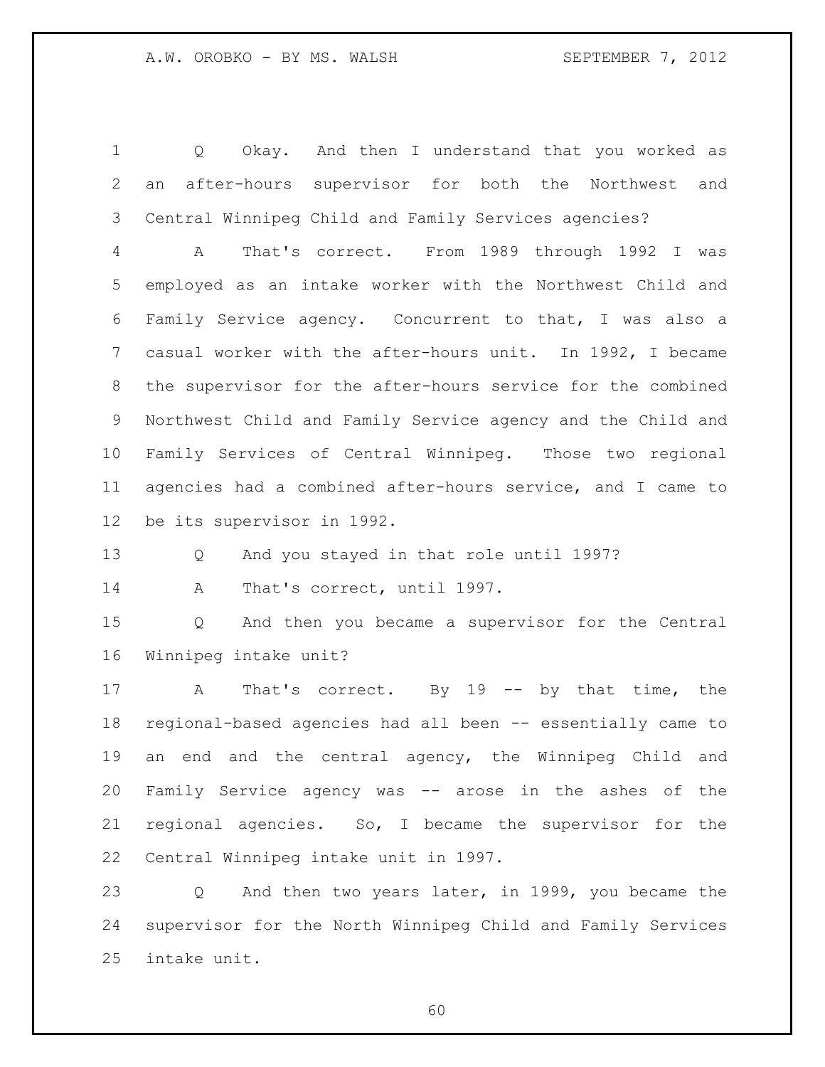Q Okay. And then I understand that you worked as an after-hours supervisor for both the Northwest and Central Winnipeg Child and Family Services agencies?

A That's correct. From 1989 through 1992 I was employed as an intake worker with the Northwest Child and Family Service agency. Concurrent to that, I was also a casual worker with the after-hours unit. In 1992, I became the supervisor for the after-hours service for the combined Northwest Child and Family Service agency and the Child and Family Services of Central Winnipeg. Those two regional agencies had a combined after-hours service, and I came to be its supervisor in 1992.

Q And you stayed in that role until 1997?

A That's correct, until 1997.

Q And then you became a supervisor for the Central Winnipeg intake unit?

A That's correct. By 19 -- by that time, the regional-based agencies had all been -- essentially came to an end and the central agency, the Winnipeg Child and Family Service agency was -- arose in the ashes of the regional agencies. So, I became the supervisor for the Central Winnipeg intake unit in 1997.

Q And then two years later, in 1999, you became the supervisor for the North Winnipeg Child and Family Services intake unit.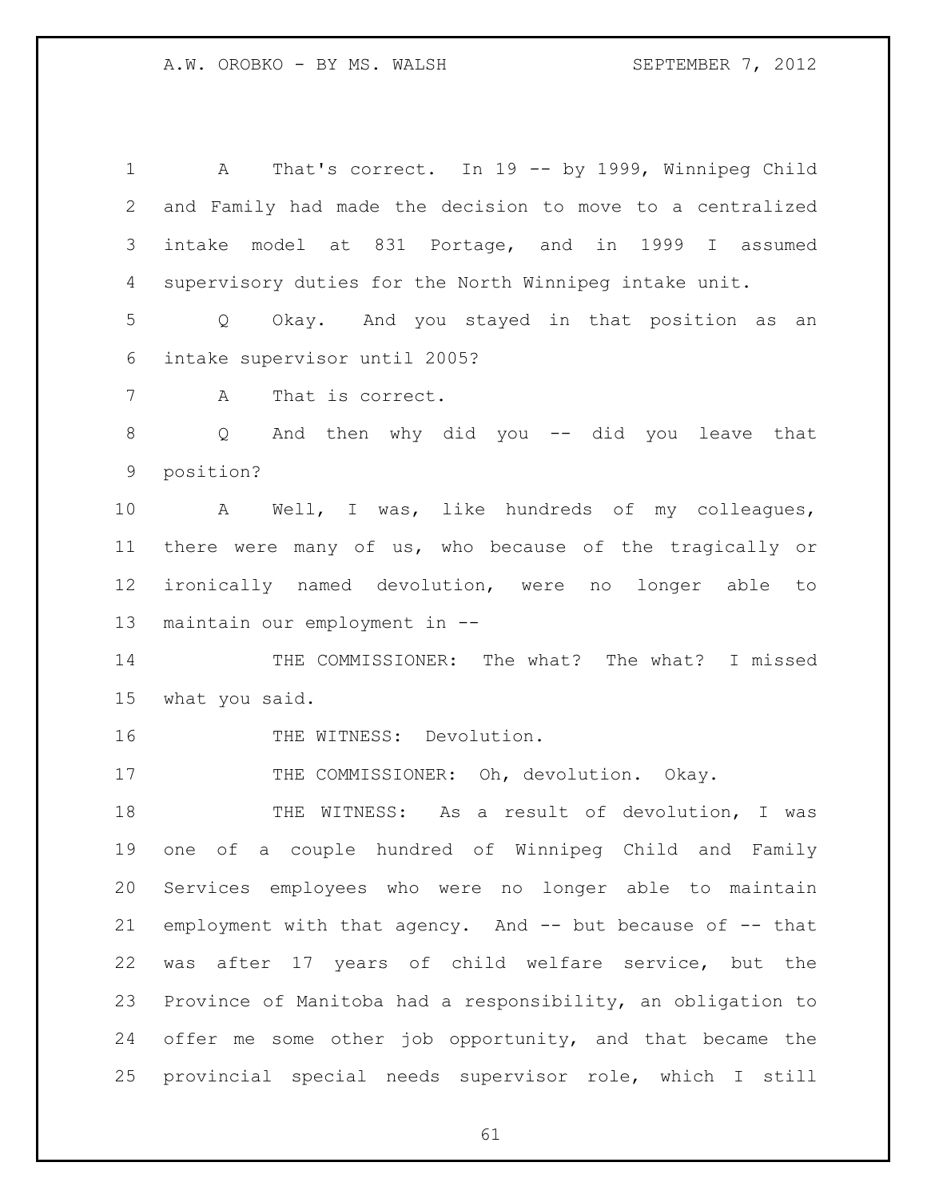A That's correct. In 19 -- by 1999, Winnipeg Child and Family had made the decision to move to a centralized intake model at 831 Portage, and in 1999 I assumed supervisory duties for the North Winnipeg intake unit.

Q Okay. And you stayed in that position as an intake supervisor until 2005?

A That is correct.

Q And then why did you -- did you leave that position?

A Well, I was, like hundreds of my colleagues, there were many of us, who because of the tragically or ironically named devolution, were no longer able to maintain our employment in --

THE COMMISSIONER: The what? The what? I missed what you said.

THE WITNESS: Devolution.

THE COMMISSIONER: Oh, devolution. Okay.

THE WITNESS: As a result of devolution, I was one of a couple hundred of Winnipeg Child and Family Services employees who were no longer able to maintain employment with that agency. And -- but because of -- that was after 17 years of child welfare service, but the Province of Manitoba had a responsibility, an obligation to offer me some other job opportunity, and that became the provincial special needs supervisor role, which I still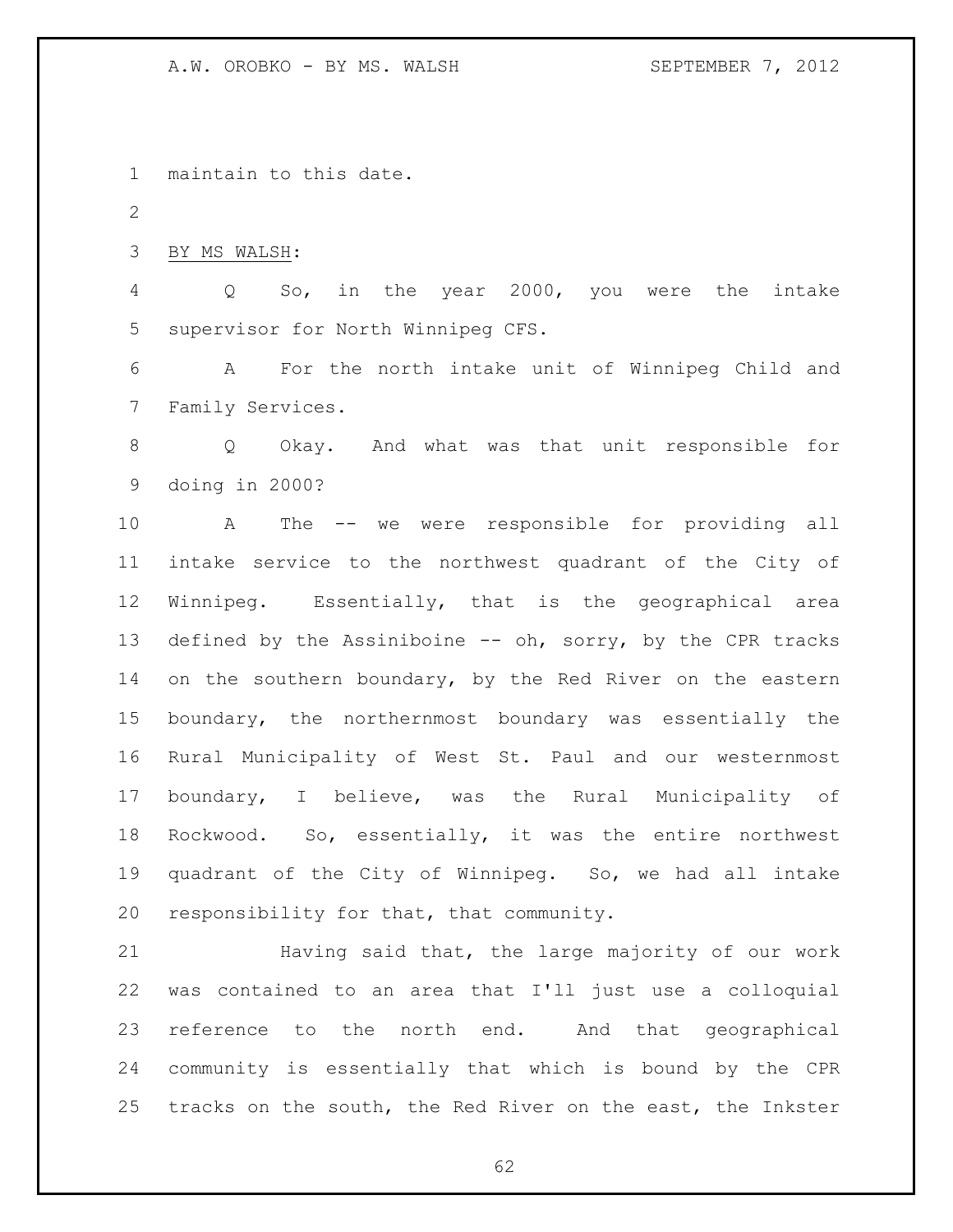maintain to this date.

BY MS WALSH:

Q So, in the year 2000, you were the intake supervisor for North Winnipeg CFS.

A For the north intake unit of Winnipeg Child and Family Services.

Q Okay. And what was that unit responsible for doing in 2000?

A The -- we were responsible for providing all intake service to the northwest quadrant of the City of Winnipeg. Essentially, that is the geographical area defined by the Assiniboine -- oh, sorry, by the CPR tracks on the southern boundary, by the Red River on the eastern boundary, the northernmost boundary was essentially the Rural Municipality of West St. Paul and our westernmost boundary, I believe, was the Rural Municipality of Rockwood. So, essentially, it was the entire northwest quadrant of the City of Winnipeg. So, we had all intake responsibility for that, that community.

Having said that, the large majority of our work was contained to an area that I'll just use a colloquial reference to the north end. And that geographical community is essentially that which is bound by the CPR tracks on the south, the Red River on the east, the Inkster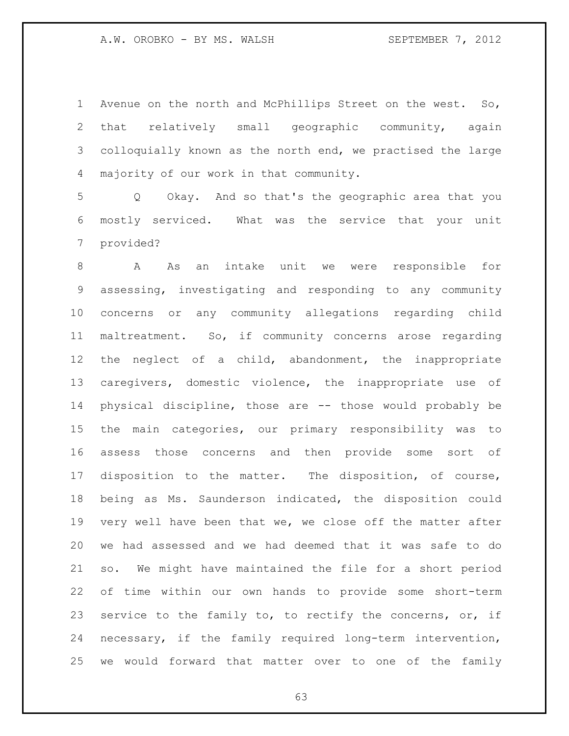Avenue on the north and McPhillips Street on the west. So, that relatively small geographic community, again colloquially known as the north end, we practised the large majority of our work in that community.

Q Okay. And so that's the geographic area that you mostly serviced. What was the service that your unit provided?

A As an intake unit we were responsible for assessing, investigating and responding to any community concerns or any community allegations regarding child maltreatment. So, if community concerns arose regarding the neglect of a child, abandonment, the inappropriate caregivers, domestic violence, the inappropriate use of physical discipline, those are -- those would probably be the main categories, our primary responsibility was to assess those concerns and then provide some sort of disposition to the matter. The disposition, of course, being as Ms. Saunderson indicated, the disposition could very well have been that we, we close off the matter after we had assessed and we had deemed that it was safe to do so. We might have maintained the file for a short period of time within our own hands to provide some short-term service to the family to, to rectify the concerns, or, if necessary, if the family required long-term intervention, we would forward that matter over to one of the family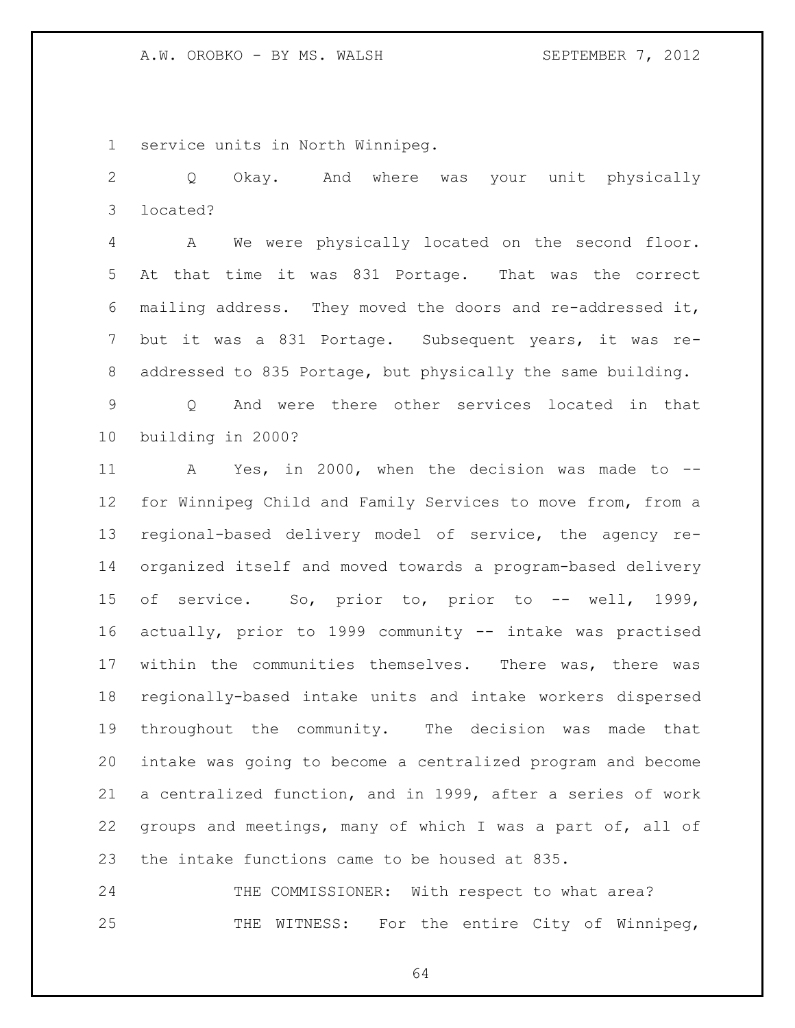service units in North Winnipeg.

Q Okay. And where was your unit physically located?

A We were physically located on the second floor. At that time it was 831 Portage. That was the correct mailing address. They moved the doors and re-addressed it, but it was a 831 Portage. Subsequent years, it was re-addressed to 835 Portage, but physically the same building.

Q And were there other services located in that building in 2000?

A Yes, in 2000, when the decision was made to -- for Winnipeg Child and Family Services to move from, from a regional-based delivery model of service, the agency re-organized itself and moved towards a program-based delivery of service. So, prior to, prior to -- well, 1999, actually, prior to 1999 community -- intake was practised within the communities themselves. There was, there was regionally-based intake units and intake workers dispersed throughout the community. The decision was made that intake was going to become a centralized program and become a centralized function, and in 1999, after a series of work groups and meetings, many of which I was a part of, all of the intake functions came to be housed at 835.

THE COMMISSIONER: With respect to what area?

THE WITNESS: For the entire City of Winnipeg,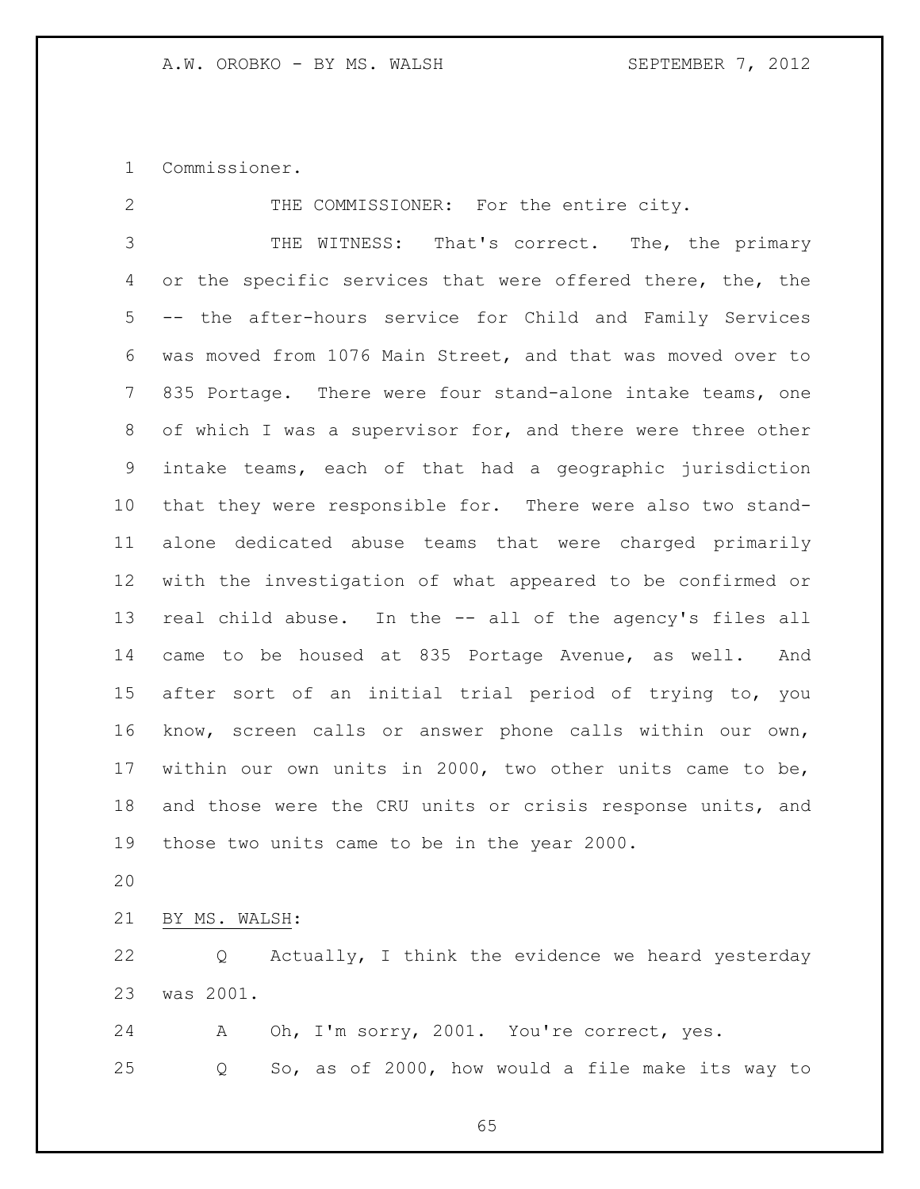Commissioner.

THE COMMISSIONER: For the entire city.

THE WITNESS: That's correct. The, the primary or the specific services that were offered there, the, the -- the after-hours service for Child and Family Services was moved from 1076 Main Street, and that was moved over to 835 Portage. There were four stand-alone intake teams, one of which I was a supervisor for, and there were three other intake teams, each of that had a geographic jurisdiction that they were responsible for. There were also two stand-alone dedicated abuse teams that were charged primarily with the investigation of what appeared to be confirmed or real child abuse. In the -- all of the agency's files all came to be housed at 835 Portage Avenue, as well. And after sort of an initial trial period of trying to, you know, screen calls or answer phone calls within our own, within our own units in 2000, two other units came to be, and those were the CRU units or crisis response units, and those two units came to be in the year 2000.

BY MS. WALSH:

Q Actually, I think the evidence we heard yesterday was 2001.

A Oh, I'm sorry, 2001. You're correct, yes.

Q So, as of 2000, how would a file make its way to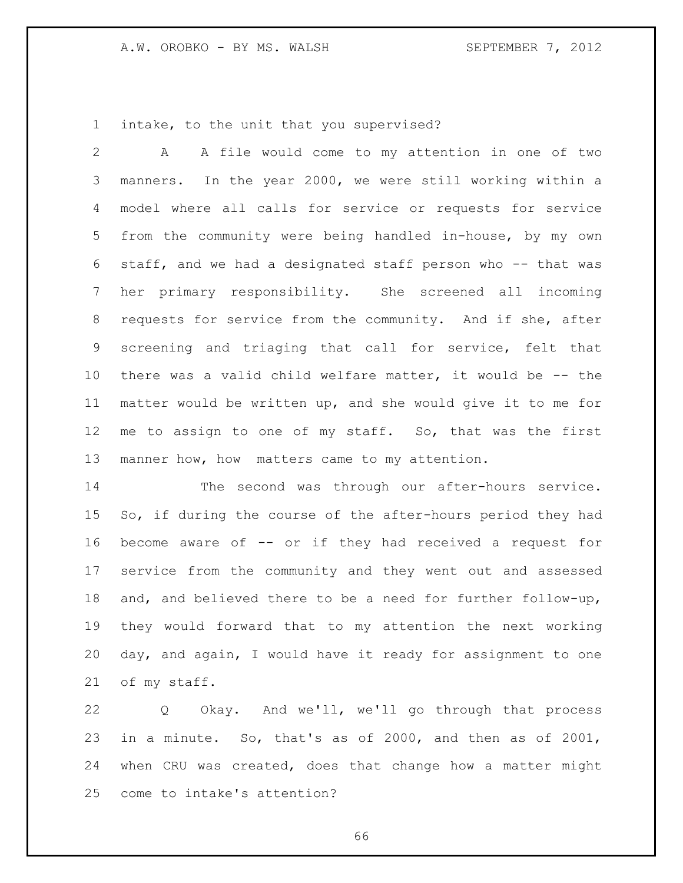intake, to the unit that you supervised?

A A file would come to my attention in one of two manners. In the year 2000, we were still working within a model where all calls for service or requests for service from the community were being handled in-house, by my own staff, and we had a designated staff person who -- that was her primary responsibility. She screened all incoming requests for service from the community. And if she, after screening and triaging that call for service, felt that there was a valid child welfare matter, it would be -- the matter would be written up, and she would give it to me for me to assign to one of my staff. So, that was the first manner how, how matters came to my attention.

The second was through our after-hours service. So, if during the course of the after-hours period they had become aware of -- or if they had received a request for service from the community and they went out and assessed and, and believed there to be a need for further follow-up, they would forward that to my attention the next working day, and again, I would have it ready for assignment to one of my staff.

Q Okay. And we'll, we'll go through that process in a minute. So, that's as of 2000, and then as of 2001, when CRU was created, does that change how a matter might come to intake's attention?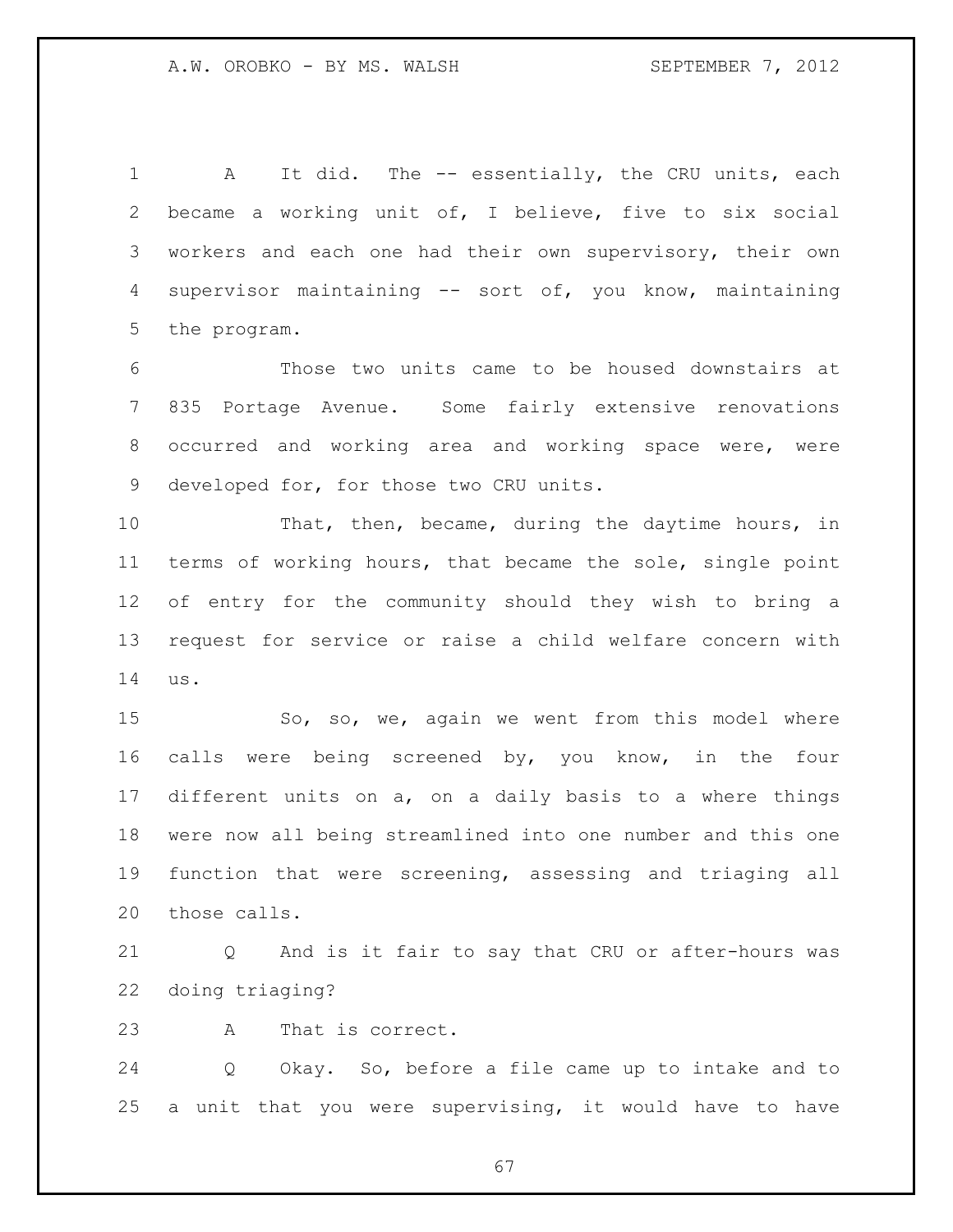A It did. The -- essentially, the CRU units, each became a working unit of, I believe, five to six social workers and each one had their own supervisory, their own supervisor maintaining -- sort of, you know, maintaining the program.

Those two units came to be housed downstairs at 835 Portage Avenue. Some fairly extensive renovations occurred and working area and working space were, were developed for, for those two CRU units.

That, then, became, during the daytime hours, in terms of working hours, that became the sole, single point of entry for the community should they wish to bring a request for service or raise a child welfare concern with us.

So, so, we, again we went from this model where calls were being screened by, you know, in the four different units on a, on a daily basis to a where things were now all being streamlined into one number and this one function that were screening, assessing and triaging all those calls.

Q And is it fair to say that CRU or after-hours was doing triaging?

A That is correct.

Q Okay. So, before a file came up to intake and to a unit that you were supervising, it would have to have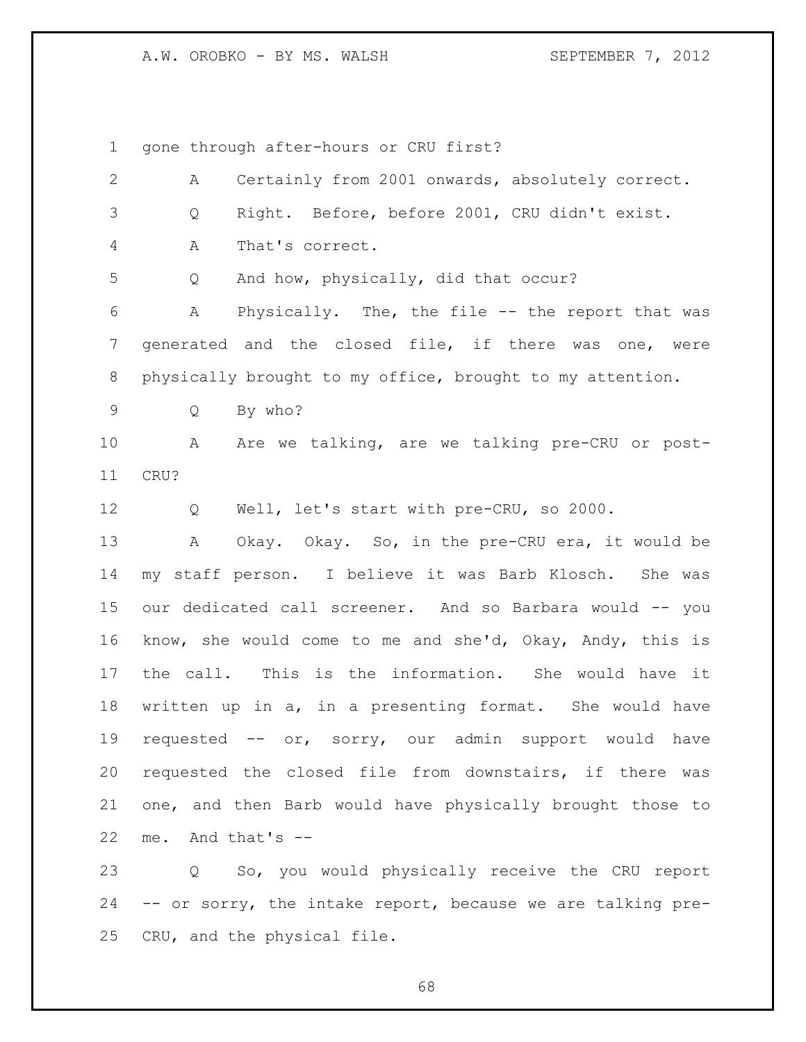gone through after-hours or CRU first?

A Certainly from 2001 onwards, absolutely correct.

Q Right. Before, before 2001, CRU didn't exist.

A That's correct.

Q And how, physically, did that occur?

A Physically. The, the file -- the report that was generated and the closed file, if there was one, were physically brought to my office, brought to my attention.

Q By who?

A Are we talking, are we talking pre-CRU or post-CRU?

Q Well, let's start with pre-CRU, so 2000.

A Okay. Okay. So, in the pre-CRU era, it would be my staff person. I believe it was Barb Klosch. She was our dedicated call screener. And so Barbara would -- you know, she would come to me and she'd, Okay, Andy, this is the call. This is the information. She would have it written up in a, in a presenting format. She would have requested -- or, sorry, our admin support would have requested the closed file from downstairs, if there was one, and then Barb would have physically brought those to me. And that's --

Q So, you would physically receive the CRU report -- or sorry, the intake report, because we are talking pre-CRU, and the physical file.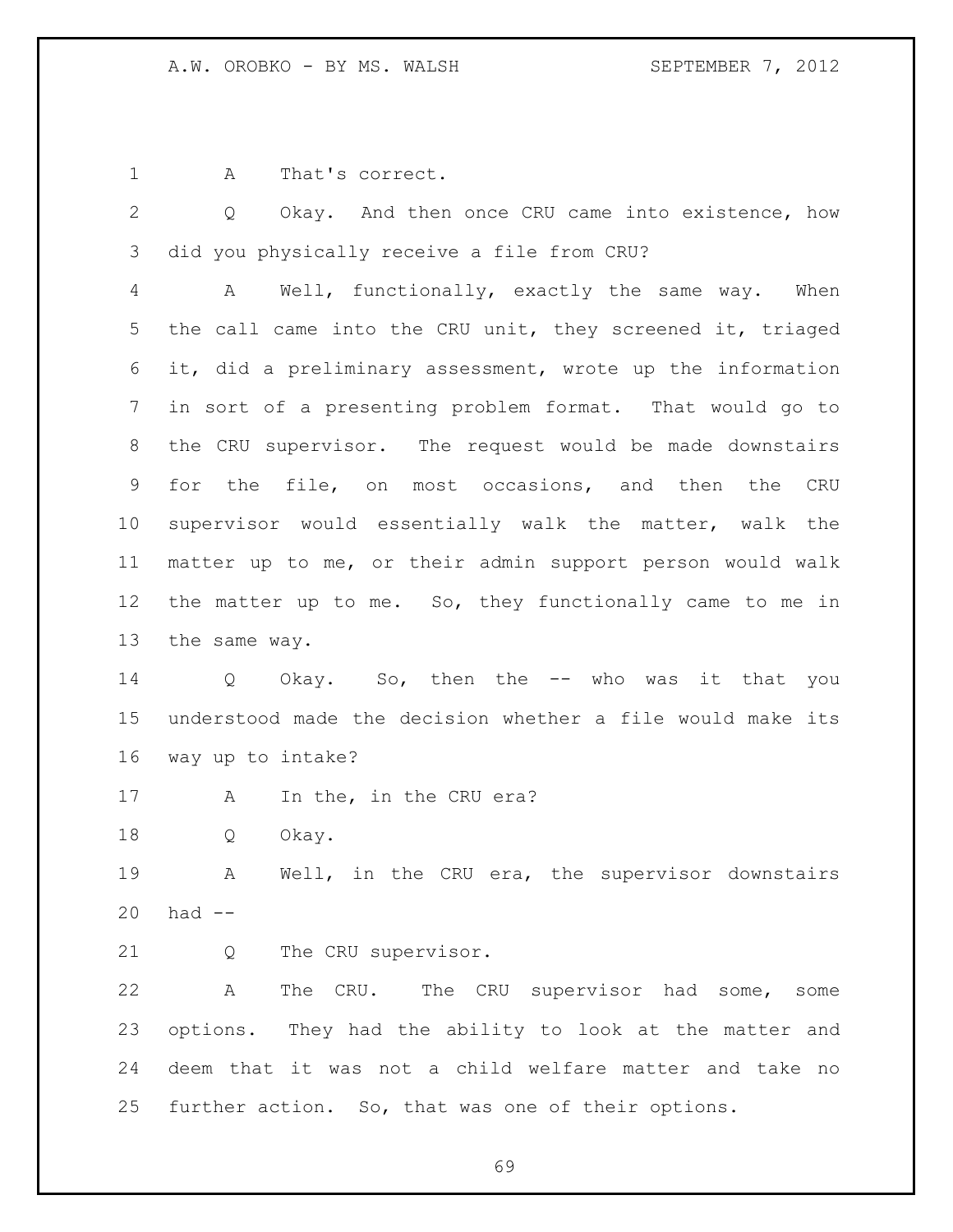A That's correct.

Q Okay. And then once CRU came into existence, how did you physically receive a file from CRU?

A Well, functionally, exactly the same way. When the call came into the CRU unit, they screened it, triaged it, did a preliminary assessment, wrote up the information in sort of a presenting problem format. That would go to the CRU supervisor. The request would be made downstairs for the file, on most occasions, and then the CRU supervisor would essentially walk the matter, walk the matter up to me, or their admin support person would walk the matter up to me. So, they functionally came to me in the same way.

Q Okay. So, then the -- who was it that you understood made the decision whether a file would make its way up to intake?

A In the, in the CRU era?

Q Okay.

A Well, in the CRU era, the supervisor downstairs had --

Q The CRU supervisor.

A The CRU. The CRU supervisor had some, some options. They had the ability to look at the matter and deem that it was not a child welfare matter and take no further action. So, that was one of their options.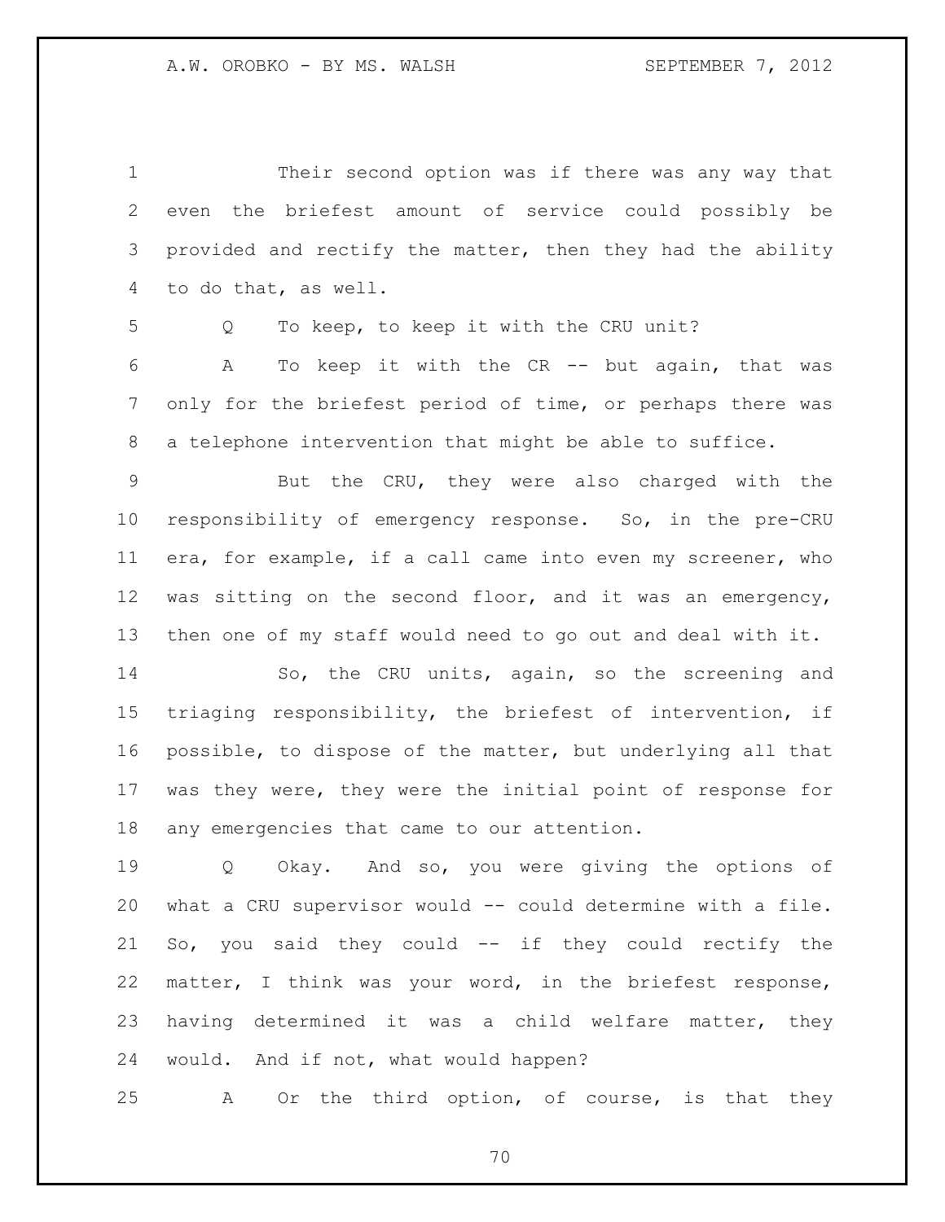Their second option was if there was any way that even the briefest amount of service could possibly be provided and rectify the matter, then they had the ability to do that, as well.

Q To keep, to keep it with the CRU unit?

A To keep it with the CR -- but again, that was only for the briefest period of time, or perhaps there was a telephone intervention that might be able to suffice.

But the CRU, they were also charged with the responsibility of emergency response. So, in the pre-CRU era, for example, if a call came into even my screener, who was sitting on the second floor, and it was an emergency, then one of my staff would need to go out and deal with it.

So, the CRU units, again, so the screening and triaging responsibility, the briefest of intervention, if possible, to dispose of the matter, but underlying all that was they were, they were the initial point of response for any emergencies that came to our attention.

Q Okay. And so, you were giving the options of what a CRU supervisor would -- could determine with a file. So, you said they could -- if they could rectify the matter, I think was your word, in the briefest response, having determined it was a child welfare matter, they would. And if not, what would happen?

A Or the third option, of course, is that they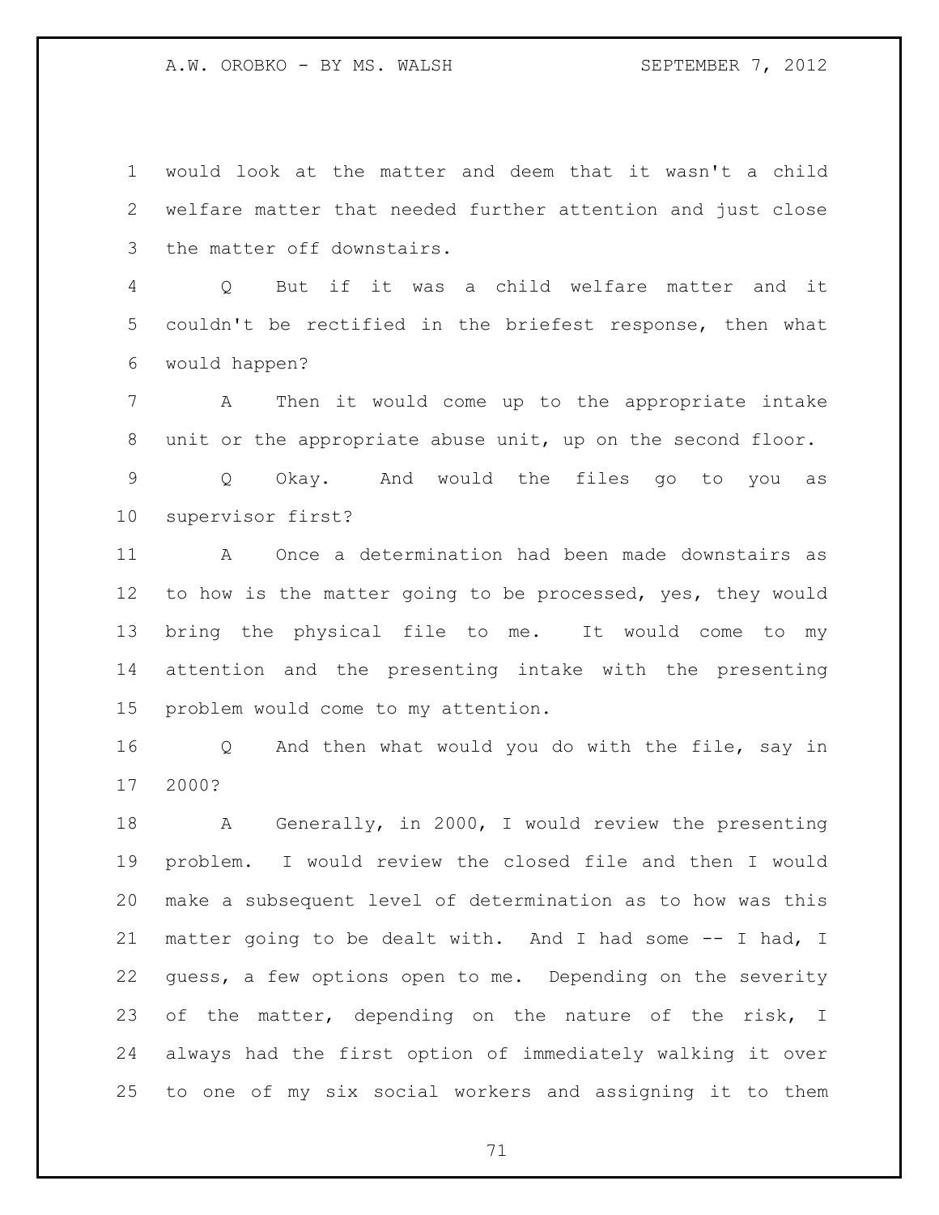would look at the matter and deem that it wasn't a child welfare matter that needed further attention and just close the matter off downstairs.

Q But if it was a child welfare matter and it couldn't be rectified in the briefest response, then what would happen?

A Then it would come up to the appropriate intake unit or the appropriate abuse unit, up on the second floor.

Q Okay. And would the files go to you as supervisor first?

A Once a determination had been made downstairs as to how is the matter going to be processed, yes, they would bring the physical file to me. It would come to my attention and the presenting intake with the presenting problem would come to my attention.

Q And then what would you do with the file, say in 2000?

A Generally, in 2000, I would review the presenting problem. I would review the closed file and then I would make a subsequent level of determination as to how was this matter going to be dealt with. And I had some -- I had, I guess, a few options open to me. Depending on the severity of the matter, depending on the nature of the risk, I always had the first option of immediately walking it over to one of my six social workers and assigning it to them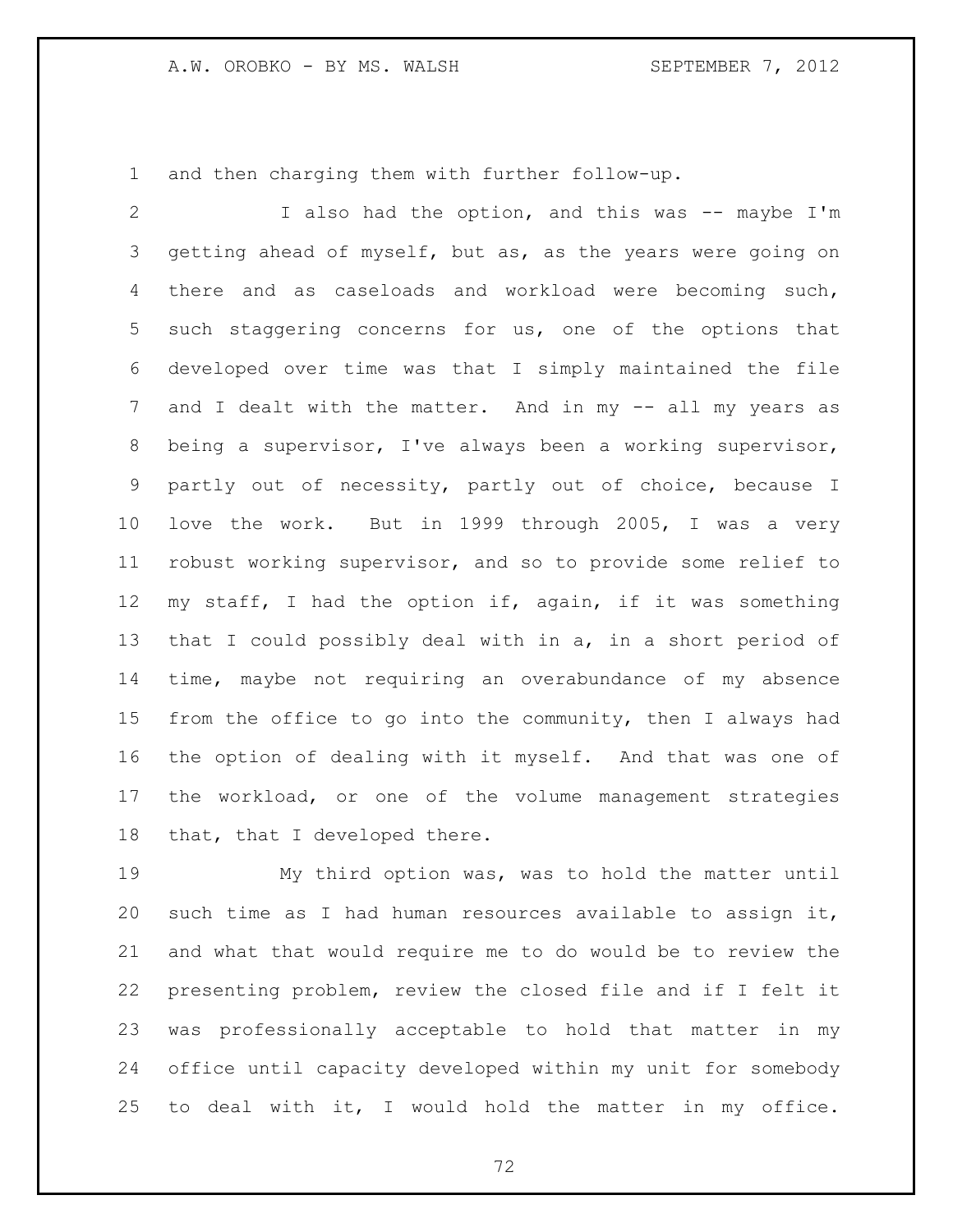and then charging them with further follow-up.

I also had the option, and this was -- maybe I'm getting ahead of myself, but as, as the years were going on there and as caseloads and workload were becoming such, such staggering concerns for us, one of the options that developed over time was that I simply maintained the file and I dealt with the matter. And in my -- all my years as being a supervisor, I've always been a working supervisor, partly out of necessity, partly out of choice, because I love the work. But in 1999 through 2005, I was a very robust working supervisor, and so to provide some relief to my staff, I had the option if, again, if it was something that I could possibly deal with in a, in a short period of time, maybe not requiring an overabundance of my absence from the office to go into the community, then I always had the option of dealing with it myself. And that was one of the workload, or one of the volume management strategies that, that I developed there.

My third option was, was to hold the matter until such time as I had human resources available to assign it, and what that would require me to do would be to review the presenting problem, review the closed file and if I felt it was professionally acceptable to hold that matter in my office until capacity developed within my unit for somebody to deal with it, I would hold the matter in my office.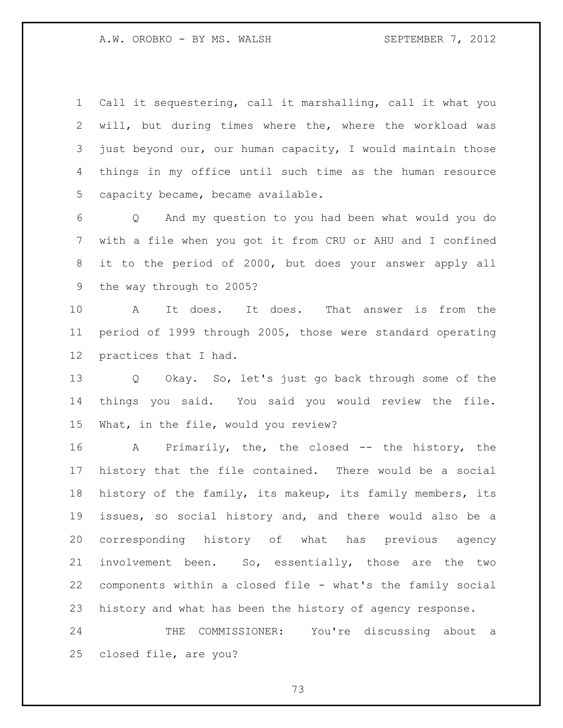Call it sequestering, call it marshalling, call it what you will, but during times where the, where the workload was just beyond our, our human capacity, I would maintain those things in my office until such time as the human resource capacity became, became available.

Q And my question to you had been what would you do with a file when you got it from CRU or AHU and I confined it to the period of 2000, but does your answer apply all the way through to 2005?

A It does. It does. That answer is from the period of 1999 through 2005, those were standard operating practices that I had.

Q Okay. So, let's just go back through some of the things you said. You said you would review the file. What, in the file, would you review?

A Primarily, the, the closed -- the history, the history that the file contained. There would be a social history of the family, its makeup, its family members, its issues, so social history and, and there would also be a corresponding history of what has previous agency involvement been. So, essentially, those are the two components within a closed file - what's the family social history and what has been the history of agency response.

THE COMMISSIONER: You're discussing about a closed file, are you?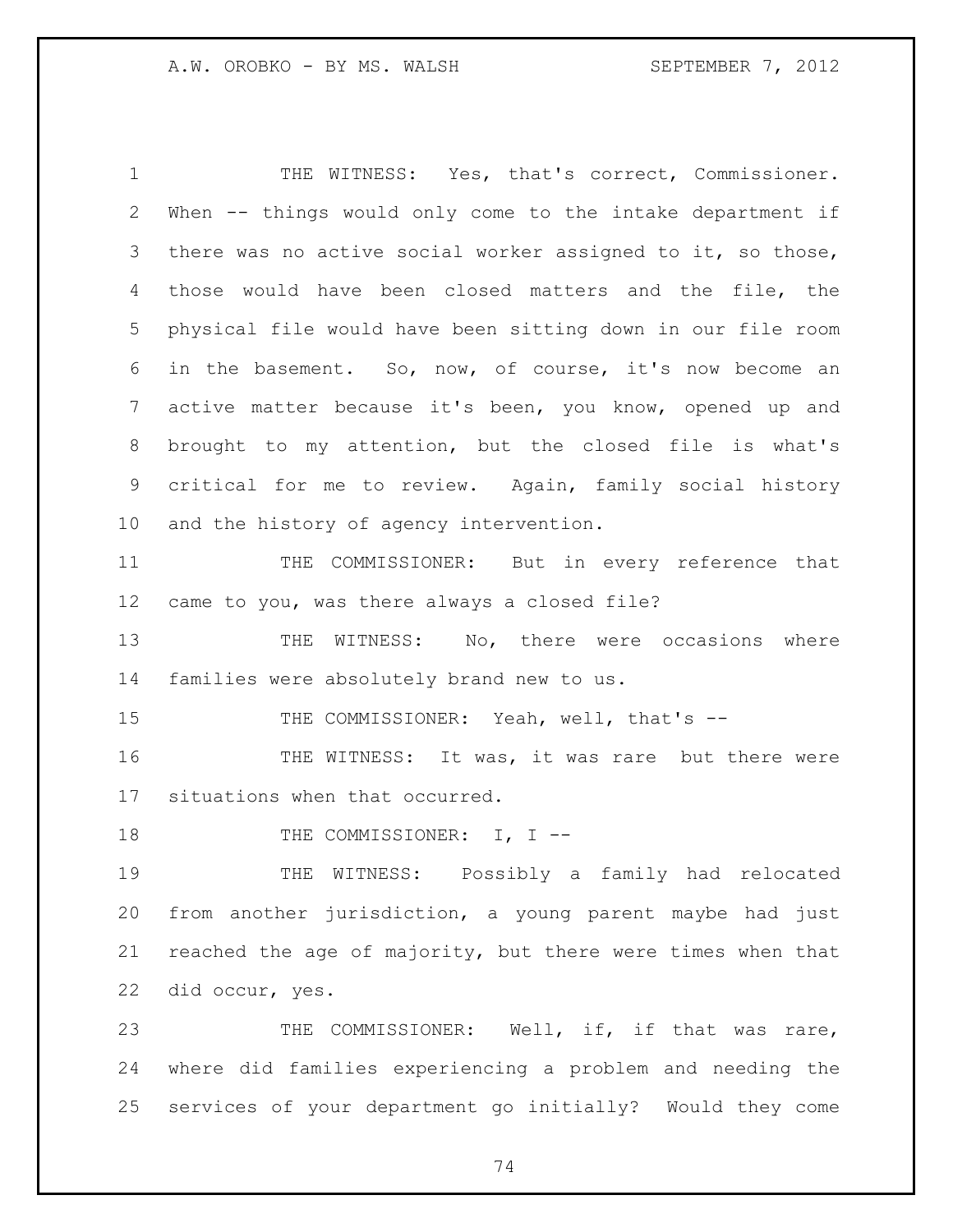THE WITNESS: Yes, that's correct, Commissioner. When -- things would only come to the intake department if there was no active social worker assigned to it, so those, those would have been closed matters and the file, the physical file would have been sitting down in our file room in the basement. So, now, of course, it's now become an active matter because it's been, you know, opened up and brought to my attention, but the closed file is what's critical for me to review. Again, family social history and the history of agency intervention.

THE COMMISSIONER: But in every reference that came to you, was there always a closed file?

THE WITNESS: No, there were occasions where families were absolutely brand new to us.

THE COMMISSIONER: Yeah, well, that's --

THE WITNESS: It was, it was rare but there were situations when that occurred.

THE COMMISSIONER: I, I --

THE WITNESS: Possibly a family had relocated from another jurisdiction, a young parent maybe had just reached the age of majority, but there were times when that did occur, yes.

THE COMMISSIONER: Well, if, if that was rare, where did families experiencing a problem and needing the services of your department go initially? Would they come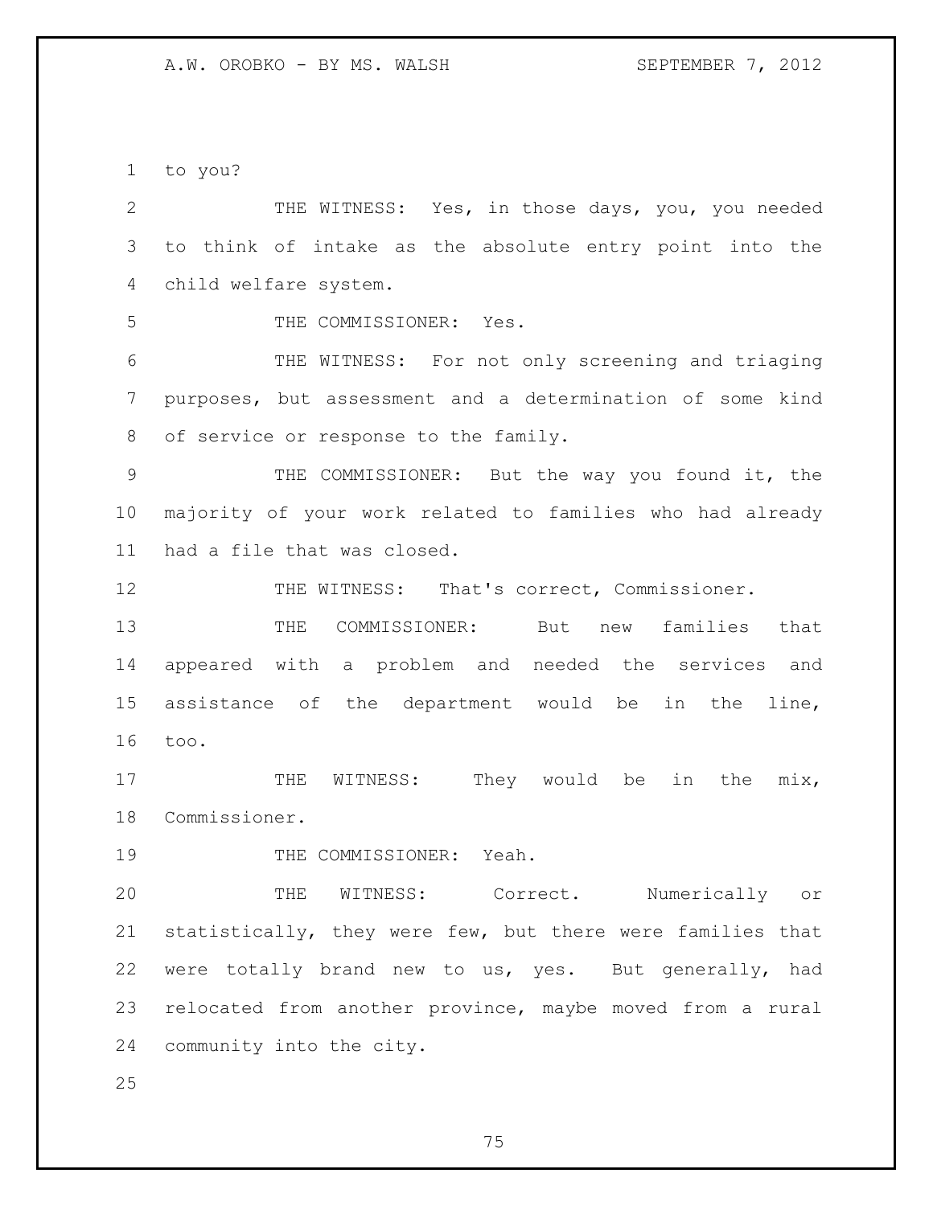to you?

THE WITNESS: Yes, in those days, you, you needed to think of intake as the absolute entry point into the child welfare system.

THE COMMISSIONER: Yes.

THE WITNESS: For not only screening and triaging purposes, but assessment and a determination of some kind of service or response to the family.

THE COMMISSIONER: But the way you found it, the majority of your work related to families who had already had a file that was closed.

THE WITNESS: That's correct, Commissioner.

THE COMMISSIONER: But new families that appeared with a problem and needed the services and assistance of the department would be in the line, too.

THE WITNESS: They would be in the mix, Commissioner.

THE COMMISSIONER: Yeah.

THE WITNESS: Correct. Numerically or statistically, they were few, but there were families that were totally brand new to us, yes. But generally, had relocated from another province, maybe moved from a rural community into the city.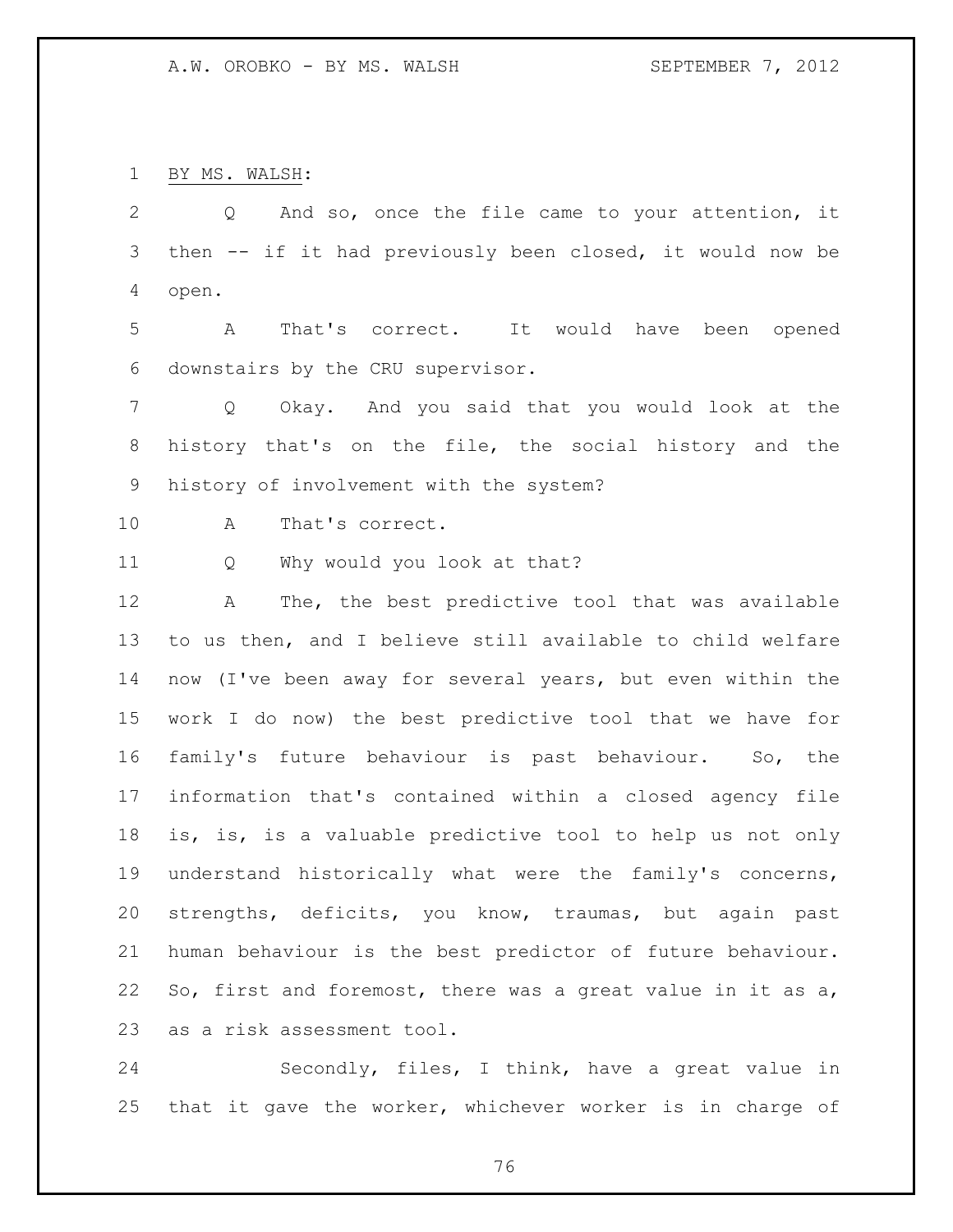BY MS. WALSH:

Q And so, once the file came to your attention, it then -- if it had previously been closed, it would now be open.

A That's correct. It would have been opened downstairs by the CRU supervisor.

Q Okay. And you said that you would look at the history that's on the file, the social history and the history of involvement with the system?

A That's correct.

Q Why would you look at that?

A The, the best predictive tool that was available to us then, and I believe still available to child welfare now (I've been away for several years, but even within the work I do now) the best predictive tool that we have for family's future behaviour is past behaviour. So, the information that's contained within a closed agency file is, is, is a valuable predictive tool to help us not only understand historically what were the family's concerns, strengths, deficits, you know, traumas, but again past human behaviour is the best predictor of future behaviour. So, first and foremost, there was a great value in it as a, as a risk assessment tool.

Secondly, files, I think, have a great value in that it gave the worker, whichever worker is in charge of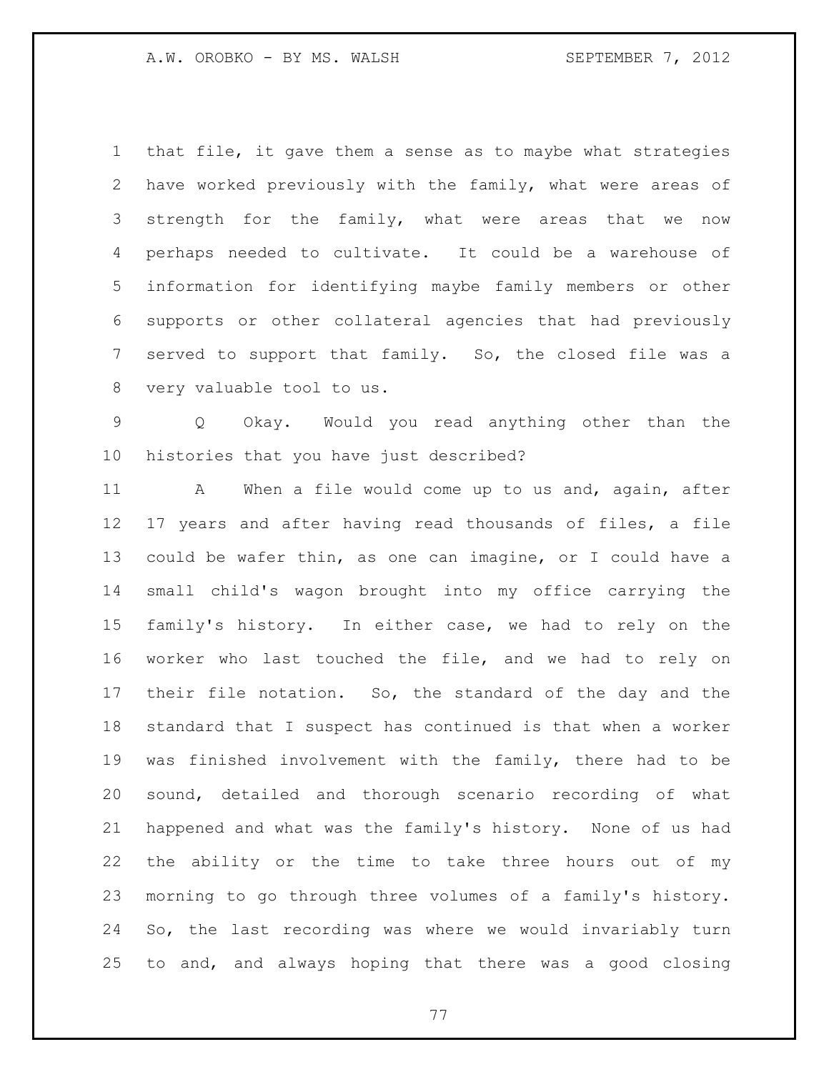that file, it gave them a sense as to maybe what strategies have worked previously with the family, what were areas of strength for the family, what were areas that we now perhaps needed to cultivate. It could be a warehouse of information for identifying maybe family members or other supports or other collateral agencies that had previously served to support that family. So, the closed file was a very valuable tool to us.

Q Okay. Would you read anything other than the histories that you have just described?

A When a file would come up to us and, again, after 17 years and after having read thousands of files, a file could be wafer thin, as one can imagine, or I could have a small child's wagon brought into my office carrying the family's history. In either case, we had to rely on the worker who last touched the file, and we had to rely on their file notation. So, the standard of the day and the standard that I suspect has continued is that when a worker was finished involvement with the family, there had to be sound, detailed and thorough scenario recording of what happened and what was the family's history. None of us had the ability or the time to take three hours out of my morning to go through three volumes of a family's history. So, the last recording was where we would invariably turn to and, and always hoping that there was a good closing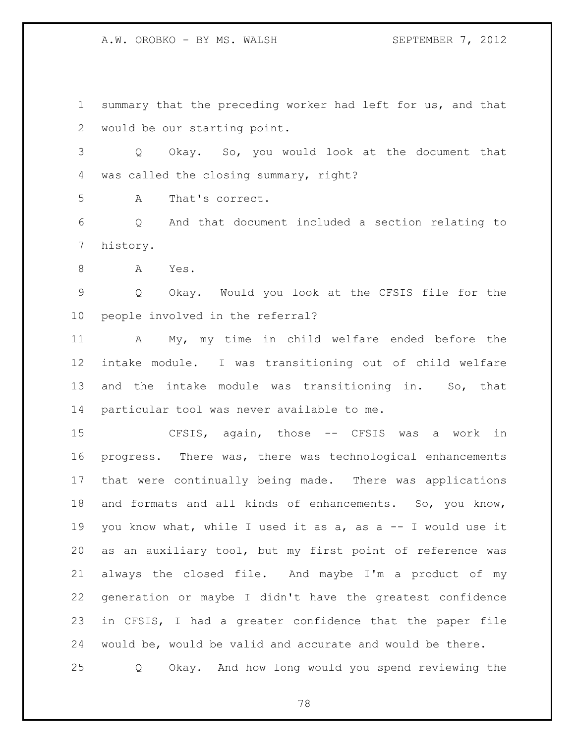summary that the preceding worker had left for us, and that would be our starting point.

Q Okay. So, you would look at the document that was called the closing summary, right?

A That's correct.

Q And that document included a section relating to history.

A Yes.

Q Okay. Would you look at the CFSIS file for the people involved in the referral?

A My, my time in child welfare ended before the intake module. I was transitioning out of child welfare and the intake module was transitioning in. So, that particular tool was never available to me.

CFSIS, again, those -- CFSIS was a work in progress. There was, there was technological enhancements that were continually being made. There was applications and formats and all kinds of enhancements. So, you know, you know what, while I used it as a, as a -- I would use it as an auxiliary tool, but my first point of reference was always the closed file. And maybe I'm a product of my generation or maybe I didn't have the greatest confidence in CFSIS, I had a greater confidence that the paper file would be, would be valid and accurate and would be there.

Q Okay. And how long would you spend reviewing the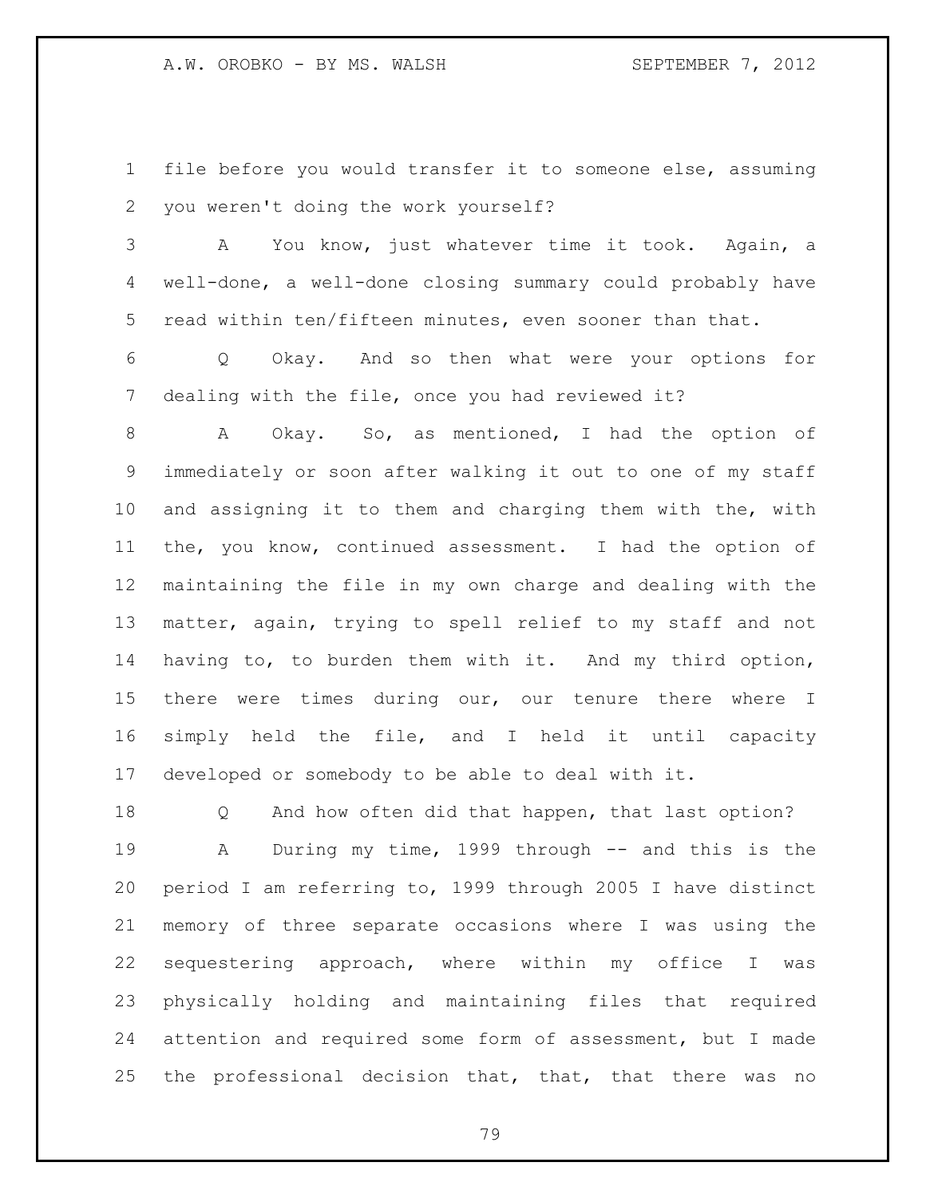file before you would transfer it to someone else, assuming you weren't doing the work yourself?

A You know, just whatever time it took. Again, a well-done, a well-done closing summary could probably have read within ten/fifteen minutes, even sooner than that.

Q Okay. And so then what were your options for dealing with the file, once you had reviewed it?

A Okay. So, as mentioned, I had the option of immediately or soon after walking it out to one of my staff and assigning it to them and charging them with the, with the, you know, continued assessment. I had the option of maintaining the file in my own charge and dealing with the matter, again, trying to spell relief to my staff and not having to, to burden them with it. And my third option, there were times during our, our tenure there where I simply held the file, and I held it until capacity developed or somebody to be able to deal with it.

Q And how often did that happen, that last option?

A During my time, 1999 through -- and this is the period I am referring to, 1999 through 2005 I have distinct memory of three separate occasions where I was using the sequestering approach, where within my office I was physically holding and maintaining files that required attention and required some form of assessment, but I made the professional decision that, that, that there was no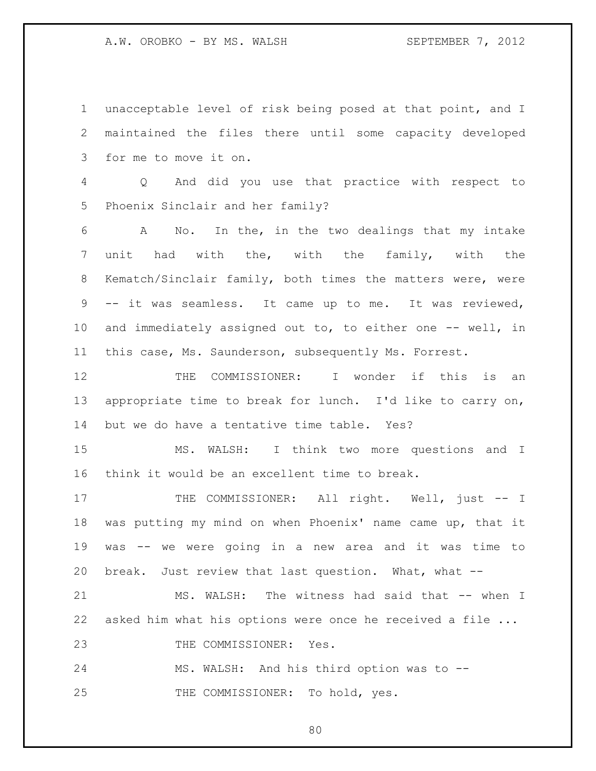unacceptable level of risk being posed at that point, and I maintained the files there until some capacity developed for me to move it on.

Q And did you use that practice with respect to Phoenix Sinclair and her family?

A No. In the, in the two dealings that my intake unit had with the, with the family, with the Kematch/Sinclair family, both times the matters were, were -- it was seamless. It came up to me. It was reviewed, and immediately assigned out to, to either one -- well, in this case, Ms. Saunderson, subsequently Ms. Forrest.

THE COMMISSIONER: I wonder if this is an appropriate time to break for lunch. I'd like to carry on, but we do have a tentative time table. Yes?

MS. WALSH: I think two more questions and I think it would be an excellent time to break.

THE COMMISSIONER: All right. Well, just -- I was putting my mind on when Phoenix' name came up, that it was -- we were going in a new area and it was time to break. Just review that last question. What, what --

MS. WALSH: The witness had said that -- when I asked him what his options were once he received a file ...

THE COMMISSIONER: Yes.

MS. WALSH: And his third option was to --

THE COMMISSIONER: To hold, yes.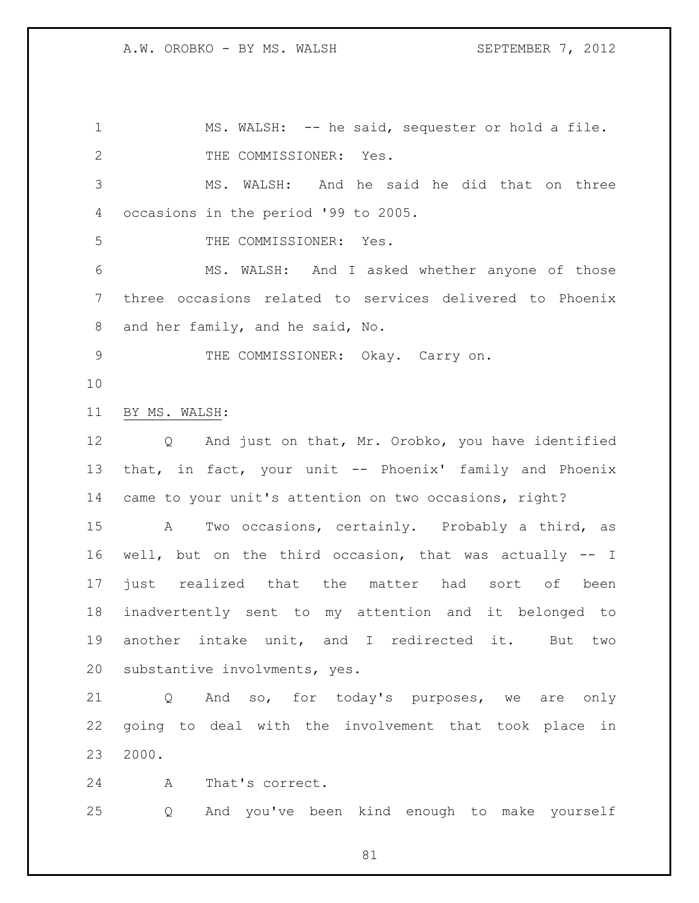MS. WALSH: -- he said, sequester or hold a file.

THE COMMISSIONER: Yes.

MS. WALSH: And he said he did that on three occasions in the period '99 to 2005.

THE COMMISSIONER: Yes.

MS. WALSH: And I asked whether anyone of those three occasions related to services delivered to Phoenix and her family, and he said, No.

THE COMMISSIONER: Okay. Carry on.

BY MS. WALSH:

Q And just on that, Mr. Orobko, you have identified that, in fact, your unit -- Phoenix' family and Phoenix came to your unit's attention on two occasions, right?

A Two occasions, certainly. Probably a third, as well, but on the third occasion, that was actually -- I just realized that the matter had sort of been inadvertently sent to my attention and it belonged to another intake unit, and I redirected it. But two substantive involvments, yes.

Q And so, for today's purposes, we are only going to deal with the involvement that took place in 2000.

A That's correct.

Q And you've been kind enough to make yourself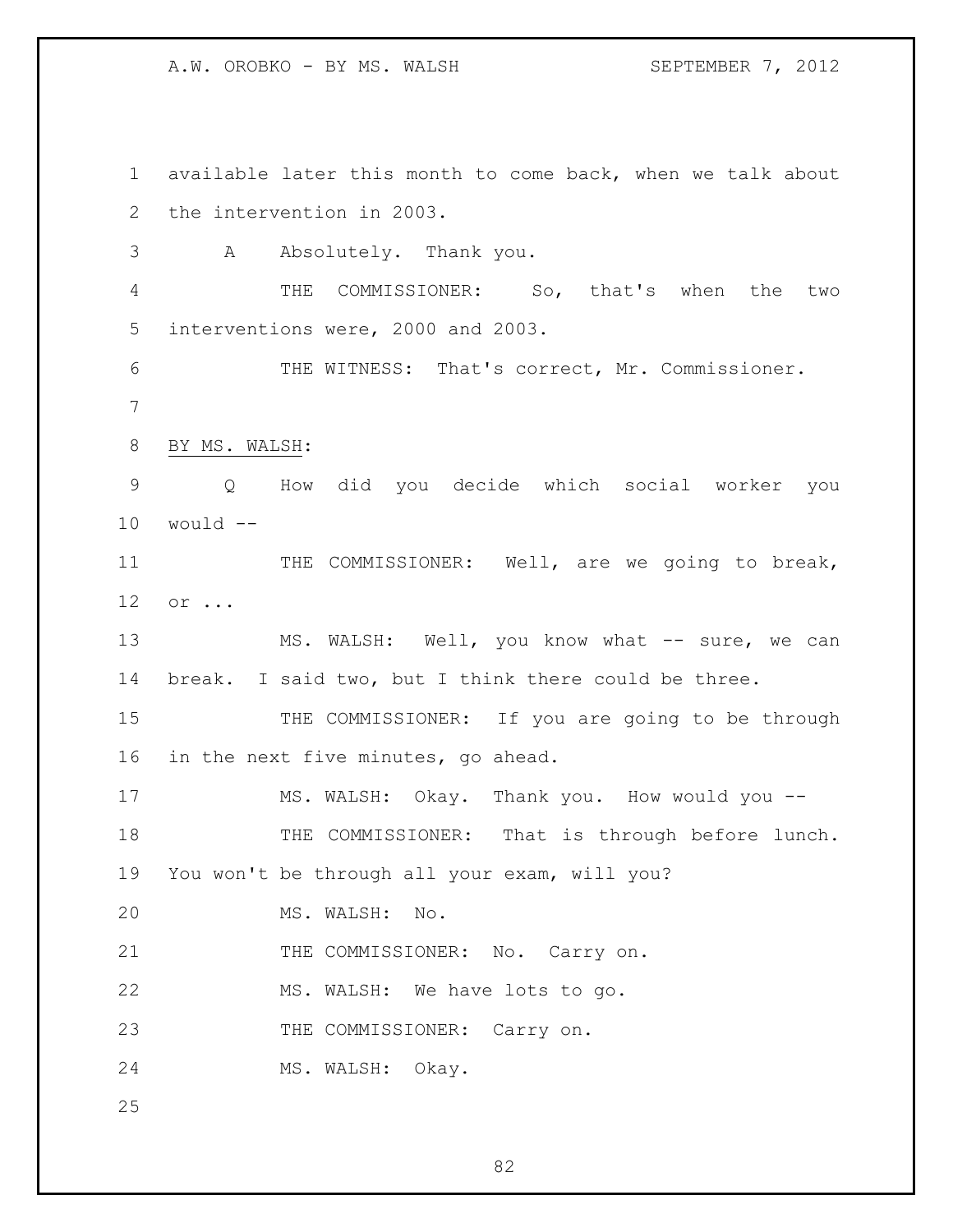available later this month to come back, when we talk about the intervention in 2003.

A Absolutely. Thank you.

THE COMMISSIONER: So, that's when the two interventions were, 2000 and 2003.

THE WITNESS: That's correct, Mr. Commissioner.

BY MS. WALSH:

Q How did you decide which social worker you would --

THE COMMISSIONER: Well, are we going to break, or ...

MS. WALSH: Well, you know what -- sure, we can break. I said two, but I think there could be three.

THE COMMISSIONER: If you are going to be through in the next five minutes, go ahead.

MS. WALSH: Okay. Thank you. How would you --

THE COMMISSIONER: That is through before lunch. You won't be through all your exam, will you?

MS. WALSH: No.

THE COMMISSIONER: No. Carry on.

MS. WALSH: We have lots to go.

THE COMMISSIONER: Carry on.

MS. WALSH: Okay.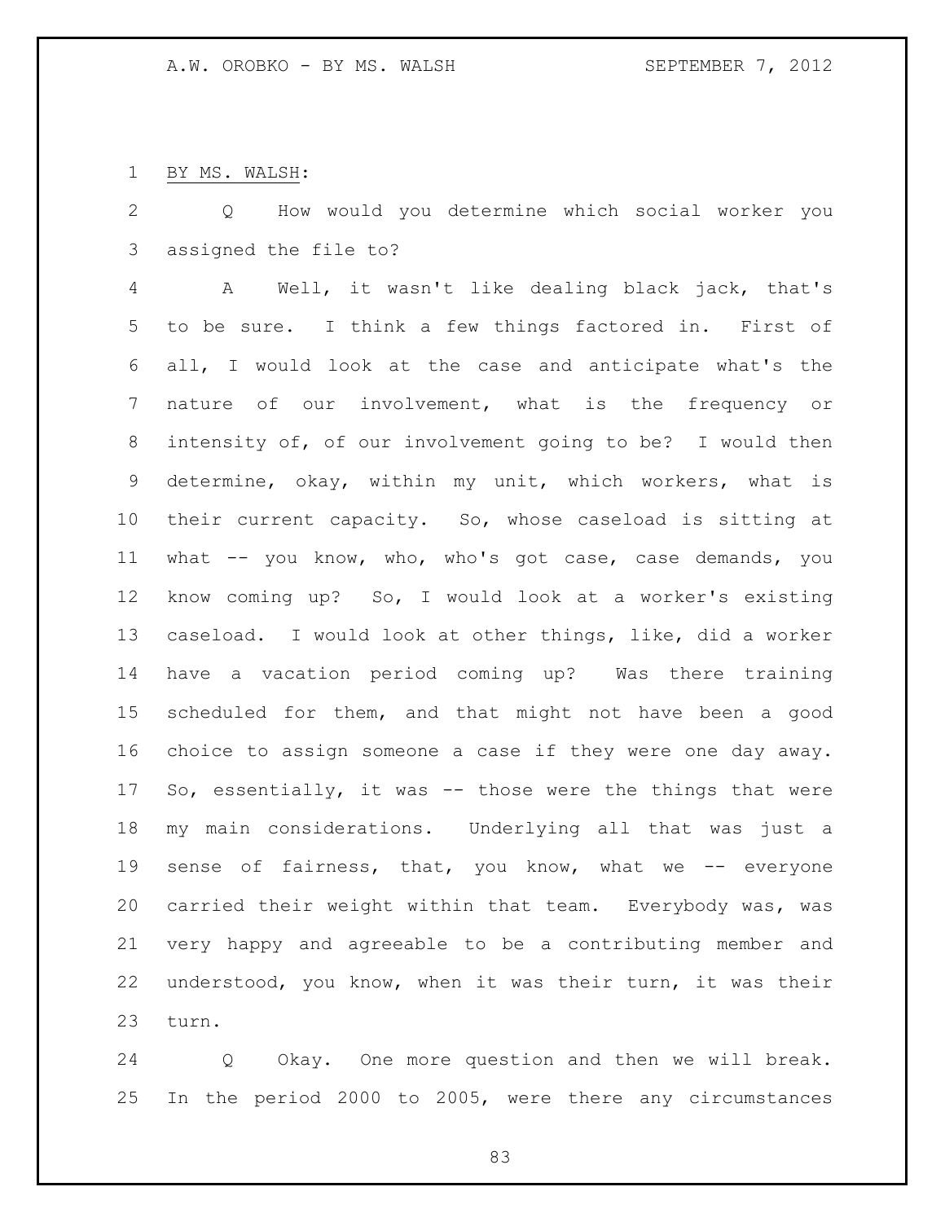BY MS. WALSH:

Q How would you determine which social worker you assigned the file to?

A Well, it wasn't like dealing black jack, that's to be sure. I think a few things factored in. First of all, I would look at the case and anticipate what's the nature of our involvement, what is the frequency or intensity of, of our involvement going to be? I would then determine, okay, within my unit, which workers, what is their current capacity. So, whose caseload is sitting at what -- you know, who, who's got case, case demands, you know coming up? So, I would look at a worker's existing caseload. I would look at other things, like, did a worker have a vacation period coming up? Was there training scheduled for them, and that might not have been a good choice to assign someone a case if they were one day away. So, essentially, it was -- those were the things that were my main considerations. Underlying all that was just a sense of fairness, that, you know, what we -- everyone carried their weight within that team. Everybody was, was very happy and agreeable to be a contributing member and understood, you know, when it was their turn, it was their turn.

Q Okay. One more question and then we will break. In the period 2000 to 2005, were there any circumstances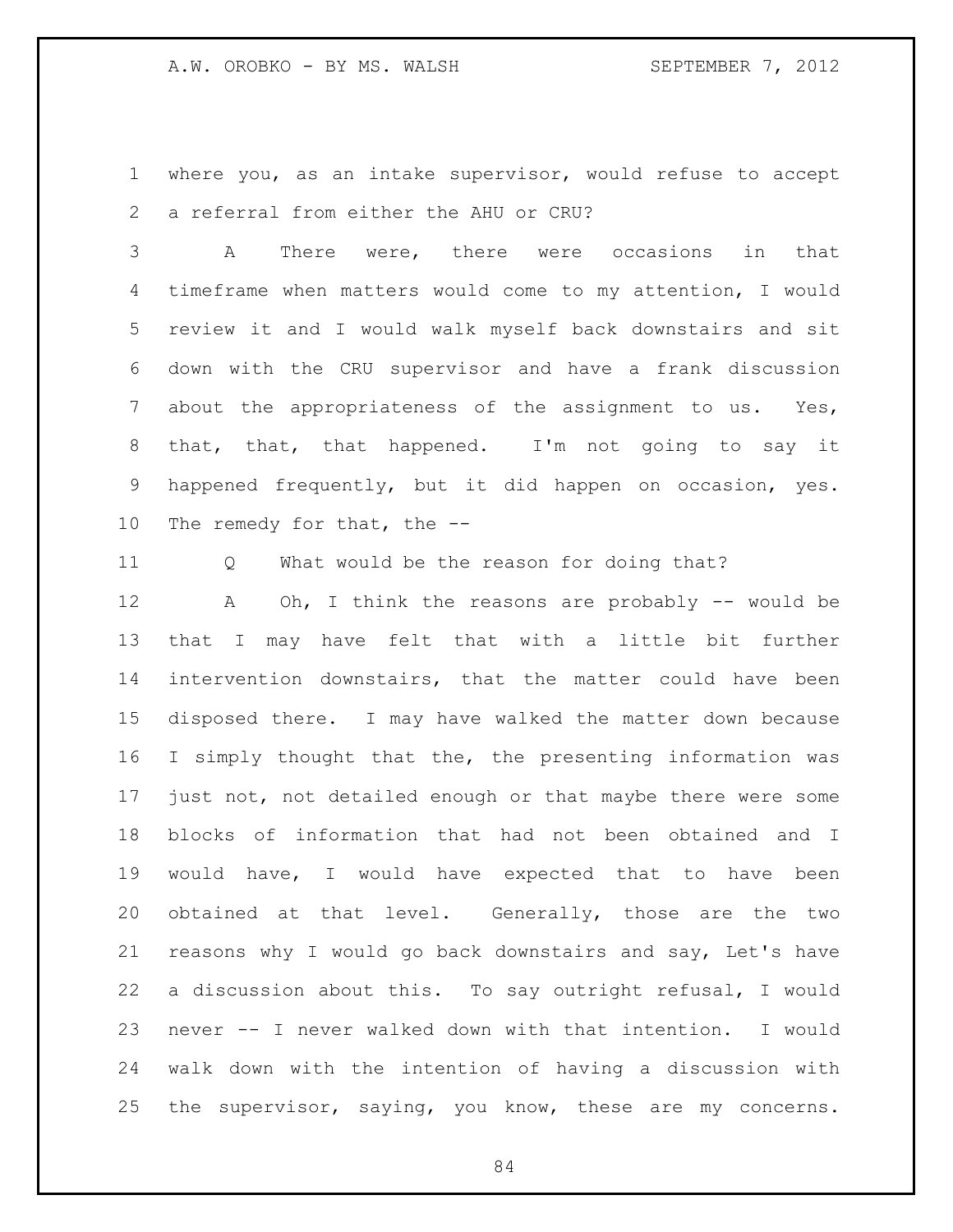where you, as an intake supervisor, would refuse to accept a referral from either the AHU or CRU?

A There were, there were occasions in that timeframe when matters would come to my attention, I would review it and I would walk myself back downstairs and sit down with the CRU supervisor and have a frank discussion about the appropriateness of the assignment to us. Yes, that, that, that happened. I'm not going to say it happened frequently, but it did happen on occasion, yes. The remedy for that, the --

Q What would be the reason for doing that?

A Oh, I think the reasons are probably -- would be that I may have felt that with a little bit further intervention downstairs, that the matter could have been disposed there. I may have walked the matter down because I simply thought that the, the presenting information was just not, not detailed enough or that maybe there were some blocks of information that had not been obtained and I would have, I would have expected that to have been obtained at that level. Generally, those are the two reasons why I would go back downstairs and say, Let's have a discussion about this. To say outright refusal, I would never -- I never walked down with that intention. I would walk down with the intention of having a discussion with the supervisor, saying, you know, these are my concerns.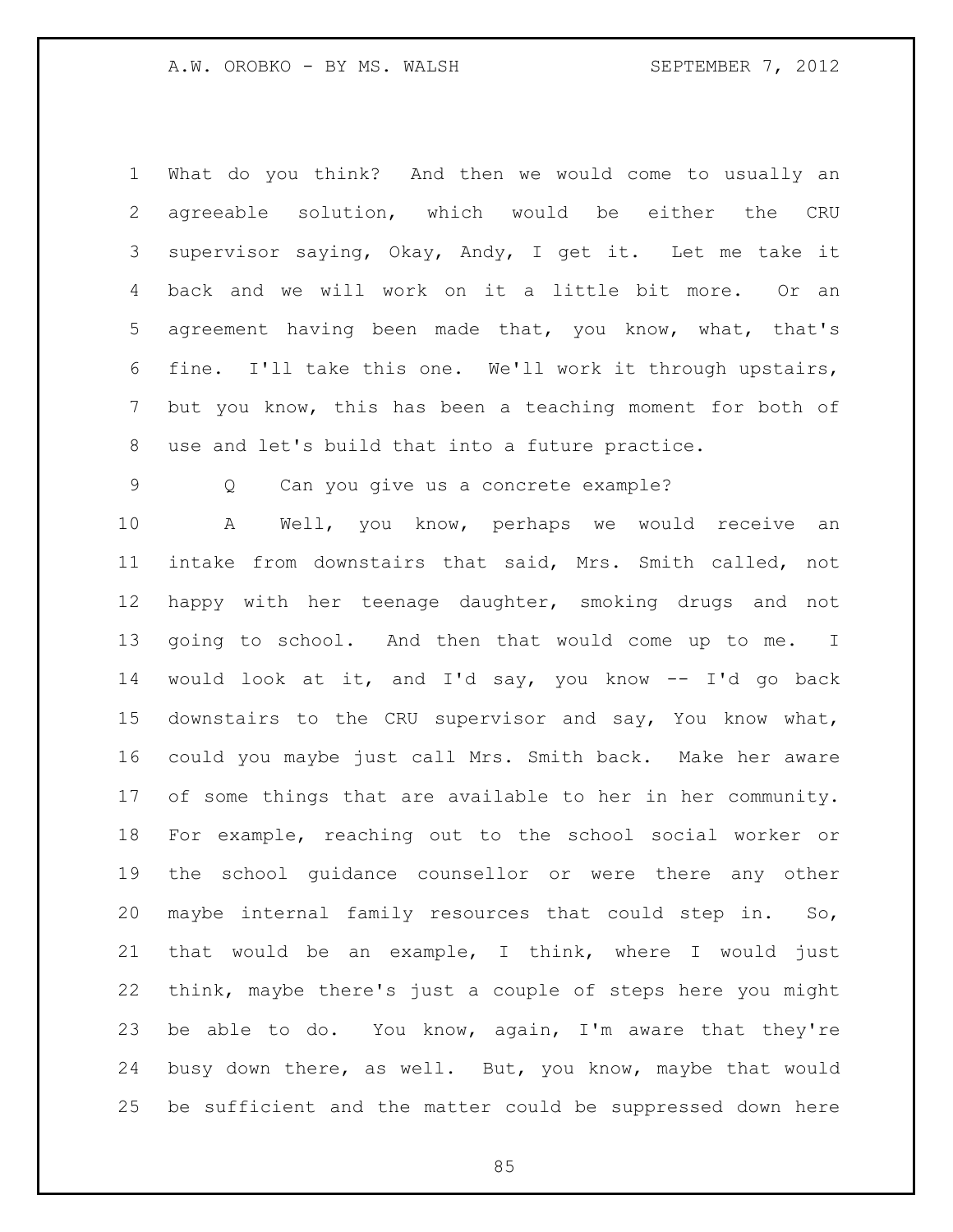What do you think? And then we would come to usually an agreeable solution, which would be either the CRU supervisor saying, Okay, Andy, I get it. Let me take it back and we will work on it a little bit more. Or an agreement having been made that, you know, what, that's fine. I'll take this one. We'll work it through upstairs, but you know, this has been a teaching moment for both of use and let's build that into a future practice.

Q Can you give us a concrete example?

A Well, you know, perhaps we would receive an intake from downstairs that said, Mrs. Smith called, not happy with her teenage daughter, smoking drugs and not going to school. And then that would come up to me. I would look at it, and I'd say, you know -- I'd go back downstairs to the CRU supervisor and say, You know what, could you maybe just call Mrs. Smith back. Make her aware of some things that are available to her in her community. For example, reaching out to the school social worker or the school guidance counsellor or were there any other maybe internal family resources that could step in. So, that would be an example, I think, where I would just think, maybe there's just a couple of steps here you might be able to do. You know, again, I'm aware that they're busy down there, as well. But, you know, maybe that would be sufficient and the matter could be suppressed down here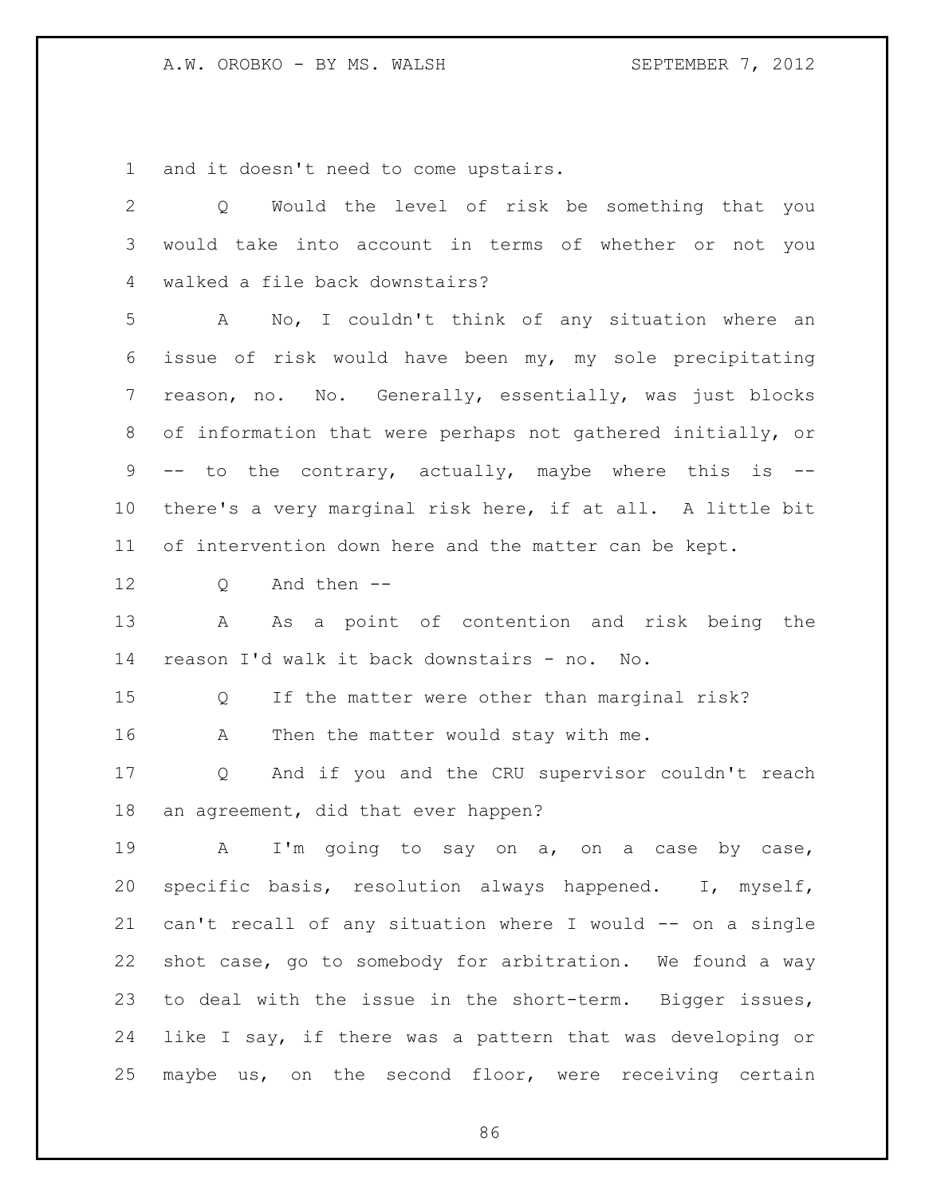and it doesn't need to come upstairs.

Q Would the level of risk be something that you would take into account in terms of whether or not you walked a file back downstairs?

A No, I couldn't think of any situation where an issue of risk would have been my, my sole precipitating reason, no. No. Generally, essentially, was just blocks of information that were perhaps not gathered initially, or -- to the contrary, actually, maybe where this is -- there's a very marginal risk here, if at all. A little bit of intervention down here and the matter can be kept.

Q And then --

A As a point of contention and risk being the reason I'd walk it back downstairs - no. No.

Q If the matter were other than marginal risk?

A Then the matter would stay with me.

Q And if you and the CRU supervisor couldn't reach an agreement, did that ever happen?

A I'm going to say on a, on a case by case, specific basis, resolution always happened. I, myself, can't recall of any situation where I would -- on a single shot case, go to somebody for arbitration. We found a way to deal with the issue in the short-term. Bigger issues, like I say, if there was a pattern that was developing or maybe us, on the second floor, were receiving certain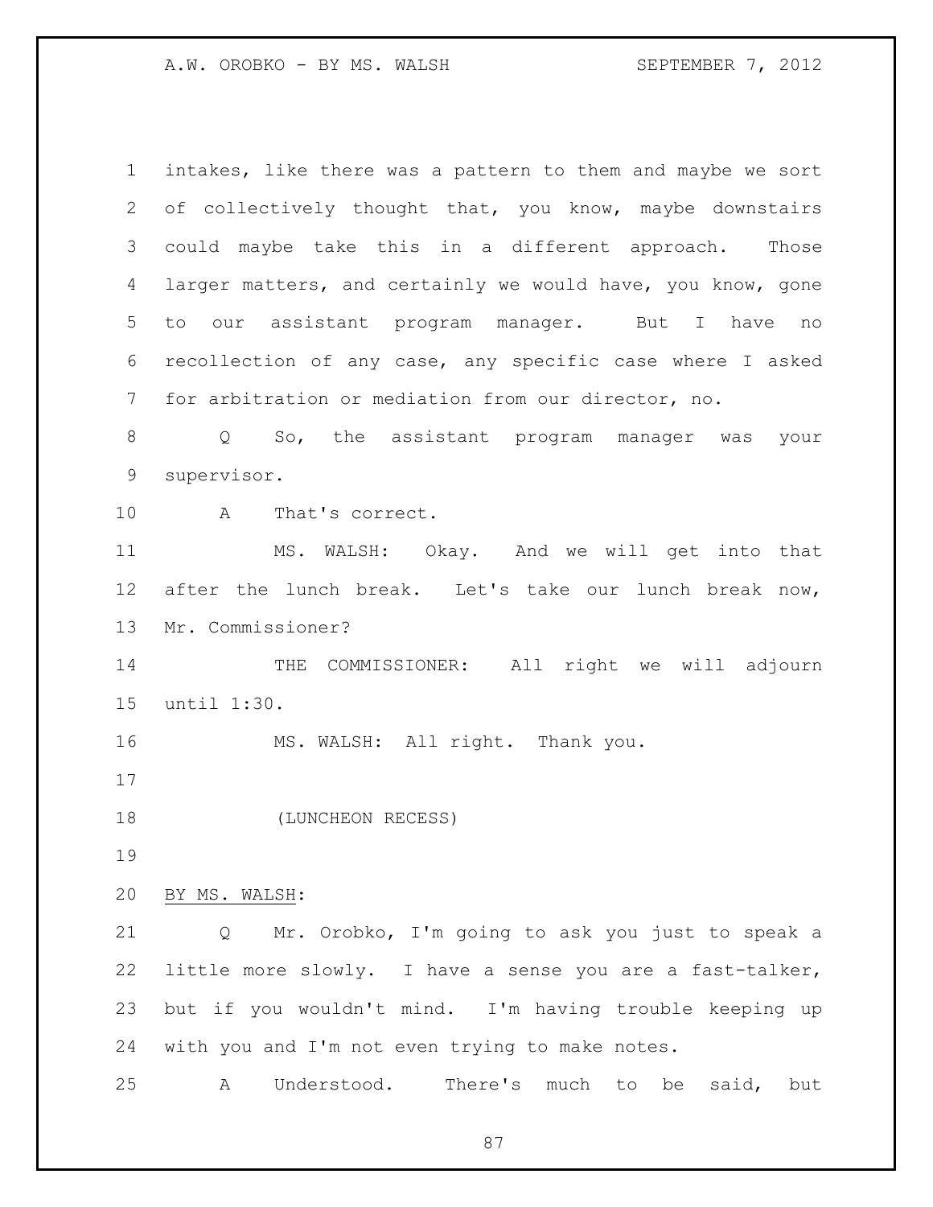intakes, like there was a pattern to them and maybe we sort of collectively thought that, you know, maybe downstairs could maybe take this in a different approach. Those larger matters, and certainly we would have, you know, gone to our assistant program manager. But I have no recollection of any case, any specific case where I asked for arbitration or mediation from our director, no.

Q So, the assistant program manager was your supervisor.

A That's correct.

MS. WALSH: Okay. And we will get into that after the lunch break. Let's take our lunch break now, Mr. Commissioner?

THE COMMISSIONER: All right we will adjourn until 1:30.

MS. WALSH: All right. Thank you.

(LUNCHEON RECESS)

<u>BY MS. WALSH</u>:

Q Mr. Orobko, I'm going to ask you just to speak a little more slowly. I have a sense you are a fast-talker, but if you wouldn't mind. I'm having trouble keeping up with you and I'm not even trying to make notes.

A Understood. There's much to be said, but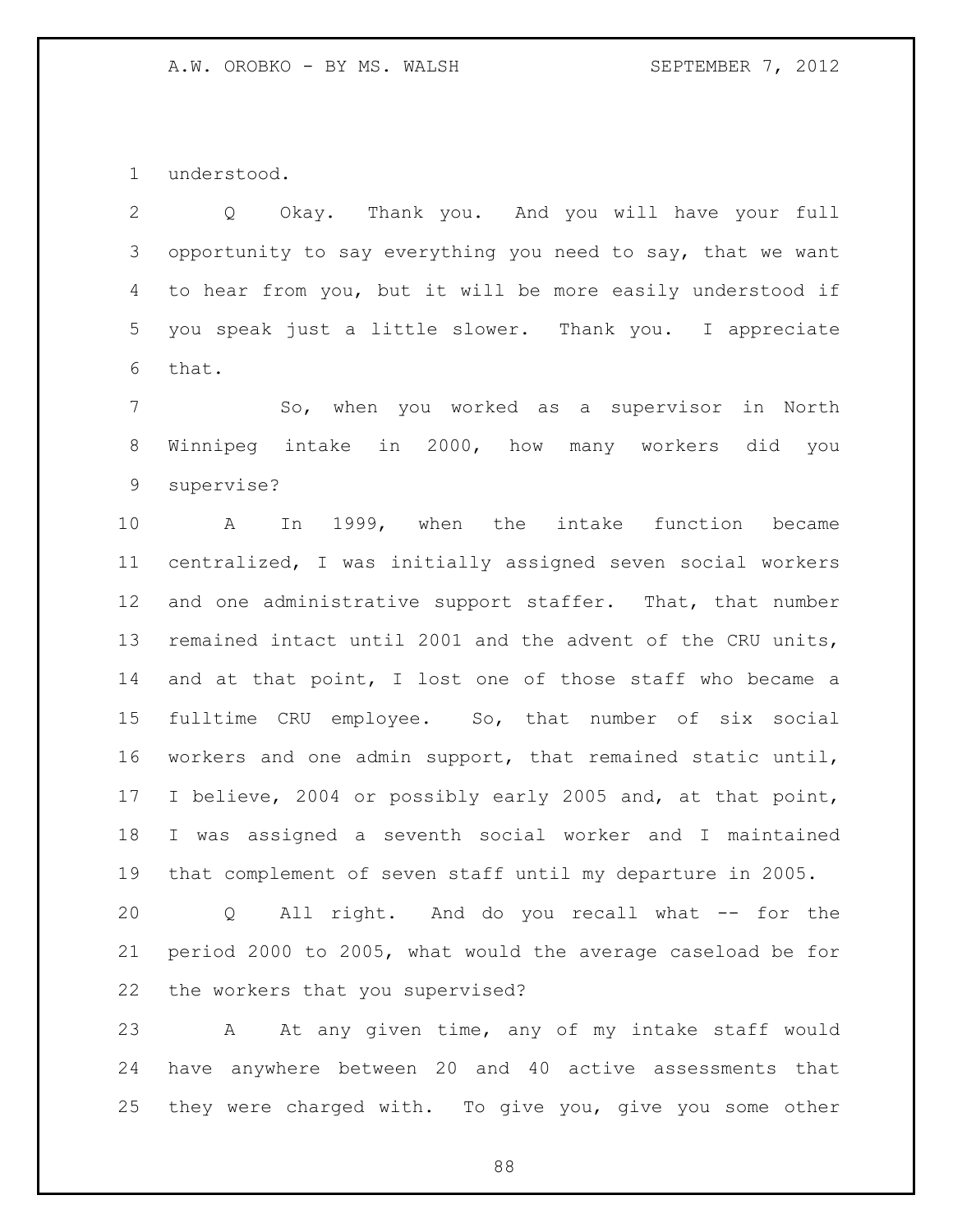understood.

Q Okay. Thank you. And you will have your full opportunity to say everything you need to say, that we want to hear from you, but it will be more easily understood if you speak just a little slower. Thank you. I appreciate that.

So, when you worked as a supervisor in North Winnipeg intake in 2000, how many workers did you supervise?

A In 1999, when the intake function became centralized, I was initially assigned seven social workers and one administrative support staffer. That, that number remained intact until 2001 and the advent of the CRU units, and at that point, I lost one of those staff who became a fulltime CRU employee. So, that number of six social workers and one admin support, that remained static until, I believe, 2004 or possibly early 2005 and, at that point, I was assigned a seventh social worker and I maintained that complement of seven staff until my departure in 2005.

Q All right. And do you recall what -- for the period 2000 to 2005, what would the average caseload be for the workers that you supervised?

A At any given time, any of my intake staff would have anywhere between 20 and 40 active assessments that they were charged with. To give you, give you some other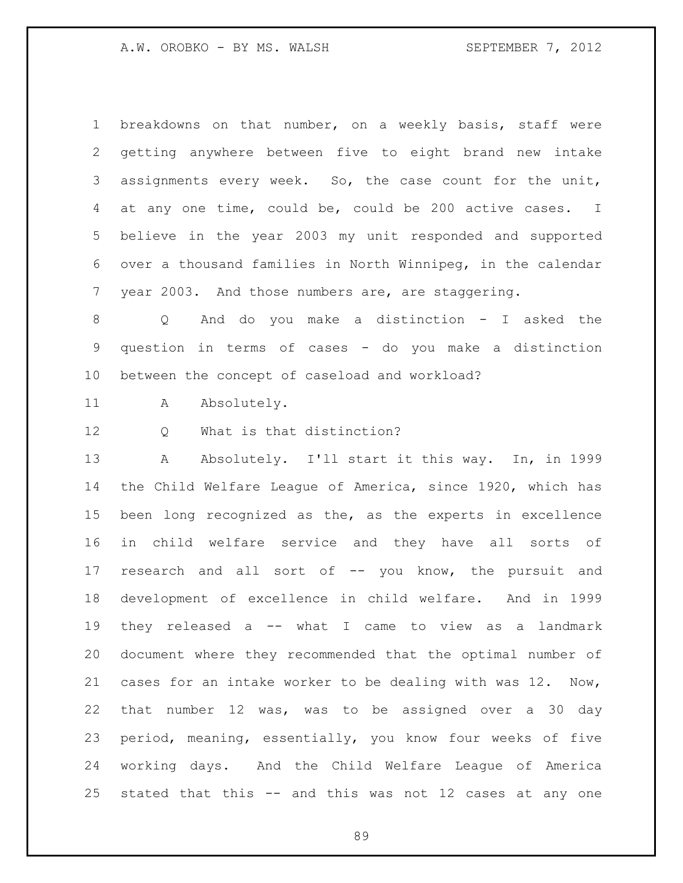breakdowns on that number, on a weekly basis, staff were getting anywhere between five to eight brand new intake assignments every week. So, the case count for the unit, at any one time, could be, could be 200 active cases. I believe in the year 2003 my unit responded and supported over a thousand families in North Winnipeg, in the calendar year 2003. And those numbers are, are staggering.

Q And do you make a distinction - I asked the question in terms of cases - do you make a distinction between the concept of caseload and workload?

A Absolutely.

Q What is that distinction?

A Absolutely. I'll start it this way. In, in 1999 the Child Welfare League of America, since 1920, which has been long recognized as the, as the experts in excellence in child welfare service and they have all sorts of research and all sort of -- you know, the pursuit and development of excellence in child welfare. And in 1999 they released a -- what I came to view as a landmark document where they recommended that the optimal number of cases for an intake worker to be dealing with was 12. Now, that number 12 was, was to be assigned over a 30 day period, meaning, essentially, you know four weeks of five working days. And the Child Welfare League of America stated that this -- and this was not 12 cases at any one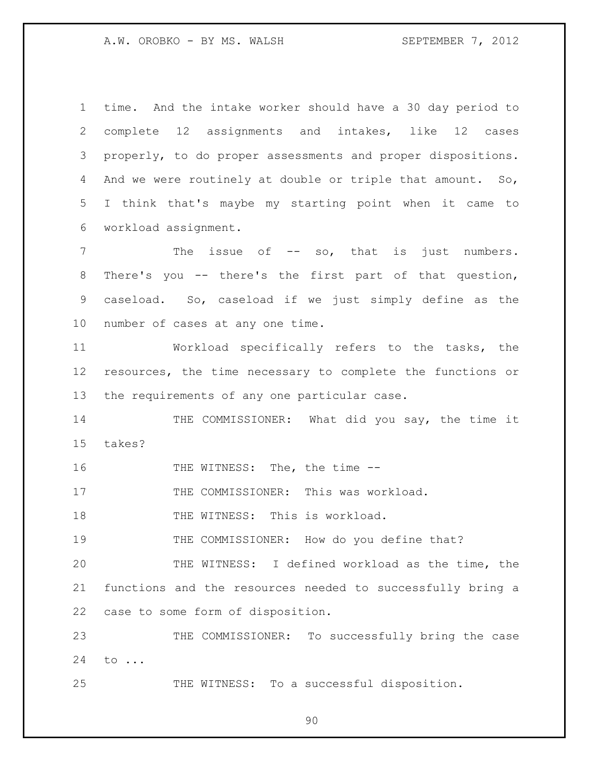time. And the intake worker should have a 30 day period to complete 12 assignments and intakes, like 12 cases properly, to do proper assessments and proper dispositions. And we were routinely at double or triple that amount. So, I think that's maybe my starting point when it came to workload assignment.

The issue of -- so, that is just numbers. There's you -- there's the first part of that question, caseload. So, caseload if we just simply define as the number of cases at any one time.

Workload specifically refers to the tasks, the resources, the time necessary to complete the functions or the requirements of any one particular case.

THE COMMISSIONER: What did you say, the time it takes?

THE WITNESS: The, the time --

THE COMMISSIONER: This was workload.

THE WITNESS: This is workload.

THE COMMISSIONER: How do you define that?

THE WITNESS: I defined workload as the time, the functions and the resources needed to successfully bring a case to some form of disposition.

THE COMMISSIONER: To successfully bring the case to ...

THE WITNESS: To a successful disposition.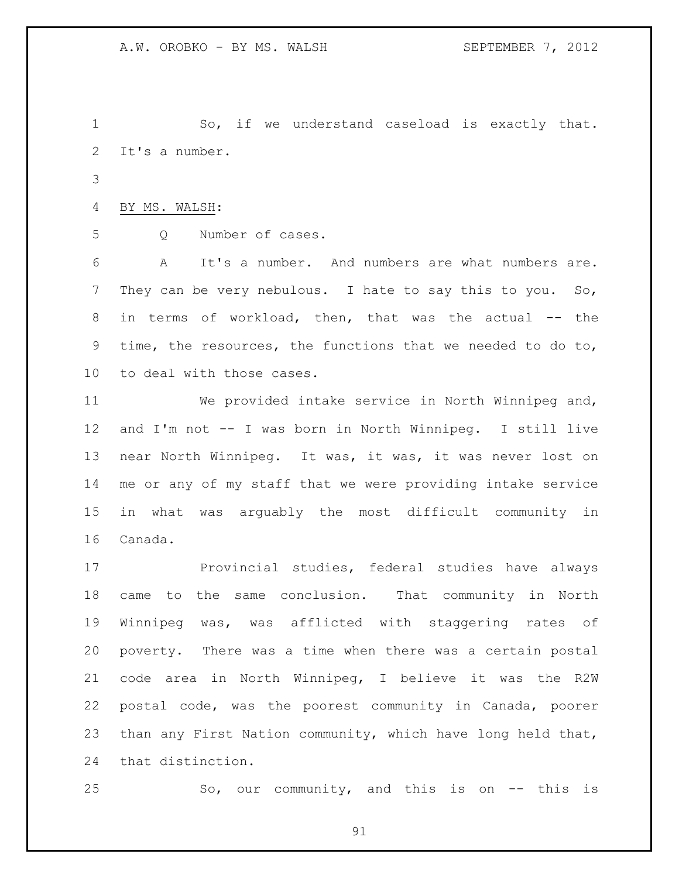So, if we understand caseload is exactly that. It's a number.

BY MS. WALSH:

Q Number of cases.

A It's a number. And numbers are what numbers are. They can be very nebulous. I hate to say this to you. So, in terms of workload, then, that was the actual -- the time, the resources, the functions that we needed to do to, to deal with those cases.

We provided intake service in North Winnipeg and, and I'm not -- I was born in North Winnipeg. I still live near North Winnipeg. It was, it was, it was never lost on me or any of my staff that we were providing intake service in what was arguably the most difficult community in Canada.

Provincial studies, federal studies have always came to the same conclusion. That community in North Winnipeg was, was afflicted with staggering rates of poverty. There was a time when there was a certain postal code area in North Winnipeg, I believe it was the R2W postal code, was the poorest community in Canada, poorer than any First Nation community, which have long held that, that distinction.

So, our community, and this is on -- this is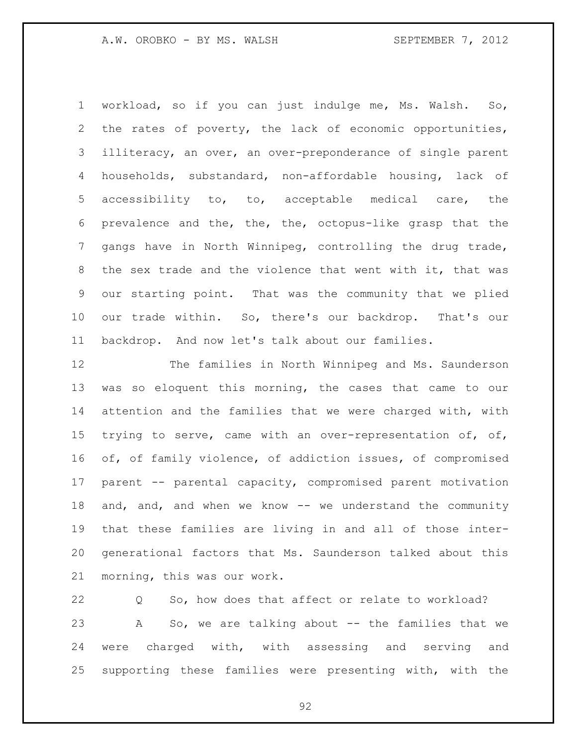workload, so if you can just indulge me, Ms. Walsh. So, the rates of poverty, the lack of economic opportunities, illiteracy, an over, an over-preponderance of single parent households, substandard, non-affordable housing, lack of accessibility to, to, acceptable medical care, the prevalence and the, the, the, octopus-like grasp that the gangs have in North Winnipeg, controlling the drug trade, the sex trade and the violence that went with it, that was our starting point. That was the community that we plied our trade within. So, there's our backdrop. That's our backdrop. And now let's talk about our families.

The families in North Winnipeg and Ms. Saunderson was so eloquent this morning, the cases that came to our attention and the families that we were charged with, with trying to serve, came with an over-representation of, of, of, of family violence, of addiction issues, of compromised parent -- parental capacity, compromised parent motivation and, and, and when we know -- we understand the community that these families are living in and all of those inter-generational factors that Ms. Saunderson talked about this morning, this was our work.

Q So, how does that affect or relate to workload?

A So, we are talking about -- the families that we were charged with, with assessing and serving and supporting these families were presenting with, with the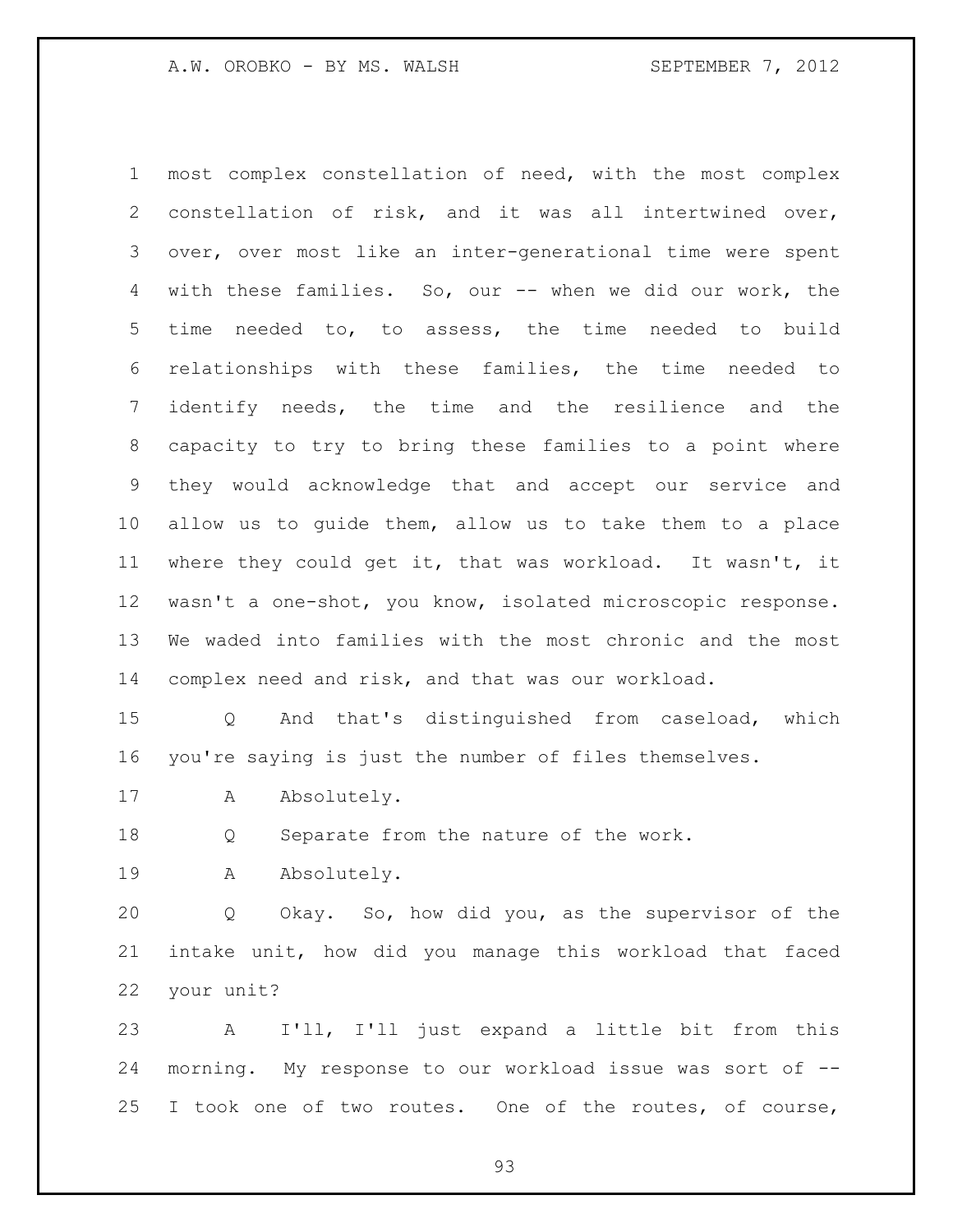most complex constellation of need, with the most complex constellation of risk, and it was all intertwined over, over, over most like an inter-generational time were spent with these families. So, our -- when we did our work, the time needed to, to assess, the time needed to build relationships with these families, the time needed to identify needs, the time and the resilience and the capacity to try to bring these families to a point where they would acknowledge that and accept our service and allow us to guide them, allow us to take them to a place where they could get it, that was workload. It wasn't, it wasn't a one-shot, you know, isolated microscopic response. We waded into families with the most chronic and the most complex need and risk, and that was our workload.

Q And that's distinguished from caseload, which you're saying is just the number of files themselves.

A Absolutely.

Q Separate from the nature of the work.

A Absolutely.

Q Okay. So, how did you, as the supervisor of the intake unit, how did you manage this workload that faced your unit?

A I'll, I'll just expand a little bit from this morning. My response to our workload issue was sort of -- I took one of two routes. One of the routes, of course,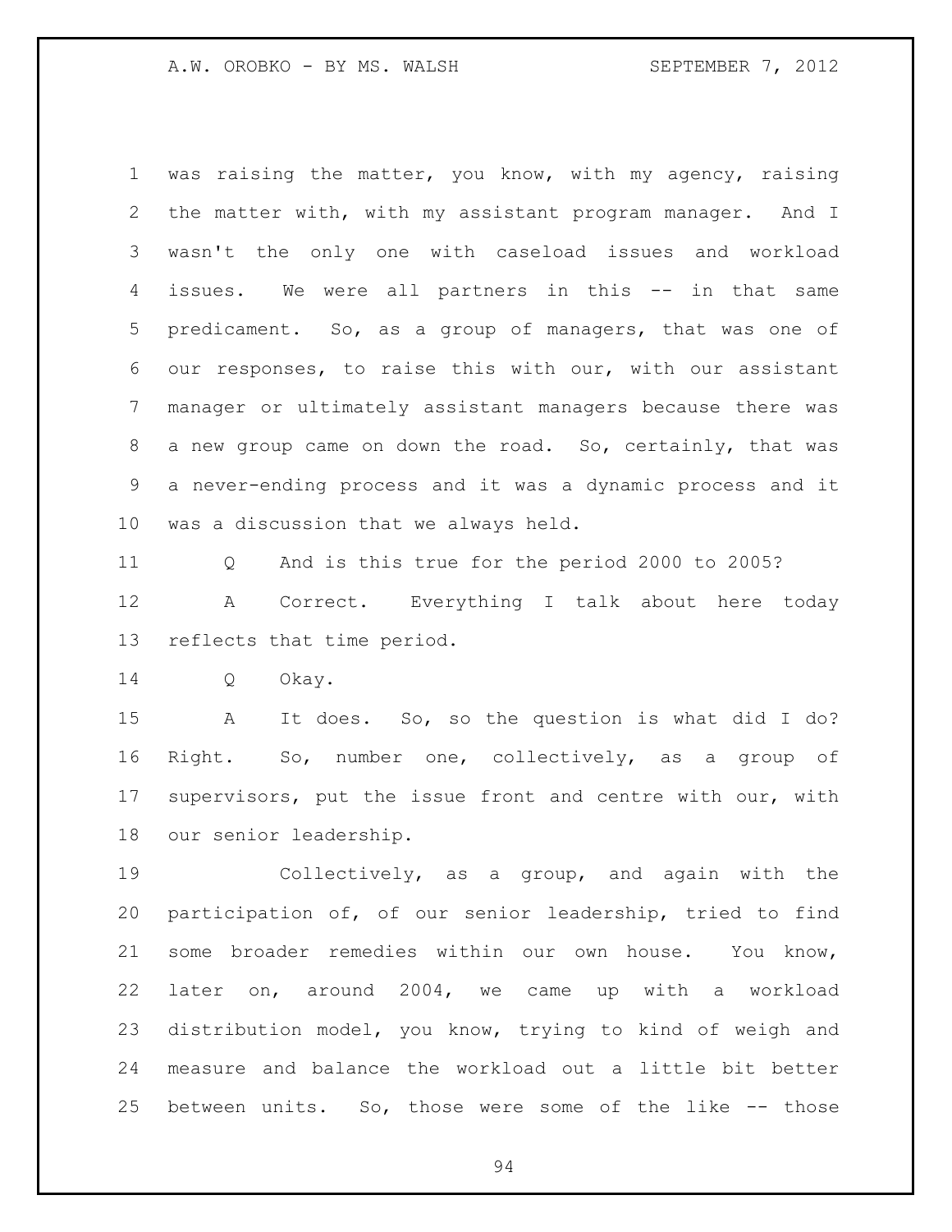was raising the matter, you know, with my agency, raising the matter with, with my assistant program manager. And I wasn't the only one with caseload issues and workload issues. We were all partners in this -- in that same predicament. So, as a group of managers, that was one of our responses, to raise this with our, with our assistant manager or ultimately assistant managers because there was a new group came on down the road. So, certainly, that was a never-ending process and it was a dynamic process and it was a discussion that we always held.

Q And is this true for the period 2000 to 2005?

A Correct. Everything I talk about here today reflects that time period.

Q Okay.

A It does. So, so the question is what did I do? Right. So, number one, collectively, as a group of supervisors, put the issue front and centre with our, with our senior leadership.

Collectively, as a group, and again with the participation of, of our senior leadership, tried to find some broader remedies within our own house. You know, later on, around 2004, we came up with a workload distribution model, you know, trying to kind of weigh and measure and balance the workload out a little bit better between units. So, those were some of the like -- those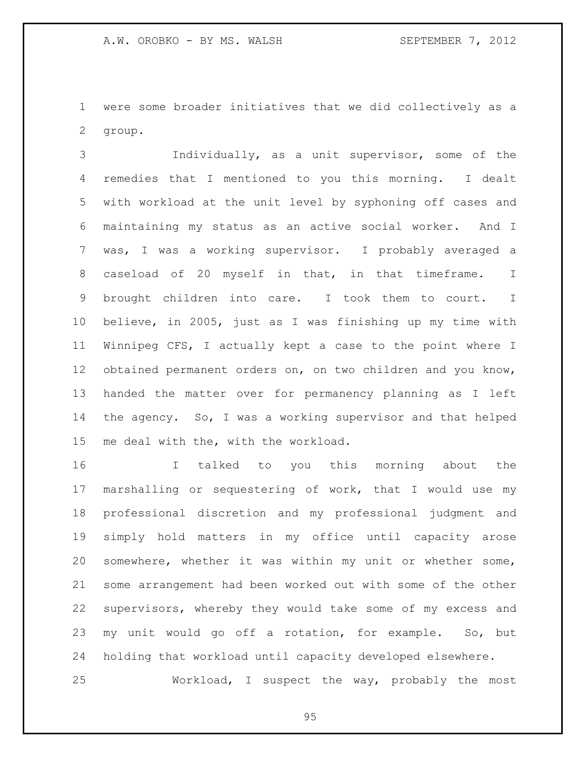were some broader initiatives that we did collectively as a group.

Individually, as a unit supervisor, some of the remedies that I mentioned to you this morning. I dealt with workload at the unit level by syphoning off cases and maintaining my status as an active social worker. And I was, I was a working supervisor. I probably averaged a caseload of 20 myself in that, in that timeframe. I brought children into care. I took them to court. I believe, in 2005, just as I was finishing up my time with Winnipeg CFS, I actually kept a case to the point where I obtained permanent orders on, on two children and you know, handed the matter over for permanency planning as I left the agency. So, I was a working supervisor and that helped me deal with the, with the workload.

I talked to you this morning about the marshalling or sequestering of work, that I would use my professional discretion and my professional judgment and simply hold matters in my office until capacity arose somewhere, whether it was within my unit or whether some, some arrangement had been worked out with some of the other supervisors, whereby they would take some of my excess and my unit would go off a rotation, for example. So, but holding that workload until capacity developed elsewhere.

Workload, I suspect the way, probably the most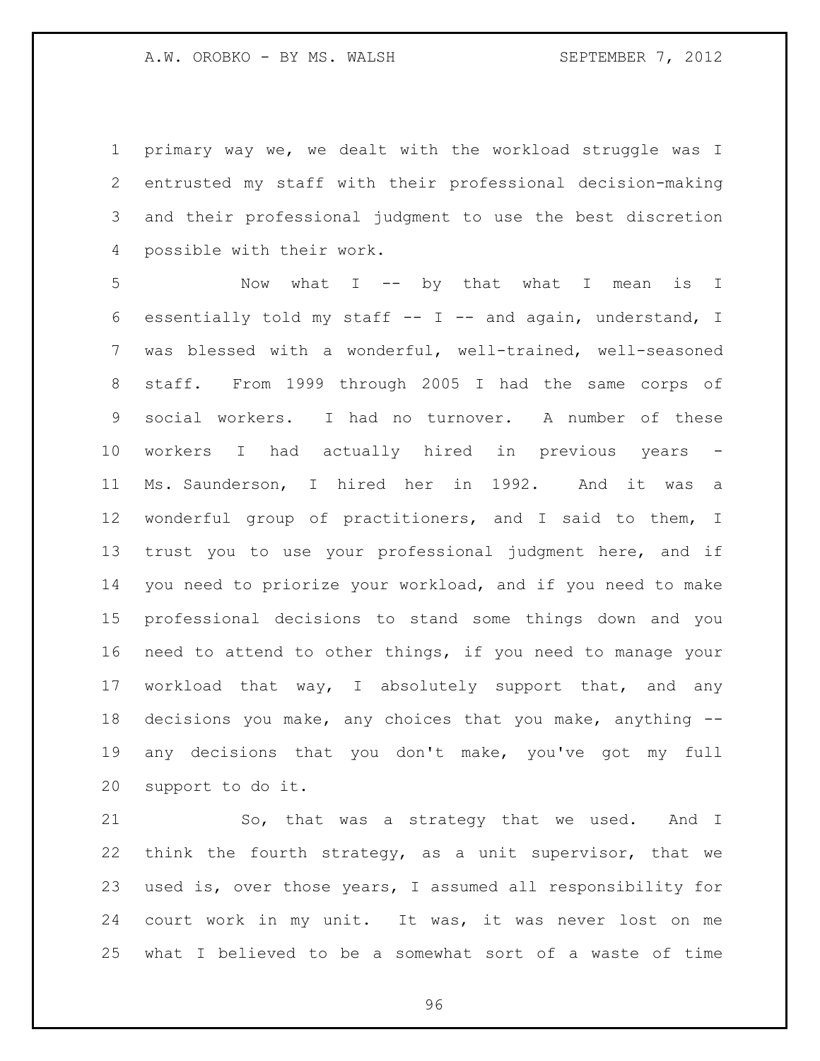primary way we, we dealt with the workload struggle was I entrusted my staff with their professional decision-making and their professional judgment to use the best discretion possible with their work.

Now what I -- by that what I mean is I essentially told my staff -- I -- and again, understand, I was blessed with a wonderful, well-trained, well-seasoned staff. From 1999 through 2005 I had the same corps of social workers. I had no turnover. A number of these workers I had actually hired in previous years - Ms. Saunderson, I hired her in 1992. And it was a wonderful group of practitioners, and I said to them, I trust you to use your professional judgment here, and if you need to priorize your workload, and if you need to make professional decisions to stand some things down and you need to attend to other things, if you need to manage your workload that way, I absolutely support that, and any decisions you make, any choices that you make, anything -- any decisions that you don't make, you've got my full support to do it.

So, that was a strategy that we used. And I think the fourth strategy, as a unit supervisor, that we used is, over those years, I assumed all responsibility for court work in my unit. It was, it was never lost on me what I believed to be a somewhat sort of a waste of time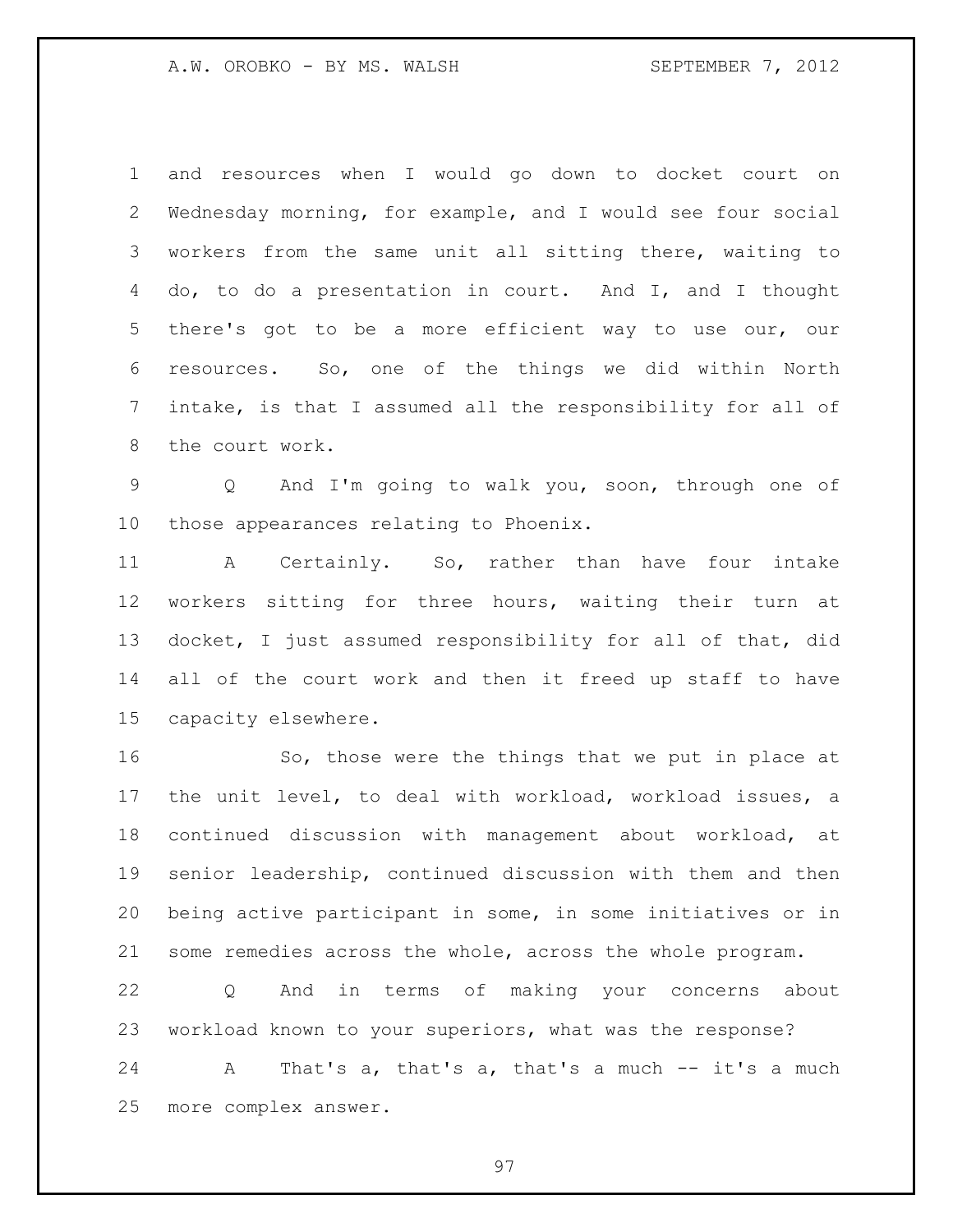and resources when I would go down to docket court on Wednesday morning, for example, and I would see four social workers from the same unit all sitting there, waiting to do, to do a presentation in court. And I, and I thought there's got to be a more efficient way to use our, our resources. So, one of the things we did within North intake, is that I assumed all the responsibility for all of the court work.

Q And I'm going to walk you, soon, through one of those appearances relating to Phoenix.

A Certainly. So, rather than have four intake workers sitting for three hours, waiting their turn at docket, I just assumed responsibility for all of that, did all of the court work and then it freed up staff to have capacity elsewhere.

So, those were the things that we put in place at the unit level, to deal with workload, workload issues, a continued discussion with management about workload, at senior leadership, continued discussion with them and then being active participant in some, in some initiatives or in some remedies across the whole, across the whole program.

Q And in terms of making your concerns about workload known to your superiors, what was the response?

A That's a, that's a, that's a much -- it's a much more complex answer.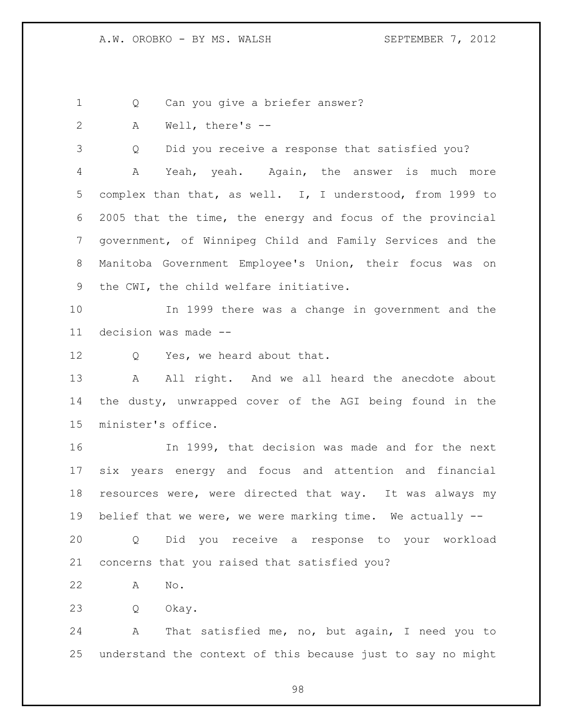Q Can you give a briefer answer?

A Well, there's --

Q Did you receive a response that satisfied you?

A Yeah, yeah. Again, the answer is much more complex than that, as well. I, I understood, from 1999 to 2005 that the time, the energy and focus of the provincial government, of Winnipeg Child and Family Services and the Manitoba Government Employee's Union, their focus was on the CWI, the child welfare initiative.

In 1999 there was a change in government and the decision was made --

Q Yes, we heard about that.

A All right. And we all heard the anecdote about the dusty, unwrapped cover of the AGI being found in the minister's office.

In 1999, that decision was made and for the next six years energy and focus and attention and financial resources were, were directed that way. It was always my belief that we were, we were marking time. We actually --

Q Did you receive a response to your workload concerns that you raised that satisfied you?

A No.

Q Okay.

A That satisfied me, no, but again, I need you to understand the context of this because just to say no might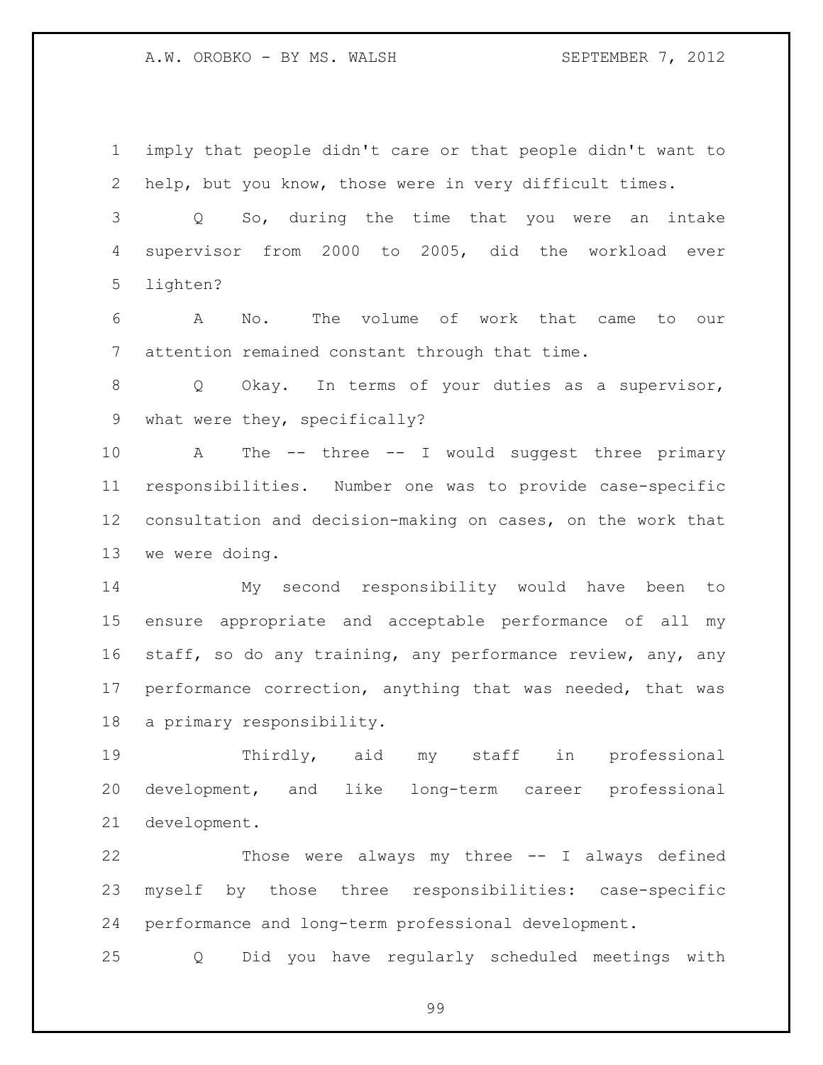imply that people didn't care or that people didn't want to help, but you know, those were in very difficult times.

Q So, during the time that you were an intake supervisor from 2000 to 2005, did the workload ever lighten?

A No. The volume of work that came to our attention remained constant through that time.

Q Okay. In terms of your duties as a supervisor, what were they, specifically?

A The -- three -- I would suggest three primary responsibilities. Number one was to provide case-specific consultation and decision-making on cases, on the work that we were doing.

My second responsibility would have been to ensure appropriate and acceptable performance of all my staff, so do any training, any performance review, any, any performance correction, anything that was needed, that was a primary responsibility.

Thirdly, aid my staff in professional development, and like long-term career professional development.

Those were always my three -- I always defined myself by those three responsibilities: case-specific performance and long-term professional development.

Q Did you have regularly scheduled meetings with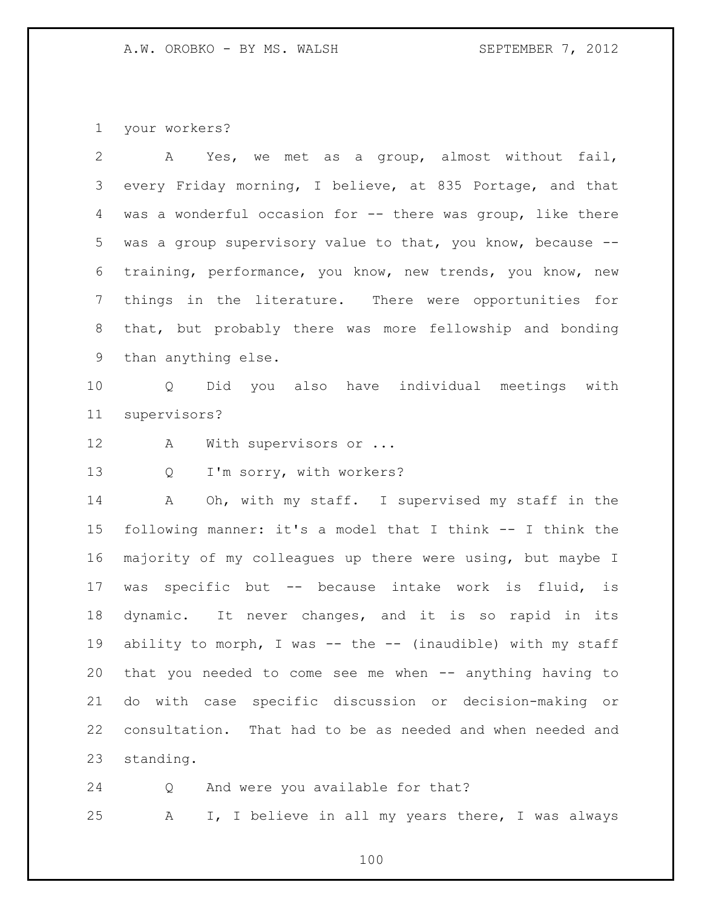your workers?

A Yes, we met as a group, almost without fail, every Friday morning, I believe, at 835 Portage, and that was a wonderful occasion for -- there was group, like there was a group supervisory value to that, you know, because -- training, performance, you know, new trends, you know, new things in the literature. There were opportunities for that, but probably there was more fellowship and bonding than anything else.

Q Did you also have individual meetings with supervisors?

A With supervisors or ...

Q I'm sorry, with workers?

A Oh, with my staff. I supervised my staff in the following manner: it's a model that I think -- I think the majority of my colleagues up there were using, but maybe I was specific but -- because intake work is fluid, is dynamic. It never changes, and it is so rapid in its ability to morph, I was -- the -- (inaudible) with my staff that you needed to come see me when -- anything having to do with case specific discussion or decision-making or consultation. That had to be as needed and when needed and standing.

Q And were you available for that?

A I, I believe in all my years there, I was always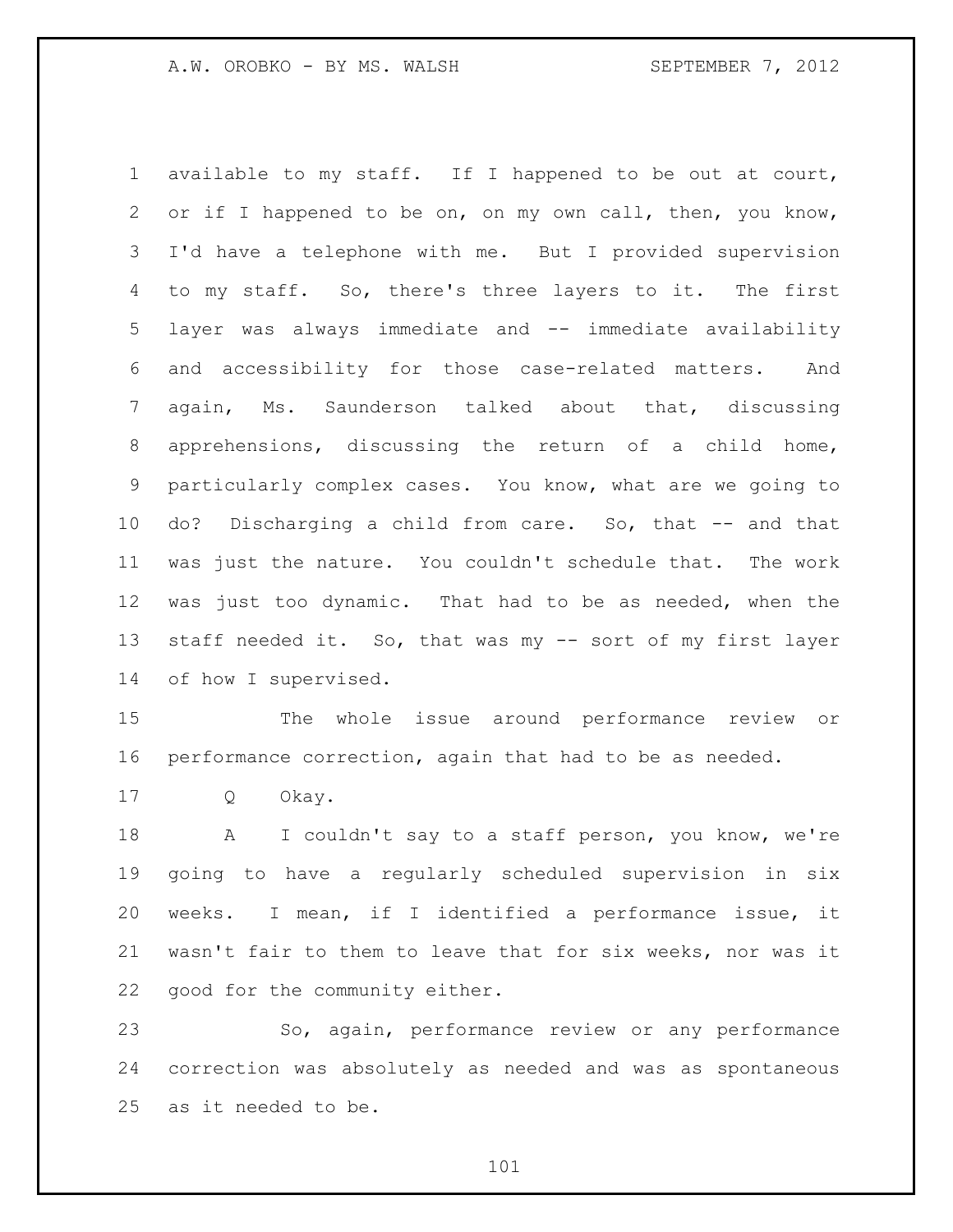available to my staff. If I happened to be out at court, or if I happened to be on, on my own call, then, you know, I'd have a telephone with me. But I provided supervision to my staff. So, there's three layers to it. The first layer was always immediate and -- immediate availability and accessibility for those case-related matters. And again, Ms. Saunderson talked about that, discussing apprehensions, discussing the return of a child home, particularly complex cases. You know, what are we going to do? Discharging a child from care. So, that -- and that was just the nature. You couldn't schedule that. The work was just too dynamic. That had to be as needed, when the staff needed it. So, that was my -- sort of my first layer of how I supervised.

The whole issue around performance review or performance correction, again that had to be as needed.

Q Okay.

A I couldn't say to a staff person, you know, we're going to have a regularly scheduled supervision in six weeks. I mean, if I identified a performance issue, it wasn't fair to them to leave that for six weeks, nor was it good for the community either.

So, again, performance review or any performance correction was absolutely as needed and was as spontaneous as it needed to be.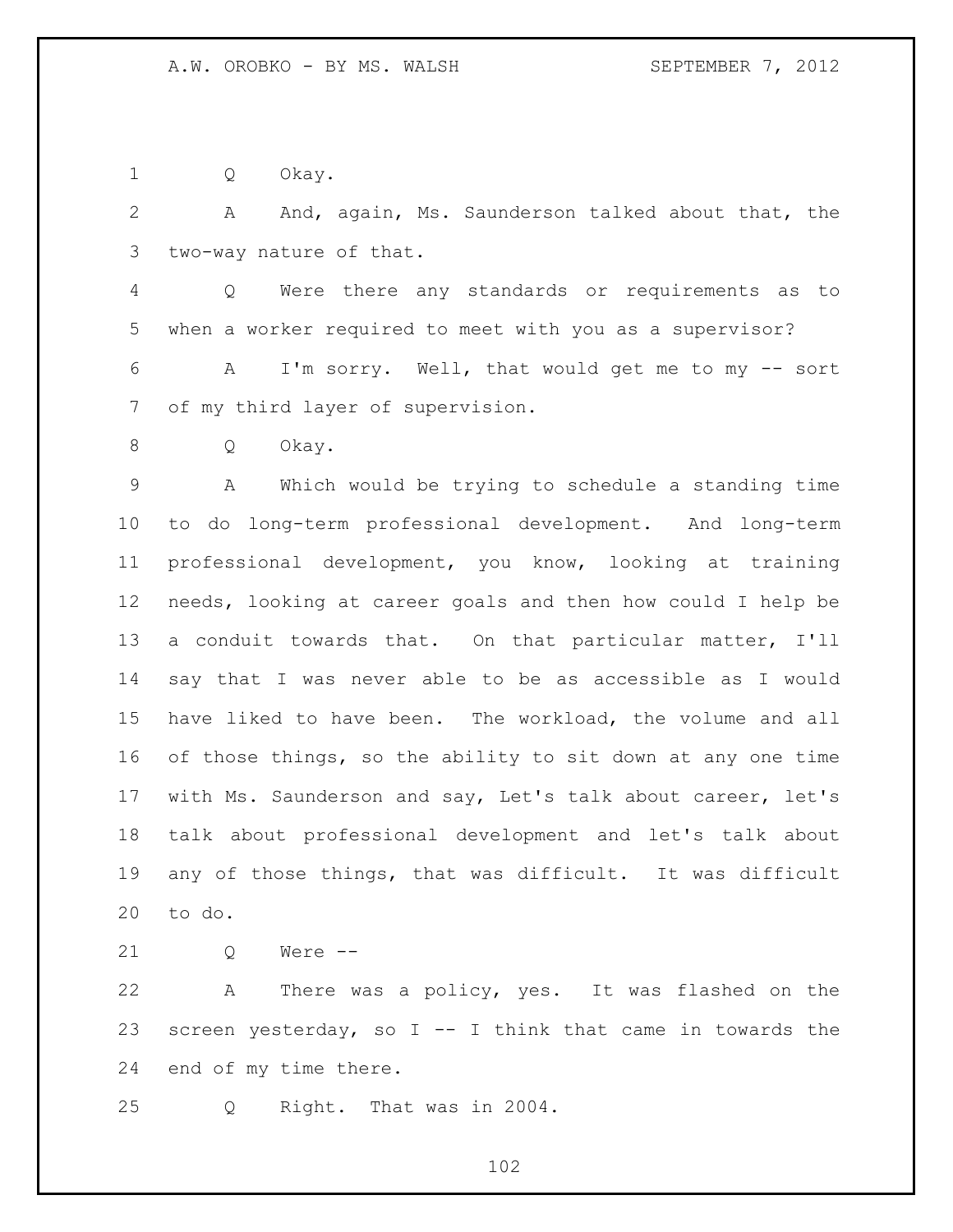Q Okay.

A And, again, Ms. Saunderson talked about that, the two-way nature of that.

Q Were there any standards or requirements as to when a worker required to meet with you as a supervisor?

A I'm sorry. Well, that would get me to my -- sort of my third layer of supervision.

Q Okay.

A Which would be trying to schedule a standing time to do long-term professional development. And long-term professional development, you know, looking at training needs, looking at career goals and then how could I help be a conduit towards that. On that particular matter, I'll say that I was never able to be as accessible as I would have liked to have been. The workload, the volume and all of those things, so the ability to sit down at any one time with Ms. Saunderson and say, Let's talk about career, let's talk about professional development and let's talk about any of those things, that was difficult. It was difficult to do.

Q Were --

A There was a policy, yes. It was flashed on the screen yesterday, so I -- I think that came in towards the end of my time there.

Q Right. That was in 2004.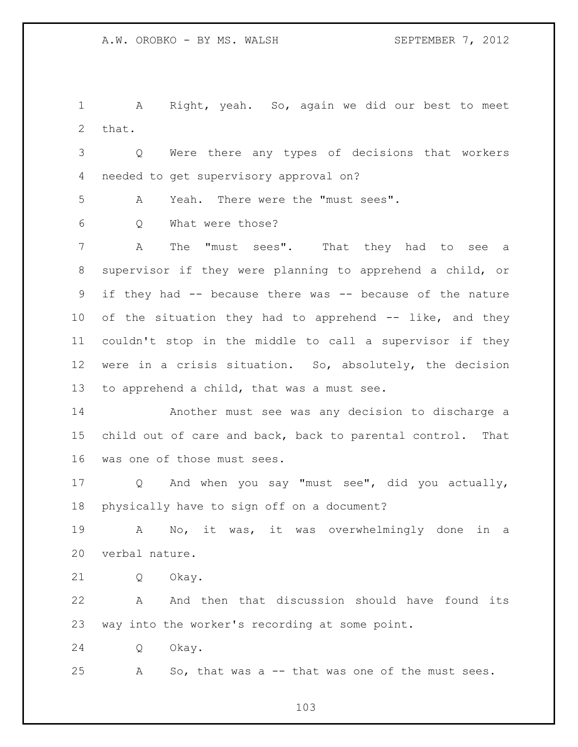A Right, yeah. So, again we did our best to meet that.

Q Were there any types of decisions that workers needed to get supervisory approval on?

A Yeah. There were the "must sees".

Q What were those?

A The "must sees". That they had to see a supervisor if they were planning to apprehend a child, or if they had -- because there was -- because of the nature of the situation they had to apprehend -- like, and they couldn't stop in the middle to call a supervisor if they were in a crisis situation. So, absolutely, the decision to apprehend a child, that was a must see.

Another must see was any decision to discharge a child out of care and back, back to parental control. That was one of those must sees.

Q And when you say "must see", did you actually, physically have to sign off on a document?

A No, it was, it was overwhelmingly done in a verbal nature.

Q Okay.

A And then that discussion should have found its way into the worker's recording at some point.

Q Okay.

A So, that was a -- that was one of the must sees.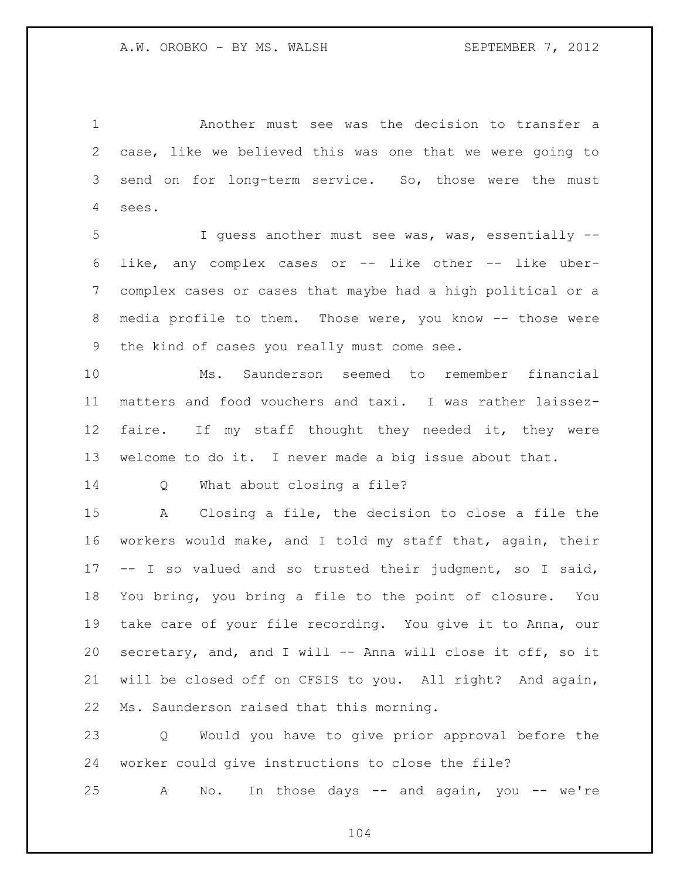Another must see was the decision to transfer a case, like we believed this was one that we were going to send on for long-term service. So, those were the must sees.

I guess another must see was, was, essentially -- like, any complex cases or -- like other -- like uber-complex cases or cases that maybe had a high political or a media profile to them. Those were, you know -- those were the kind of cases you really must come see.

Ms. Saunderson seemed to remember financial matters and food vouchers and taxi. I was rather laissez-faire. If my staff thought they needed it, they were welcome to do it. I never made a big issue about that.

Q What about closing a file?

A Closing a file, the decision to close a file the workers would make, and I told my staff that, again, their -- I so valued and so trusted their judgment, so I said, You bring, you bring a file to the point of closure. You take care of your file recording. You give it to Anna, our secretary, and, and I will -- Anna will close it off, so it will be closed off on CFSIS to you. All right? And again, Ms. Saunderson raised that this morning.

Q Would you have to give prior approval before the worker could give instructions to close the file?

A No. In those days -- and again, you -- we're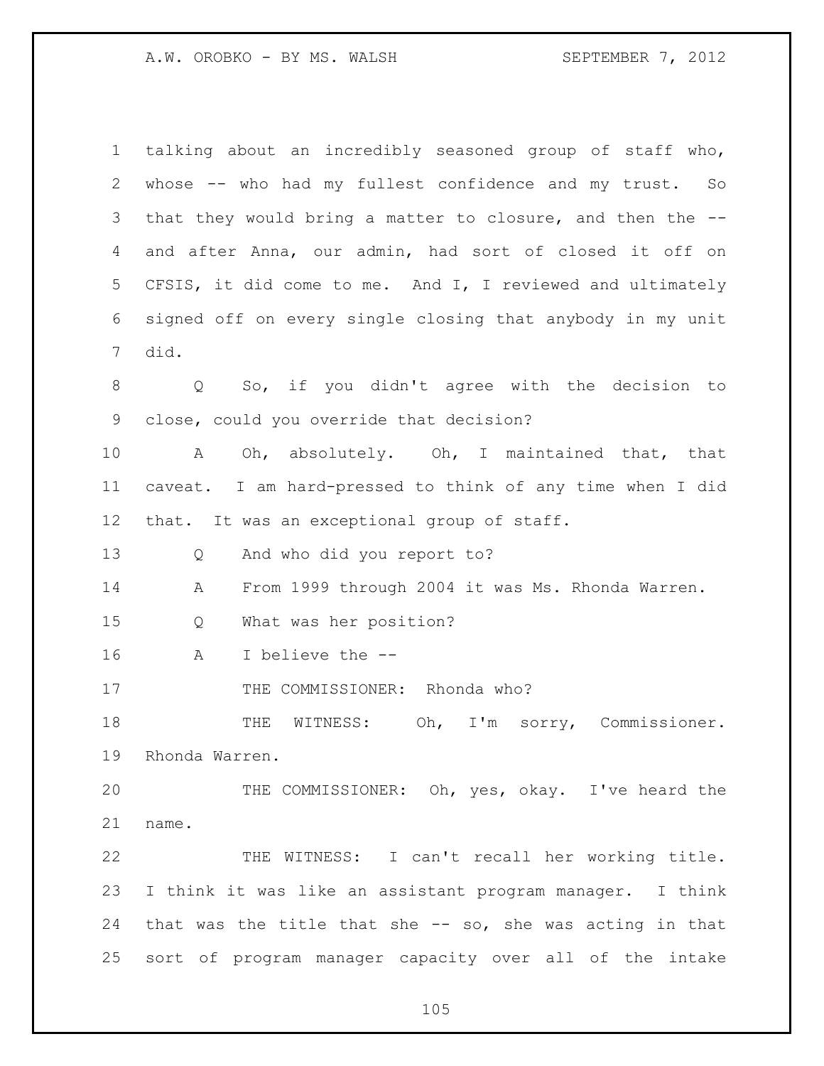talking about an incredibly seasoned group of staff who, whose -- who had my fullest confidence and my trust. So that they would bring a matter to closure, and then the -- and after Anna, our admin, had sort of closed it off on CFSIS, it did come to me. And I, I reviewed and ultimately signed off on every single closing that anybody in my unit did.

Q So, if you didn't agree with the decision to close, could you override that decision?

A Oh, absolutely. Oh, I maintained that, that caveat. I am hard-pressed to think of any time when I did that. It was an exceptional group of staff.

Q And who did you report to?

A From 1999 through 2004 it was Ms. Rhonda Warren.

Q What was her position?

A I believe the --

THE COMMISSIONER: Rhonda who?

THE WITNESS: Oh, I'm sorry, Commissioner. Rhonda Warren.

THE COMMISSIONER: Oh, yes, okay. I've heard the name.

THE WITNESS: I can't recall her working title. I think it was like an assistant program manager. I think that was the title that she -- so, she was acting in that sort of program manager capacity over all of the intake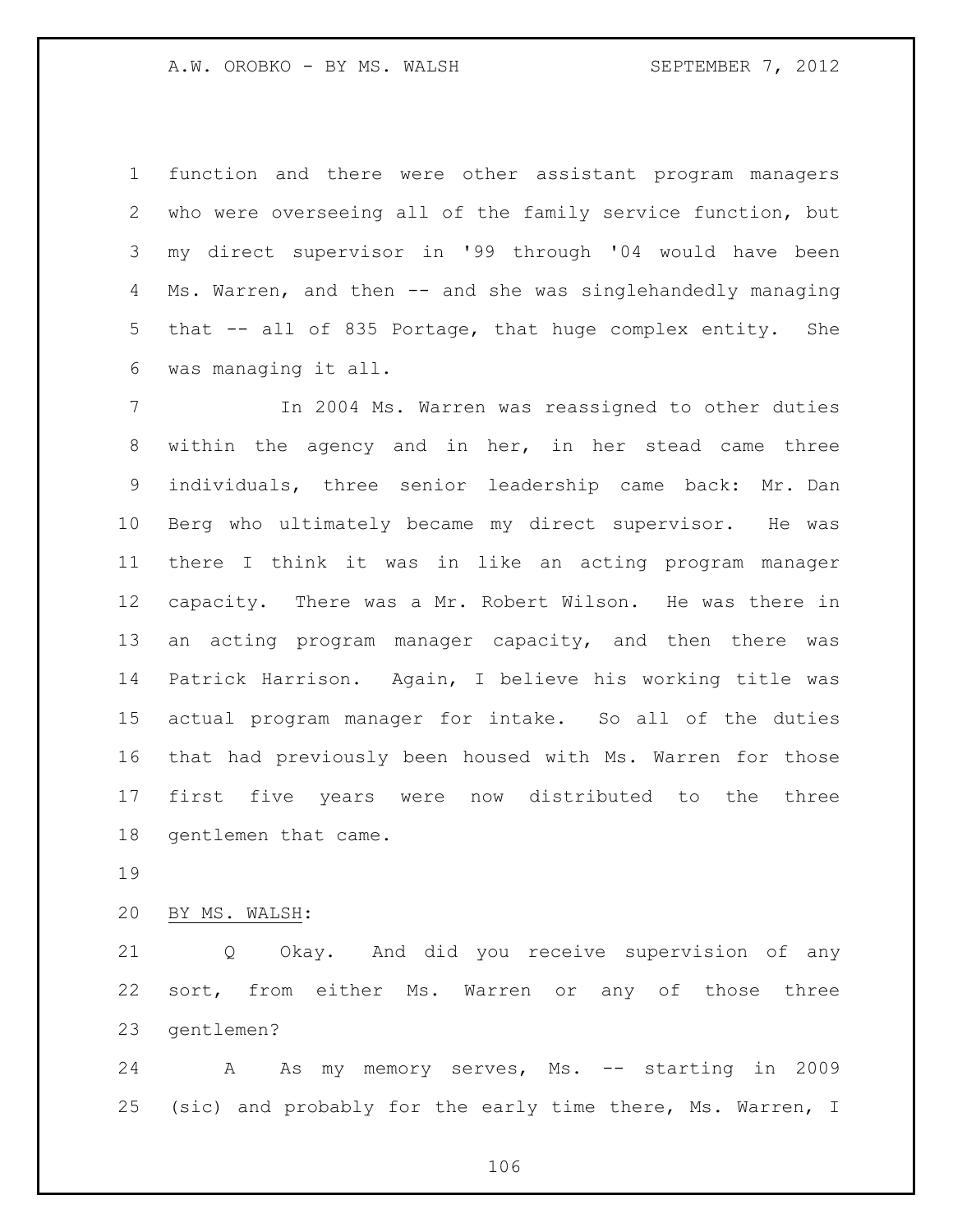function and there were other assistant program managers who were overseeing all of the family service function, but my direct supervisor in '99 through '04 would have been Ms. Warren, and then -- and she was singlehandedly managing that -- all of 835 Portage, that huge complex entity. She was managing it all.

In 2004 Ms. Warren was reassigned to other duties within the agency and in her, in her stead came three individuals, three senior leadership came back: Mr. Dan Berg who ultimately became my direct supervisor. He was there I think it was in like an acting program manager capacity. There was a Mr. Robert Wilson. He was there in an acting program manager capacity, and then there was Patrick Harrison. Again, I believe his working title was actual program manager for intake. So all of the duties that had previously been housed with Ms. Warren for those first five years were now distributed to the three gentlemen that came.

BY MS. WALSH:

Q Okay. And did you receive supervision of any sort, from either Ms. Warren or any of those three gentlemen?

A As my memory serves, Ms. -- starting in 2009 (sic) and probably for the early time there, Ms. Warren, I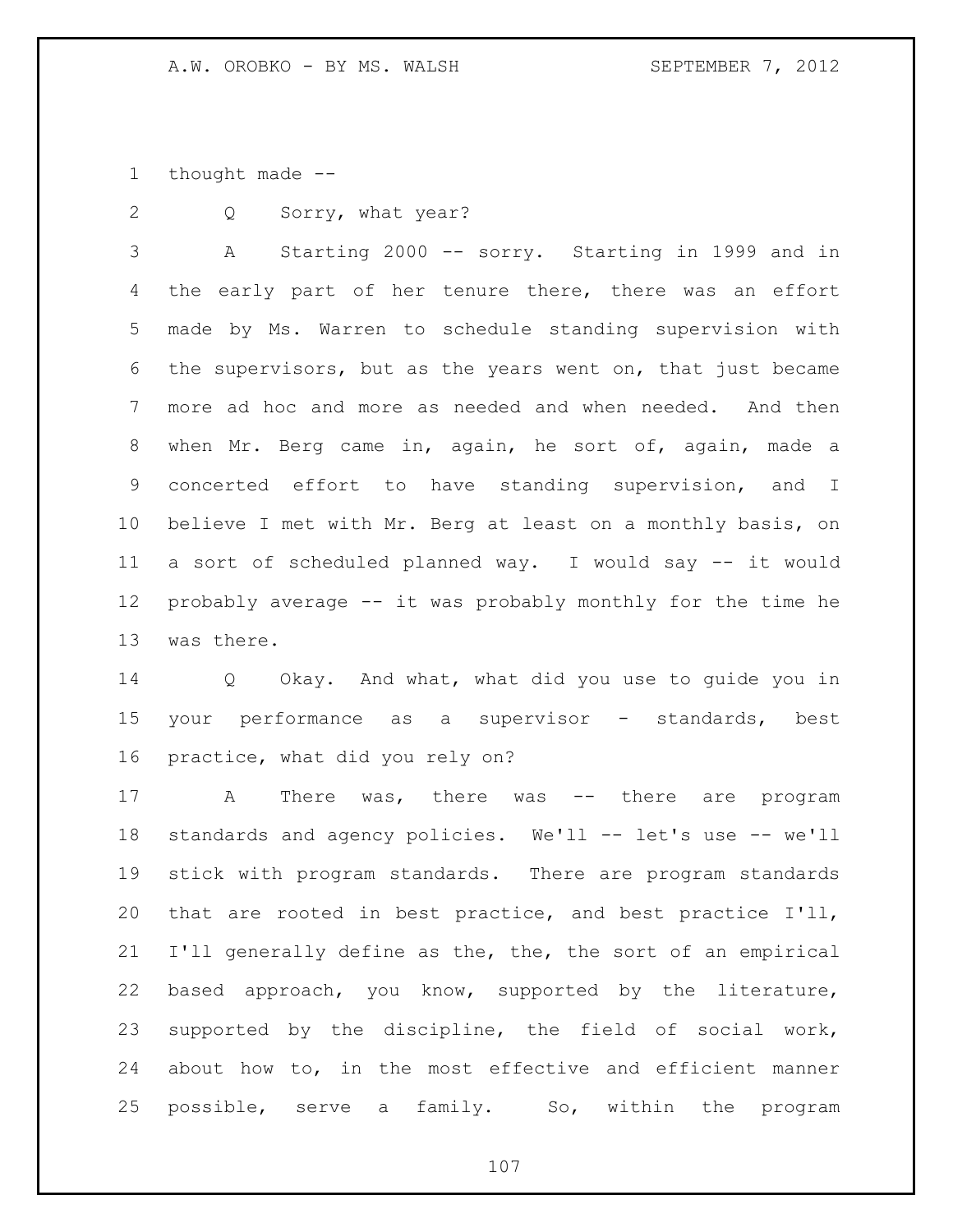thought made --

Q Sorry, what year?

A Starting 2000 -- sorry. Starting in 1999 and in the early part of her tenure there, there was an effort made by Ms. Warren to schedule standing supervision with the supervisors, but as the years went on, that just became more ad hoc and more as needed and when needed. And then when Mr. Berg came in, again, he sort of, again, made a concerted effort to have standing supervision, and I believe I met with Mr. Berg at least on a monthly basis, on a sort of scheduled planned way. I would say -- it would probably average -- it was probably monthly for the time he was there.

Q Okay. And what, what did you use to guide you in your performance as a supervisor - standards, best practice, what did you rely on?

A There was, there was -- there are program standards and agency policies. We'll -- let's use -- we'll stick with program standards. There are program standards that are rooted in best practice, and best practice I'll, I'll generally define as the, the, the sort of an empirical based approach, you know, supported by the literature, supported by the discipline, the field of social work, about how to, in the most effective and efficient manner possible, serve a family. So, within the program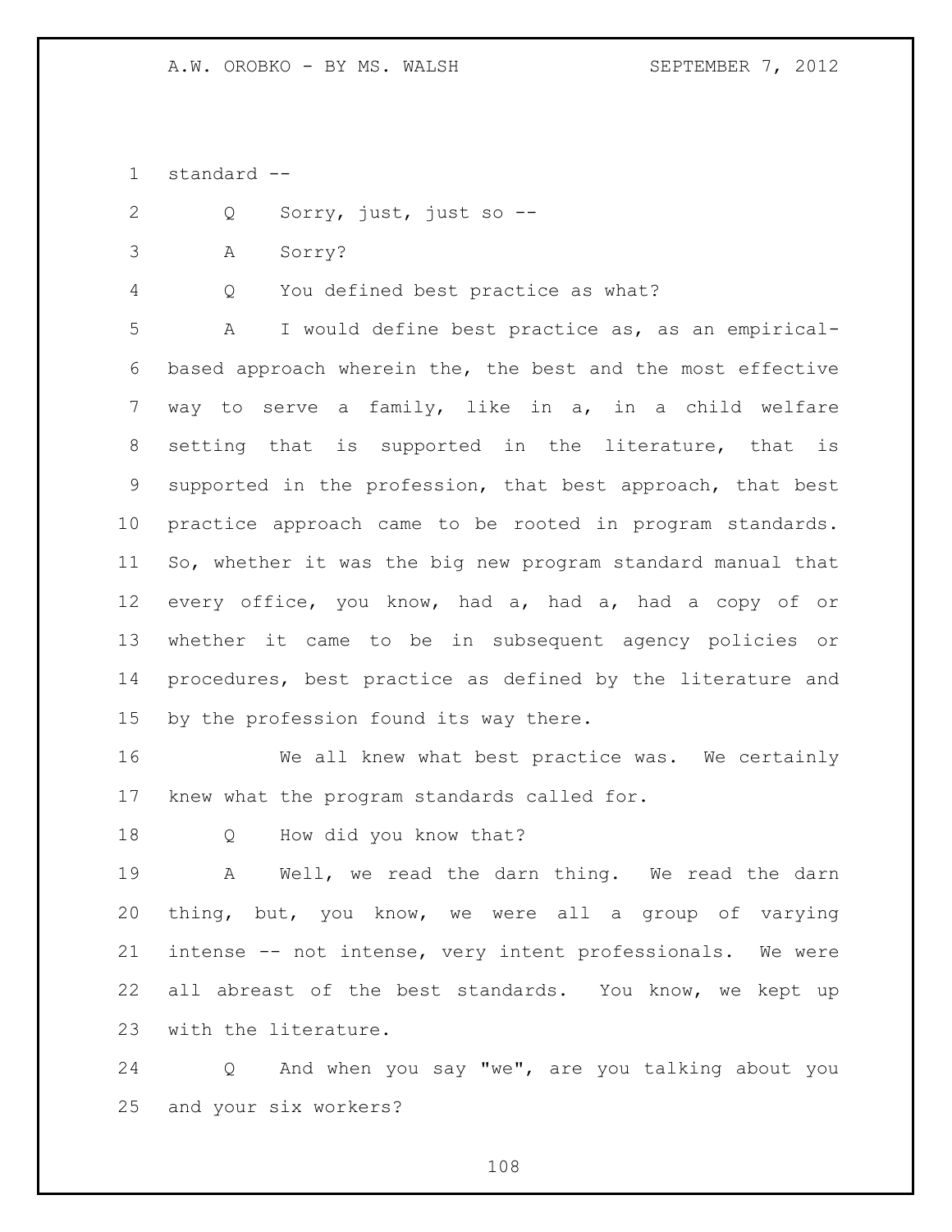standard --

Q Sorry, just, just so --

A Sorry?

Q You defined best practice as what?

A I would define best practice as, as an empirical-based approach wherein the, the best and the most effective way to serve a family, like in a, in a child welfare setting that is supported in the literature, that is supported in the profession, that best approach, that best practice approach came to be rooted in program standards. So, whether it was the big new program standard manual that every office, you know, had a, had a, had a copy of or whether it came to be in subsequent agency policies or procedures, best practice as defined by the literature and by the profession found its way there.

We all knew what best practice was. We certainly knew what the program standards called for.

Q How did you know that?

A Well, we read the darn thing. We read the darn thing, but, you know, we were all a group of varying intense -- not intense, very intent professionals. We were all abreast of the best standards. You know, we kept up with the literature.

Q And when you say "we", are you talking about you and your six workers?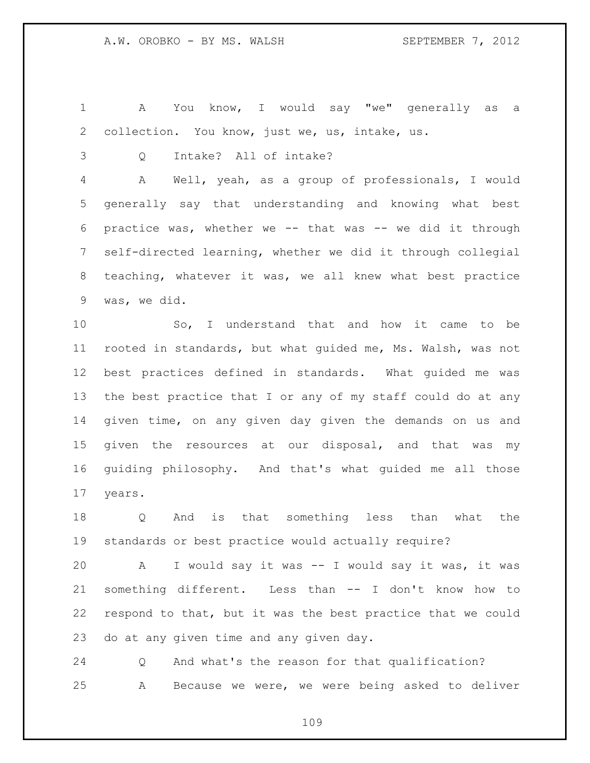1 A You know, I would say "we" generally as a
2 collection. You know, just we, us, intake, us.
3 Q Intake? All of intake?
4 A Well, yeah, as a group of professionals, I would
5 generally say that understanding and knowing what best
6 practice was, whether we -- that was -- we did it through
7 self-directed learning, whether we did it through collegial
8 teaching, whatever it was, we all knew what best practice
9 was, we did.
10 So, I understand that and how it came to be
11 rooted in standards, but what guided me, Ms. Walsh, was not
12 best practices defined in standards. What guided me was
13 the best practice that I or any of my staff could do at any
14 given time, on any given day given the demands on us and
15 given the resources at our disposal, and that was my
16 guiding philosophy. And that's what guided me all those
17 years.
18 Q And is that something less than what the
19 standards or best practice would actually require?
20 A I would say it was -- I would say it was, it was
21 something different. Less than -- I don't know how to
22 respond to that, but it was the best practice that we could
23 do at any given time and any given day.
24 Q And what's the reason for that qualification?
25 A Because we were, we were being asked to deliver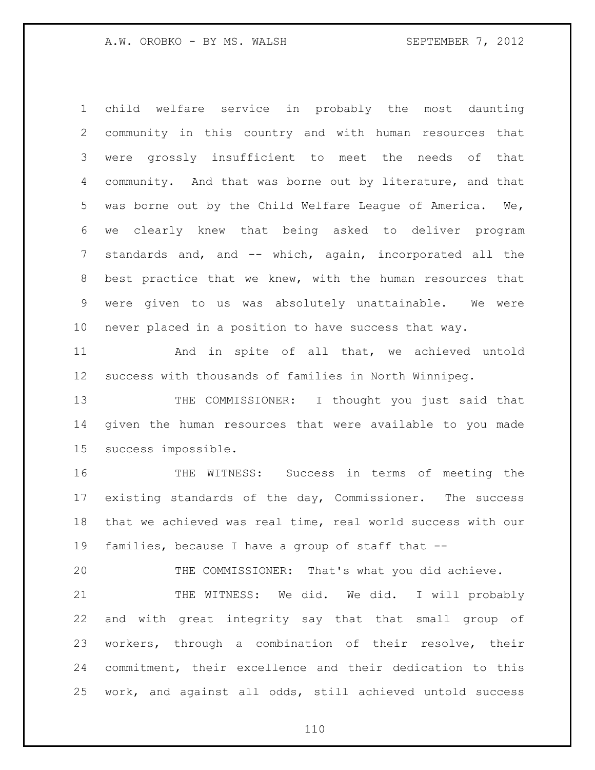child welfare service in probably the most daunting community in this country and with human resources that were grossly insufficient to meet the needs of that community. And that was borne out by literature, and that was borne out by the Child Welfare League of America. We, we clearly knew that being asked to deliver program standards and, and -- which, again, incorporated all the best practice that we knew, with the human resources that were given to us was absolutely unattainable. We were never placed in a position to have success that way.

And in spite of all that, we achieved untold success with thousands of families in North Winnipeg.

THE COMMISSIONER: I thought you just said that given the human resources that were available to you made success impossible.

THE WITNESS: Success in terms of meeting the existing standards of the day, Commissioner. The success that we achieved was real time, real world success with our families, because I have a group of staff that --

THE COMMISSIONER: That's what you did achieve.

THE WITNESS: We did. We did. I will probably and with great integrity say that that small group of workers, through a combination of their resolve, their commitment, their excellence and their dedication to this work, and against all odds, still achieved untold success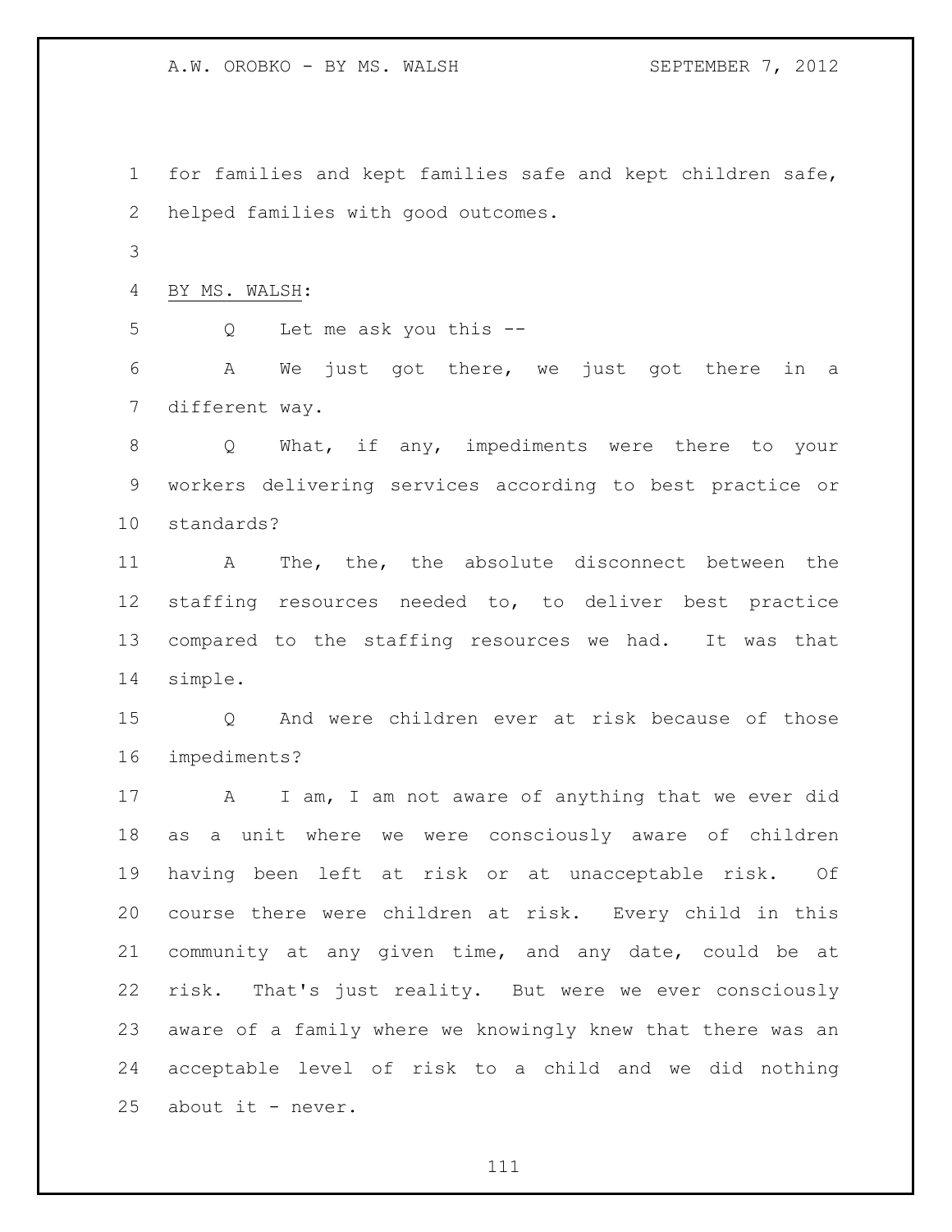for families and kept families safe and kept children safe, helped families with good outcomes.

BY MS. WALSH:

Q Let me ask you this --

A We just got there, we just got there in a different way.

Q What, if any, impediments were there to your workers delivering services according to best practice or standards?

A The, the, the absolute disconnect between the staffing resources needed to, to deliver best practice compared to the staffing resources we had. It was that simple.

Q And were children ever at risk because of those impediments?

A I am, I am not aware of anything that we ever did as a unit where we were consciously aware of children having been left at risk or at unacceptable risk. Of course there were children at risk. Every child in this community at any given time, and any date, could be at risk. That's just reality. But were we ever consciously aware of a family where we knowingly knew that there was an acceptable level of risk to a child and we did nothing about it - never.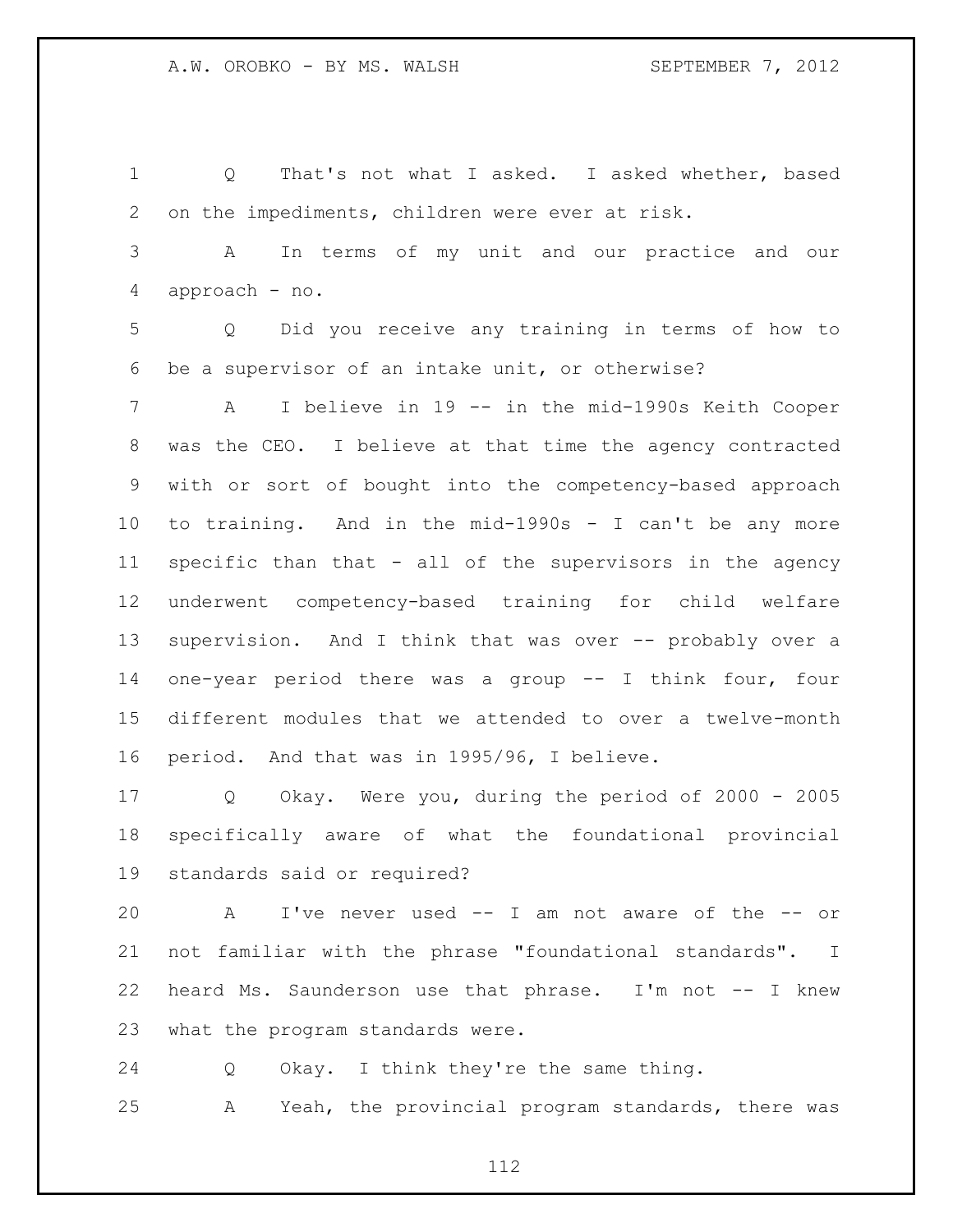Q That's not what I asked. I asked whether, based on the impediments, children were ever at risk.

A In terms of my unit and our practice and our approach - no.

Q Did you receive any training in terms of how to be a supervisor of an intake unit, or otherwise?

A I believe in 19 -- in the mid-1990s Keith Cooper was the CEO. I believe at that time the agency contracted with or sort of bought into the competency-based approach to training. And in the mid-1990s - I can't be any more specific than that - all of the supervisors in the agency underwent competency-based training for child welfare supervision. And I think that was over -- probably over a one-year period there was a group -- I think four, four different modules that we attended to over a twelve-month period. And that was in 1995/96, I believe.

Q Okay. Were you, during the period of 2000 - 2005 specifically aware of what the foundational provincial standards said or required?

A I've never used -- I am not aware of the -- or not familiar with the phrase "foundational standards". I heard Ms. Saunderson use that phrase. I'm not -- I knew what the program standards were.

Q Okay. I think they're the same thing.

A Yeah, the provincial program standards, there was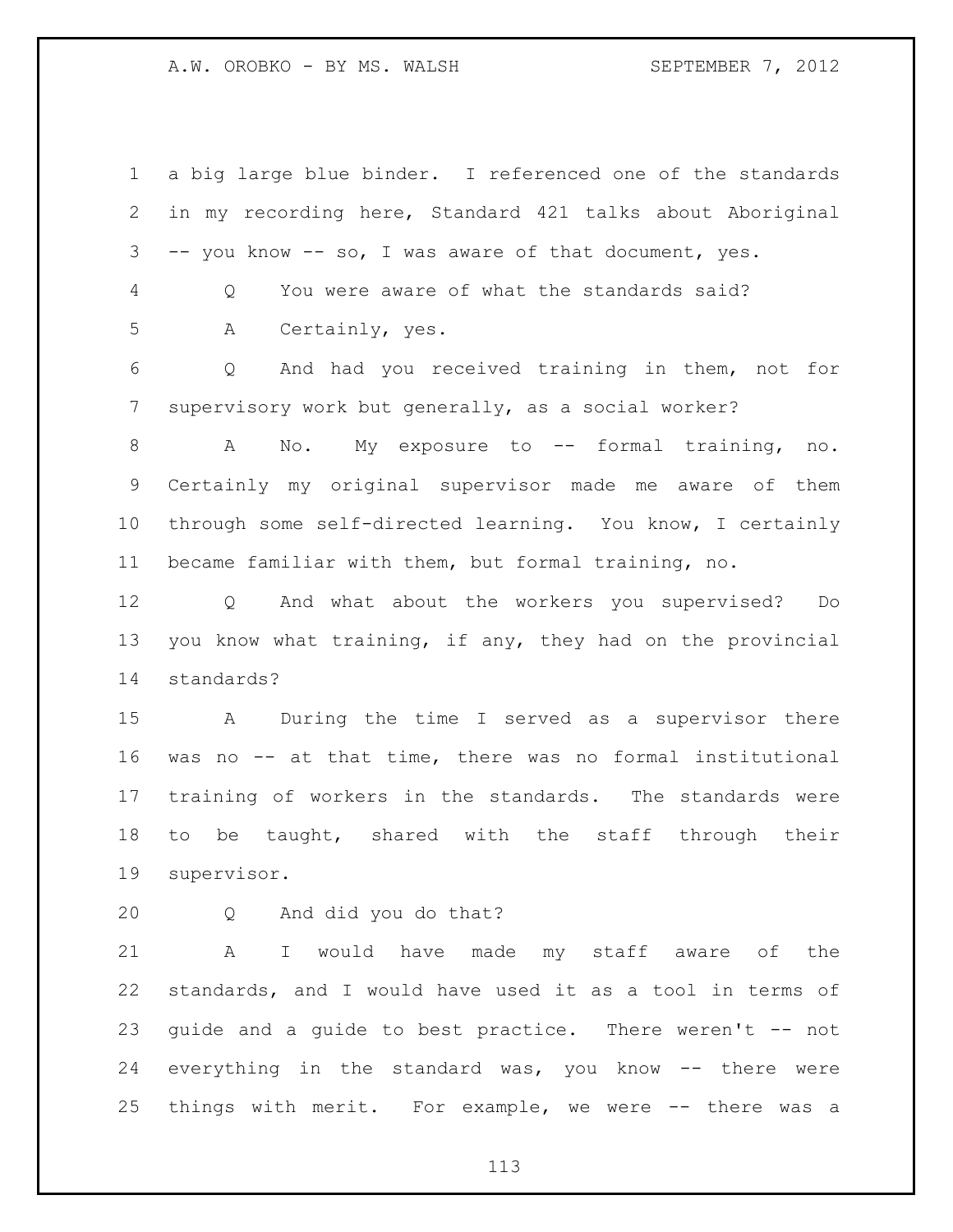a big large blue binder. I referenced one of the standards in my recording here, Standard 421 talks about Aboriginal -- you know -- so, I was aware of that document, yes.

Q You were aware of what the standards said?

A Certainly, yes.

Q And had you received training in them, not for supervisory work but generally, as a social worker?

A No. My exposure to -- formal training, no. Certainly my original supervisor made me aware of them through some self-directed learning. You know, I certainly became familiar with them, but formal training, no.

Q And what about the workers you supervised? Do you know what training, if any, they had on the provincial standards?

A During the time I served as a supervisor there was no -- at that time, there was no formal institutional training of workers in the standards. The standards were to be taught, shared with the staff through their supervisor.

Q And did you do that?

A I would have made my staff aware of the standards, and I would have used it as a tool in terms of guide and a guide to best practice. There weren't -- not everything in the standard was, you know -- there were things with merit. For example, we were -- there was a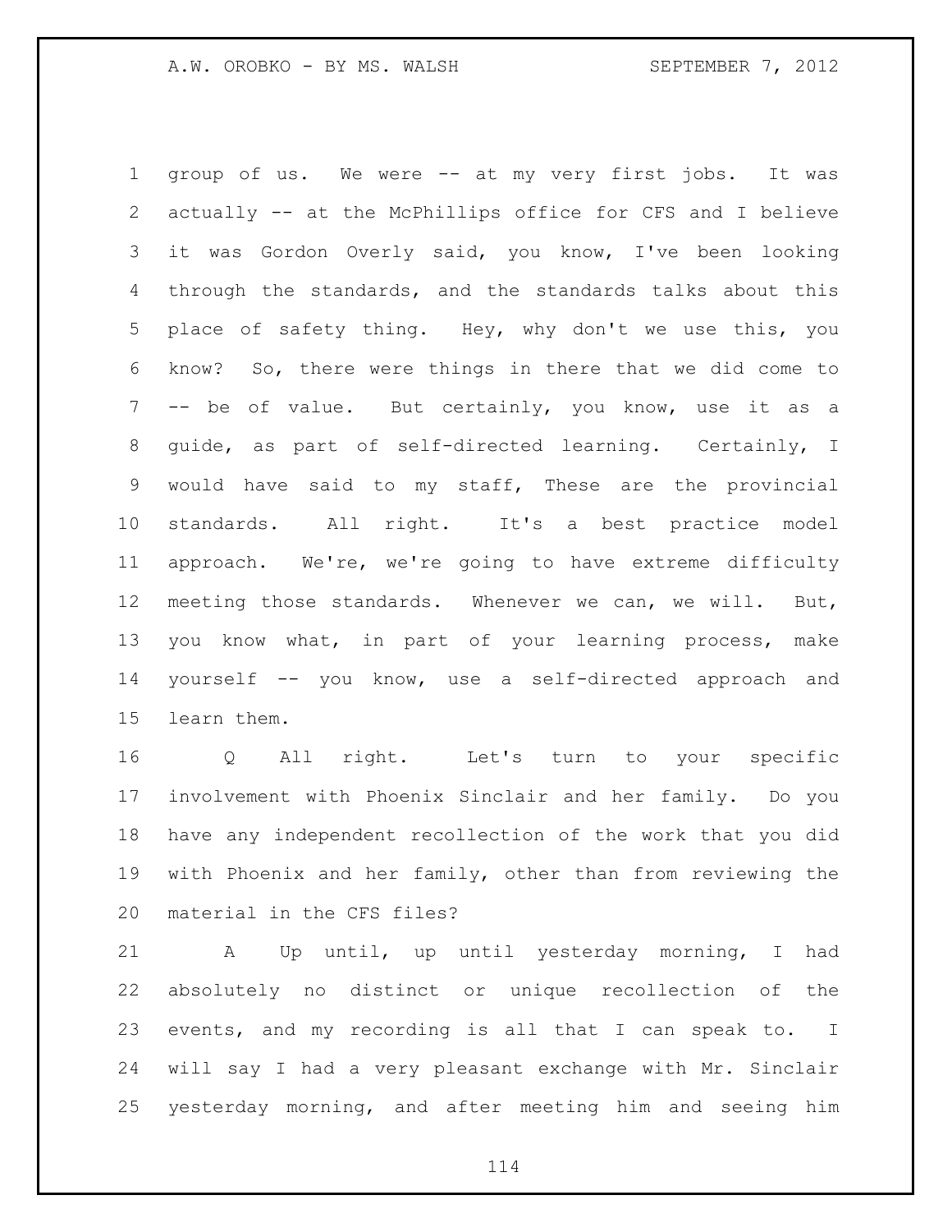group of us. We were -- at my very first jobs. It was actually -- at the McPhillips office for CFS and I believe it was Gordon Overly said, you know, I've been looking through the standards, and the standards talks about this place of safety thing. Hey, why don't we use this, you know? So, there were things in there that we did come to -- be of value. But certainly, you know, use it as a guide, as part of self-directed learning. Certainly, I would have said to my staff, These are the provincial standards. All right. It's a best practice model approach. We're, we're going to have extreme difficulty meeting those standards. Whenever we can, we will. But, you know what, in part of your learning process, make yourself -- you know, use a self-directed approach and learn them.

Q All right. Let's turn to your specific involvement with Phoenix Sinclair and her family. Do you have any independent recollection of the work that you did with Phoenix and her family, other than from reviewing the material in the CFS files?

A Up until, up until yesterday morning, I had absolutely no distinct or unique recollection of the events, and my recording is all that I can speak to. I will say I had a very pleasant exchange with Mr. Sinclair yesterday morning, and after meeting him and seeing him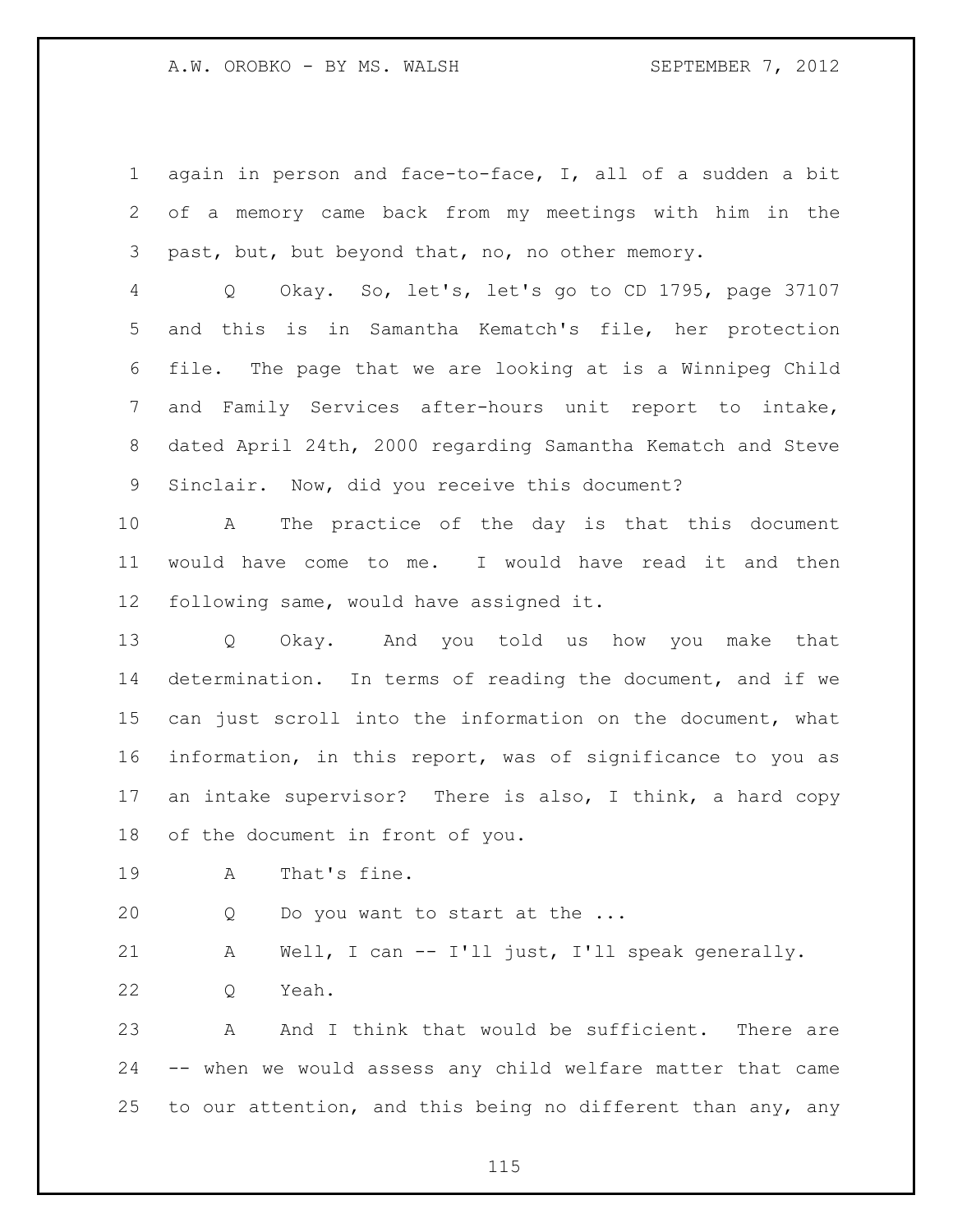again in person and face-to-face, I, all of a sudden a bit of a memory came back from my meetings with him in the past, but, but beyond that, no, no other memory.

Q Okay. So, let's, let's go to CD 1795, page 37107 and this is in Samantha Kematch's file, her protection file. The page that we are looking at is a Winnipeg Child and Family Services after-hours unit report to intake, dated April 24th, 2000 regarding Samantha Kematch and Steve Sinclair. Now, did you receive this document?

A The practice of the day is that this document would have come to me. I would have read it and then following same, would have assigned it.

Q Okay. And you told us how you make that determination. In terms of reading the document, and if we can just scroll into the information on the document, what information, in this report, was of significance to you as an intake supervisor? There is also, I think, a hard copy of the document in front of you.

A That's fine.

Q Do you want to start at the ...

A Well, I can -- I'll just, I'll speak generally.

Q Yeah.

A And I think that would be sufficient. There are -- when we would assess any child welfare matter that came to our attention, and this being no different than any, any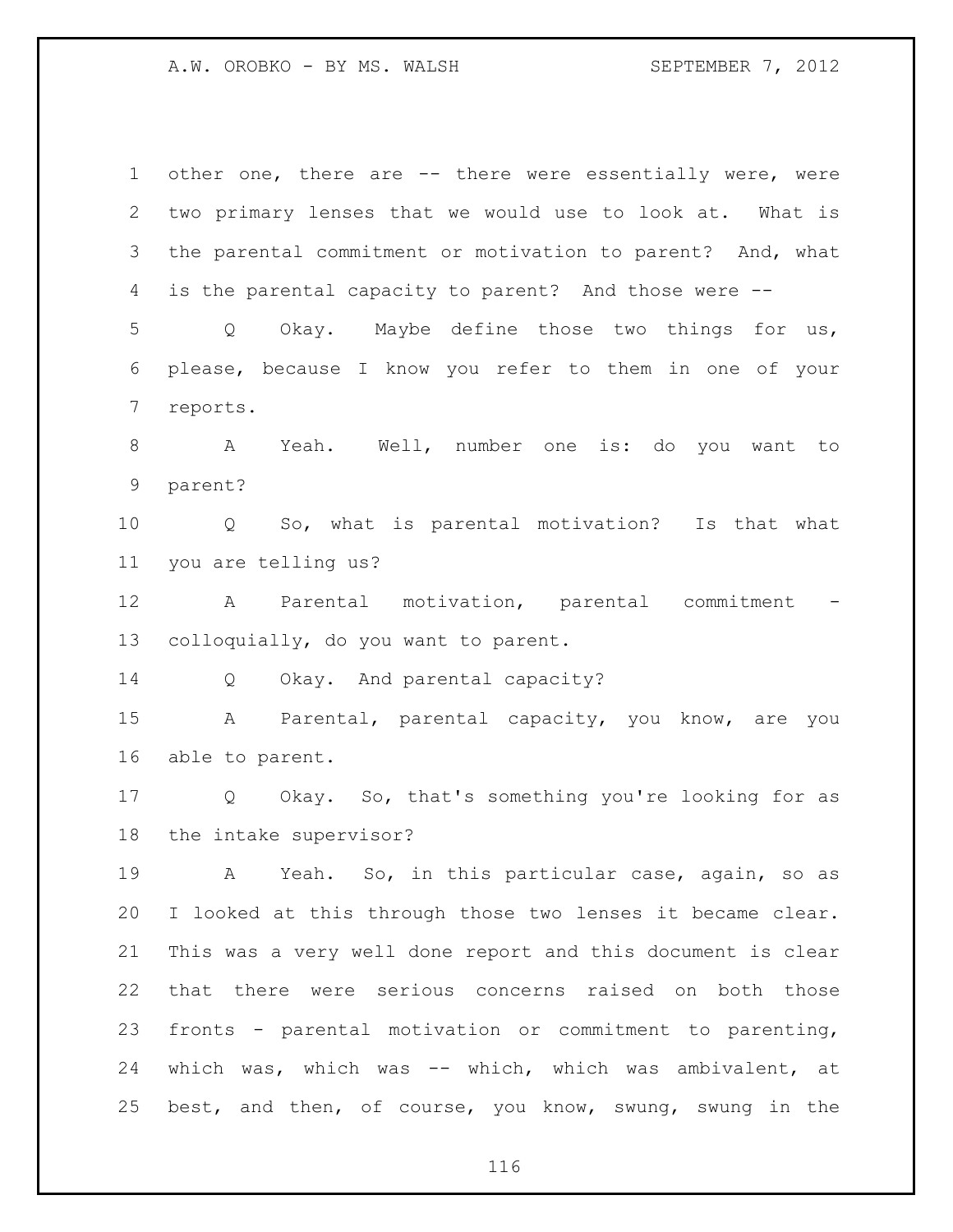other one, there are -- there were essentially were, were two primary lenses that we would use to look at. What is the parental commitment or motivation to parent? And, what is the parental capacity to parent? And those were --

Q Okay. Maybe define those two things for us, please, because I know you refer to them in one of your reports.

A Yeah. Well, number one is: do you want to parent?

Q So, what is parental motivation? Is that what you are telling us?

A Parental motivation, parental commitment - colloquially, do you want to parent.

Q Okay. And parental capacity?

A Parental, parental capacity, you know, are you able to parent.

Q Okay. So, that's something you're looking for as the intake supervisor?

A Yeah. So, in this particular case, again, so as I looked at this through those two lenses it became clear. This was a very well done report and this document is clear that there were serious concerns raised on both those fronts - parental motivation or commitment to parenting, which was, which was -- which, which was ambivalent, at best, and then, of course, you know, swung, swung in the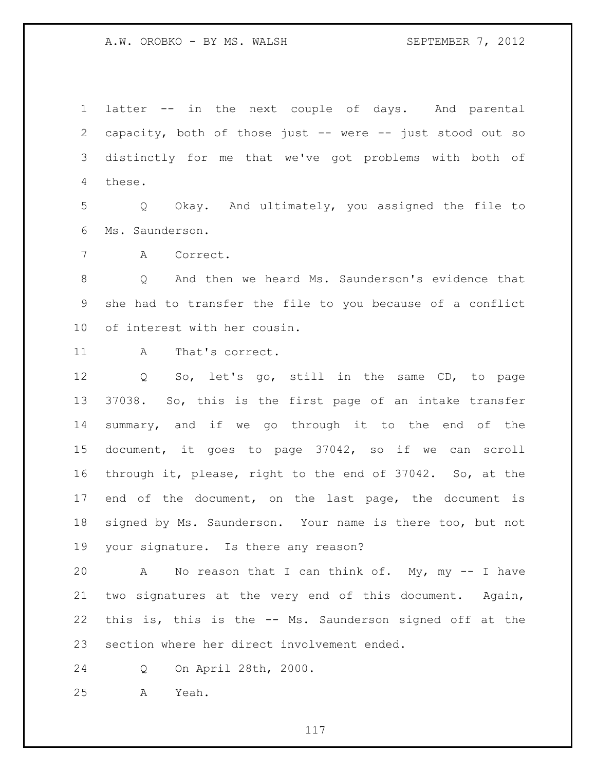latter -- in the next couple of days. And parental capacity, both of those just -- were -- just stood out so distinctly for me that we've got problems with both of these.

Q Okay. And ultimately, you assigned the file to Ms. Saunderson.

A Correct.

Q And then we heard Ms. Saunderson's evidence that she had to transfer the file to you because of a conflict of interest with her cousin.

A That's correct.

Q So, let's go, still in the same CD, to page 37038. So, this is the first page of an intake transfer summary, and if we go through it to the end of the document, it goes to page 37042, so if we can scroll through it, please, right to the end of 37042. So, at the end of the document, on the last page, the document is signed by Ms. Saunderson. Your name is there too, but not your signature. Is there any reason?

A No reason that I can think of. My, my -- I have two signatures at the very end of this document. Again, this is, this is the -- Ms. Saunderson signed off at the section where her direct involvement ended.

Q On April 28th, 2000.

A Yeah.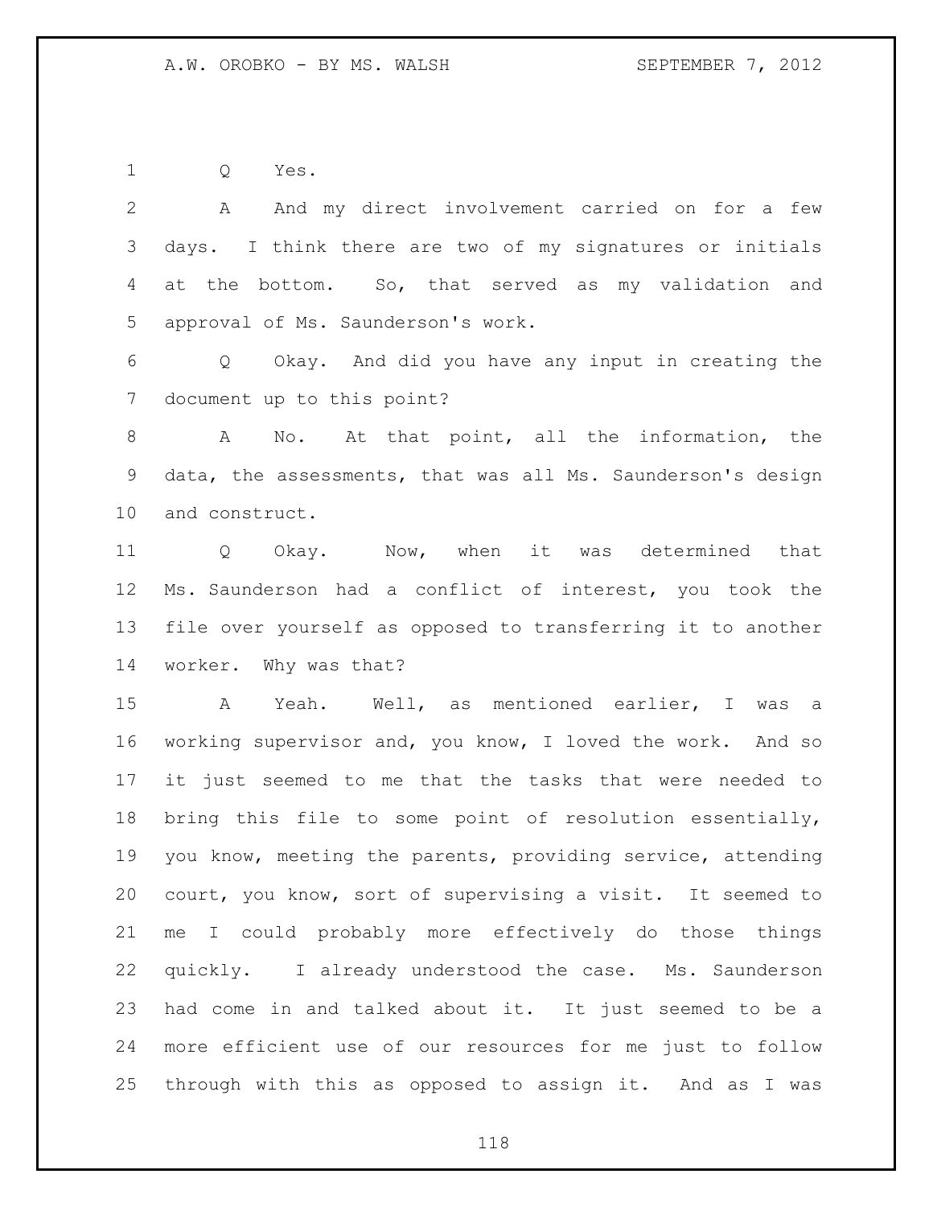Q Yes.

A And my direct involvement carried on for a few days. I think there are two of my signatures or initials at the bottom. So, that served as my validation and approval of Ms. Saunderson's work.

Q Okay. And did you have any input in creating the document up to this point?

A No. At that point, all the information, the data, the assessments, that was all Ms. Saunderson's design and construct.

Q Okay. Now, when it was determined that Ms. Saunderson had a conflict of interest, you took the file over yourself as opposed to transferring it to another worker. Why was that?

A Yeah. Well, as mentioned earlier, I was a working supervisor and, you know, I loved the work. And so it just seemed to me that the tasks that were needed to bring this file to some point of resolution essentially, you know, meeting the parents, providing service, attending court, you know, sort of supervising a visit. It seemed to me I could probably more effectively do those things quickly. I already understood the case. Ms. Saunderson had come in and talked about it. It just seemed to be a more efficient use of our resources for me just to follow through with this as opposed to assign it. And as I was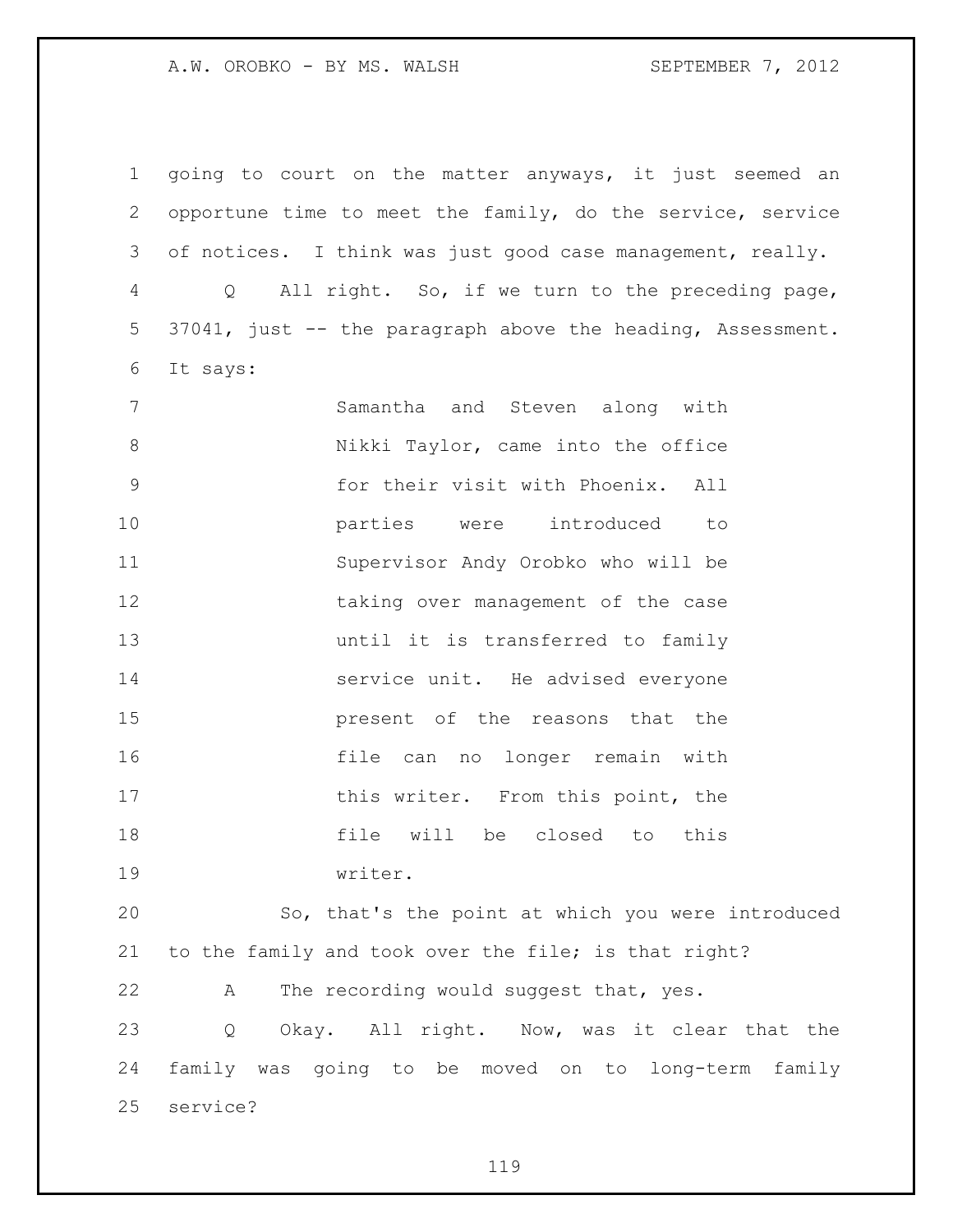going to court on the matter anyways, it just seemed an opportune time to meet the family, do the service, service of notices. I think was just good case management, really.

Q All right. So, if we turn to the preceding page, 37041, just -- the paragraph above the heading, Assessment. It says:

> Samantha and Steven along with Nikki Taylor, came into the office for their visit with Phoenix. All parties were introduced to Supervisor Andy Orobko who will be taking over management of the case until it is transferred to family service unit. He advised everyone present of the reasons that the file can no longer remain with this writer. From this point, the file will be closed to this writer.

So, that's the point at which you were introduced to the family and took over the file; is that right?

A The recording would suggest that, yes.

Q Okay. All right. Now, was it clear that the family was going to be moved on to long-term family service?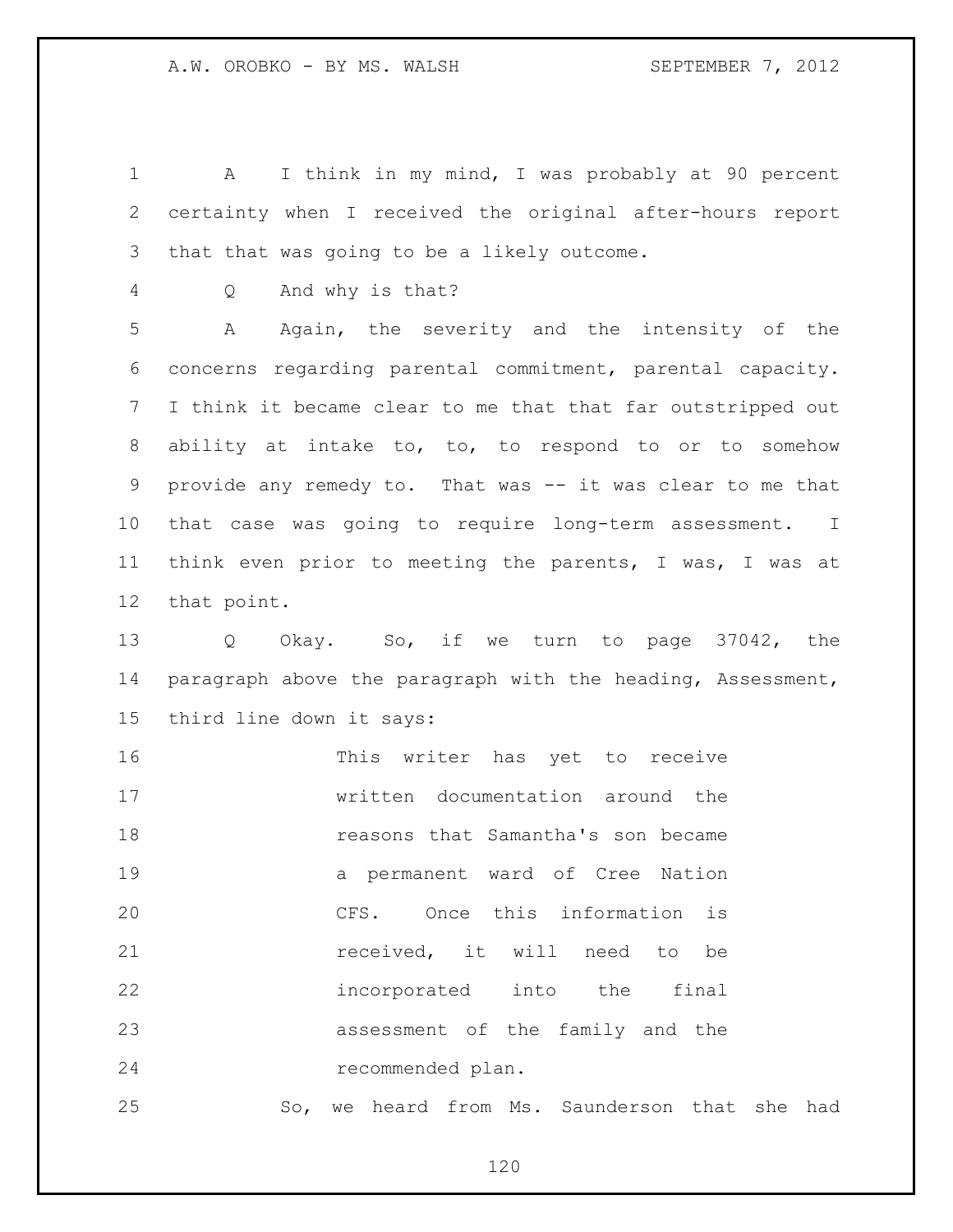A I think in my mind, I was probably at 90 percent certainty when I received the original after-hours report that that was going to be a likely outcome.

Q And why is that?

A Again, the severity and the intensity of the concerns regarding parental commitment, parental capacity. I think it became clear to me that that far outstripped out ability at intake to, to, to respond to or to somehow provide any remedy to. That was -- it was clear to me that that case was going to require long-term assessment. I think even prior to meeting the parents, I was, I was at that point.

Q Okay. So, if we turn to page 37042, the paragraph above the paragraph with the heading, Assessment, third line down it says:

> This writer has yet to receive written documentation around the reasons that Samantha's son became a permanent ward of Cree Nation CFS. Once this information is received, it will need to be incorporated into the final assessment of the family and the recommended plan.

So, we heard from Ms. Saunderson that she had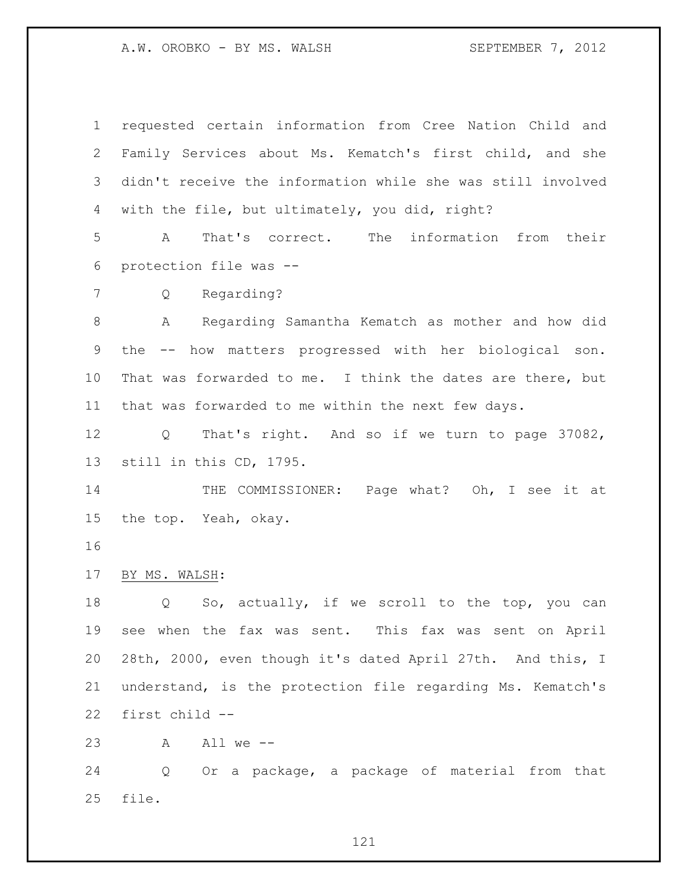requested certain information from Cree Nation Child and Family Services about Ms. Kematch's first child, and she didn't receive the information while she was still involved with the file, but ultimately, you did, right?

A That's correct. The information from their protection file was --

Q Regarding?

A Regarding Samantha Kematch as mother and how did the -- how matters progressed with her biological son. That was forwarded to me. I think the dates are there, but that was forwarded to me within the next few days.

Q That's right. And so if we turn to page 37082, still in this CD, 1795.

THE COMMISSIONER: Page what? Oh, I see it at the top. Yeah, okay.

BY MS. WALSH:

Q So, actually, if we scroll to the top, you can see when the fax was sent. This fax was sent on April 28th, 2000, even though it's dated April 27th. And this, I understand, is the protection file regarding Ms. Kematch's first child --

A All we --

Q Or a package, a package of material from that file.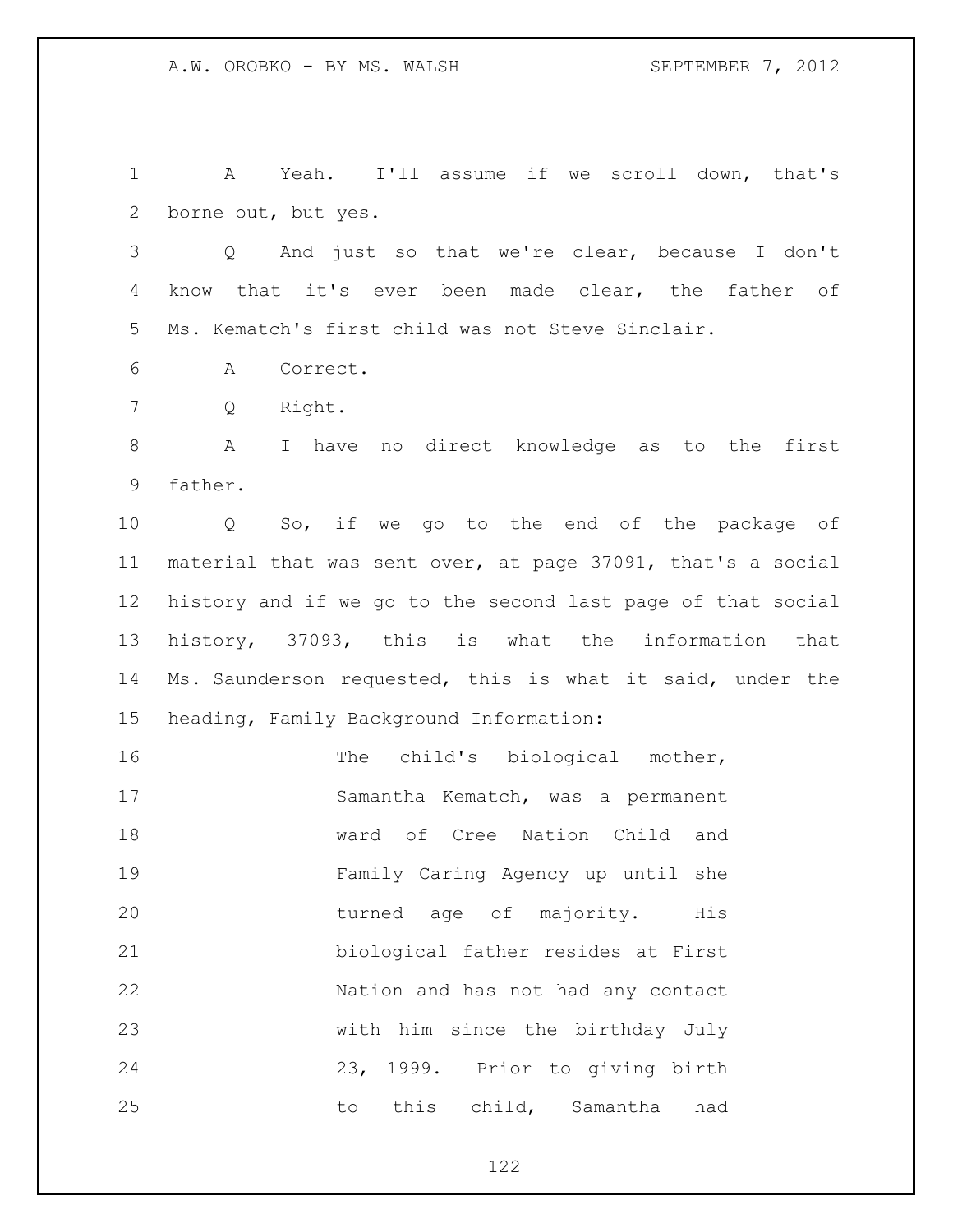A Yeah. I'll assume if we scroll down, that's borne out, but yes.

Q And just so that we're clear, because I don't know that it's ever been made clear, the father of Ms. Kematch's first child was not Steve Sinclair.

A Correct.

Q Right.

A I have no direct knowledge as to the first father.

Q So, if we go to the end of the package of material that was sent over, at page 37091, that's a social history and if we go to the second last page of that social history, 37093, this is what the information that Ms. Saunderson requested, this is what it said, under the heading, Family Background Information:

> The child's biological mother, Samantha Kematch, was a permanent ward of Cree Nation Child and Family Caring Agency up until she turned age of majority. His biological father resides at First Nation and has not had any contact with him since the birthday July 23, 1999. Prior to giving birth to this child, Samantha had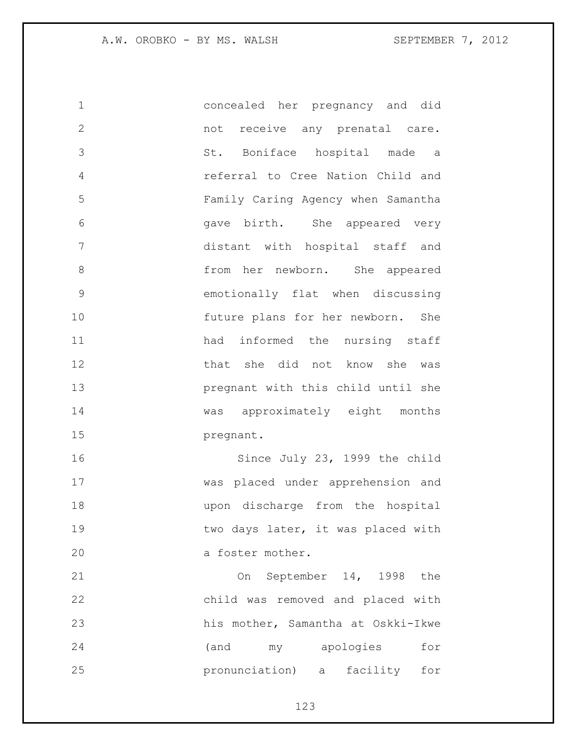concealed her pregnancy and did not receive any prenatal care. St. Boniface hospital made a referral to Cree Nation Child and Family Caring Agency when Samantha gave birth. She appeared very distant with hospital staff and from her newborn. She appeared emotionally flat when discussing future plans for her newborn. She had informed the nursing staff that she did not know she was pregnant with this child until she was approximately eight months pregnant.

Since July 23, 1999 the child was placed under apprehension and upon discharge from the hospital two days later, it was placed with a foster mother.

On September 14, 1998 the child was removed and placed with his mother, Samantha at Oskki-Ikwe (and my apologies for pronunciation) a facility for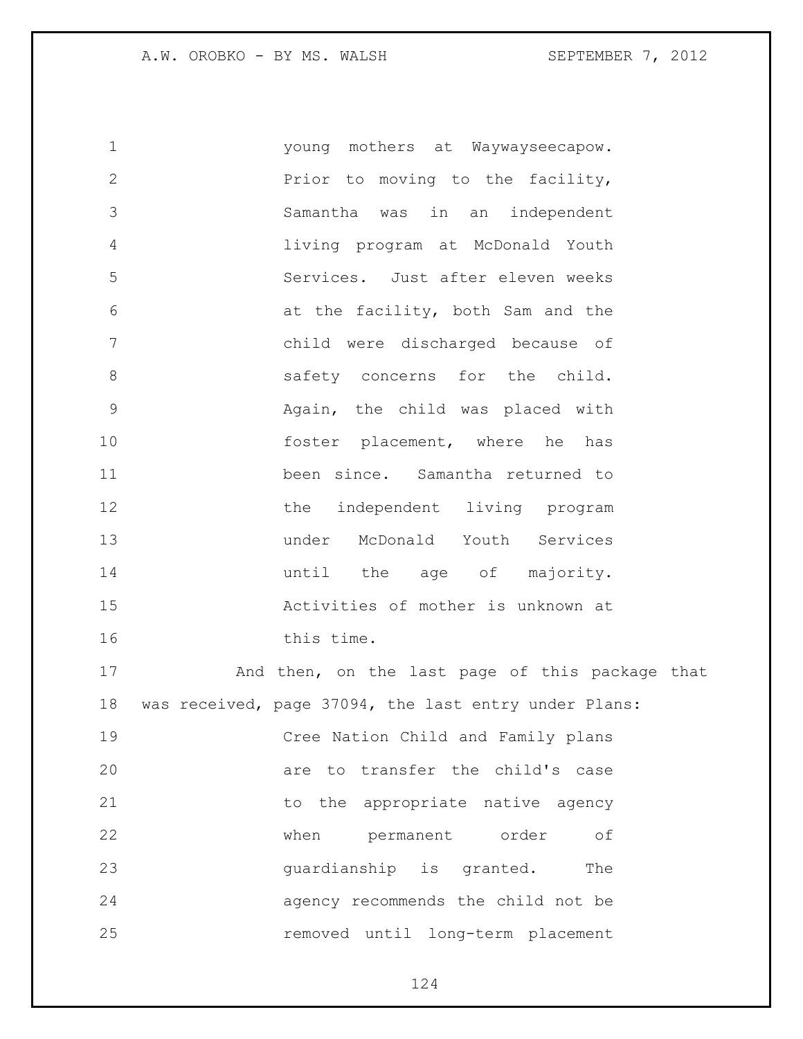young mothers at Waywayseecapow. Prior to moving to the facility, Samantha was in an independent living program at McDonald Youth Services. Just after eleven weeks at the facility, both Sam and the child were discharged because of safety concerns for the child. Again, the child was placed with foster placement, where he has been since. Samantha returned to the independent living program under McDonald Youth Services until the age of majority. Activities of mother is unknown at this time.

And then, on the last page of this package that was received, page 37094, the last entry under Plans:

> Cree Nation Child and Family plans are to transfer the child's case to the appropriate native agency when permanent order of guardianship is granted. The agency recommends the child not be removed until long-term placement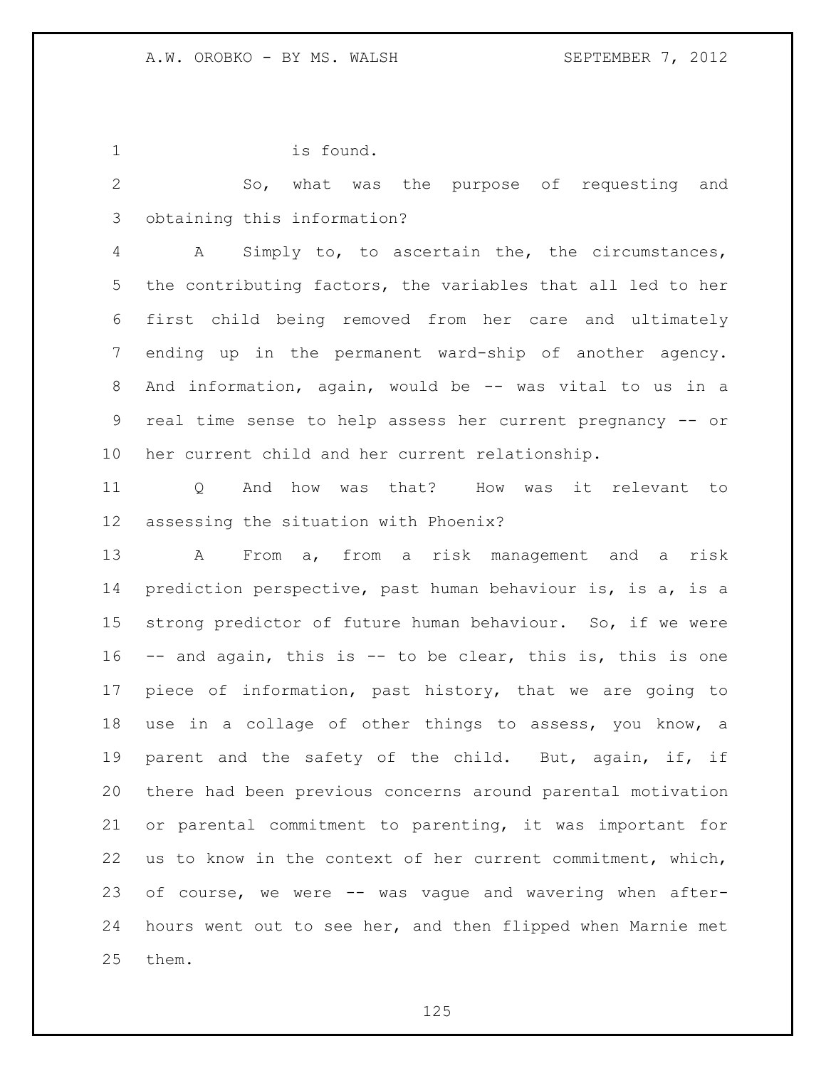is found.

So, what was the purpose of requesting and obtaining this information?

A Simply to, to ascertain the, the circumstances, the contributing factors, the variables that all led to her first child being removed from her care and ultimately ending up in the permanent ward-ship of another agency. And information, again, would be -- was vital to us in a real time sense to help assess her current pregnancy -- or her current child and her current relationship.

Q And how was that? How was it relevant to assessing the situation with Phoenix?

A From a, from a risk management and a risk prediction perspective, past human behaviour is, is a, is a strong predictor of future human behaviour. So, if we were -- and again, this is -- to be clear, this is, this is one piece of information, past history, that we are going to use in a collage of other things to assess, you know, a parent and the safety of the child. But, again, if, if there had been previous concerns around parental motivation or parental commitment to parenting, it was important for us to know in the context of her current commitment, which, of course, we were -- was vague and wavering when after-hours went out to see her, and then flipped when Marnie met them.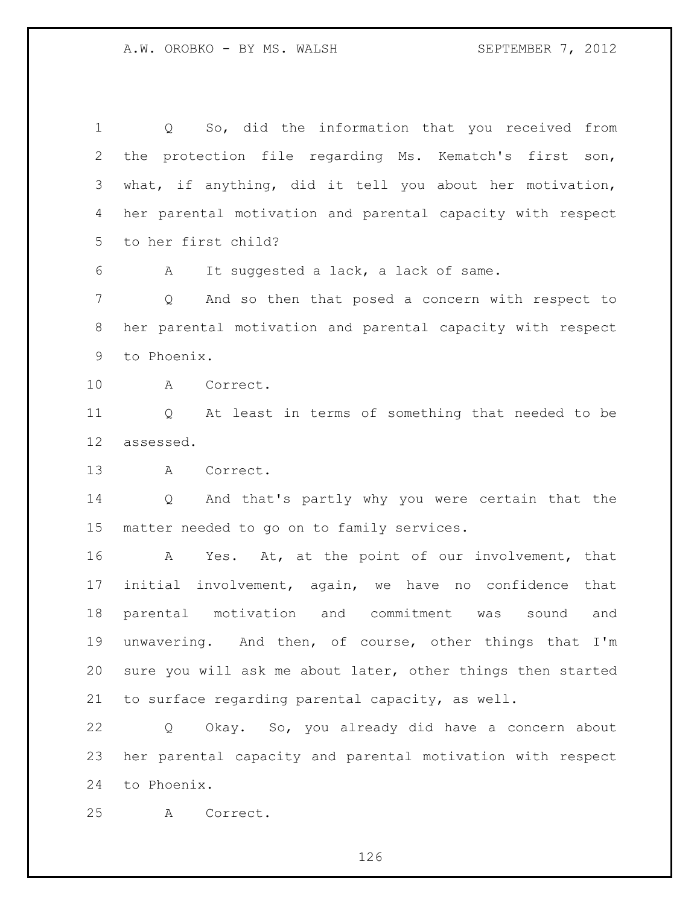Q So, did the information that you received from the protection file regarding Ms. Kematch's first son, what, if anything, did it tell you about her motivation, her parental motivation and parental capacity with respect to her first child?

A It suggested a lack, a lack of same.

Q And so then that posed a concern with respect to her parental motivation and parental capacity with respect to Phoenix.

A Correct.

Q At least in terms of something that needed to be assessed.

A Correct.

Q And that's partly why you were certain that the matter needed to go on to family services.

A Yes. At, at the point of our involvement, that initial involvement, again, we have no confidence that parental motivation and commitment was sound and unwavering. And then, of course, other things that I'm sure you will ask me about later, other things then started to surface regarding parental capacity, as well.

Q Okay. So, you already did have a concern about her parental capacity and parental motivation with respect to Phoenix.

A Correct.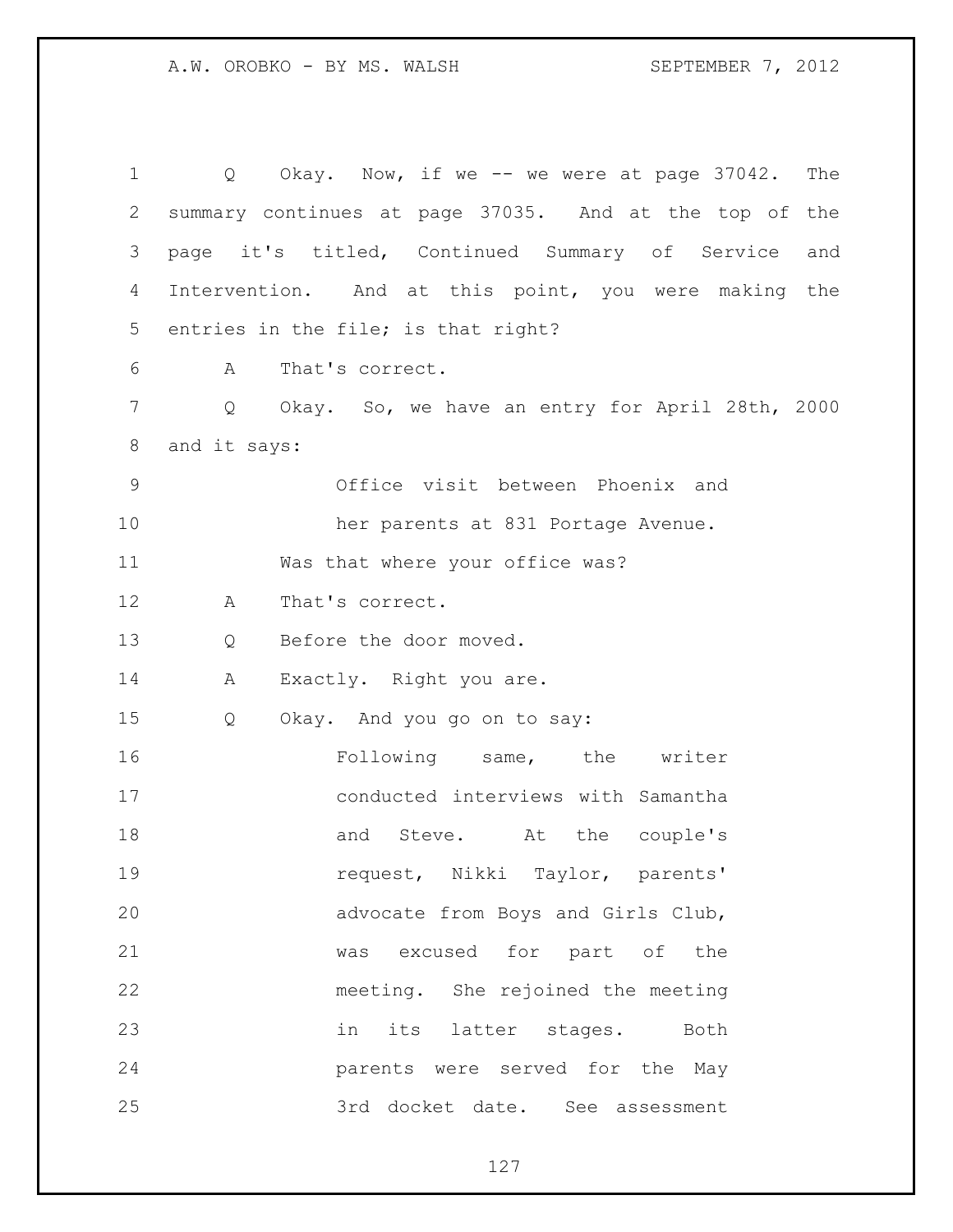Q Okay. Now, if we -- we were at page 37042. The summary continues at page 37035. And at the top of the page it's titled, Continued Summary of Service and Intervention. And at this point, you were making the entries in the file; is that right?

A That's correct.

Q Okay. So, we have an entry for April 28th, 2000 and it says:

> Office visit between Phoenix and her parents at 831 Portage Avenue.

Was that where your office was?

A That's correct.

Q Before the door moved.

A Exactly. Right you are.

Q Okay. And you go on to say:

> Following same, the writer conducted interviews with Samantha and Steve. At the couple's request, Nikki Taylor, parents' advocate from Boys and Girls Club, was excused for part of the meeting. She rejoined the meeting in its latter stages. Both parents were served for the May 3rd docket date. See assessment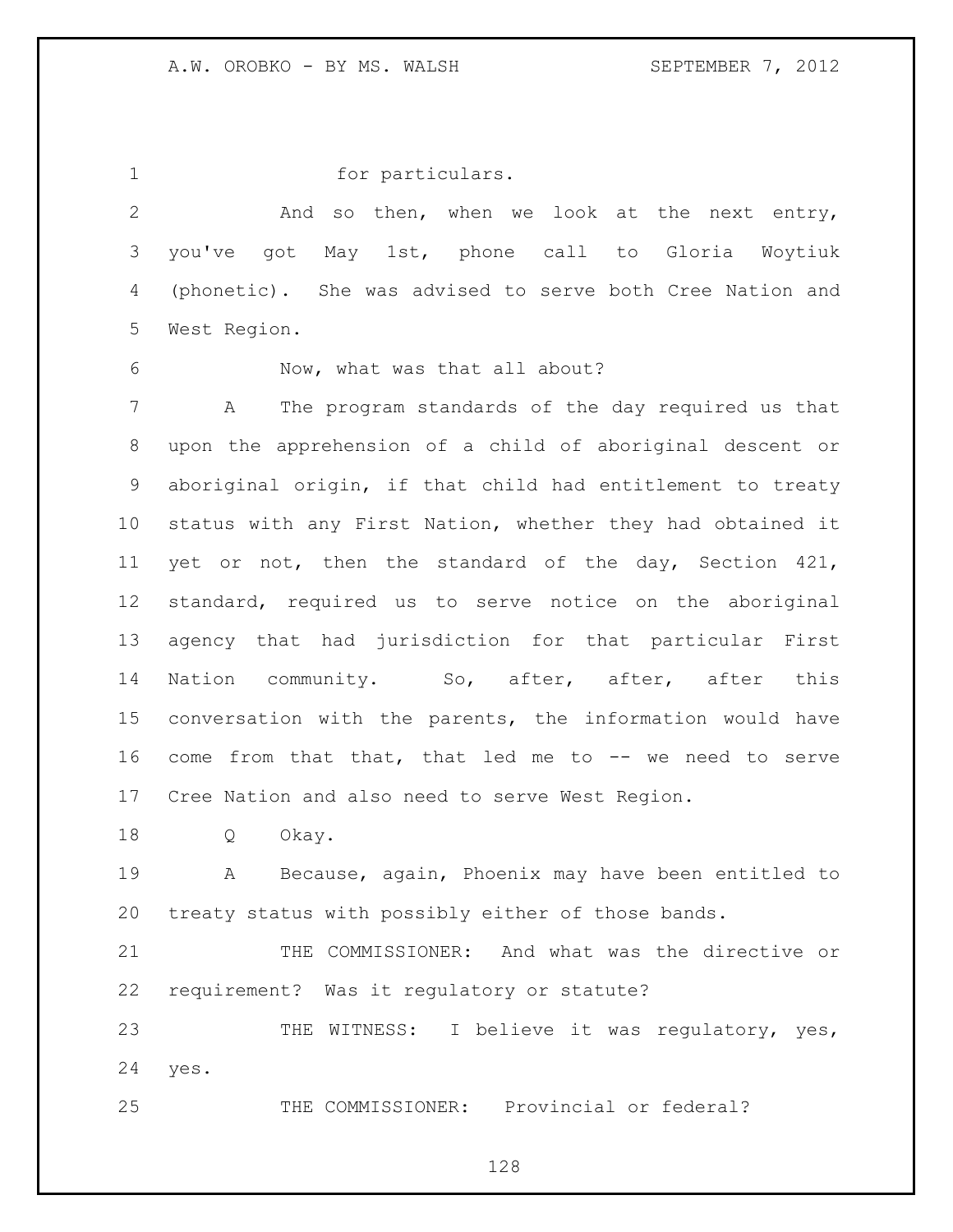for particulars.

And so then, when we look at the next entry, you've got May 1st, phone call to Gloria Woytiuk (phonetic). She was advised to serve both Cree Nation and West Region.

Now, what was that all about?

A The program standards of the day required us that upon the apprehension of a child of aboriginal descent or aboriginal origin, if that child had entitlement to treaty status with any First Nation, whether they had obtained it yet or not, then the standard of the day, Section 421, standard, required us to serve notice on the aboriginal agency that had jurisdiction for that particular First Nation community. So, after, after, after this conversation with the parents, the information would have come from that that, that led me to -- we need to serve Cree Nation and also need to serve West Region.

Q Okay.

A Because, again, Phoenix may have been entitled to treaty status with possibly either of those bands.

THE COMMISSIONER: And what was the directive or requirement? Was it regulatory or statute?

THE WITNESS: I believe it was regulatory, yes, yes.

THE COMMISSIONER: Provincial or federal?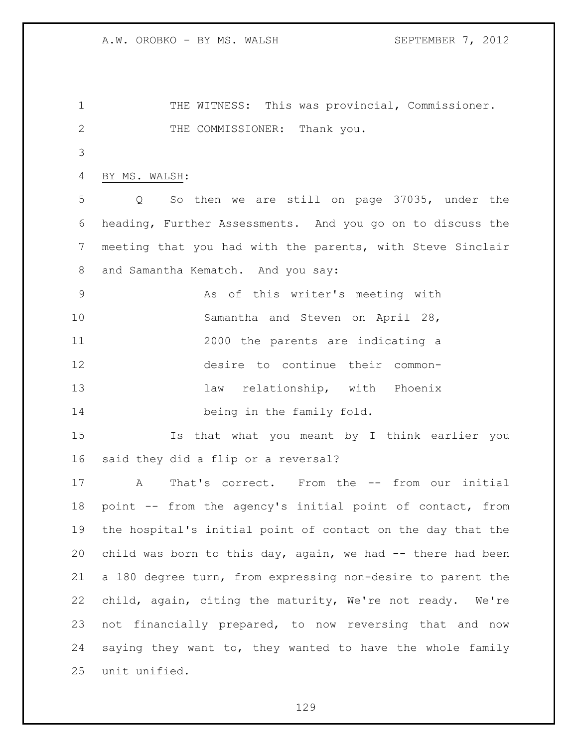THE WITNESS: This was provincial, Commissioner.

THE COMMISSIONER: Thank you.

BY MS. WALSH:

Q So then we are still on page 37035, under the heading, Further Assessments. And you go on to discuss the meeting that you had with the parents, with Steve Sinclair and Samantha Kematch. And you say:

> As of this writer's meeting with Samantha and Steven on April 28, 2000 the parents are indicating a desire to continue their common-law relationship, with Phoenix being in the family fold.

Is that what you meant by I think earlier you said they did a flip or a reversal?

A That's correct. From the -- from our initial point -- from the agency's initial point of contact, from the hospital's initial point of contact on the day that the child was born to this day, again, we had -- there had been a 180 degree turn, from expressing non-desire to parent the child, again, citing the maturity, We're not ready. We're not financially prepared, to now reversing that and now saying they want to, they wanted to have the whole family unit unified.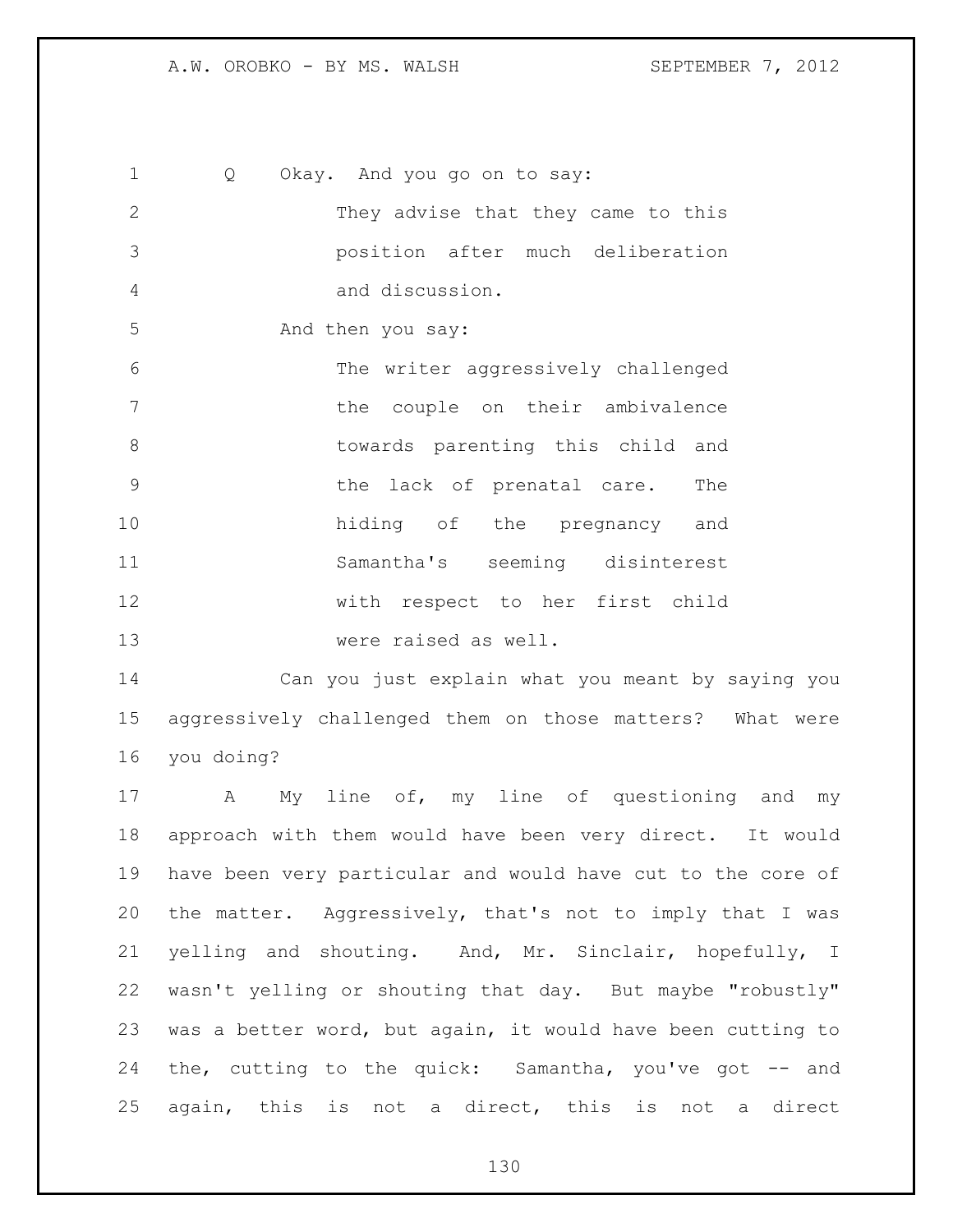Q Okay. And you go on to say:

> They advise that they came to this position after much deliberation and discussion.

And then you say:

> The writer aggressively challenged the couple on their ambivalence towards parenting this child and the lack of prenatal care. The hiding of the pregnancy and Samantha's seeming disinterest with respect to her first child were raised as well.

Can you just explain what you meant by saying you aggressively challenged them on those matters? What were you doing?

A My line of, my line of questioning and my approach with them would have been very direct. It would have been very particular and would have cut to the core of the matter. Aggressively, that's not to imply that I was yelling and shouting. And, Mr. Sinclair, hopefully, I wasn't yelling or shouting that day. But maybe "robustly" was a better word, but again, it would have been cutting to the, cutting to the quick: Samantha, you've got -- and again, this is not a direct, this is not a direct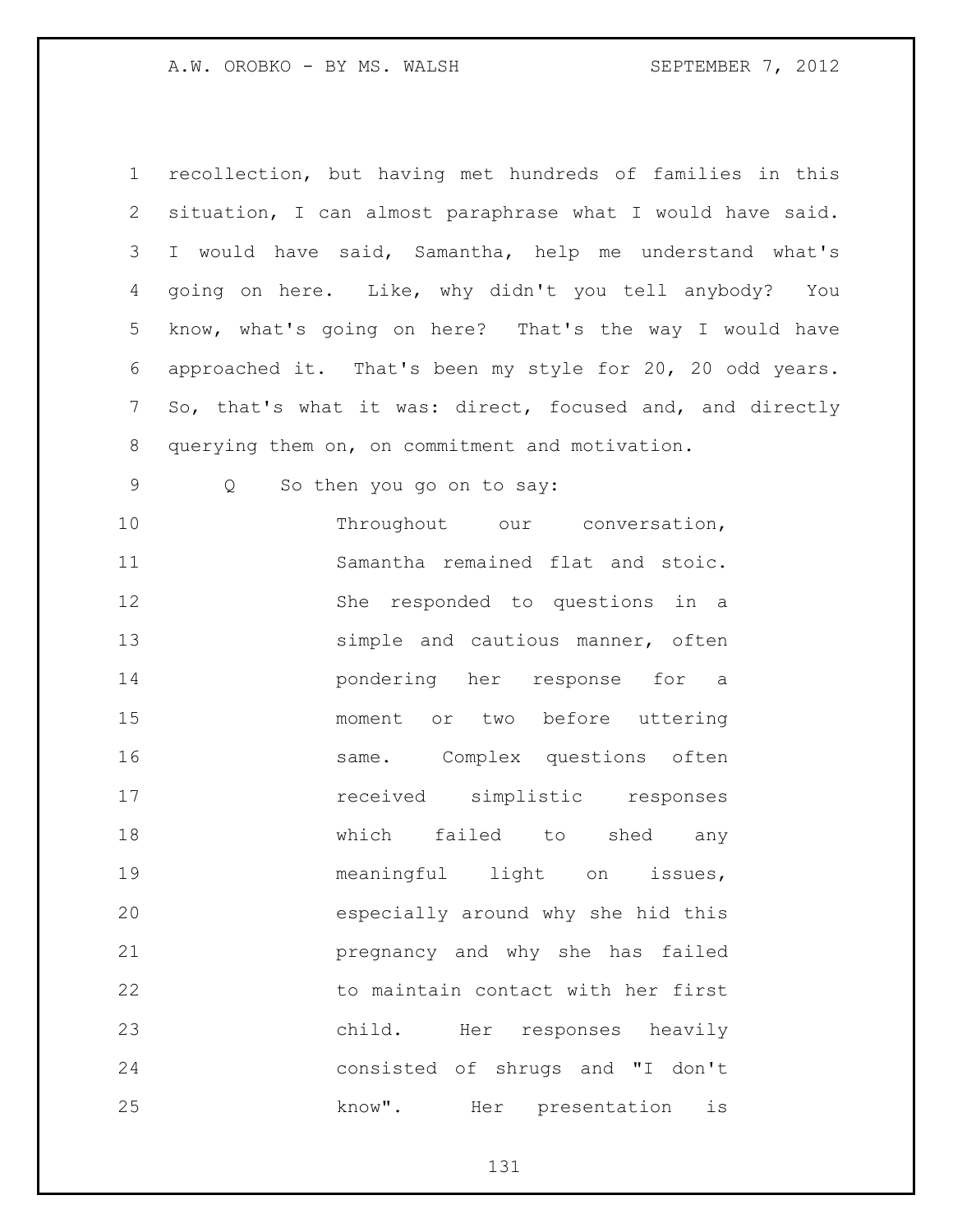recollection, but having met hundreds of families in this situation, I can almost paraphrase what I would have said. I would have said, Samantha, help me understand what's going on here. Like, why didn't you tell anybody? You know, what's going on here? That's the way I would have approached it. That's been my style for 20, 20 odd years. So, that's what it was: direct, focused and, and directly querying them on, on commitment and motivation.

Q So then you go on to say:

> Throughout our conversation, Samantha remained flat and stoic. She responded to questions in a simple and cautious manner, often pondering her response for a moment or two before uttering same. Complex questions often received simplistic responses which failed to shed any meaningful light on issues, especially around why she hid this pregnancy and why she has failed to maintain contact with her first child. Her responses heavily consisted of shrugs and "I don't know". Her presentation is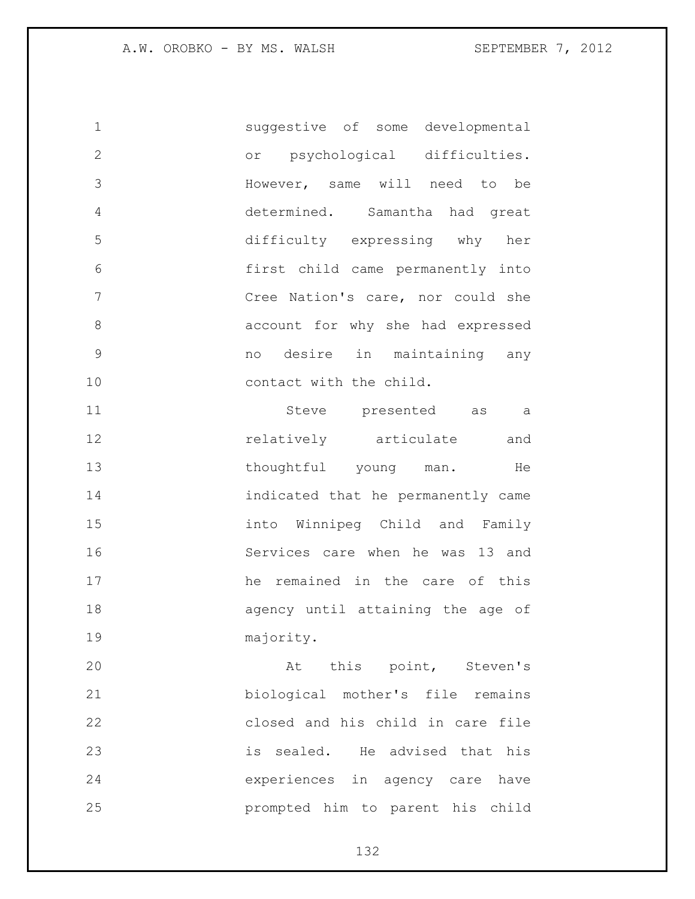suggestive of some developmental or psychological difficulties. However, same will need to be determined. Samantha had great difficulty expressing why her first child came permanently into Cree Nation's care, nor could she account for why she had expressed no desire in maintaining any contact with the child.

Steve presented as a relatively articulate and thoughtful young man. He indicated that he permanently came into Winnipeg Child and Family Services care when he was 13 and he remained in the care of this agency until attaining the age of majority.

At this point, Steven's biological mother's file remains closed and his child in care file is sealed. He advised that his experiences in agency care have prompted him to parent his child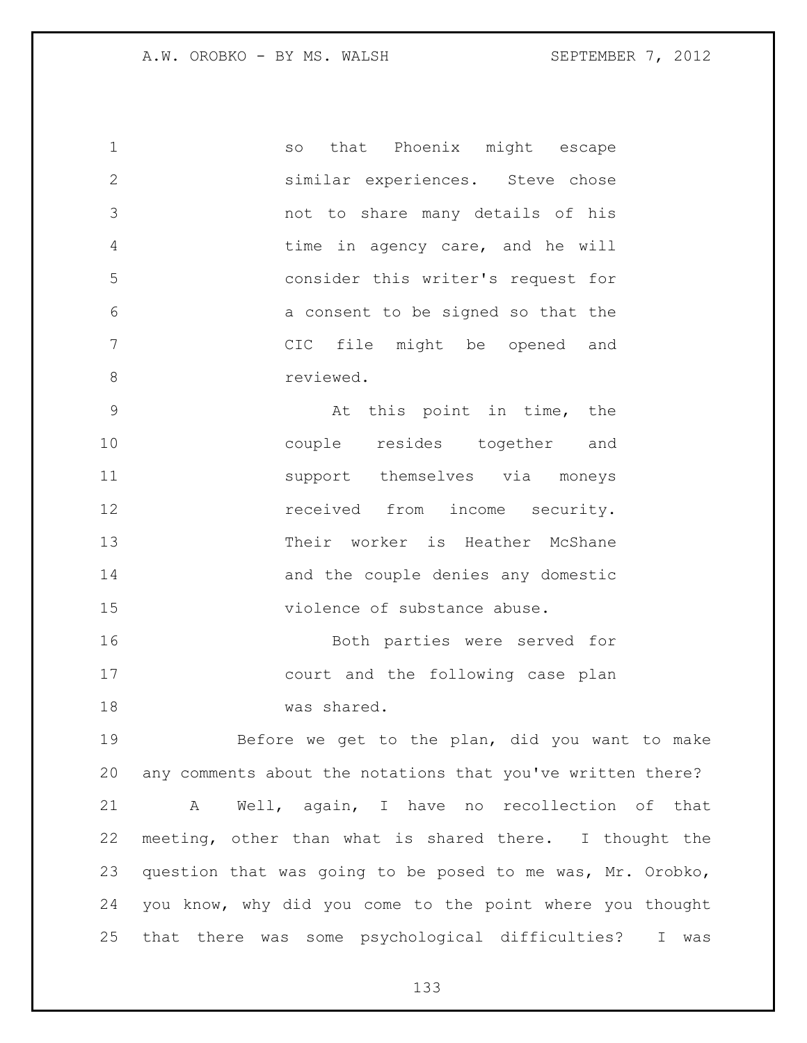so that Phoenix might escape similar experiences. Steve chose not to share many details of his time in agency care, and he will consider this writer's request for a consent to be signed so that the CIC file might be opened and reviewed.

At this point in time, the couple resides together and support themselves via moneys received from income security. Their worker is Heather McShane and the couple denies any domestic violence of substance abuse.

Both parties were served for court and the following case plan was shared.

Before we get to the plan, did you want to make any comments about the notations that you've written there?

A Well, again, I have no recollection of that meeting, other than what is shared there. I thought the question that was going to be posed to me was, Mr. Orobko, you know, why did you come to the point where you thought that there was some psychological difficulties? I was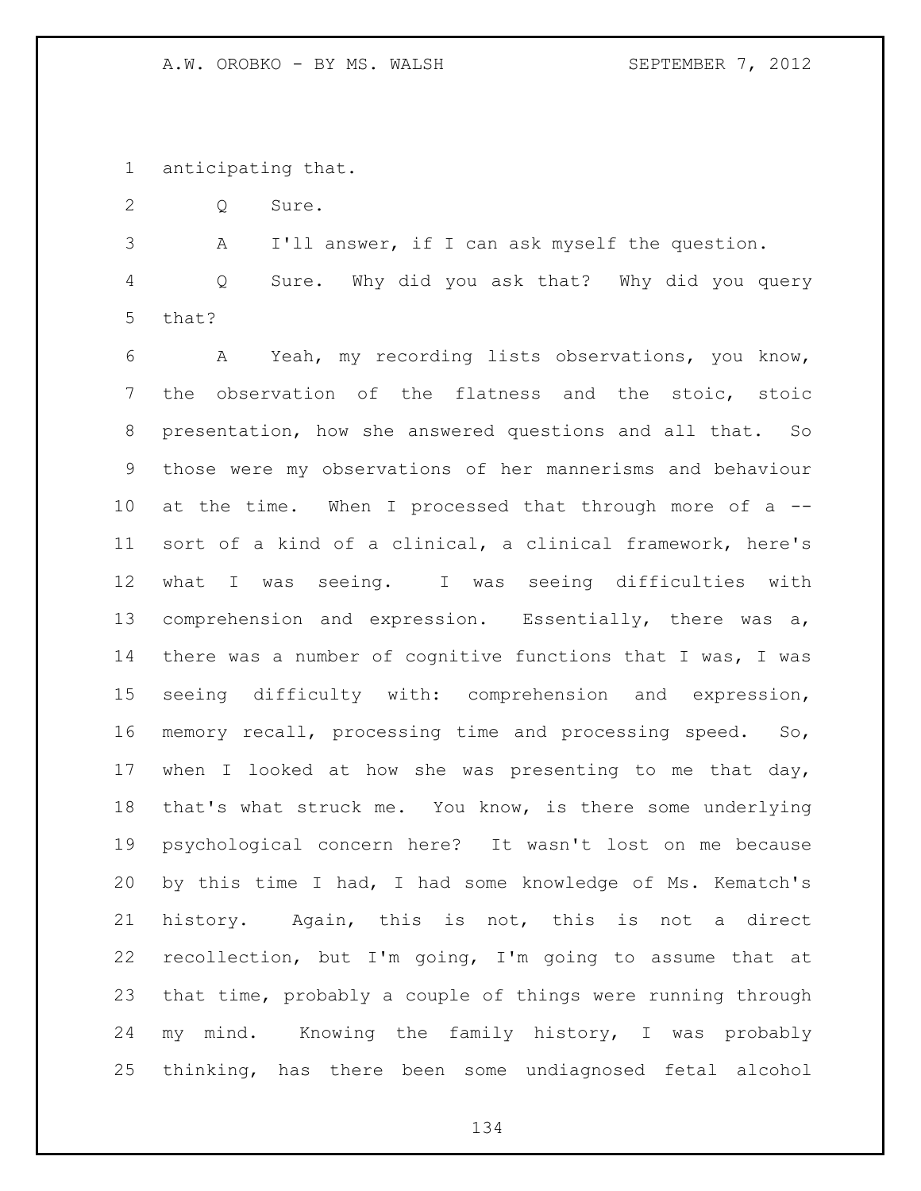anticipating that.

Q Sure.

A I'll answer, if I can ask myself the question.

Q Sure. Why did you ask that? Why did you query that?

A Yeah, my recording lists observations, you know, the observation of the flatness and the stoic, stoic presentation, how she answered questions and all that. So those were my observations of her mannerisms and behaviour at the time. When I processed that through more of a -- sort of a kind of a clinical, a clinical framework, here's what I was seeing. I was seeing difficulties with comprehension and expression. Essentially, there was a, there was a number of cognitive functions that I was, I was seeing difficulty with: comprehension and expression, memory recall, processing time and processing speed. So, when I looked at how she was presenting to me that day, that's what struck me. You know, is there some underlying psychological concern here? It wasn't lost on me because by this time I had, I had some knowledge of Ms. Kematch's history. Again, this is not, this is not a direct recollection, but I'm going, I'm going to assume that at that time, probably a couple of things were running through my mind. Knowing the family history, I was probably thinking, has there been some undiagnosed fetal alcohol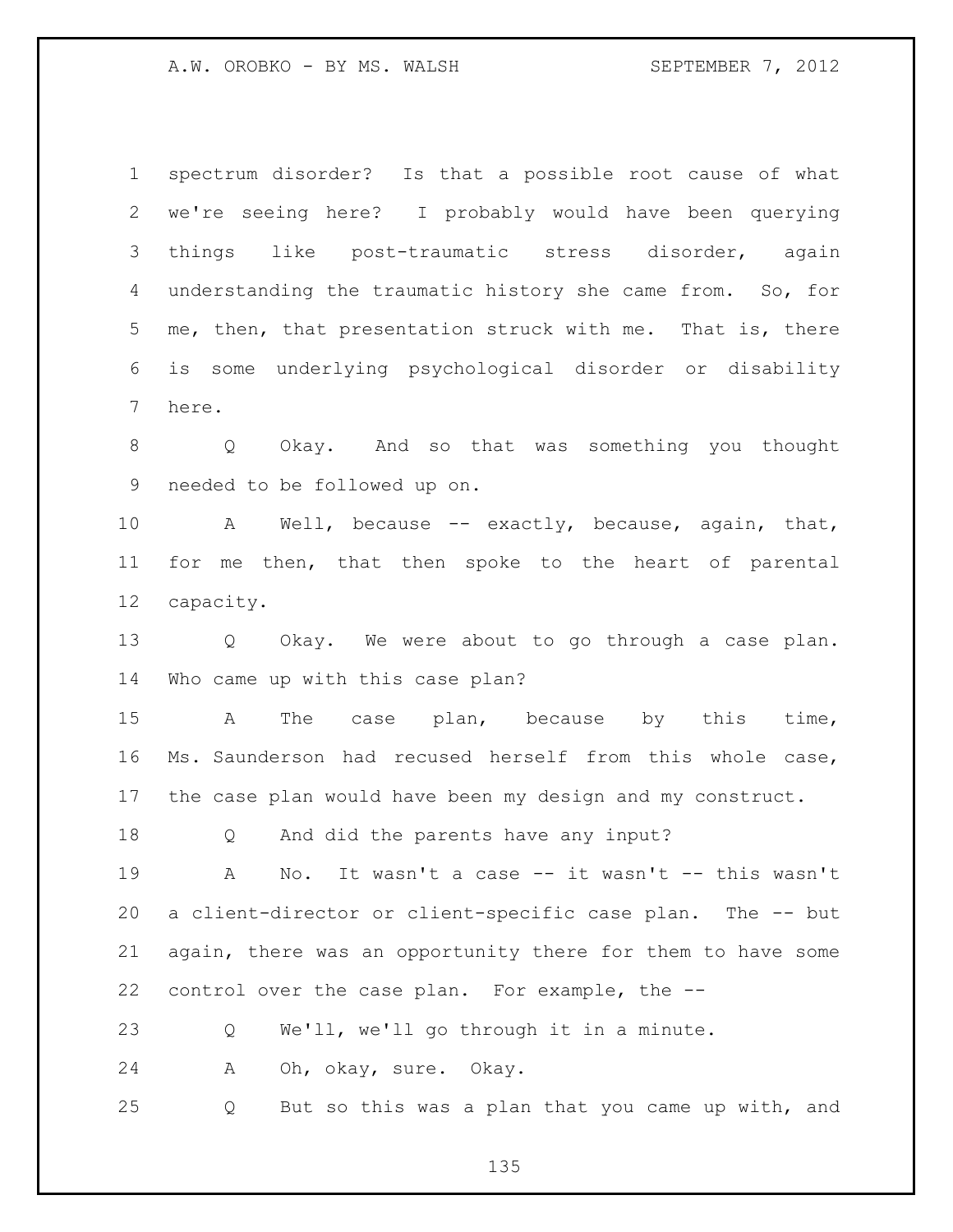spectrum disorder? Is that a possible root cause of what we're seeing here? I probably would have been querying things like post-traumatic stress disorder, again understanding the traumatic history she came from. So, for me, then, that presentation struck with me. That is, there is some underlying psychological disorder or disability here.

Q Okay. And so that was something you thought needed to be followed up on.

A Well, because -- exactly, because, again, that, for me then, that then spoke to the heart of parental capacity.

Q Okay. We were about to go through a case plan. Who came up with this case plan?

A The case plan, because by this time, Ms. Saunderson had recused herself from this whole case, the case plan would have been my design and my construct.

Q And did the parents have any input?

A No. It wasn't a case -- it wasn't -- this wasn't a client-director or client-specific case plan. The -- but again, there was an opportunity there for them to have some control over the case plan. For example, the --

Q We'll, we'll go through it in a minute.

A Oh, okay, sure. Okay.

Q But so this was a plan that you came up with, and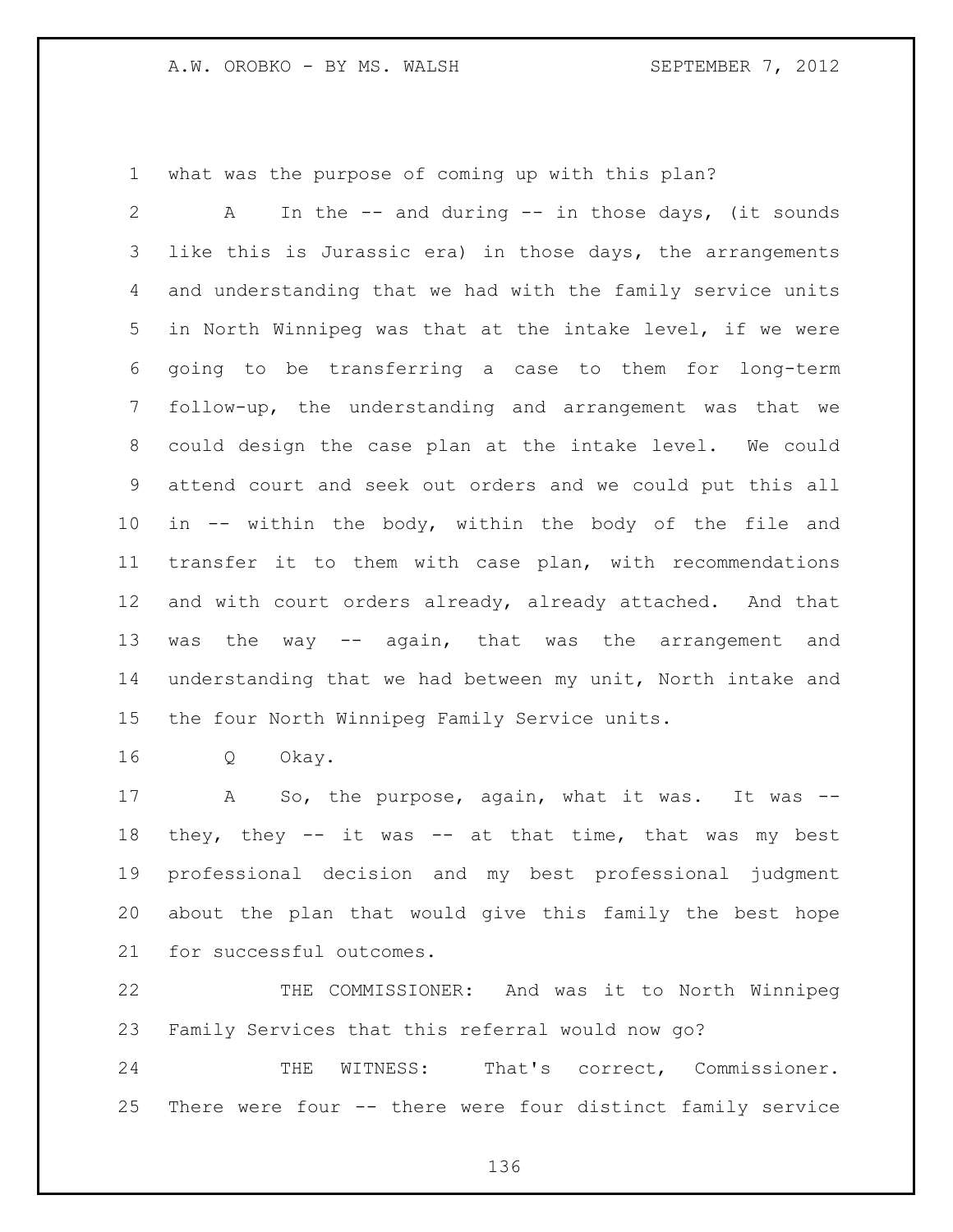what was the purpose of coming up with this plan?

A In the -- and during -- in those days, (it sounds like this is Jurassic era) in those days, the arrangements and understanding that we had with the family service units in North Winnipeg was that at the intake level, if we were going to be transferring a case to them for long-term follow-up, the understanding and arrangement was that we could design the case plan at the intake level. We could attend court and seek out orders and we could put this all in -- within the body, within the body of the file and transfer it to them with case plan, with recommendations and with court orders already, already attached. And that was the way -- again, that was the arrangement and understanding that we had between my unit, North intake and the four North Winnipeg Family Service units.

Q Okay.

A So, the purpose, again, what it was. It was -- they, they -- it was -- at that time, that was my best professional decision and my best professional judgment about the plan that would give this family the best hope for successful outcomes.

THE COMMISSIONER: And was it to North Winnipeg Family Services that this referral would now go?

THE WITNESS: That's correct, Commissioner. There were four -- there were four distinct family service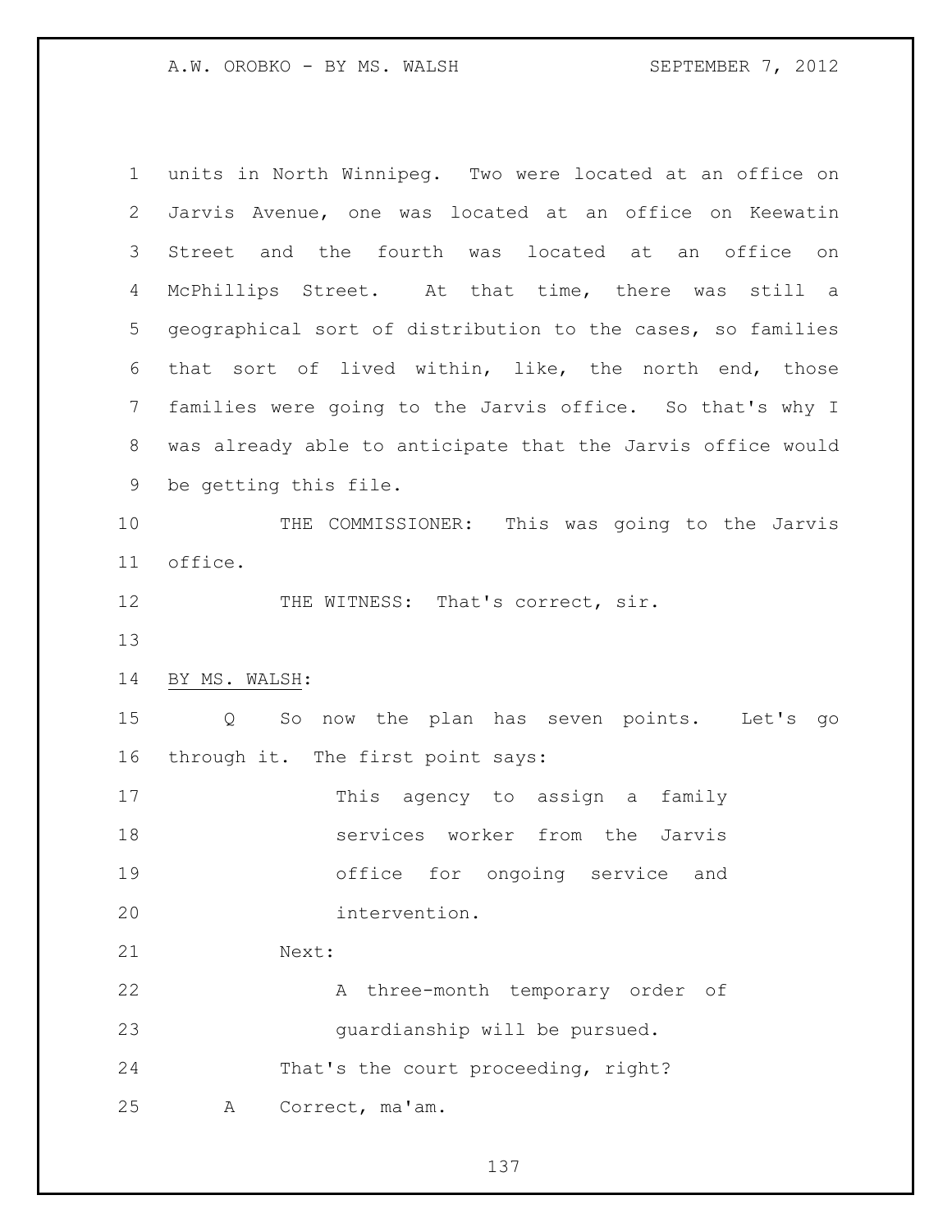units in North Winnipeg. Two were located at an office on Jarvis Avenue, one was located at an office on Keewatin Street and the fourth was located at an office on McPhillips Street. At that time, there was still a geographical sort of distribution to the cases, so families that sort of lived within, like, the north end, those families were going to the Jarvis office. So that's why I was already able to anticipate that the Jarvis office would be getting this file.

THE COMMISSIONER: This was going to the Jarvis office.

THE WITNESS: That's correct, sir.

BY MS. WALSH:

Q So now the plan has seven points. Let's go through it. The first point says:

> This agency to assign a family services worker from the Jarvis office for ongoing service and intervention.

Next:

> A three-month temporary order of guardianship will be pursued.

That's the court proceeding, right?

A Correct, ma'am.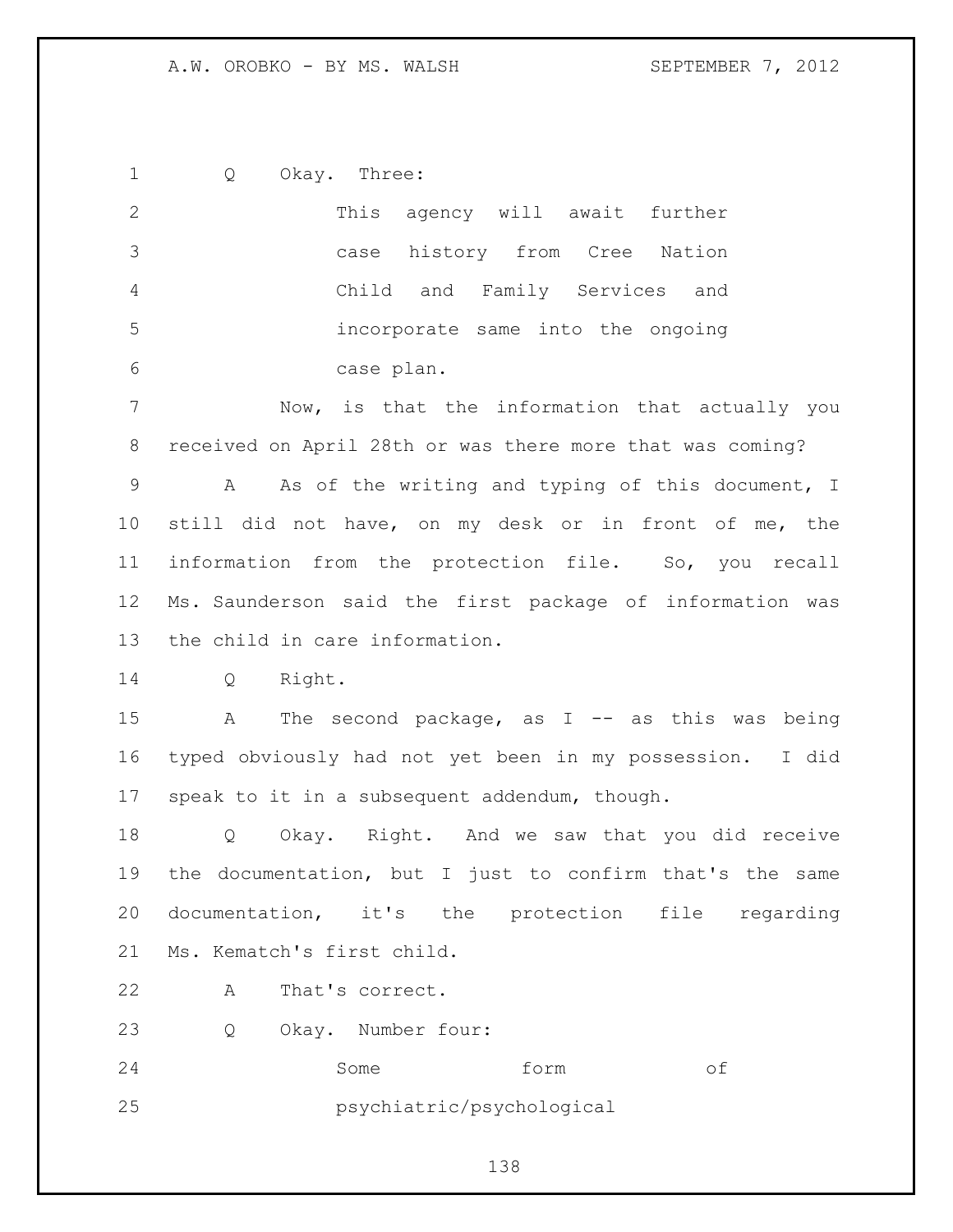Q Okay. Three:

> This agency will await further case history from Cree Nation Child and Family Services and incorporate same into the ongoing case plan.

Now, is that the information that actually you received on April 28th or was there more that was coming?

A As of the writing and typing of this document, I still did not have, on my desk or in front of me, the information from the protection file. So, you recall Ms. Saunderson said the first package of information was the child in care information.

Q Right.

A The second package, as I -- as this was being typed obviously had not yet been in my possession. I did speak to it in a subsequent addendum, though.

Q Okay. Right. And we saw that you did receive the documentation, but I just to confirm that's the same documentation, it's the protection file regarding Ms. Kematch's first child.

A That's correct.

Q Okay. Number four:

> Some form of psychiatric/psychological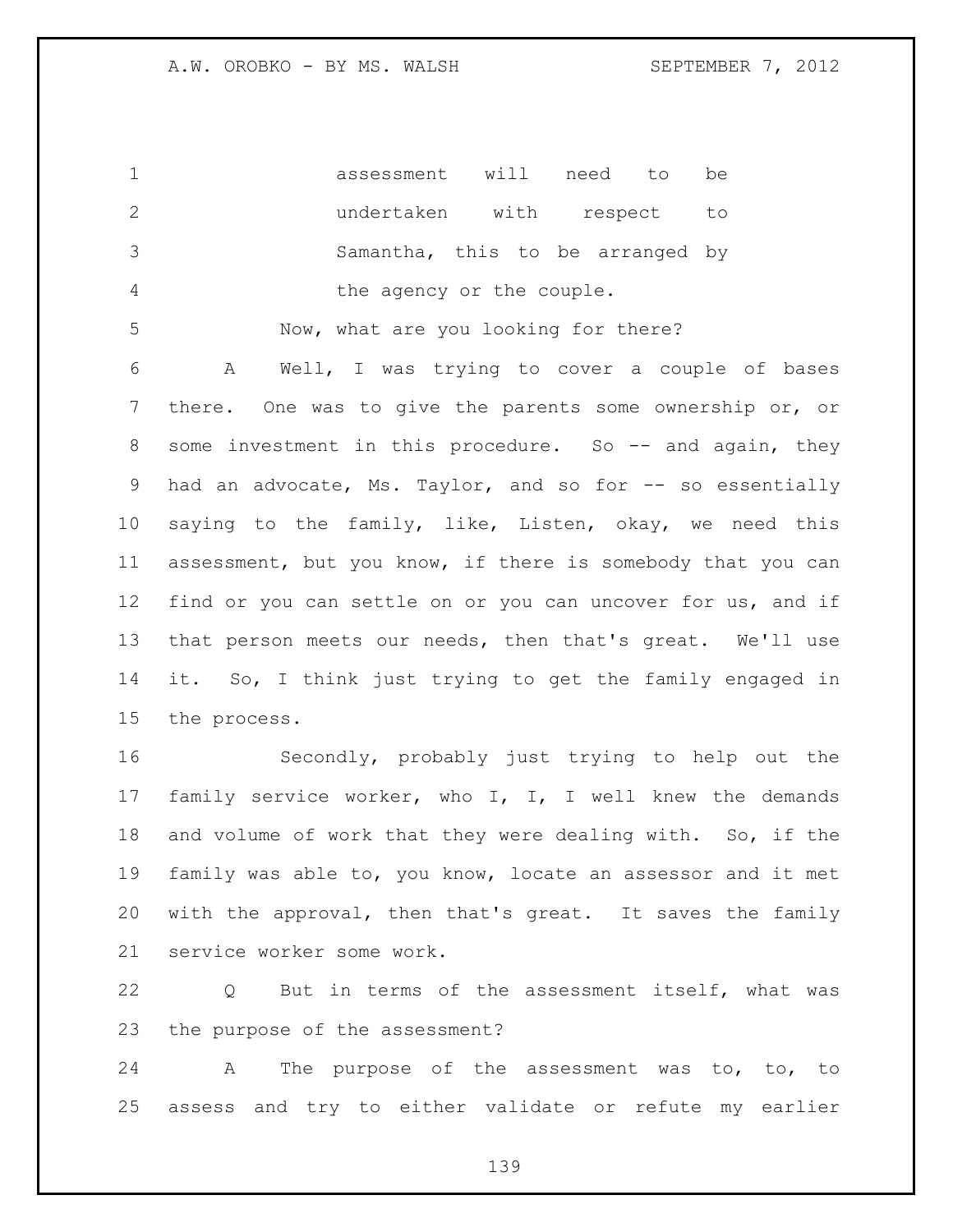assessment will need to be undertaken with respect to Samantha, this to be arranged by the agency or the couple.

Now, what are you looking for there?

A Well, I was trying to cover a couple of bases there. One was to give the parents some ownership or, or some investment in this procedure. So -- and again, they had an advocate, Ms. Taylor, and so for -- so essentially saying to the family, like, Listen, okay, we need this assessment, but you know, if there is somebody that you can find or you can settle on or you can uncover for us, and if that person meets our needs, then that's great. We'll use it. So, I think just trying to get the family engaged in the process.

Secondly, probably just trying to help out the family service worker, who I, I, I well knew the demands and volume of work that they were dealing with. So, if the family was able to, you know, locate an assessor and it met with the approval, then that's great. It saves the family service worker some work.

Q But in terms of the assessment itself, what was the purpose of the assessment?

A The purpose of the assessment was to, to, to assess and try to either validate or refute my earlier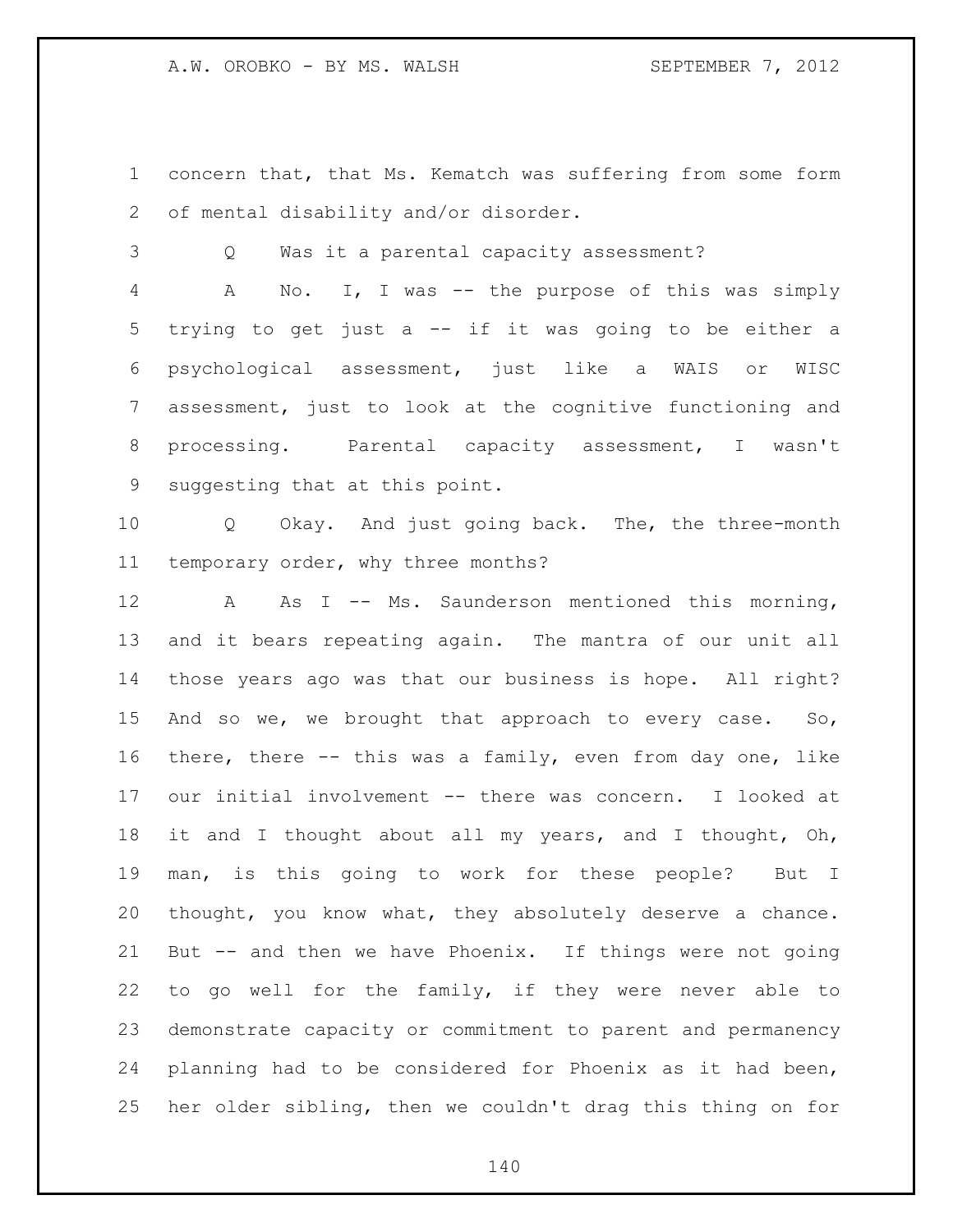concern that, that Ms. Kematch was suffering from some form of mental disability and/or disorder.

Q Was it a parental capacity assessment?

A No. I, I was -- the purpose of this was simply trying to get just a -- if it was going to be either a psychological assessment, just like a WAIS or WISC assessment, just to look at the cognitive functioning and processing. Parental capacity assessment, I wasn't suggesting that at this point.

Q Okay. And just going back. The, the three-month temporary order, why three months?

A As I -- Ms. Saunderson mentioned this morning, and it bears repeating again. The mantra of our unit all those years ago was that our business is hope. All right? And so we, we brought that approach to every case. So, there, there -- this was a family, even from day one, like our initial involvement -- there was concern. I looked at it and I thought about all my years, and I thought, Oh, man, is this going to work for these people? But I thought, you know what, they absolutely deserve a chance. But -- and then we have Phoenix. If things were not going to go well for the family, if they were never able to demonstrate capacity or commitment to parent and permanency planning had to be considered for Phoenix as it had been, her older sibling, then we couldn't drag this thing on for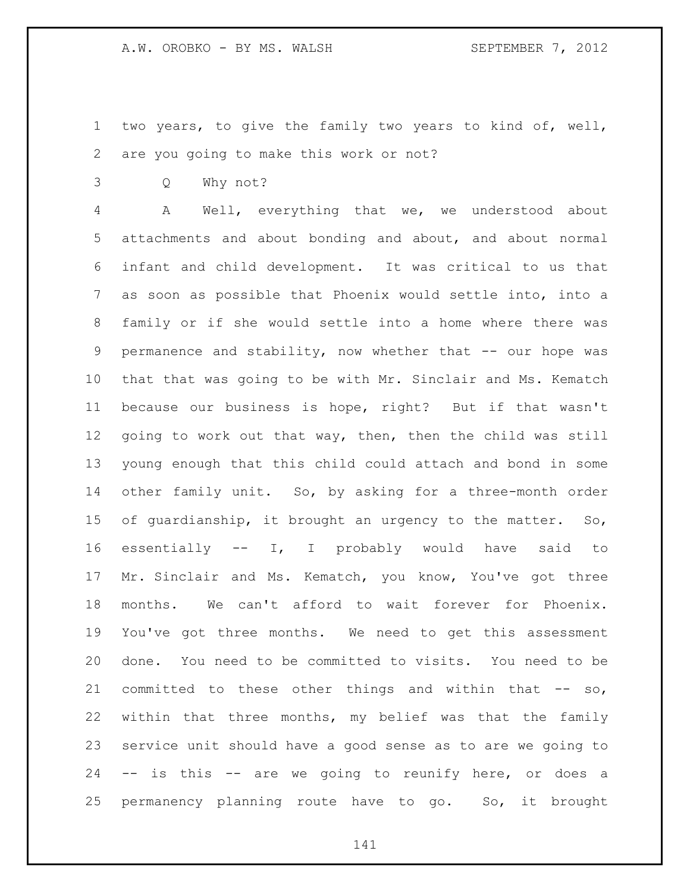two years, to give the family two years to kind of, well, are you going to make this work or not?

Q Why not?

A Well, everything that we, we understood about attachments and about bonding and about, and about normal infant and child development. It was critical to us that as soon as possible that Phoenix would settle into, into a family or if she would settle into a home where there was permanence and stability, now whether that -- our hope was that that was going to be with Mr. Sinclair and Ms. Kematch because our business is hope, right? But if that wasn't going to work out that way, then, then the child was still young enough that this child could attach and bond in some other family unit. So, by asking for a three-month order of guardianship, it brought an urgency to the matter. So, essentially -- I, I probably would have said to Mr. Sinclair and Ms. Kematch, you know, You've got three months. We can't afford to wait forever for Phoenix. You've got three months. We need to get this assessment done. You need to be committed to visits. You need to be committed to these other things and within that -- so, within that three months, my belief was that the family service unit should have a good sense as to are we going to -- is this -- are we going to reunify here, or does a permanency planning route have to go. So, it brought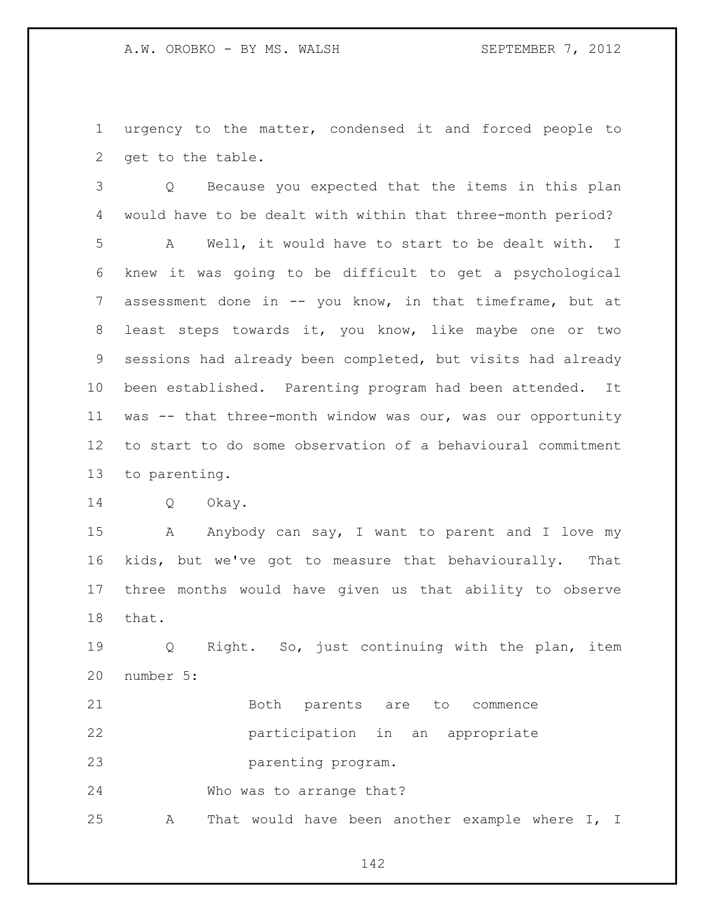urgency to the matter, condensed it and forced people to get to the table.

Q Because you expected that the items in this plan would have to be dealt with within that three-month period?

A Well, it would have to start to be dealt with. I knew it was going to be difficult to get a psychological assessment done in -- you know, in that timeframe, but at least steps towards it, you know, like maybe one or two sessions had already been completed, but visits had already been established. Parenting program had been attended. It was -- that three-month window was our, was our opportunity to start to do some observation of a behavioural commitment to parenting.

Q Okay.

A Anybody can say, I want to parent and I love my kids, but we've got to measure that behaviourally. That three months would have given us that ability to observe that.

Q Right. So, just continuing with the plan, item number 5:

> Both parents are to commence participation in an appropriate parenting program.

Who was to arrange that?

A That would have been another example where I, I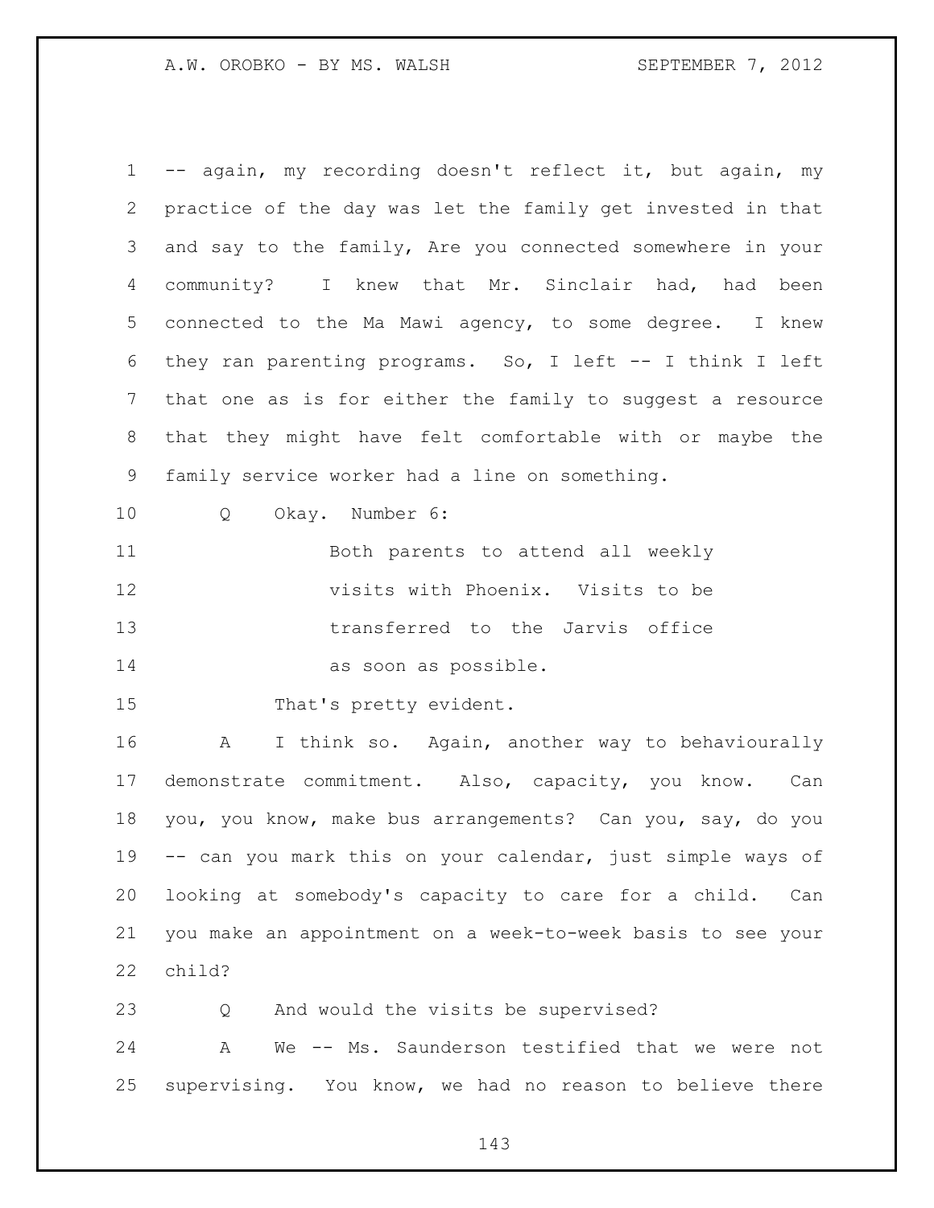-- again, my recording doesn't reflect it, but again, my practice of the day was let the family get invested in that and say to the family, Are you connected somewhere in your community? I knew that Mr. Sinclair had, had been connected to the Ma Mawi agency, to some degree. I knew they ran parenting programs. So, I left -- I think I left that one as is for either the family to suggest a resource that they might have felt comfortable with or maybe the family service worker had a line on something.

Q Okay. Number 6:

> Both parents to attend all weekly visits with Phoenix. Visits to be transferred to the Jarvis office as soon as possible.

That's pretty evident.

A I think so. Again, another way to behaviourally demonstrate commitment. Also, capacity, you know. Can you, you know, make bus arrangements? Can you, say, do you -- can you mark this on your calendar, just simple ways of looking at somebody's capacity to care for a child. Can you make an appointment on a week-to-week basis to see your child?

Q And would the visits be supervised?

A We -- Ms. Saunderson testified that we were not supervising. You know, we had no reason to believe there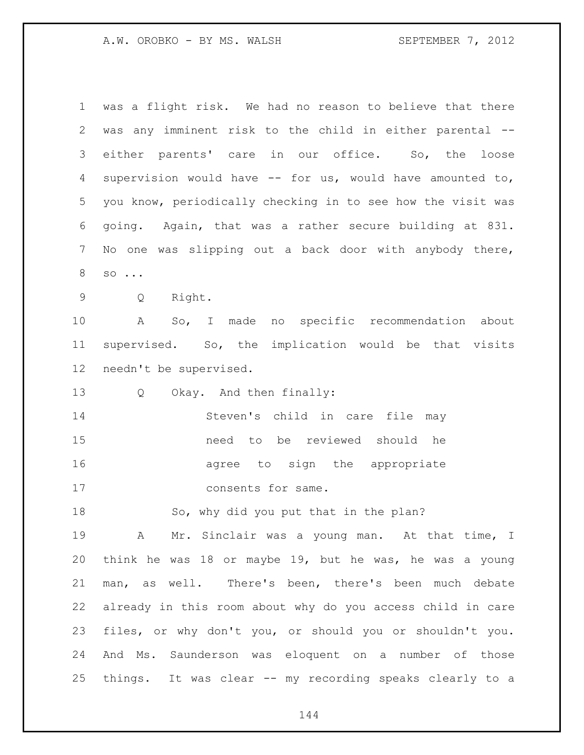was a flight risk. We had no reason to believe that there was any imminent risk to the child in either parental -- either parents' care in our office. So, the loose supervision would have -- for us, would have amounted to, you know, periodically checking in to see how the visit was going. Again, that was a rather secure building at 831. No one was slipping out a back door with anybody there, so ...

Q Right.

A So, I made no specific recommendation about supervised. So, the implication would be that visits needn't be supervised.

Q Okay. And then finally:

> Steven's child in care file may need to be reviewed should he agree to sign the appropriate consents for same.

So, why did you put that in the plan?

A Mr. Sinclair was a young man. At that time, I think he was 18 or maybe 19, but he was, he was a young man, as well. There's been, there's been much debate already in this room about why do you access child in care files, or why don't you, or should you or shouldn't you. And Ms. Saunderson was eloquent on a number of those things. It was clear -- my recording speaks clearly to a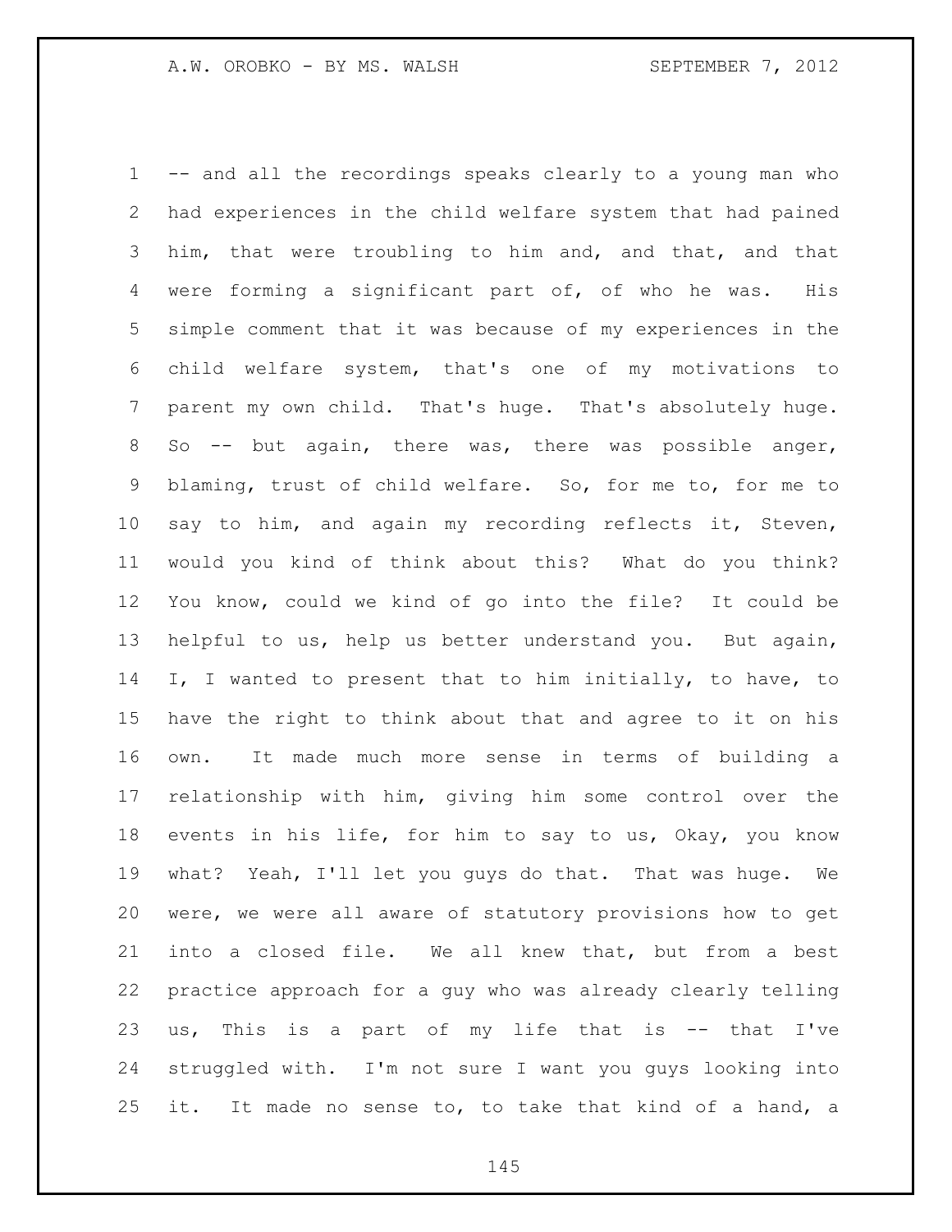-- and all the recordings speaks clearly to a young man who had experiences in the child welfare system that had pained him, that were troubling to him and, and that, and that were forming a significant part of, of who he was. His simple comment that it was because of my experiences in the child welfare system, that's one of my motivations to parent my own child. That's huge. That's absolutely huge. So -- but again, there was, there was possible anger, blaming, trust of child welfare. So, for me to, for me to say to him, and again my recording reflects it, Steven, would you kind of think about this? What do you think? You know, could we kind of go into the file? It could be helpful to us, help us better understand you. But again, I, I wanted to present that to him initially, to have, to have the right to think about that and agree to it on his own. It made much more sense in terms of building a relationship with him, giving him some control over the events in his life, for him to say to us, Okay, you know what? Yeah, I'll let you guys do that. That was huge. We were, we were all aware of statutory provisions how to get into a closed file. We all knew that, but from a best practice approach for a guy who was already clearly telling us, This is a part of my life that is -- that I've struggled with. I'm not sure I want you guys looking into it. It made no sense to, to take that kind of a hand, a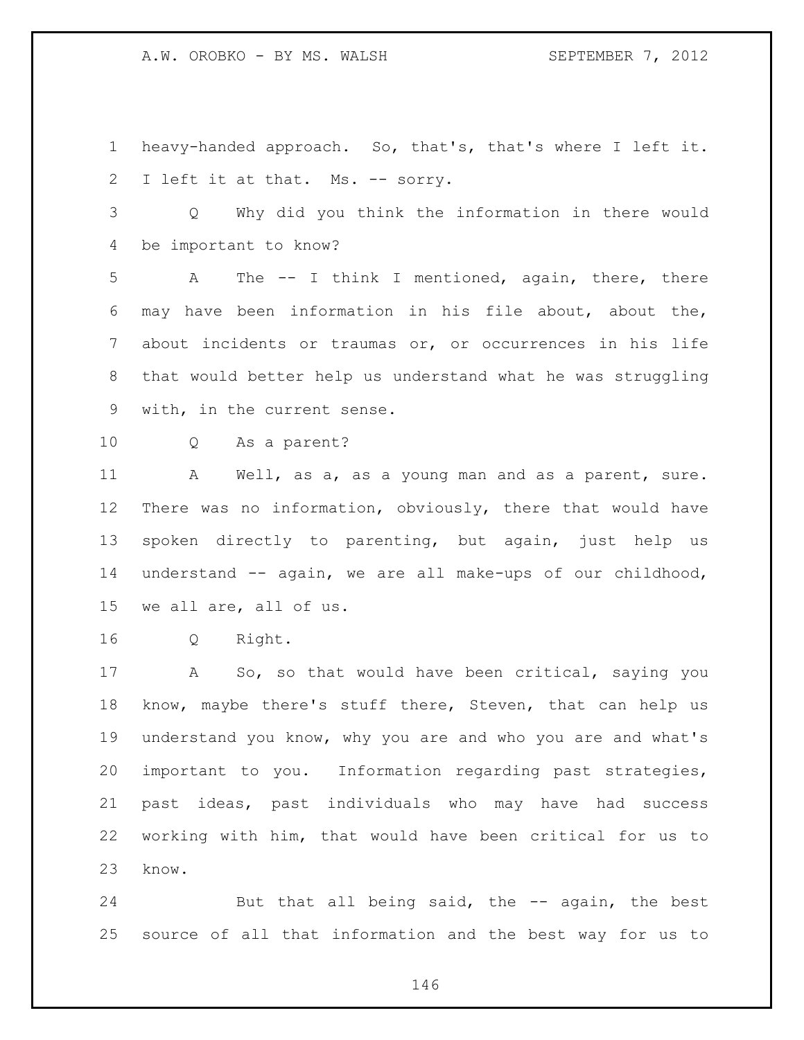heavy-handed approach. So, that's, that's where I left it. I left it at that. Ms. -- sorry.

Q Why did you think the information in there would be important to know?

A The -- I think I mentioned, again, there, there may have been information in his file about, about the, about incidents or traumas or, or occurrences in his life that would better help us understand what he was struggling with, in the current sense.

Q As a parent?

A Well, as a, as a young man and as a parent, sure. There was no information, obviously, there that would have spoken directly to parenting, but again, just help us understand -- again, we are all make-ups of our childhood, we all are, all of us.

Q Right.

A So, so that would have been critical, saying you know, maybe there's stuff there, Steven, that can help us understand you know, why you are and who you are and what's important to you. Information regarding past strategies, past ideas, past individuals who may have had success working with him, that would have been critical for us to know.

But that all being said, the -- again, the best source of all that information and the best way for us to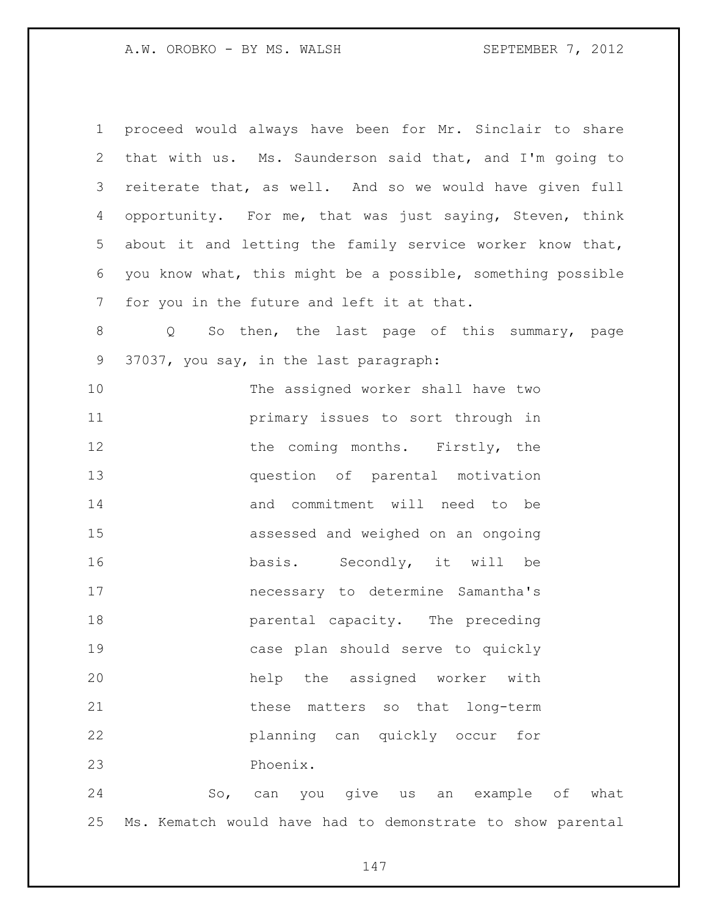proceed would always have been for Mr. Sinclair to share that with us. Ms. Saunderson said that, and I'm going to reiterate that, as well. And so we would have given full opportunity. For me, that was just saying, Steven, think about it and letting the family service worker know that, you know what, this might be a possible, something possible for you in the future and left it at that.

Q So then, the last page of this summary, page 37037, you say, in the last paragraph:

> The assigned worker shall have two primary issues to sort through in the coming months. Firstly, the question of parental motivation and commitment will need to be assessed and weighed on an ongoing basis. Secondly, it will be necessary to determine Samantha's parental capacity. The preceding case plan should serve to quickly help the assigned worker with these matters so that long-term planning can quickly occur for Phoenix.

So, can you give us an example of what Ms. Kematch would have had to demonstrate to show parental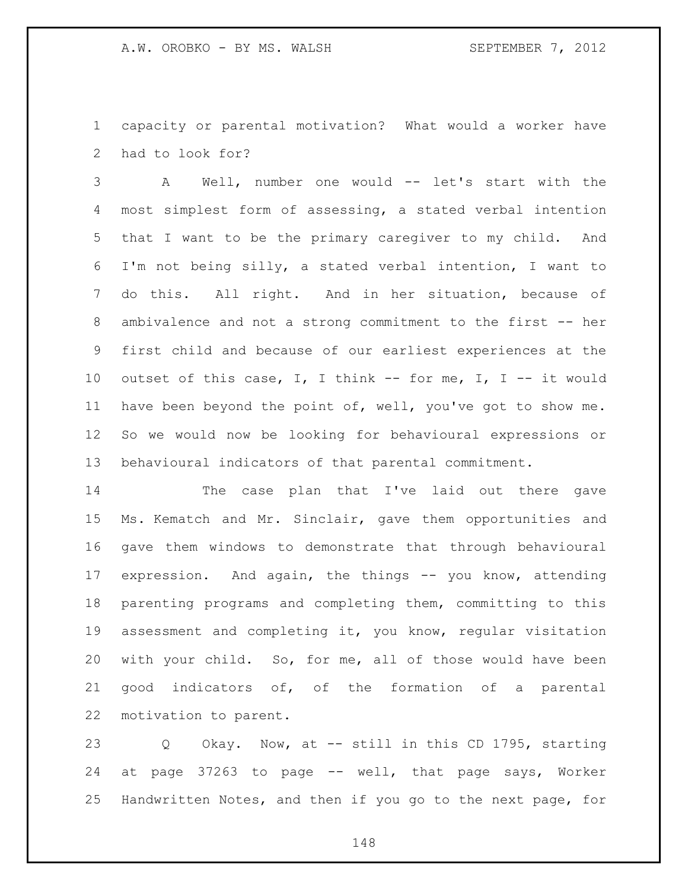capacity or parental motivation? What would a worker have had to look for?

A Well, number one would -- let's start with the most simplest form of assessing, a stated verbal intention that I want to be the primary caregiver to my child. And I'm not being silly, a stated verbal intention, I want to do this. All right. And in her situation, because of ambivalence and not a strong commitment to the first -- her first child and because of our earliest experiences at the outset of this case, I, I think -- for me, I, I -- it would have been beyond the point of, well, you've got to show me. So we would now be looking for behavioural expressions or behavioural indicators of that parental commitment.

The case plan that I've laid out there gave Ms. Kematch and Mr. Sinclair, gave them opportunities and gave them windows to demonstrate that through behavioural expression. And again, the things -- you know, attending parenting programs and completing them, committing to this assessment and completing it, you know, regular visitation with your child. So, for me, all of those would have been good indicators of, of the formation of a parental motivation to parent.

Q Okay. Now, at -- still in this CD 1795, starting at page 37263 to page -- well, that page says, Worker Handwritten Notes, and then if you go to the next page, for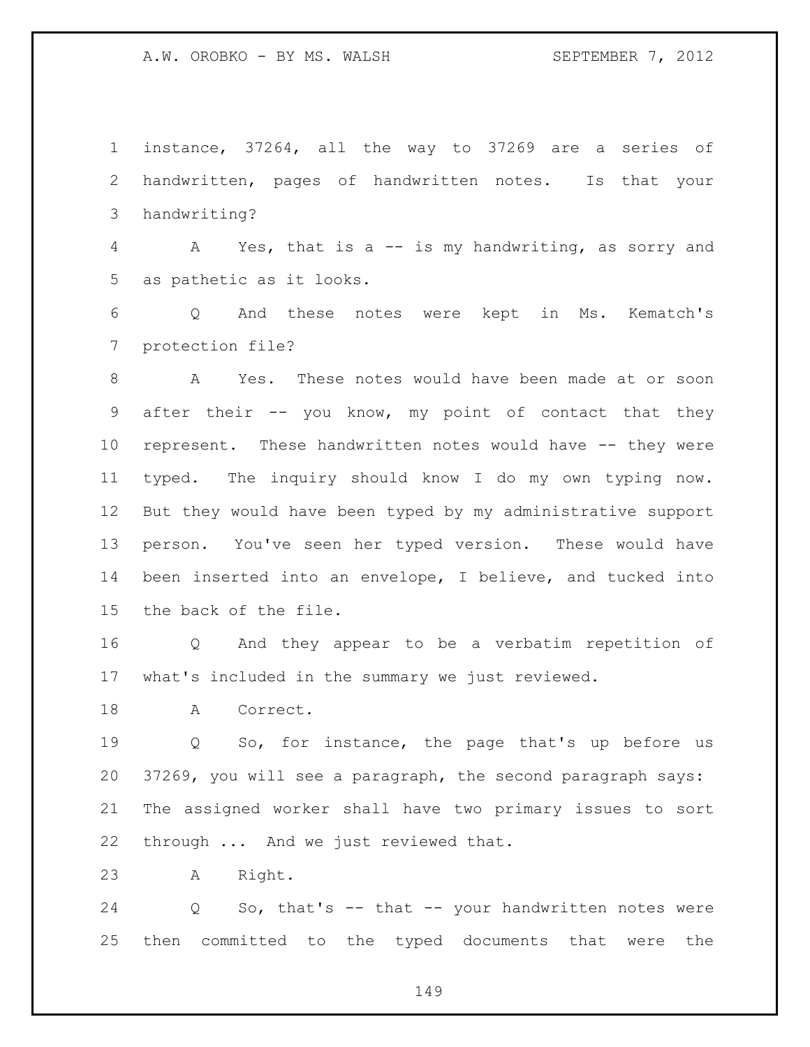1 instance, 37264, all the way to 37269 are a series of
2 handwritten, pages of handwritten notes. Is that your
3 handwriting?

4 A Yes, that is a -- is my handwriting, as sorry and
5 as pathetic as it looks.

6 Q And these notes were kept in Ms. Kematch's
7 protection file?

8 A Yes. These notes would have been made at or soon
9 after their -- you know, my point of contact that they
10 represent. These handwritten notes would have -- they were
11 typed. The inquiry should know I do my own typing now.
12 But they would have been typed by my administrative support
13 person. You've seen her typed version. These would have
14 been inserted into an envelope, I believe, and tucked into
15 the back of the file.

16 Q And they appear to be a verbatim repetition of
17 what's included in the summary we just reviewed.

18 A Correct.

19 Q So, for instance, the page that's up before us
20 37269, you will see a paragraph, the second paragraph says:
21 The assigned worker shall have two primary issues to sort
22 through ... And we just reviewed that.

23 A Right.

24 Q So, that's -- that -- your handwritten notes were
25 then committed to the typed documents that were the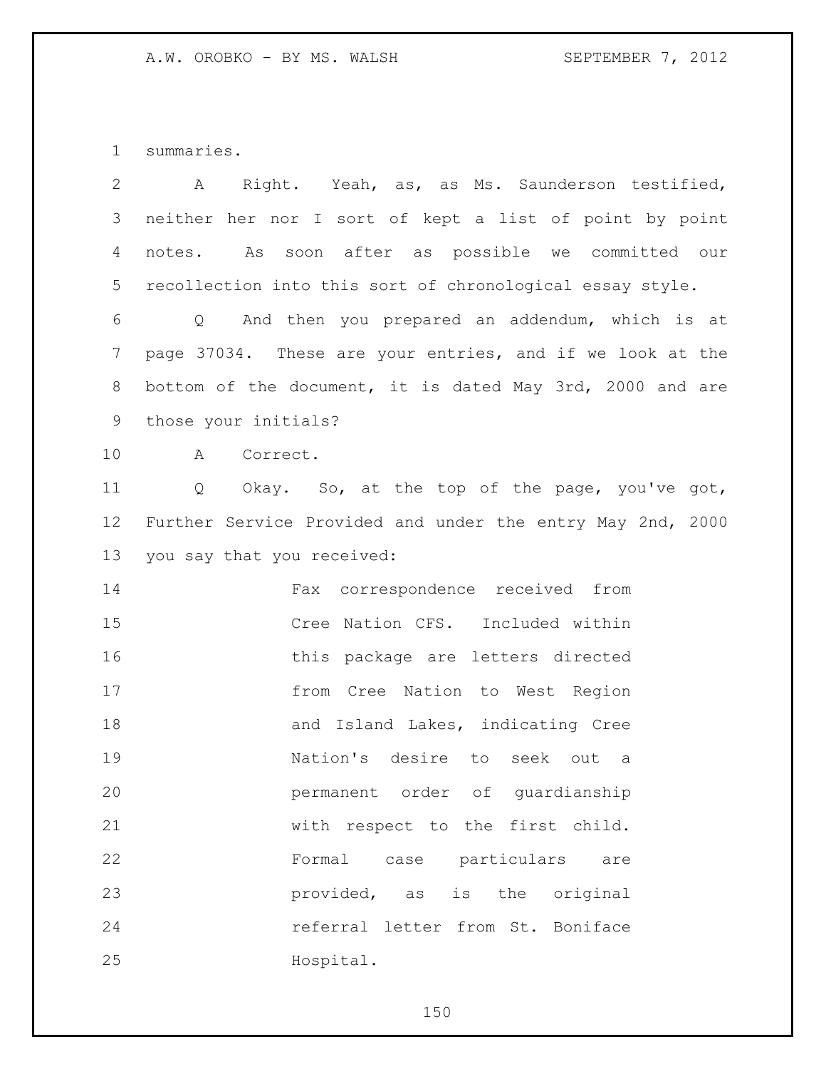summaries.

A Right. Yeah, as, as Ms. Saunderson testified, neither her nor I sort of kept a list of point by point notes. As soon after as possible we committed our recollection into this sort of chronological essay style.

Q And then you prepared an addendum, which is at page 37034. These are your entries, and if we look at the bottom of the document, it is dated May 3rd, 2000 and are those your initials?

A Correct.

Q Okay. So, at the top of the page, you've got, Further Service Provided and under the entry May 2nd, 2000 you say that you received:

> Fax correspondence received from Cree Nation CFS. Included within this package are letters directed from Cree Nation to West Region and Island Lakes, indicating Cree Nation's desire to seek out a permanent order of guardianship with respect to the first child. Formal case particulars are provided, as is the original referral letter from St. Boniface Hospital.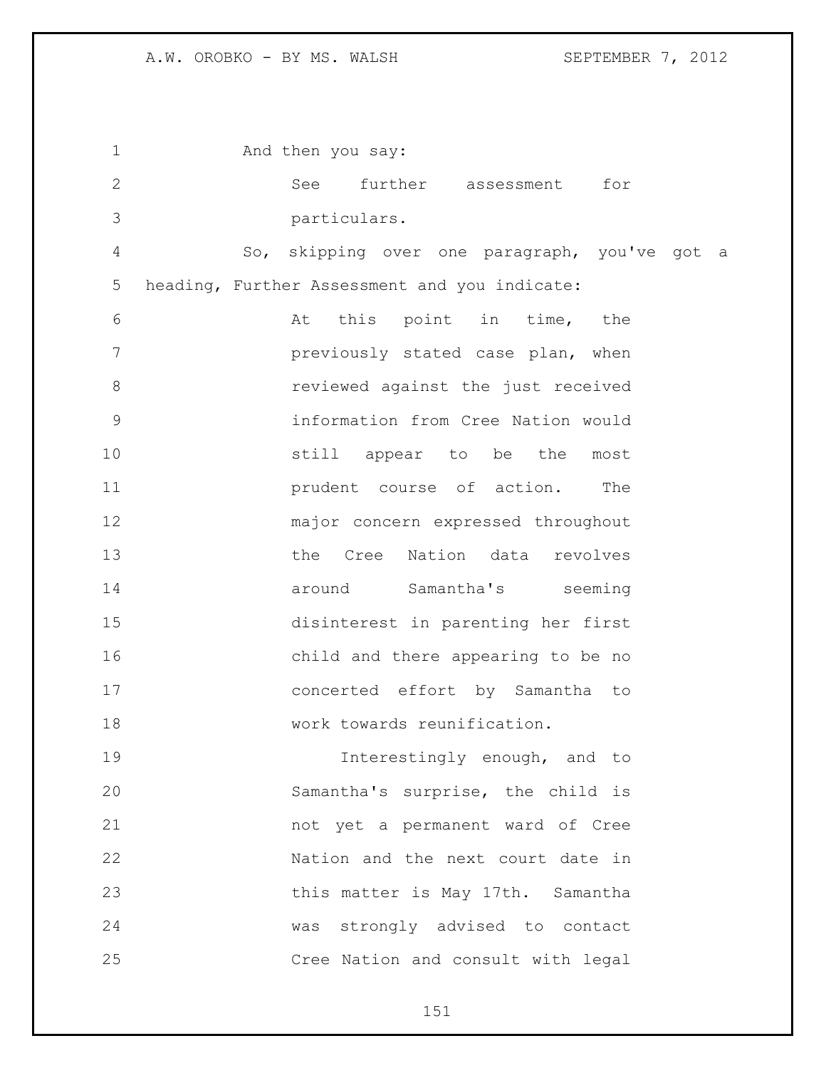And then you say:

> See further assessment for particulars.

So, skipping over one paragraph, you've got a heading, Further Assessment and you indicate:

> At this point in time, the previously stated case plan, when reviewed against the just received information from Cree Nation would still appear to be the most prudent course of action. The major concern expressed throughout the Cree Nation data revolves around Samantha's seeming disinterest in parenting her first child and there appearing to be no concerted effort by Samantha to work towards reunification.
>
> Interestingly enough, and to Samantha's surprise, the child is not yet a permanent ward of Cree Nation and the next court date in this matter is May 17th. Samantha was strongly advised to contact Cree Nation and consult with legal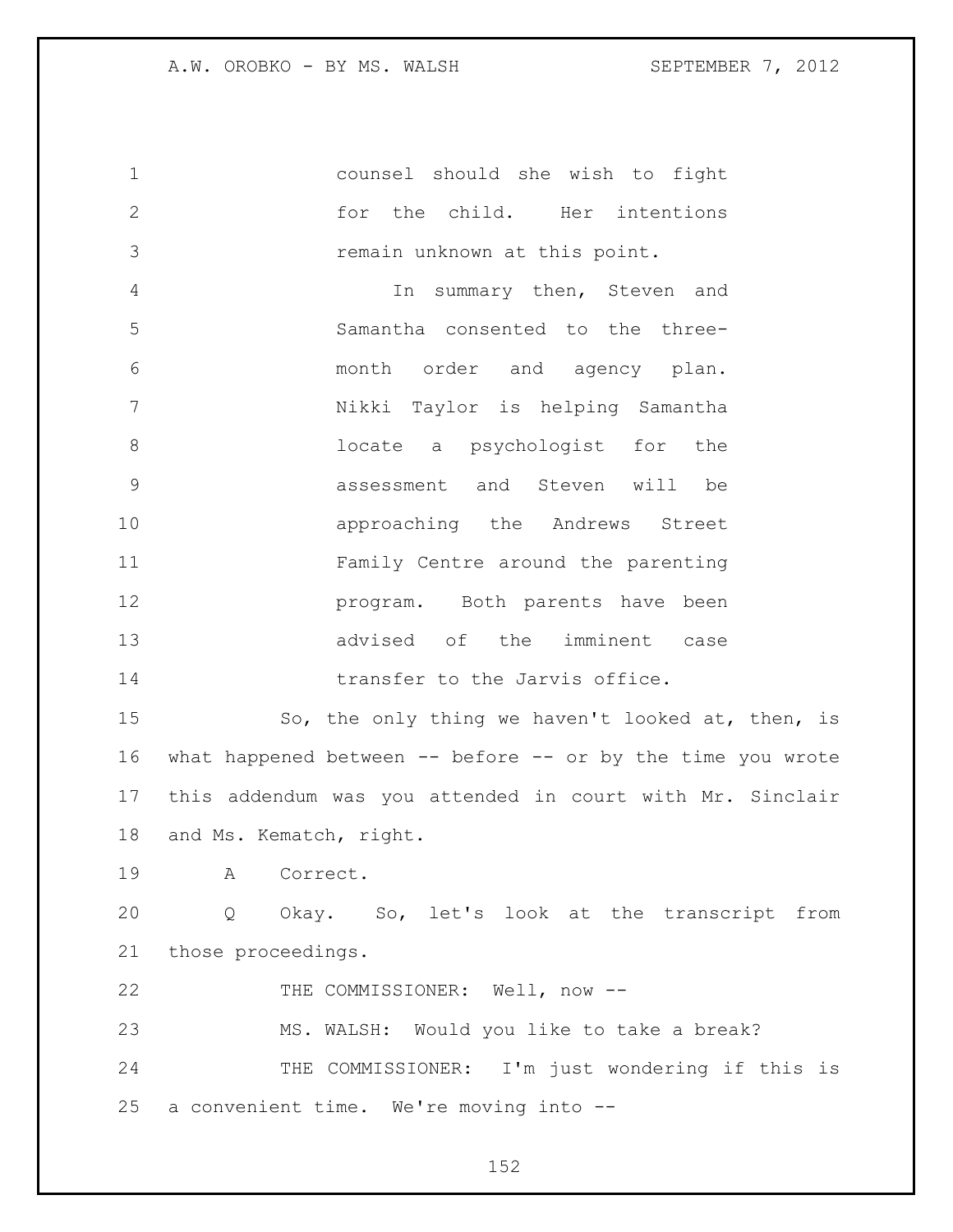counsel should she wish to fight for the child. Her intentions remain unknown at this point.

In summary then, Steven and Samantha consented to the three-month order and agency plan. Nikki Taylor is helping Samantha locate a psychologist for the assessment and Steven will be approaching the Andrews Street Family Centre around the parenting program. Both parents have been advised of the imminent case transfer to the Jarvis office.

So, the only thing we haven't looked at, then, is what happened between -- before -- or by the time you wrote this addendum was you attended in court with Mr. Sinclair and Ms. Kematch, right.

A Correct.

Q Okay. So, let's look at the transcript from those proceedings.

THE COMMISSIONER: Well, now --

MS. WALSH: Would you like to take a break?

THE COMMISSIONER: I'm just wondering if this is a convenient time. We're moving into --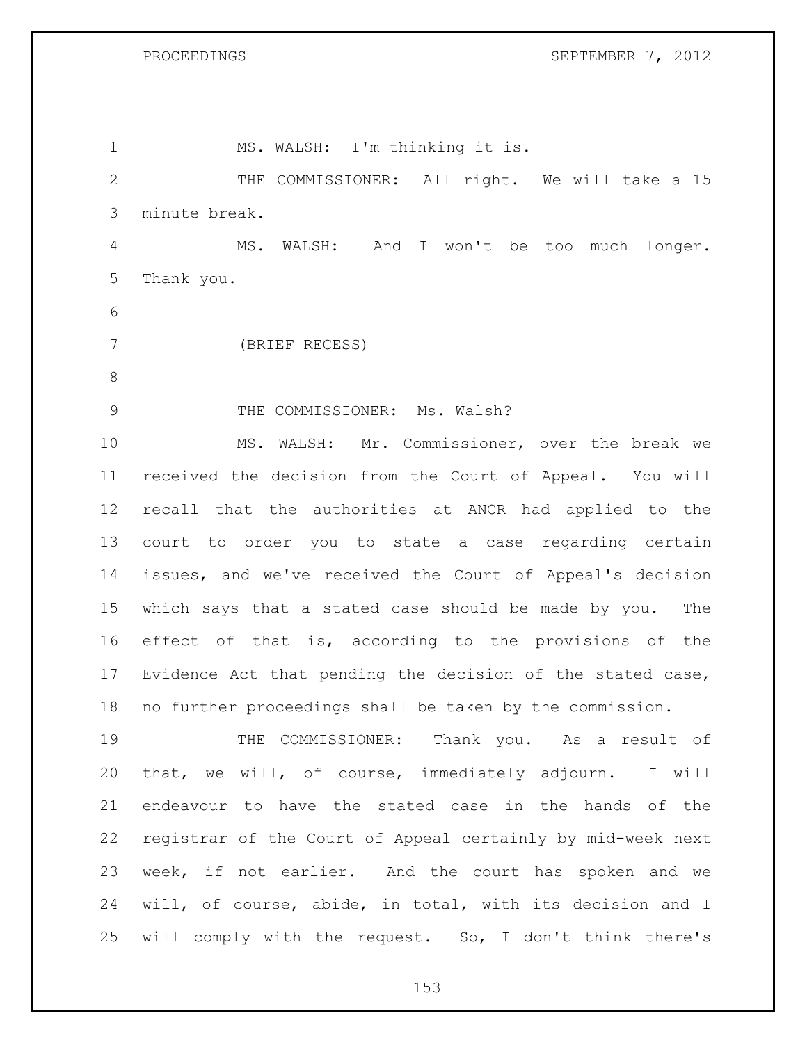MS. WALSH: I'm thinking it is.

THE COMMISSIONER: All right. We will take a 15 minute break.

MS. WALSH: And I won't be too much longer. Thank you.

(BRIEF RECESS)

THE COMMISSIONER: Ms. Walsh?

MS. WALSH: Mr. Commissioner, over the break we received the decision from the Court of Appeal. You will recall that the authorities at ANCR had applied to the court to order you to state a case regarding certain issues, and we've received the Court of Appeal's decision which says that a stated case should be made by you. The effect of that is, according to the provisions of the Evidence Act that pending the decision of the stated case, no further proceedings shall be taken by the commission.

THE COMMISSIONER: Thank you. As a result of that, we will, of course, immediately adjourn. I will endeavour to have the stated case in the hands of the registrar of the Court of Appeal certainly by mid-week next week, if not earlier. And the court has spoken and we will, of course, abide, in total, with its decision and I will comply with the request. So, I don't think there's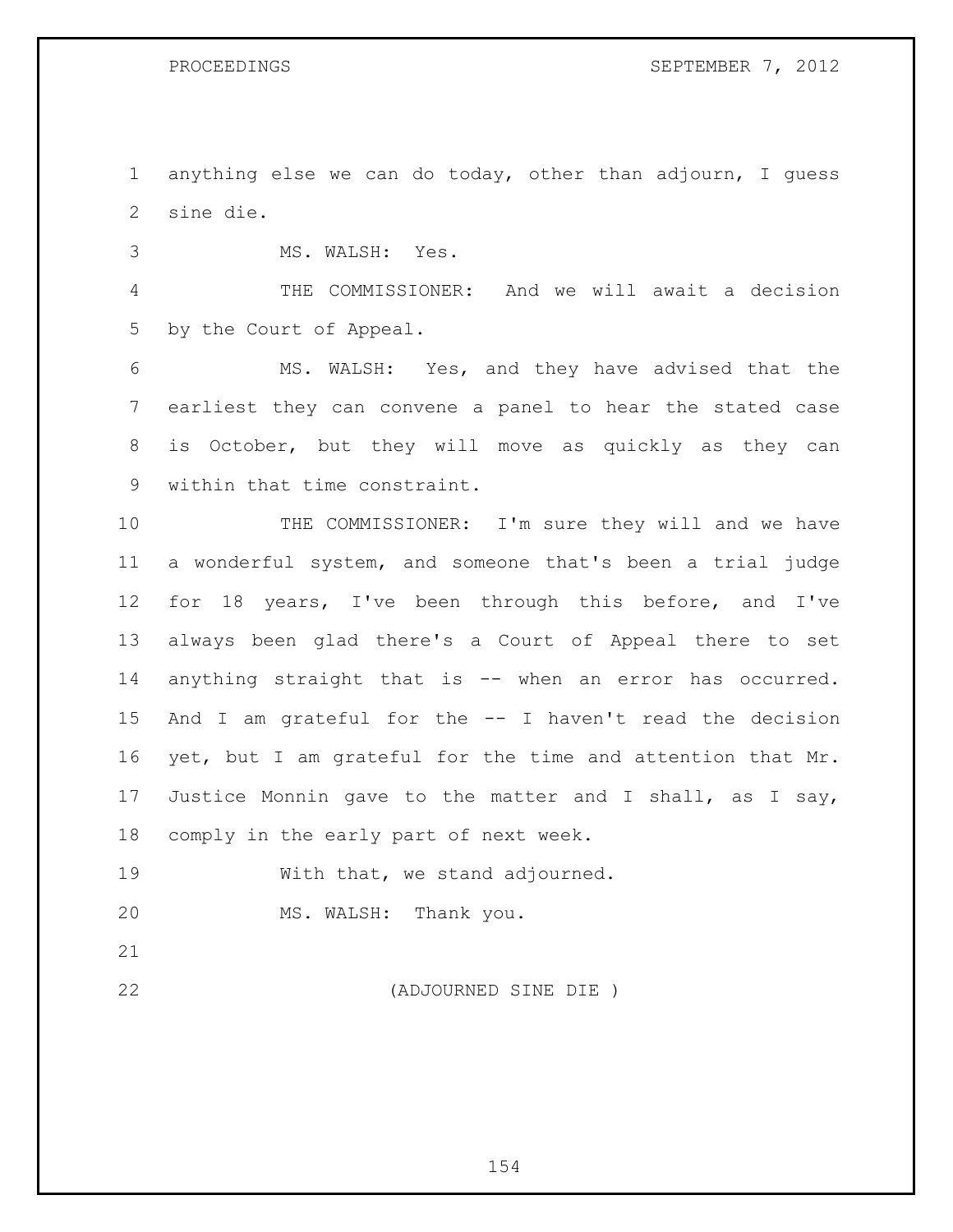anything else we can do today, other than adjourn, I guess sine die.

MS. WALSH: Yes.

THE COMMISSIONER: And we will await a decision by the Court of Appeal.

MS. WALSH: Yes, and they have advised that the earliest they can convene a panel to hear the stated case is October, but they will move as quickly as they can within that time constraint.

THE COMMISSIONER: I'm sure they will and we have a wonderful system, and someone that's been a trial judge for 18 years, I've been through this before, and I've always been glad there's a Court of Appeal there to set anything straight that is -- when an error has occurred. And I am grateful for the -- I haven't read the decision yet, but I am grateful for the time and attention that Mr. Justice Monnin gave to the matter and I shall, as I say, comply in the early part of next week.

With that, we stand adjourned.

MS. WALSH: Thank you.

(ADJOURNED SINE DIE )